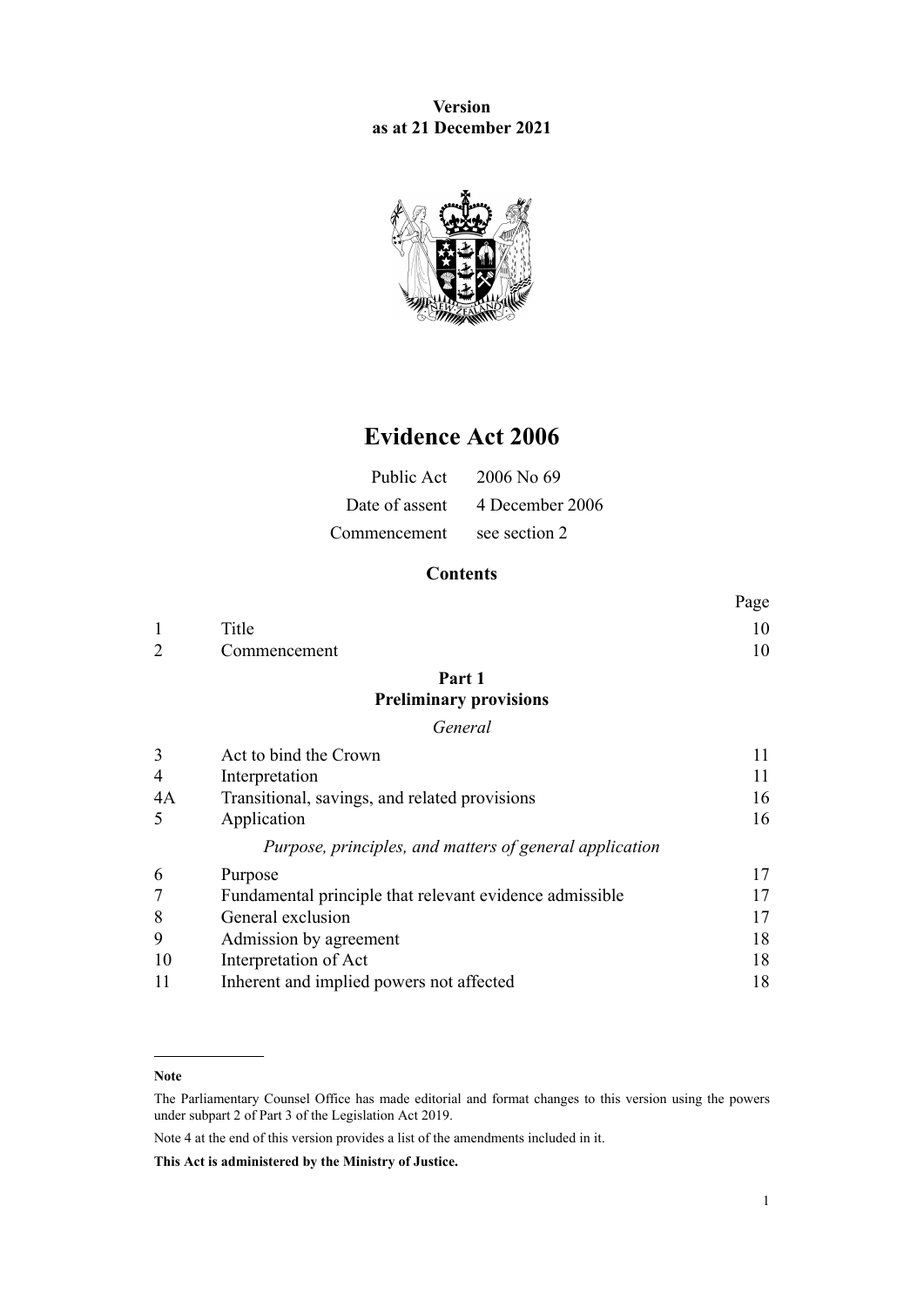**Version**
**as at 21 December 2021**

# Evidence Act 2006

| | |
|---|---|
| Public Act | 2006 No 69 |
| Date of assent | 4 December 2006 |
| Commencement | see section 2 |

## Contents

| | | Page |
|---|---|---|
| 1 | Title | 10 |
| 2 | Commencement | 10 |
| | **Part 1** **Preliminary provisions** | |
| | *General* | |
| 3 | Act to bind the Crown | 11 |
| 4 | Interpretation | 11 |
| 4A | Transitional, savings, and related provisions | 16 |
| 5 | Application | 16 |
| | *Purpose, principles, and matters of general application* | |
| 6 | Purpose | 17 |
| 7 | Fundamental principle that relevant evidence admissible | 17 |
| 8 | General exclusion | 17 |
| 9 | Admission by agreement | 18 |
| 10 | Interpretation of Act | 18 |
| 11 | Inherent and implied powers not affected | 18 |

**Note**

The Parliamentary Counsel Office has made editorial and format changes to this version using the powers under subpart 2 of Part 3 of the Legislation Act 2019.

Note 4 at the end of this version provides a list of the amendments included in it.

**This Act is administered by the Ministry of Justice.**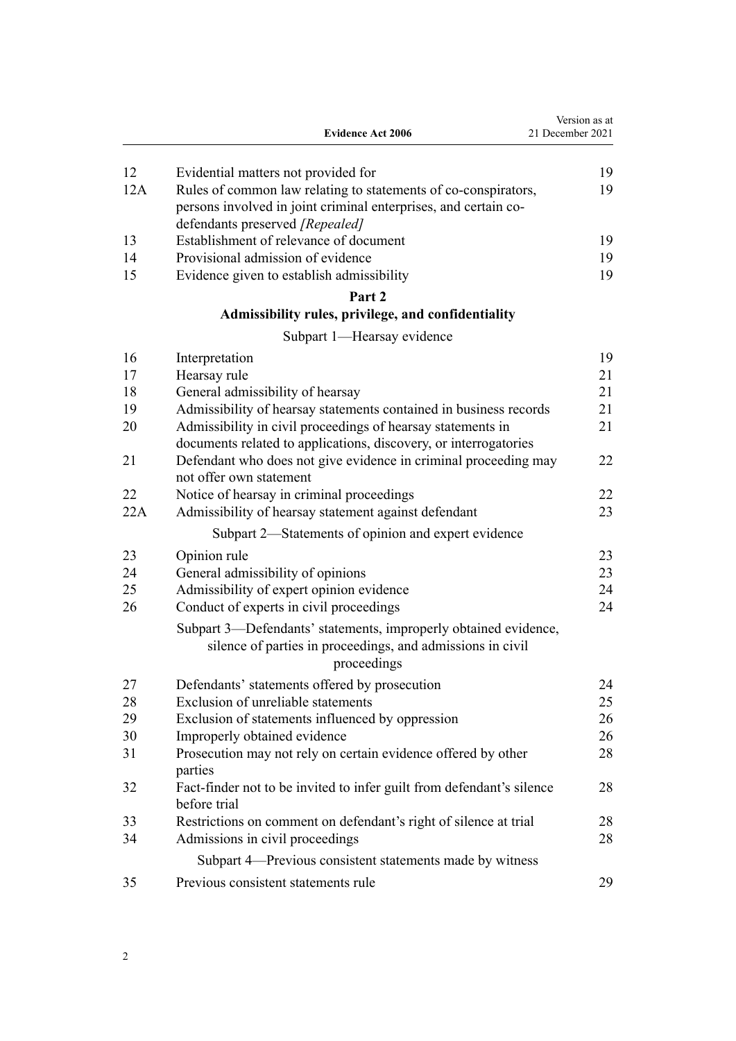| | | |
|---|---|---|
| 12 | Evidential matters not provided for | 19 |
| 12A | Rules of common law relating to statements of co-conspirators, persons involved in joint criminal enterprises, and certain co-defendants preserved *[Repealed]* | 19 |
| 13 | Establishment of relevance of document | 19 |
| 14 | Provisional admission of evidence | 19 |
| 15 | Evidence given to establish admissibility | 19 |

## Part 2
## Admissibility rules, privilege, and confidentiality

### Subpart 1—Hearsay evidence

| | | |
|---|---|---|
| 16 | Interpretation | 19 |
| 17 | Hearsay rule | 21 |
| 18 | General admissibility of hearsay | 21 |
| 19 | Admissibility of hearsay statements contained in business records | 21 |
| 20 | Admissibility in civil proceedings of hearsay statements in documents related to applications, discovery, or interrogatories | 21 |
| 21 | Defendant who does not give evidence in criminal proceeding may not offer own statement | 22 |
| 22 | Notice of hearsay in criminal proceedings | 22 |
| 22A | Admissibility of hearsay statement against defendant | 23 |

### Subpart 2—Statements of opinion and expert evidence

| | | |
|---|---|---|
| 23 | Opinion rule | 23 |
| 24 | General admissibility of opinions | 23 |
| 25 | Admissibility of expert opinion evidence | 24 |
| 26 | Conduct of experts in civil proceedings | 24 |

### Subpart 3—Defendants' statements, improperly obtained evidence, silence of parties in proceedings, and admissions in civil proceedings

| | | |
|---|---|---|
| 27 | Defendants' statements offered by prosecution | 24 |
| 28 | Exclusion of unreliable statements | 25 |
| 29 | Exclusion of statements influenced by oppression | 26 |
| 30 | Improperly obtained evidence | 26 |
| 31 | Prosecution may not rely on certain evidence offered by other parties | 28 |
| 32 | Fact-finder not to be invited to infer guilt from defendant's silence before trial | 28 |
| 33 | Restrictions on comment on defendant's right of silence at trial | 28 |
| 34 | Admissions in civil proceedings | 28 |

### Subpart 4—Previous consistent statements made by witness

| | | |
|---|---|---|
| 35 | Previous consistent statements rule | 29 |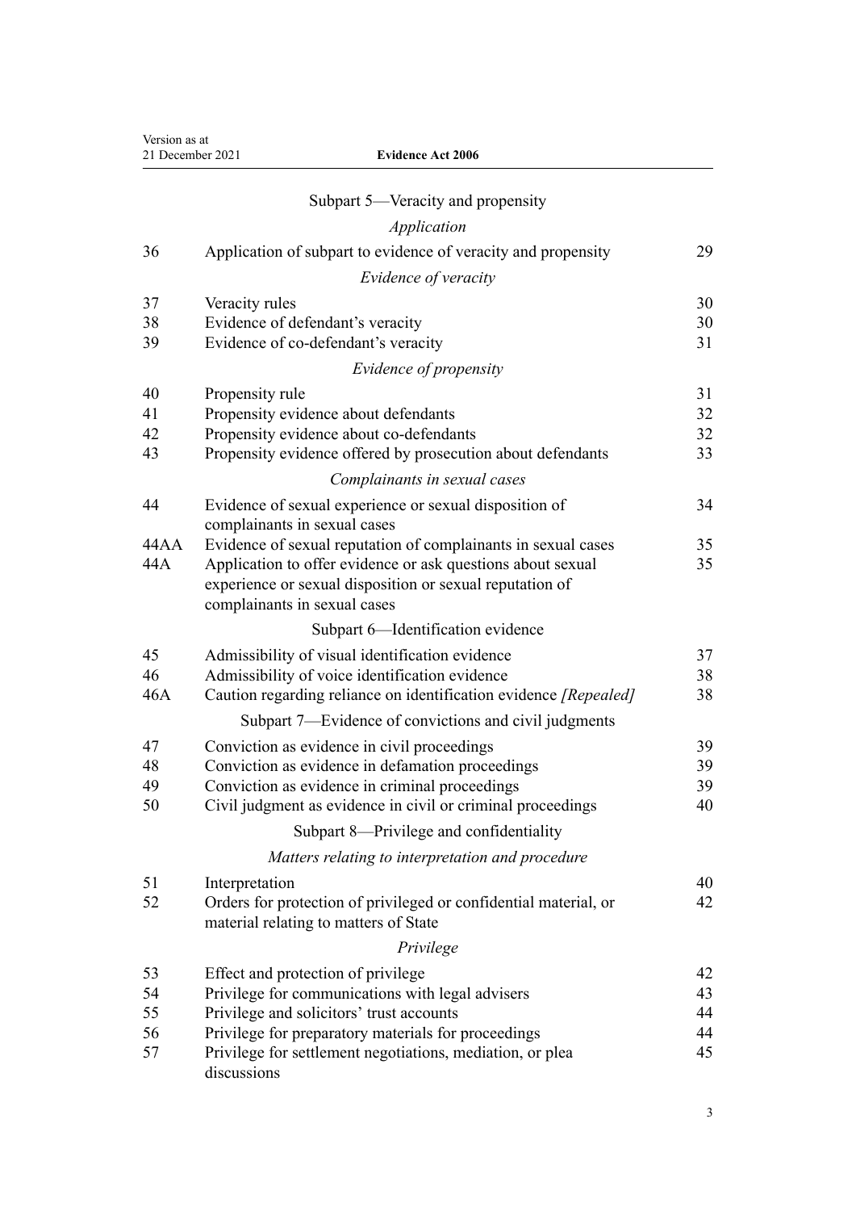Subpart 5—Veracity and propensity

*Application*

| | | |
|---|---|---|
| 36 | Application of subpart to evidence of veracity and propensity | 29 |

*Evidence of veracity*

| | | |
|---|---|---|
| 37 | Veracity rules | 30 |
| 38 | Evidence of defendant's veracity | 30 |
| 39 | Evidence of co-defendant's veracity | 31 |

*Evidence of propensity*

| | | |
|---|---|---|
| 40 | Propensity rule | 31 |
| 41 | Propensity evidence about defendants | 32 |
| 42 | Propensity evidence about co-defendants | 32 |
| 43 | Propensity evidence offered by prosecution about defendants | 33 |

*Complainants in sexual cases*

| | | |
|---|---|---|
| 44 | Evidence of sexual experience or sexual disposition of complainants in sexual cases | 34 |
| 44AA | Evidence of sexual reputation of complainants in sexual cases | 35 |
| 44A | Application to offer evidence or ask questions about sexual experience or sexual disposition or sexual reputation of complainants in sexual cases | 35 |

Subpart 6—Identification evidence

| | | |
|---|---|---|
| 45 | Admissibility of visual identification evidence | 37 |
| 46 | Admissibility of voice identification evidence | 38 |
| 46A | Caution regarding reliance on identification evidence *[Repealed]* | 38 |

Subpart 7—Evidence of convictions and civil judgments

| | | |
|---|---|---|
| 47 | Conviction as evidence in civil proceedings | 39 |
| 48 | Conviction as evidence in defamation proceedings | 39 |
| 49 | Conviction as evidence in criminal proceedings | 39 |
| 50 | Civil judgment as evidence in civil or criminal proceedings | 40 |

Subpart 8—Privilege and confidentiality

*Matters relating to interpretation and procedure*

| | | |
|---|---|---|
| 51 | Interpretation | 40 |
| 52 | Orders for protection of privileged or confidential material, or material relating to matters of State | 42 |

*Privilege*

| | | |
|---|---|---|
| 53 | Effect and protection of privilege | 42 |
| 54 | Privilege for communications with legal advisers | 43 |
| 55 | Privilege and solicitors' trust accounts | 44 |
| 56 | Privilege for preparatory materials for proceedings | 44 |
| 57 | Privilege for settlement negotiations, mediation, or plea discussions | 45 |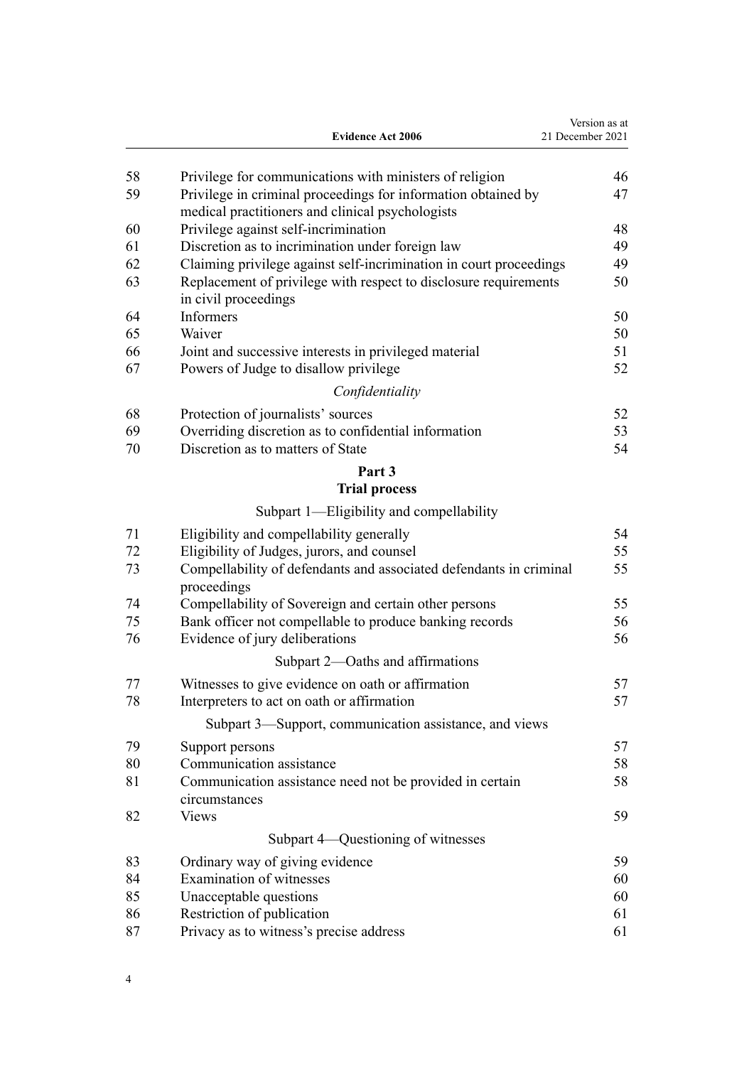| | | |
|---|---|---|
| 58 | Privilege for communications with ministers of religion | 46 |
| 59 | Privilege in criminal proceedings for information obtained by medical practitioners and clinical psychologists | 47 |
| 60 | Privilege against self-incrimination | 48 |
| 61 | Discretion as to incrimination under foreign law | 49 |
| 62 | Claiming privilege against self-incrimination in court proceedings | 49 |
| 63 | Replacement of privilege with respect to disclosure requirements in civil proceedings | 50 |
| 64 | Informers | 50 |
| 65 | Waiver | 50 |
| 66 | Joint and successive interests in privileged material | 51 |
| 67 | Powers of Judge to disallow privilege | 52 |

*Confidentiality*

| | | |
|---|---|---|
| 68 | Protection of journalists' sources | 52 |
| 69 | Overriding discretion as to confidential information | 53 |
| 70 | Discretion as to matters of State | 54 |

**Part 3**
**Trial process**

Subpart 1—Eligibility and compellability

| | | |
|---|---|---|
| 71 | Eligibility and compellability generally | 54 |
| 72 | Eligibility of Judges, jurors, and counsel | 55 |
| 73 | Compellability of defendants and associated defendants in criminal proceedings | 55 |
| 74 | Compellability of Sovereign and certain other persons | 55 |
| 75 | Bank officer not compellable to produce banking records | 56 |
| 76 | Evidence of jury deliberations | 56 |

Subpart 2—Oaths and affirmations

| | | |
|---|---|---|
| 77 | Witnesses to give evidence on oath or affirmation | 57 |
| 78 | Interpreters to act on oath or affirmation | 57 |

Subpart 3—Support, communication assistance, and views

| | | |
|---|---|---|
| 79 | Support persons | 57 |
| 80 | Communication assistance | 58 |
| 81 | Communication assistance need not be provided in certain circumstances | 58 |
| 82 | Views | 59 |

Subpart 4—Questioning of witnesses

| | | |
|---|---|---|
| 83 | Ordinary way of giving evidence | 59 |
| 84 | Examination of witnesses | 60 |
| 85 | Unacceptable questions | 60 |
| 86 | Restriction of publication | 61 |
| 87 | Privacy as to witness's precise address | 61 |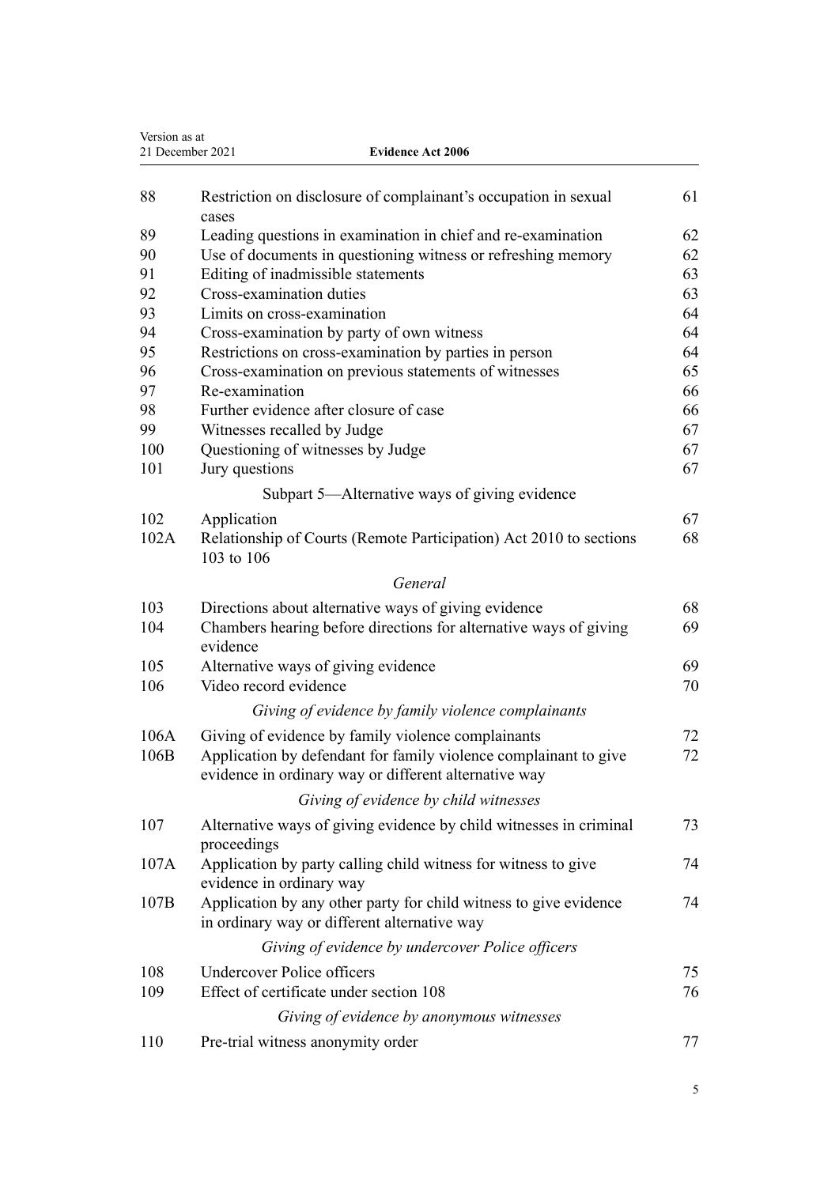| | | |
|---|---|---|
| 88 | Restriction on disclosure of complainant's occupation in sexual cases | 61 |
| 89 | Leading questions in examination in chief and re-examination | 62 |
| 90 | Use of documents in questioning witness or refreshing memory | 62 |
| 91 | Editing of inadmissible statements | 63 |
| 92 | Cross-examination duties | 63 |
| 93 | Limits on cross-examination | 64 |
| 94 | Cross-examination by party of own witness | 64 |
| 95 | Restrictions on cross-examination by parties in person | 64 |
| 96 | Cross-examination on previous statements of witnesses | 65 |
| 97 | Re-examination | 66 |
| 98 | Further evidence after closure of case | 66 |
| 99 | Witnesses recalled by Judge | 67 |
| 100 | Questioning of witnesses by Judge | 67 |
| 101 | Jury questions | 67 |

Subpart 5—Alternative ways of giving evidence

| | | |
|---|---|---|
| 102 | Application | 67 |
| 102A | Relationship of Courts (Remote Participation) Act 2010 to sections 103 to 106 | 68 |

*General*

| | | |
|---|---|---|
| 103 | Directions about alternative ways of giving evidence | 68 |
| 104 | Chambers hearing before directions for alternative ways of giving evidence | 69 |
| 105 | Alternative ways of giving evidence | 69 |
| 106 | Video record evidence | 70 |

*Giving of evidence by family violence complainants*

| | | |
|---|---|---|
| 106A | Giving of evidence by family violence complainants | 72 |
| 106B | Application by defendant for family violence complainant to give evidence in ordinary way or different alternative way | 72 |

*Giving of evidence by child witnesses*

| | | |
|---|---|---|
| 107 | Alternative ways of giving evidence by child witnesses in criminal proceedings | 73 |
| 107A | Application by party calling child witness for witness to give evidence in ordinary way | 74 |
| 107B | Application by any other party for child witness to give evidence in ordinary way or different alternative way | 74 |

*Giving of evidence by undercover Police officers*

| | | |
|---|---|---|
| 108 | Undercover Police officers | 75 |
| 109 | Effect of certificate under section 108 | 76 |

*Giving of evidence by anonymous witnesses*

| | | |
|---|---|---|
| 110 | Pre-trial witness anonymity order | 77 |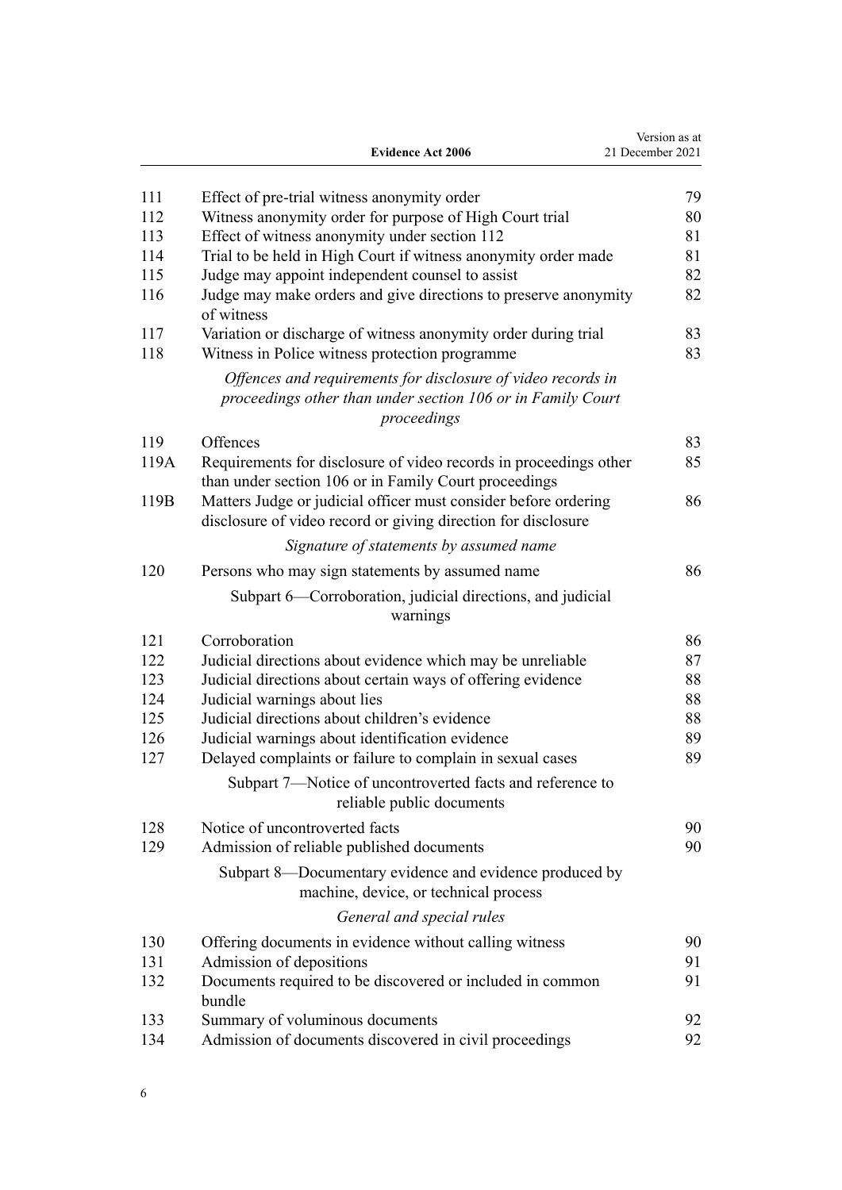| | | |
|---|---|---|
| 111 | Effect of pre-trial witness anonymity order | 79 |
| 112 | Witness anonymity order for purpose of High Court trial | 80 |
| 113 | Effect of witness anonymity under section 112 | 81 |
| 114 | Trial to be held in High Court if witness anonymity order made | 81 |
| 115 | Judge may appoint independent counsel to assist | 82 |
| 116 | Judge may make orders and give directions to preserve anonymity of witness | 82 |
| 117 | Variation or discharge of witness anonymity order during trial | 83 |
| 118 | Witness in Police witness protection programme | 83 |

*Offences and requirements for disclosure of video records in proceedings other than under section 106 or in Family Court proceedings*

| | | |
|---|---|---|
| 119 | Offences | 83 |
| 119A | Requirements for disclosure of video records in proceedings other than under section 106 or in Family Court proceedings | 85 |
| 119B | Matters Judge or judicial officer must consider before ordering disclosure of video record or giving direction for disclosure | 86 |

*Signature of statements by assumed name*

| | | |
|---|---|---|
| 120 | Persons who may sign statements by assumed name | 86 |

Subpart 6—Corroboration, judicial directions, and judicial warnings

| | | |
|---|---|---|
| 121 | Corroboration | 86 |
| 122 | Judicial directions about evidence which may be unreliable | 87 |
| 123 | Judicial directions about certain ways of offering evidence | 88 |
| 124 | Judicial warnings about lies | 88 |
| 125 | Judicial directions about children's evidence | 88 |
| 126 | Judicial warnings about identification evidence | 89 |
| 127 | Delayed complaints or failure to complain in sexual cases | 89 |

Subpart 7—Notice of uncontroverted facts and reference to reliable public documents

| | | |
|---|---|---|
| 128 | Notice of uncontroverted facts | 90 |
| 129 | Admission of reliable published documents | 90 |

Subpart 8—Documentary evidence and evidence produced by machine, device, or technical process

*General and special rules*

| | | |
|---|---|---|
| 130 | Offering documents in evidence without calling witness | 90 |
| 131 | Admission of depositions | 91 |
| 132 | Documents required to be discovered or included in common bundle | 91 |
| 133 | Summary of voluminous documents | 92 |
| 134 | Admission of documents discovered in civil proceedings | 92 |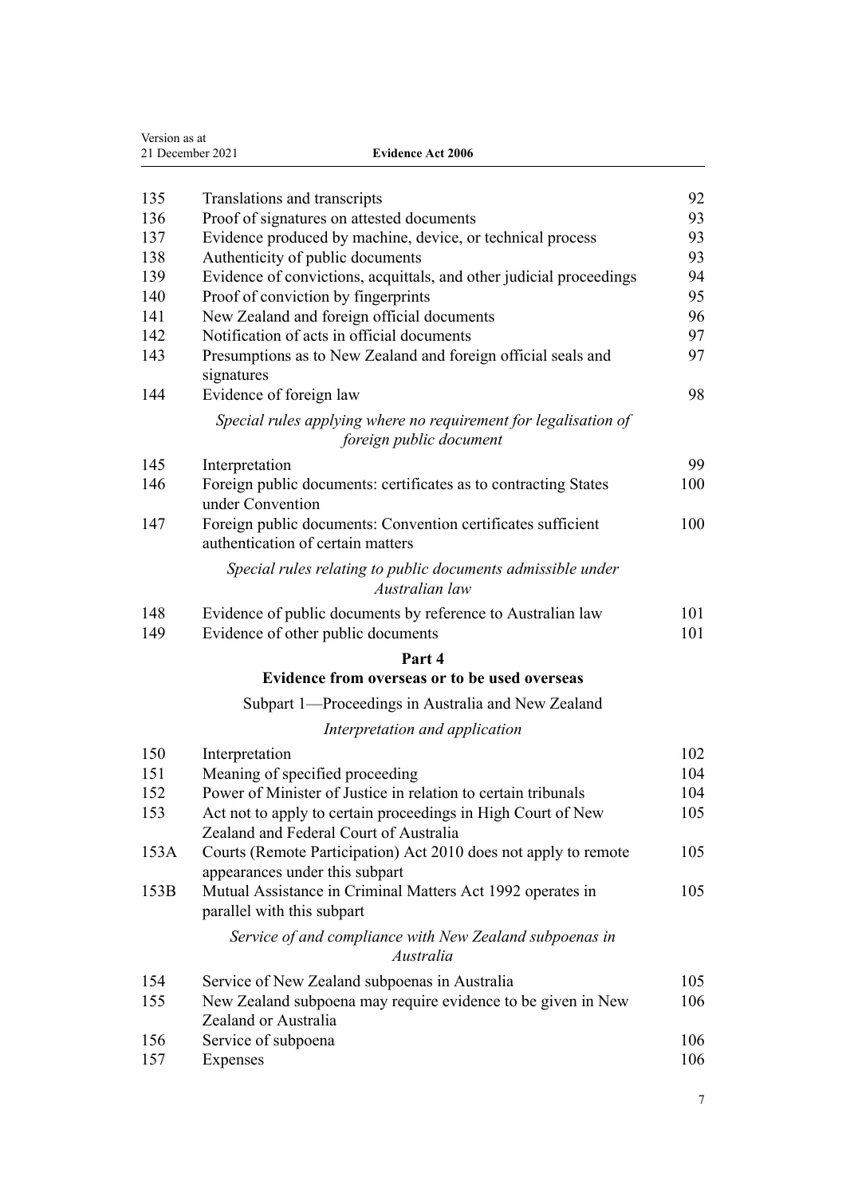| | | |
|---|---|---|
| 135 | Translations and transcripts | 92 |
| 136 | Proof of signatures on attested documents | 93 |
| 137 | Evidence produced by machine, device, or technical process | 93 |
| 138 | Authenticity of public documents | 93 |
| 139 | Evidence of convictions, acquittals, and other judicial proceedings | 94 |
| 140 | Proof of conviction by fingerprints | 95 |
| 141 | New Zealand and foreign official documents | 96 |
| 142 | Notification of acts in official documents | 97 |
| 143 | Presumptions as to New Zealand and foreign official seals and signatures | 97 |
| 144 | Evidence of foreign law | 98 |

*Special rules applying where no requirement for legalisation of foreign public document*

| | | |
|---|---|---|
| 145 | Interpretation | 99 |
| 146 | Foreign public documents: certificates as to contracting States under Convention | 100 |
| 147 | Foreign public documents: Convention certificates sufficient authentication of certain matters | 100 |

*Special rules relating to public documents admissible under Australian law*

| | | |
|---|---|---|
| 148 | Evidence of public documents by reference to Australian law | 101 |
| 149 | Evidence of other public documents | 101 |

## Part 4
## Evidence from overseas or to be used overseas

### Subpart 1—Proceedings in Australia and New Zealand

*Interpretation and application*

| | | |
|---|---|---|
| 150 | Interpretation | 102 |
| 151 | Meaning of specified proceeding | 104 |
| 152 | Power of Minister of Justice in relation to certain tribunals | 104 |
| 153 | Act not to apply to certain proceedings in High Court of New Zealand and Federal Court of Australia | 105 |
| 153A | Courts (Remote Participation) Act 2010 does not apply to remote appearances under this subpart | 105 |
| 153B | Mutual Assistance in Criminal Matters Act 1992 operates in parallel with this subpart | 105 |

*Service of and compliance with New Zealand subpoenas in Australia*

| | | |
|---|---|---|
| 154 | Service of New Zealand subpoenas in Australia | 105 |
| 155 | New Zealand subpoena may require evidence to be given in New Zealand or Australia | 106 |
| 156 | Service of subpoena | 106 |
| 157 | Expenses | 106 |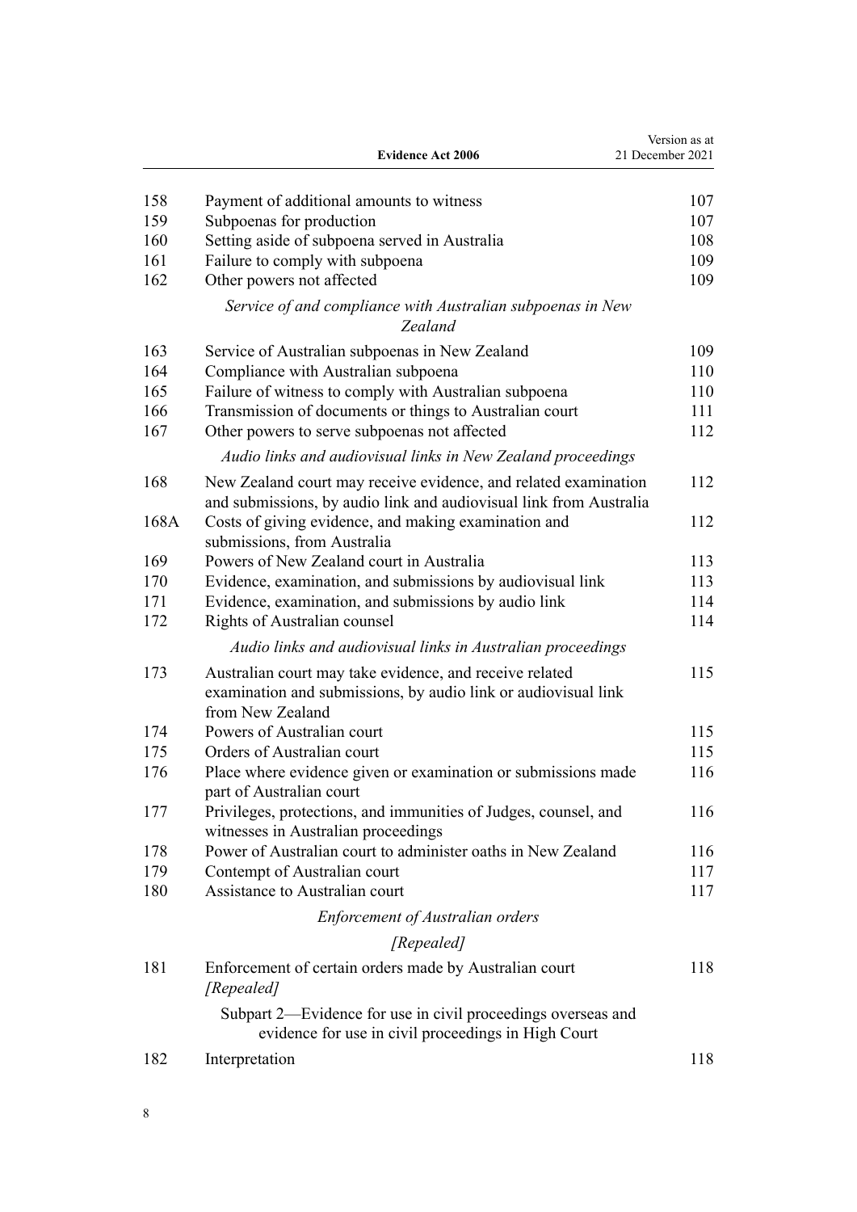| | | |
|---|---|---|
| 158 | Payment of additional amounts to witness | 107 |
| 159 | Subpoenas for production | 107 |
| 160 | Setting aside of subpoena served in Australia | 108 |
| 161 | Failure to comply with subpoena | 109 |
| 162 | Other powers not affected | 109 |
| | *Service of and compliance with Australian subpoenas in New Zealand* | |
| 163 | Service of Australian subpoenas in New Zealand | 109 |
| 164 | Compliance with Australian subpoena | 110 |
| 165 | Failure of witness to comply with Australian subpoena | 110 |
| 166 | Transmission of documents or things to Australian court | 111 |
| 167 | Other powers to serve subpoenas not affected | 112 |
| | *Audio links and audiovisual links in New Zealand proceedings* | |
| 168 | New Zealand court may receive evidence, and related examination and submissions, by audio link and audiovisual link from Australia | 112 |
| 168A | Costs of giving evidence, and making examination and submissions, from Australia | 112 |
| 169 | Powers of New Zealand court in Australia | 113 |
| 170 | Evidence, examination, and submissions by audiovisual link | 113 |
| 171 | Evidence, examination, and submissions by audio link | 114 |
| 172 | Rights of Australian counsel | 114 |
| | *Audio links and audiovisual links in Australian proceedings* | |
| 173 | Australian court may take evidence, and receive related examination and submissions, by audio link or audiovisual link from New Zealand | 115 |
| 174 | Powers of Australian court | 115 |
| 175 | Orders of Australian court | 115 |
| 176 | Place where evidence given or examination or submissions made part of Australian court | 116 |
| 177 | Privileges, protections, and immunities of Judges, counsel, and witnesses in Australian proceedings | 116 |
| 178 | Power of Australian court to administer oaths in New Zealand | 116 |
| 179 | Contempt of Australian court | 117 |
| 180 | Assistance to Australian court | 117 |
| | *Enforcement of Australian orders* | |
| | *[Repealed]* | |
| 181 | Enforcement of certain orders made by Australian court *[Repealed]* | 118 |
| | Subpart 2—Evidence for use in civil proceedings overseas and evidence for use in civil proceedings in High Court | |
| 182 | Interpretation | 118 |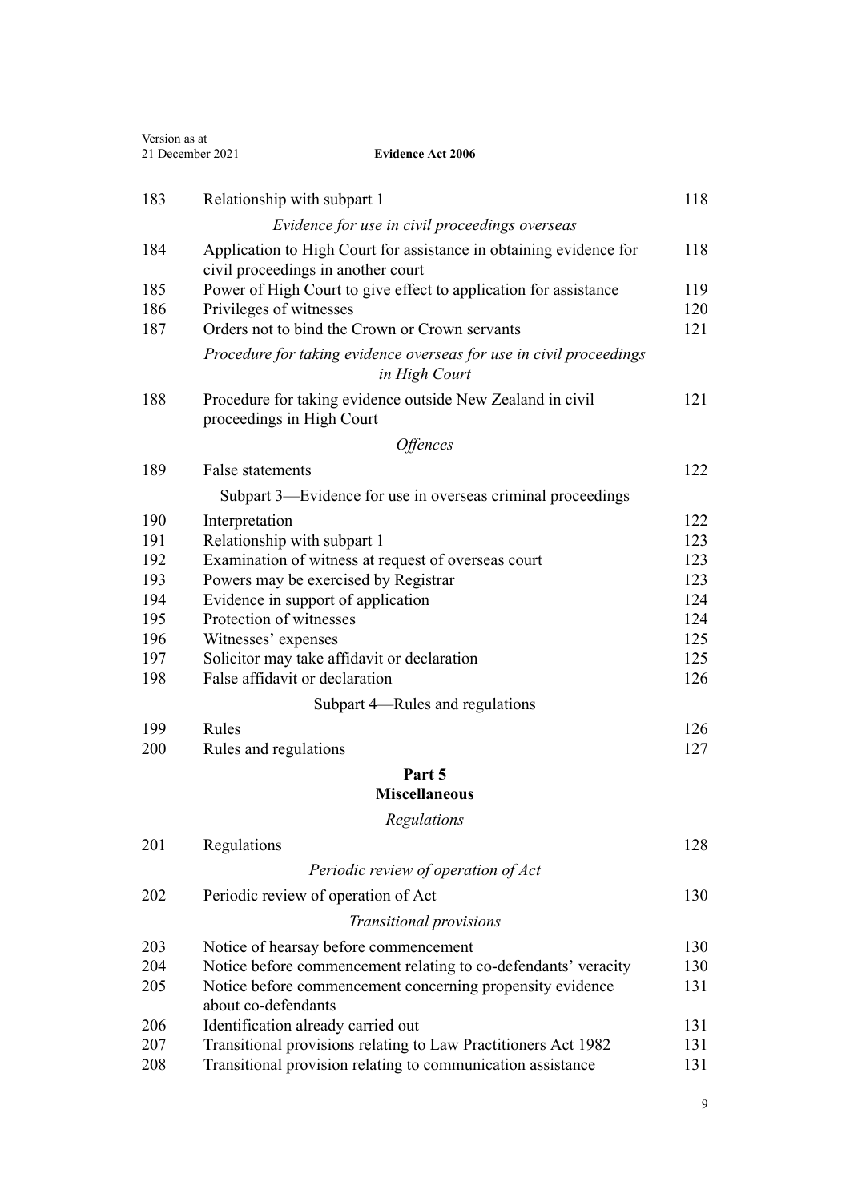| | | |
|---|---|---|
| 183 | Relationship with subpart 1 | 118 |
| | *Evidence for use in civil proceedings overseas* | |
| 184 | Application to High Court for assistance in obtaining evidence for civil proceedings in another court | 118 |
| 185 | Power of High Court to give effect to application for assistance | 119 |
| 186 | Privileges of witnesses | 120 |
| 187 | Orders not to bind the Crown or Crown servants | 121 |
| | *Procedure for taking evidence overseas for use in civil proceedings in High Court* | |
| 188 | Procedure for taking evidence outside New Zealand in civil proceedings in High Court | 121 |
| | *Offences* | |
| 189 | False statements | 122 |
| | Subpart 3—Evidence for use in overseas criminal proceedings | |
| 190 | Interpretation | 122 |
| 191 | Relationship with subpart 1 | 123 |
| 192 | Examination of witness at request of overseas court | 123 |
| 193 | Powers may be exercised by Registrar | 123 |
| 194 | Evidence in support of application | 124 |
| 195 | Protection of witnesses | 124 |
| 196 | Witnesses' expenses | 125 |
| 197 | Solicitor may take affidavit or declaration | 125 |
| 198 | False affidavit or declaration | 126 |
| | Subpart 4—Rules and regulations | |
| 199 | Rules | 126 |
| 200 | Rules and regulations | 127 |

## Part 5
## Miscellaneous

| | | |
|---|---|---|
| | *Regulations* | |
| 201 | Regulations | 128 |
| | *Periodic review of operation of Act* | |
| 202 | Periodic review of operation of Act | 130 |
| | *Transitional provisions* | |
| 203 | Notice of hearsay before commencement | 130 |
| 204 | Notice before commencement relating to co-defendants' veracity | 130 |
| 205 | Notice before commencement concerning propensity evidence about co-defendants | 131 |
| 206 | Identification already carried out | 131 |
| 207 | Transitional provisions relating to Law Practitioners Act 1982 | 131 |
| 208 | Transitional provision relating to communication assistance | 131 |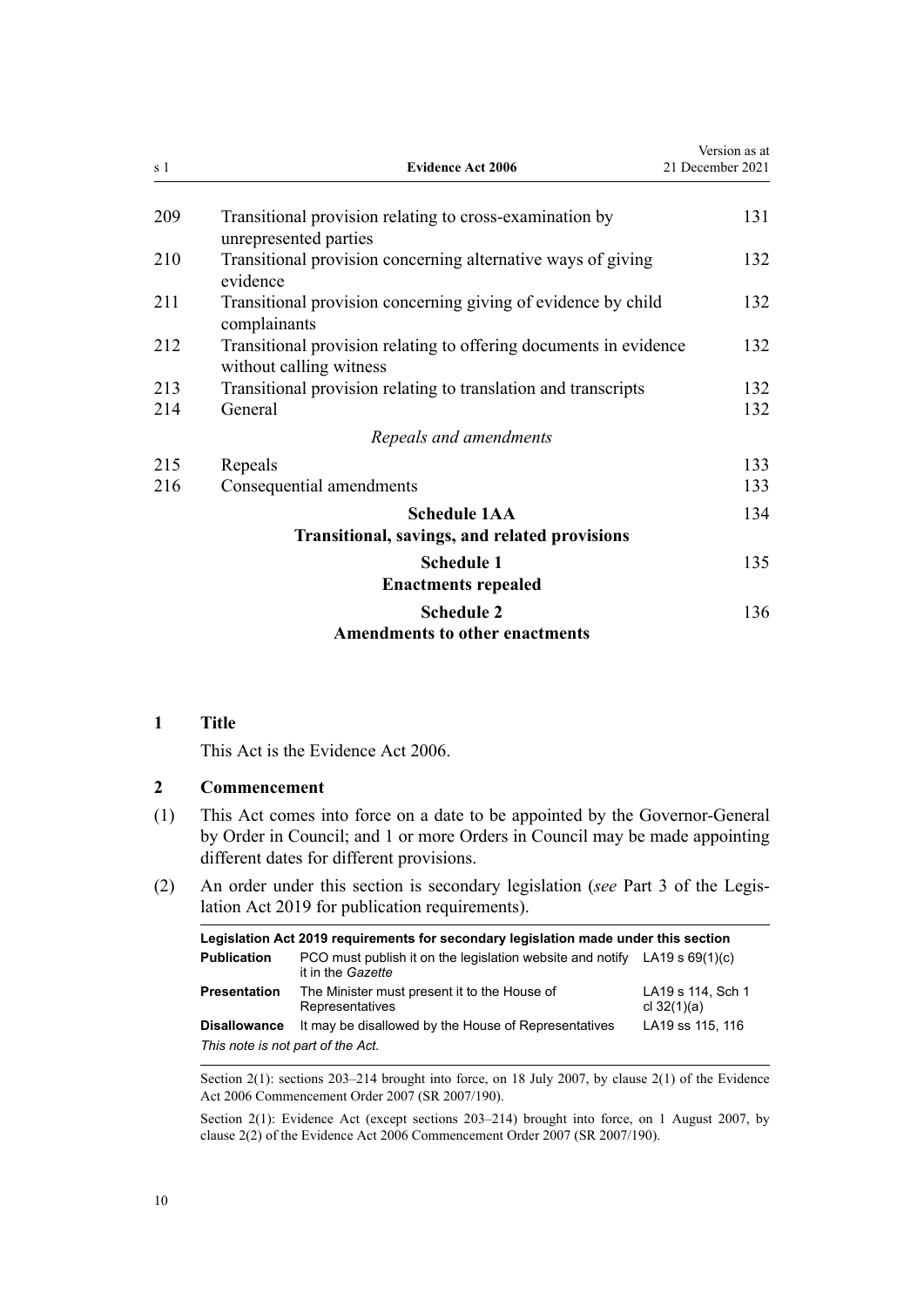| | | |
|---|---|---|
| 209 | Transitional provision relating to cross-examination by unrepresented parties | 131 |
| 210 | Transitional provision concerning alternative ways of giving evidence | 132 |
| 211 | Transitional provision concerning giving of evidence by child complainants | 132 |
| 212 | Transitional provision relating to offering documents in evidence without calling witness | 132 |
| 213 | Transitional provision relating to translation and transcripts | 132 |
| 214 | General | 132 |
| | *Repeals and amendments* | |
| 215 | Repeals | 133 |
| 216 | Consequential amendments | 133 |
| | **Schedule 1AA** **Transitional, savings, and related provisions** | 134 |
| | **Schedule 1** **Enactments repealed** | 135 |
| | **Schedule 2** **Amendments to other enactments** | 136 |

**1 Title**

This Act is the Evidence Act 2006.

**2 Commencement**

(1) This Act comes into force on a date to be appointed by the Governor-General by Order in Council; and 1 or more Orders in Council may be made appointing different dates for different provisions.

(2) An order under this section is secondary legislation (*see* Part 3 of the Legislation Act 2019 for publication requirements).

| Legislation Act 2019 requirements for secondary legislation made under this section | | |
|---|---|---|
| **Publication** | PCO must publish it on the legislation website and notify it in the *Gazette* | LA19 s 69(1)(c) |
| **Presentation** | The Minister must present it to the House of Representatives | LA19 s 114, Sch 1 cl 32(1)(a) |
| **Disallowance** | It may be disallowed by the House of Representatives | LA19 ss 115, 116 |
| *This note is not part of the Act.* | | |

Section 2(1): sections 203–214 brought into force, on 18 July 2007, by clause 2(1) of the Evidence Act 2006 Commencement Order 2007 (SR 2007/190).

Section 2(1): Evidence Act (except sections 203–214) brought into force, on 1 August 2007, by clause 2(2) of the Evidence Act 2006 Commencement Order 2007 (SR 2007/190).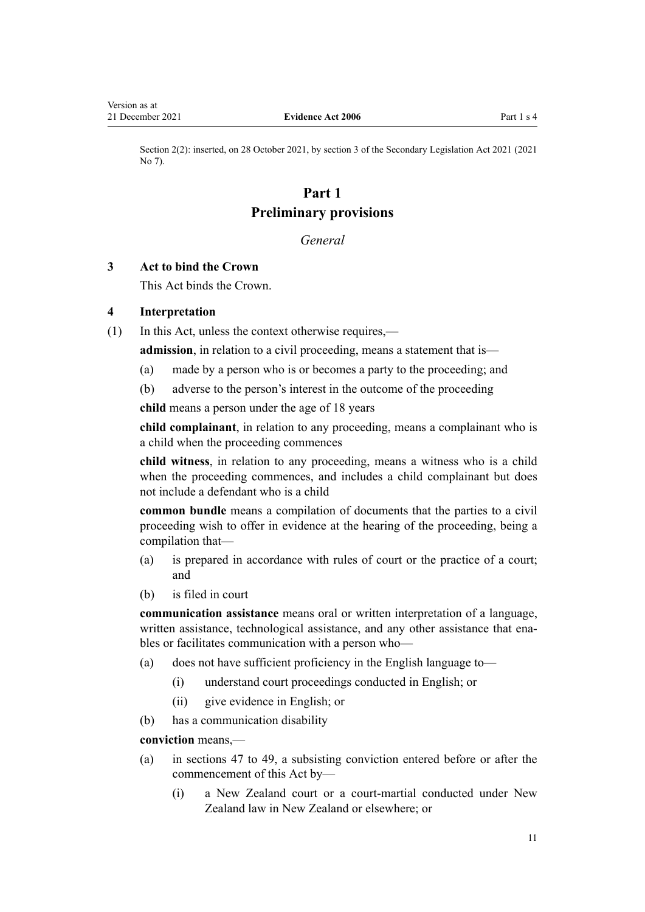Section 2(2): inserted, on 28 October 2021, by section 3 of the Secondary Legislation Act 2021 (2021 No 7).

# Part 1
# Preliminary provisions

*General*

### 3 Act to bind the Crown

This Act binds the Crown.

### 4 Interpretation

(1) In this Act, unless the context otherwise requires,—

**admission**, in relation to a civil proceeding, means a statement that is—

- (a) made by a person who is or becomes a party to the proceeding; and
- (b) adverse to the person's interest in the outcome of the proceeding

**child** means a person under the age of 18 years

**child complainant**, in relation to any proceeding, means a complainant who is a child when the proceeding commences

**child witness**, in relation to any proceeding, means a witness who is a child when the proceeding commences, and includes a child complainant but does not include a defendant who is a child

**common bundle** means a compilation of documents that the parties to a civil proceeding wish to offer in evidence at the hearing of the proceeding, being a compilation that—

- (a) is prepared in accordance with rules of court or the practice of a court; and
- (b) is filed in court

**communication assistance** means oral or written interpretation of a language, written assistance, technological assistance, and any other assistance that enables or facilitates communication with a person who—

- (a) does not have sufficient proficiency in the English language to—
  - (i) understand court proceedings conducted in English; or
  - (ii) give evidence in English; or
- (b) has a communication disability

**conviction** means,—

- (a) in sections 47 to 49, a subsisting conviction entered before or after the commencement of this Act by—
  - (i) a New Zealand court or a court-martial conducted under New Zealand law in New Zealand or elsewhere; or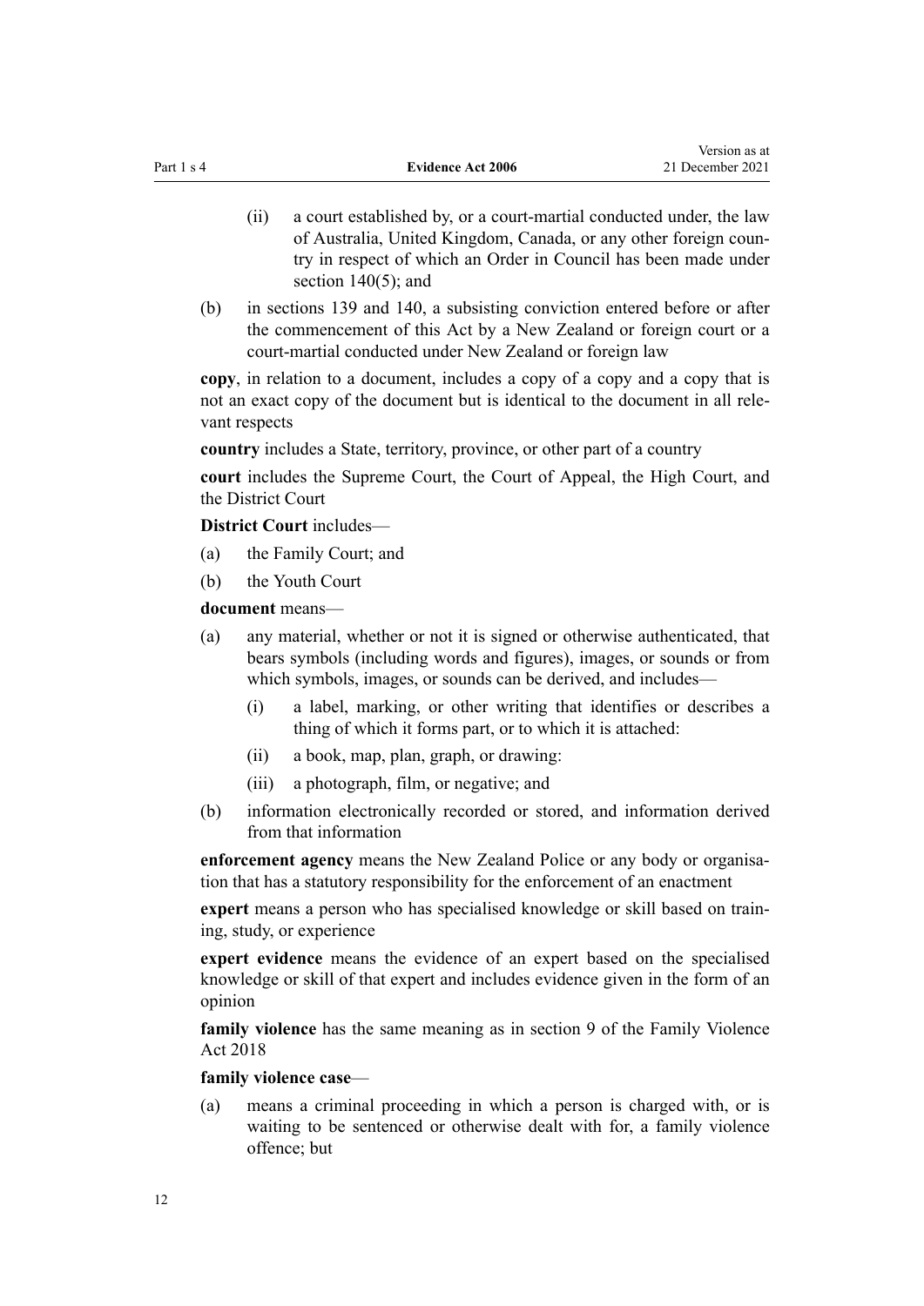- (ii) a court established by, or a court-martial conducted under, the law of Australia, United Kingdom, Canada, or any other foreign country in respect of which an Order in Council has been made under section 140(5); and
- (b) in sections 139 and 140, a subsisting conviction entered before or after the commencement of this Act by a New Zealand or foreign court or a court-martial conducted under New Zealand or foreign law

**copy**, in relation to a document, includes a copy of a copy and a copy that is not an exact copy of the document but is identical to the document in all relevant respects

**country** includes a State, territory, province, or other part of a country

**court** includes the Supreme Court, the Court of Appeal, the High Court, and the District Court

**District Court** includes—

- (a) the Family Court; and
- (b) the Youth Court

**document** means—

- (a) any material, whether or not it is signed or otherwise authenticated, that bears symbols (including words and figures), images, or sounds or from which symbols, images, or sounds can be derived, and includes—
  - (i) a label, marking, or other writing that identifies or describes a thing of which it forms part, or to which it is attached:
  - (ii) a book, map, plan, graph, or drawing:
  - (iii) a photograph, film, or negative; and
- (b) information electronically recorded or stored, and information derived from that information

**enforcement agency** means the New Zealand Police or any body or organisation that has a statutory responsibility for the enforcement of an enactment

**expert** means a person who has specialised knowledge or skill based on training, study, or experience

**expert evidence** means the evidence of an expert based on the specialised knowledge or skill of that expert and includes evidence given in the form of an opinion

**family violence** has the same meaning as in section 9 of the Family Violence Act 2018

**family violence case**—

- (a) means a criminal proceeding in which a person is charged with, or is waiting to be sentenced or otherwise dealt with for, a family violence offence; but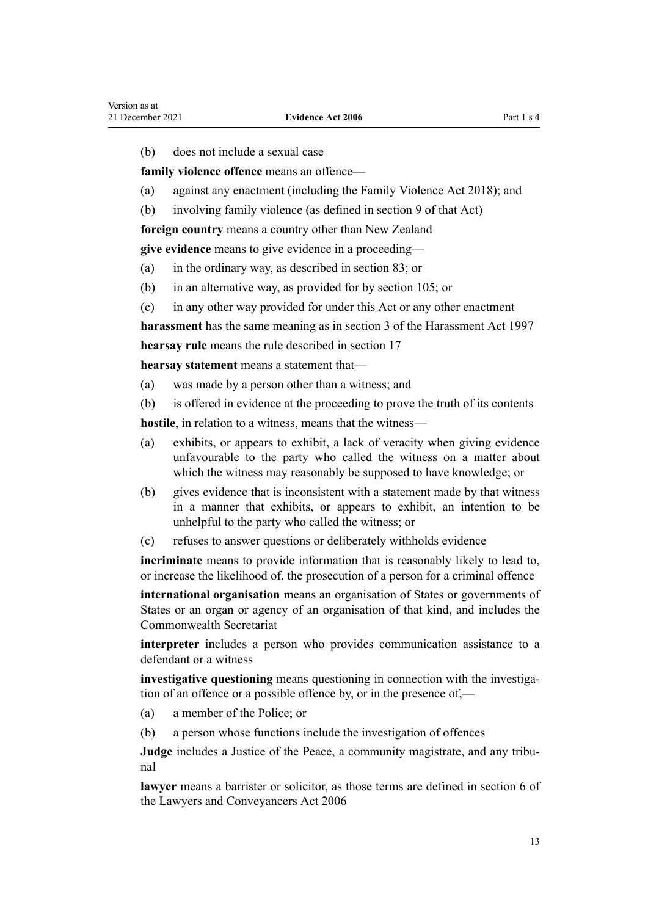(b) does not include a sexual case

**family violence offence** means an offence—

(a) against any enactment (including the Family Violence Act 2018); and

(b) involving family violence (as defined in section 9 of that Act)

**foreign country** means a country other than New Zealand

**give evidence** means to give evidence in a proceeding—

(a) in the ordinary way, as described in section 83; or

(b) in an alternative way, as provided for by section 105; or

(c) in any other way provided for under this Act or any other enactment

**harassment** has the same meaning as in section 3 of the Harassment Act 1997

**hearsay rule** means the rule described in section 17

**hearsay statement** means a statement that—

(a) was made by a person other than a witness; and

(b) is offered in evidence at the proceeding to prove the truth of its contents

**hostile**, in relation to a witness, means that the witness—

(a) exhibits, or appears to exhibit, a lack of veracity when giving evidence unfavourable to the party who called the witness on a matter about which the witness may reasonably be supposed to have knowledge; or

(b) gives evidence that is inconsistent with a statement made by that witness in a manner that exhibits, or appears to exhibit, an intention to be unhelpful to the party who called the witness; or

(c) refuses to answer questions or deliberately withholds evidence

**incriminate** means to provide information that is reasonably likely to lead to, or increase the likelihood of, the prosecution of a person for a criminal offence

**international organisation** means an organisation of States or governments of States or an organ or agency of an organisation of that kind, and includes the Commonwealth Secretariat

**interpreter** includes a person who provides communication assistance to a defendant or a witness

**investigative questioning** means questioning in connection with the investigation of an offence or a possible offence by, or in the presence of,—

(a) a member of the Police; or

(b) a person whose functions include the investigation of offences

**Judge** includes a Justice of the Peace, a community magistrate, and any tribunal

**lawyer** means a barrister or solicitor, as those terms are defined in section 6 of the Lawyers and Conveyancers Act 2006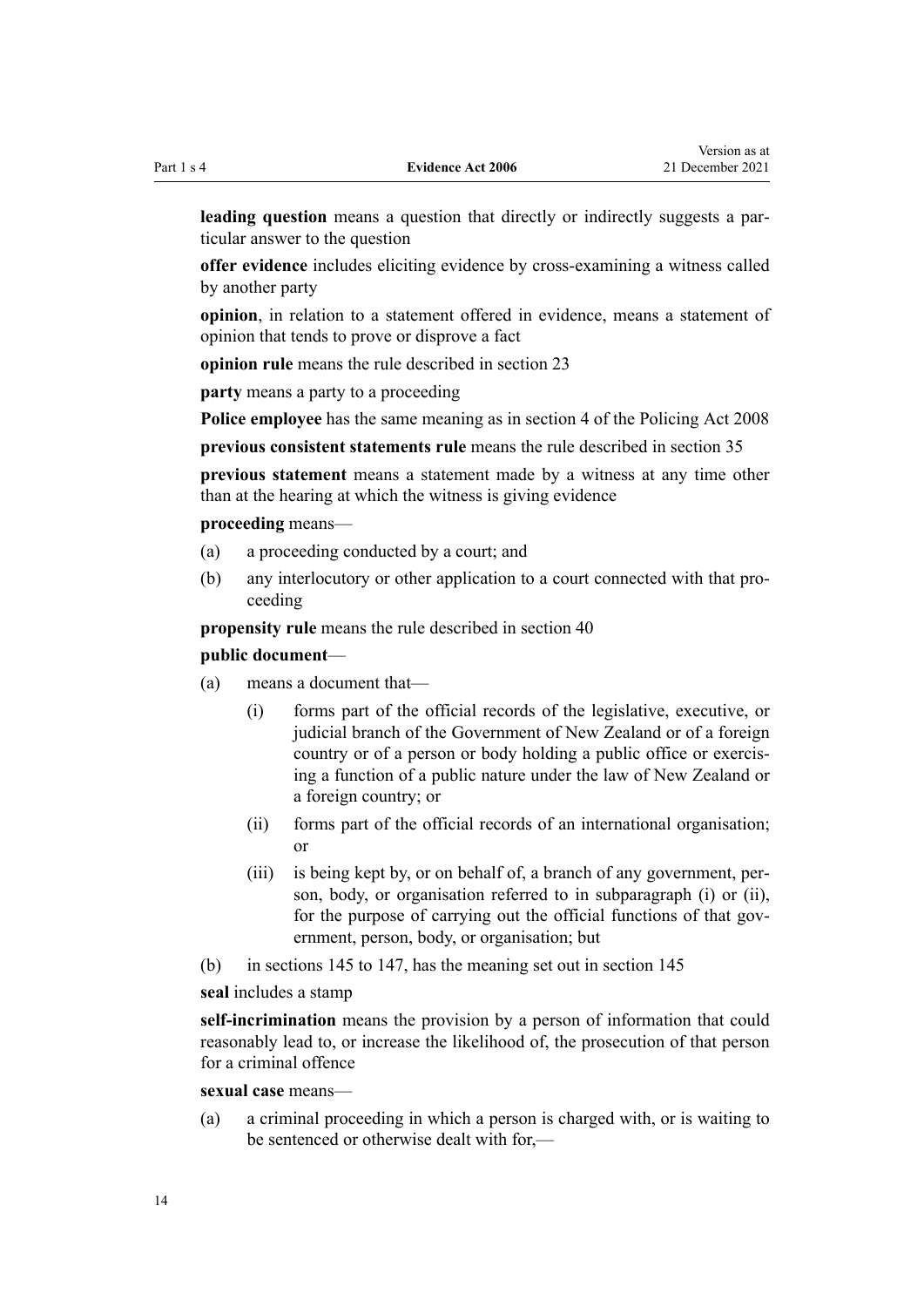**leading question** means a question that directly or indirectly suggests a particular answer to the question

**offer evidence** includes eliciting evidence by cross-examining a witness called by another party

**opinion**, in relation to a statement offered in evidence, means a statement of opinion that tends to prove or disprove a fact

**opinion rule** means the rule described in section 23

**party** means a party to a proceeding

**Police employee** has the same meaning as in section 4 of the Policing Act 2008

**previous consistent statements rule** means the rule described in section 35

**previous statement** means a statement made by a witness at any time other than at the hearing at which the witness is giving evidence

**proceeding** means—

(a) a proceeding conducted by a court; and

(b) any interlocutory or other application to a court connected with that proceeding

**propensity rule** means the rule described in section 40

**public document**—

(a) means a document that—

   (i) forms part of the official records of the legislative, executive, or judicial branch of the Government of New Zealand or of a foreign country or of a person or body holding a public office or exercising a function of a public nature under the law of New Zealand or a foreign country; or

   (ii) forms part of the official records of an international organisation; or

   (iii) is being kept by, or on behalf of, a branch of any government, person, body, or organisation referred to in subparagraph (i) or (ii), for the purpose of carrying out the official functions of that government, person, body, or organisation; but

(b) in sections 145 to 147, has the meaning set out in section 145

**seal** includes a stamp

**self-incrimination** means the provision by a person of information that could reasonably lead to, or increase the likelihood of, the prosecution of that person for a criminal offence

**sexual case** means—

(a) a criminal proceeding in which a person is charged with, or is waiting to be sentenced or otherwise dealt with for,—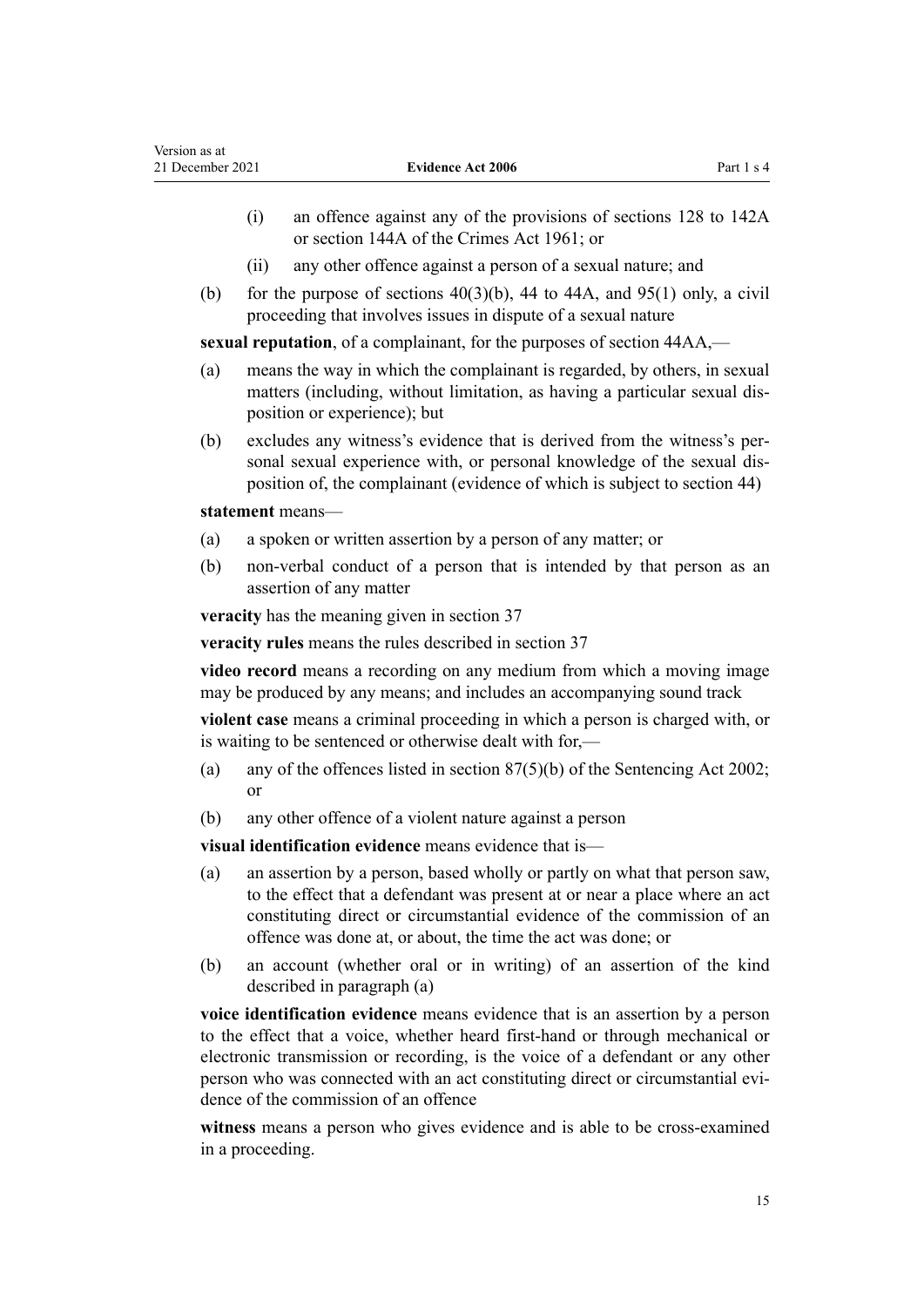(i) an offence against any of the provisions of sections 128 to 142A or section 144A of the Crimes Act 1961; or

(ii) any other offence against a person of a sexual nature; and

(b) for the purpose of sections 40(3)(b), 44 to 44A, and 95(1) only, a civil proceeding that involves issues in dispute of a sexual nature

**sexual reputation**, of a complainant, for the purposes of section 44AA,—

(a) means the way in which the complainant is regarded, by others, in sexual matters (including, without limitation, as having a particular sexual disposition or experience); but

(b) excludes any witness's evidence that is derived from the witness's personal sexual experience with, or personal knowledge of the sexual disposition of, the complainant (evidence of which is subject to section 44)

**statement** means—

(a) a spoken or written assertion by a person of any matter; or

(b) non-verbal conduct of a person that is intended by that person as an assertion of any matter

**veracity** has the meaning given in section 37

**veracity rules** means the rules described in section 37

**video record** means a recording on any medium from which a moving image may be produced by any means; and includes an accompanying sound track

**violent case** means a criminal proceeding in which a person is charged with, or is waiting to be sentenced or otherwise dealt with for,—

(a) any of the offences listed in section 87(5)(b) of the Sentencing Act 2002; or

(b) any other offence of a violent nature against a person

**visual identification evidence** means evidence that is—

(a) an assertion by a person, based wholly or partly on what that person saw, to the effect that a defendant was present at or near a place where an act constituting direct or circumstantial evidence of the commission of an offence was done at, or about, the time the act was done; or

(b) an account (whether oral or in writing) of an assertion of the kind described in paragraph (a)

**voice identification evidence** means evidence that is an assertion by a person to the effect that a voice, whether heard first-hand or through mechanical or electronic transmission or recording, is the voice of a defendant or any other person who was connected with an act constituting direct or circumstantial evidence of the commission of an offence

**witness** means a person who gives evidence and is able to be cross-examined in a proceeding.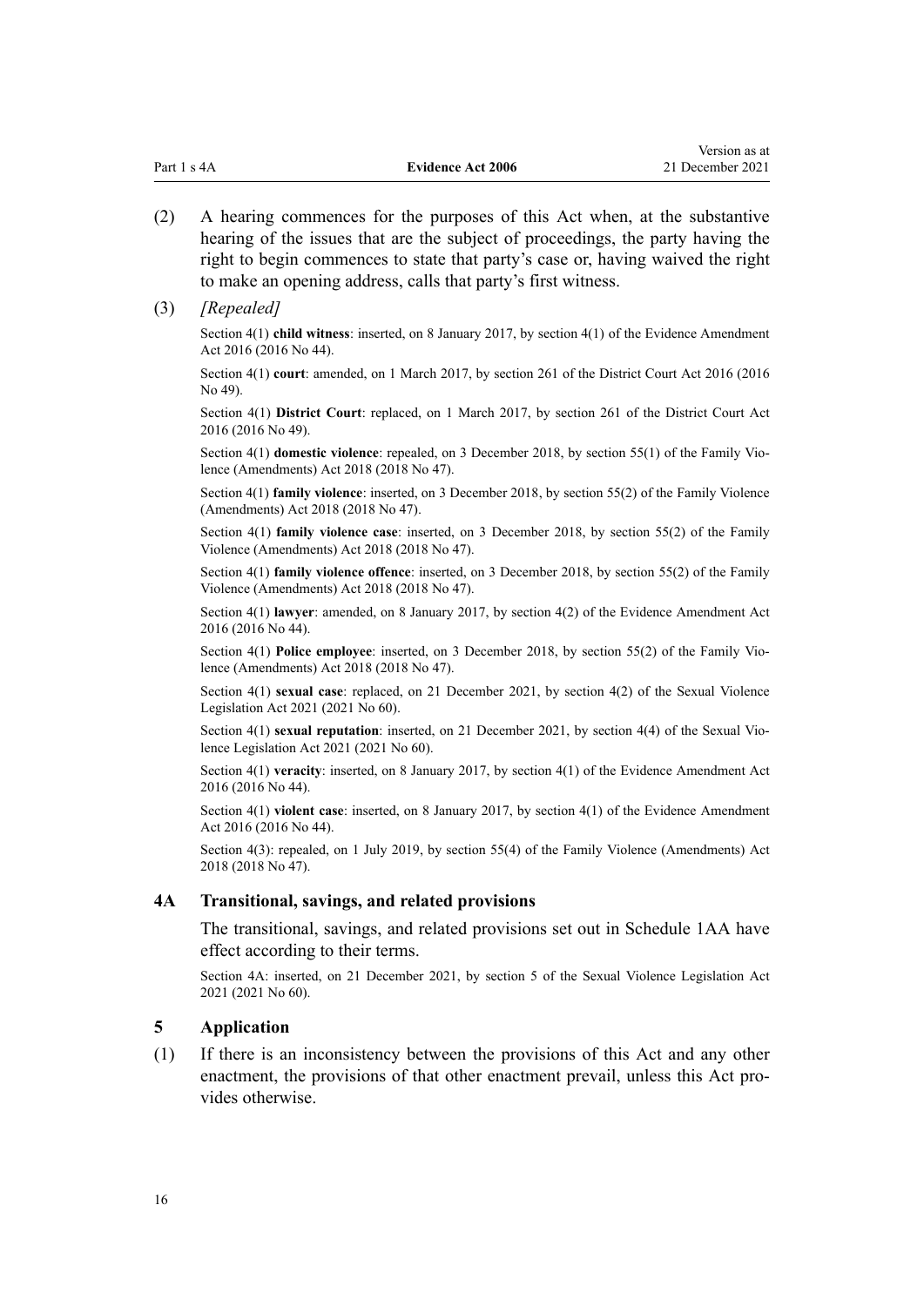(2) A hearing commences for the purposes of this Act when, at the substantive hearing of the issues that are the subject of proceedings, the party having the right to begin commences to state that party's case or, having waived the right to make an opening address, calls that party's first witness.

(3) *[Repealed]*

Section 4(1) **child witness**: inserted, on 8 January 2017, by section 4(1) of the Evidence Amendment Act 2016 (2016 No 44).

Section 4(1) **court**: amended, on 1 March 2017, by section 261 of the District Court Act 2016 (2016 No 49).

Section 4(1) **District Court**: replaced, on 1 March 2017, by section 261 of the District Court Act 2016 (2016 No 49).

Section 4(1) **domestic violence**: repealed, on 3 December 2018, by section 55(1) of the Family Violence (Amendments) Act 2018 (2018 No 47).

Section 4(1) **family violence**: inserted, on 3 December 2018, by section 55(2) of the Family Violence (Amendments) Act 2018 (2018 No 47).

Section 4(1) **family violence case**: inserted, on 3 December 2018, by section 55(2) of the Family Violence (Amendments) Act 2018 (2018 No 47).

Section 4(1) **family violence offence**: inserted, on 3 December 2018, by section 55(2) of the Family Violence (Amendments) Act 2018 (2018 No 47).

Section 4(1) **lawyer**: amended, on 8 January 2017, by section 4(2) of the Evidence Amendment Act 2016 (2016 No 44).

Section 4(1) **Police employee**: inserted, on 3 December 2018, by section 55(2) of the Family Violence (Amendments) Act 2018 (2018 No 47).

Section 4(1) **sexual case**: replaced, on 21 December 2021, by section 4(2) of the Sexual Violence Legislation Act 2021 (2021 No 60).

Section 4(1) **sexual reputation**: inserted, on 21 December 2021, by section 4(4) of the Sexual Violence Legislation Act 2021 (2021 No 60).

Section 4(1) **veracity**: inserted, on 8 January 2017, by section 4(1) of the Evidence Amendment Act 2016 (2016 No 44).

Section 4(1) **violent case**: inserted, on 8 January 2017, by section 4(1) of the Evidence Amendment Act 2016 (2016 No 44).

Section 4(3): repealed, on 1 July 2019, by section 55(4) of the Family Violence (Amendments) Act 2018 (2018 No 47).

### 4A Transitional, savings, and related provisions

The transitional, savings, and related provisions set out in Schedule 1AA have effect according to their terms.

Section 4A: inserted, on 21 December 2021, by section 5 of the Sexual Violence Legislation Act 2021 (2021 No 60).

### 5 Application

(1) If there is an inconsistency between the provisions of this Act and any other enactment, the provisions of that other enactment prevail, unless this Act provides otherwise.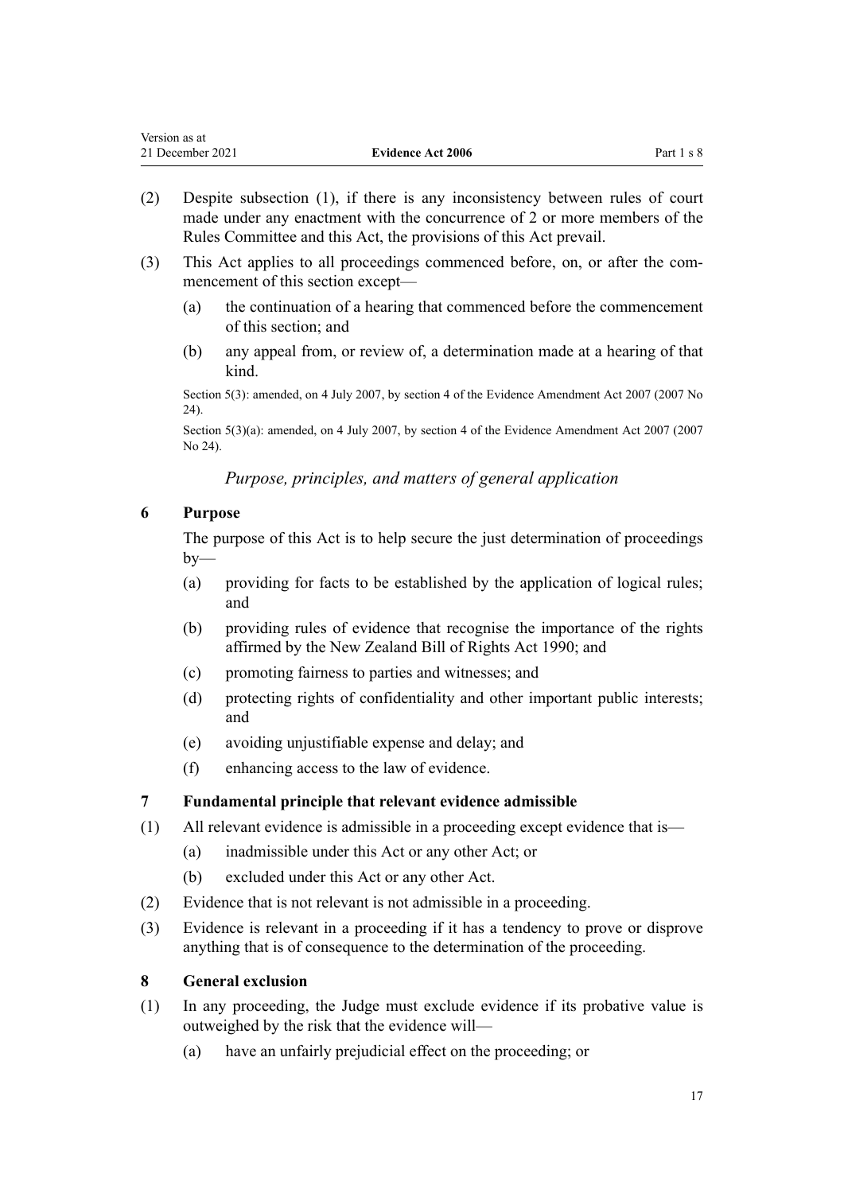(2) Despite subsection (1), if there is any inconsistency between rules of court made under any enactment with the concurrence of 2 or more members of the Rules Committee and this Act, the provisions of this Act prevail.

(3) This Act applies to all proceedings commenced before, on, or after the commencement of this section except—

- (a) the continuation of a hearing that commenced before the commencement of this section; and
- (b) any appeal from, or review of, a determination made at a hearing of that kind.

Section 5(3): amended, on 4 July 2007, by section 4 of the Evidence Amendment Act 2007 (2007 No 24).

Section 5(3)(a): amended, on 4 July 2007, by section 4 of the Evidence Amendment Act 2007 (2007 No 24).

*Purpose, principles, and matters of general application*

### 6 Purpose

The purpose of this Act is to help secure the just determination of proceedings by—

- (a) providing for facts to be established by the application of logical rules; and
- (b) providing rules of evidence that recognise the importance of the rights affirmed by the New Zealand Bill of Rights Act 1990; and
- (c) promoting fairness to parties and witnesses; and
- (d) protecting rights of confidentiality and other important public interests; and
- (e) avoiding unjustifiable expense and delay; and
- (f) enhancing access to the law of evidence.

### 7 Fundamental principle that relevant evidence admissible

(1) All relevant evidence is admissible in a proceeding except evidence that is—

- (a) inadmissible under this Act or any other Act; or
- (b) excluded under this Act or any other Act.

(2) Evidence that is not relevant is not admissible in a proceeding.

(3) Evidence is relevant in a proceeding if it has a tendency to prove or disprove anything that is of consequence to the determination of the proceeding.

### 8 General exclusion

(1) In any proceeding, the Judge must exclude evidence if its probative value is outweighed by the risk that the evidence will—

- (a) have an unfairly prejudicial effect on the proceeding; or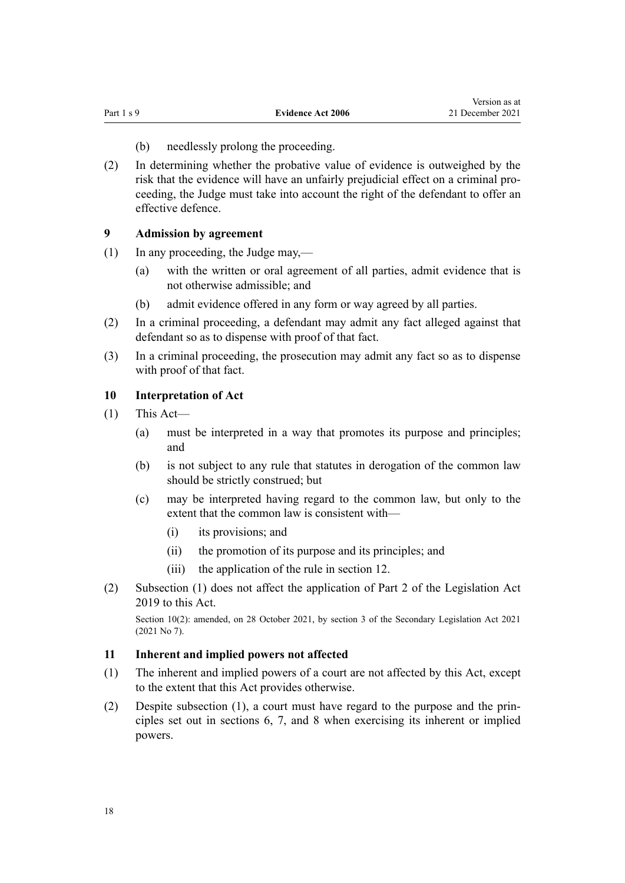(b) needlessly prolong the proceeding.

(2) In determining whether the probative value of evidence is outweighed by the risk that the evidence will have an unfairly prejudicial effect on a criminal proceeding, the Judge must take into account the right of the defendant to offer an effective defence.

### 9 Admission by agreement

(1) In any proceeding, the Judge may,—

(a) with the written or oral agreement of all parties, admit evidence that is not otherwise admissible; and

(b) admit evidence offered in any form or way agreed by all parties.

(2) In a criminal proceeding, a defendant may admit any fact alleged against that defendant so as to dispense with proof of that fact.

(3) In a criminal proceeding, the prosecution may admit any fact so as to dispense with proof of that fact.

### 10 Interpretation of Act

(1) This Act—

(a) must be interpreted in a way that promotes its purpose and principles; and

(b) is not subject to any rule that statutes in derogation of the common law should be strictly construed; but

(c) may be interpreted having regard to the common law, but only to the extent that the common law is consistent with—

(i) its provisions; and

(ii) the promotion of its purpose and its principles; and

(iii) the application of the rule in section 12.

(2) Subsection (1) does not affect the application of Part 2 of the Legislation Act 2019 to this Act.

Section 10(2): amended, on 28 October 2021, by section 3 of the Secondary Legislation Act 2021 (2021 No 7).

### 11 Inherent and implied powers not affected

(1) The inherent and implied powers of a court are not affected by this Act, except to the extent that this Act provides otherwise.

(2) Despite subsection (1), a court must have regard to the purpose and the principles set out in sections 6, 7, and 8 when exercising its inherent or implied powers.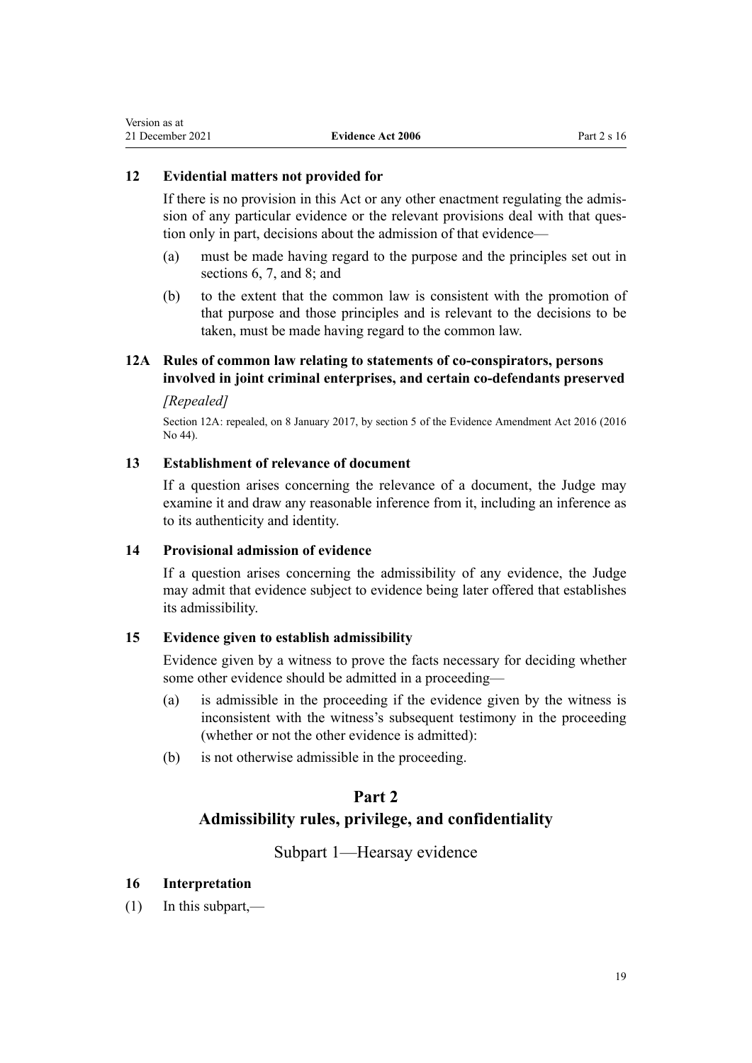### 12 Evidential matters not provided for

If there is no provision in this Act or any other enactment regulating the admission of any particular evidence or the relevant provisions deal with that question only in part, decisions about the admission of that evidence—

(a) must be made having regard to the purpose and the principles set out in sections 6, 7, and 8; and

(b) to the extent that the common law is consistent with the promotion of that purpose and those principles and is relevant to the decisions to be taken, must be made having regard to the common law.

### 12A Rules of common law relating to statements of co-conspirators, persons involved in joint criminal enterprises, and certain co-defendants preserved

*[Repealed]*

Section 12A: repealed, on 8 January 2017, by section 5 of the Evidence Amendment Act 2016 (2016 No 44).

### 13 Establishment of relevance of document

If a question arises concerning the relevance of a document, the Judge may examine it and draw any reasonable inference from it, including an inference as to its authenticity and identity.

### 14 Provisional admission of evidence

If a question arises concerning the admissibility of any evidence, the Judge may admit that evidence subject to evidence being later offered that establishes its admissibility.

### 15 Evidence given to establish admissibility

Evidence given by a witness to prove the facts necessary for deciding whether some other evidence should be admitted in a proceeding—

(a) is admissible in the proceeding if the evidence given by the witness is inconsistent with the witness's subsequent testimony in the proceeding (whether or not the other evidence is admitted):

(b) is not otherwise admissible in the proceeding.

# Part 2
# Admissibility rules, privilege, and confidentiality

## Subpart 1—Hearsay evidence

### 16 Interpretation

(1) In this subpart,—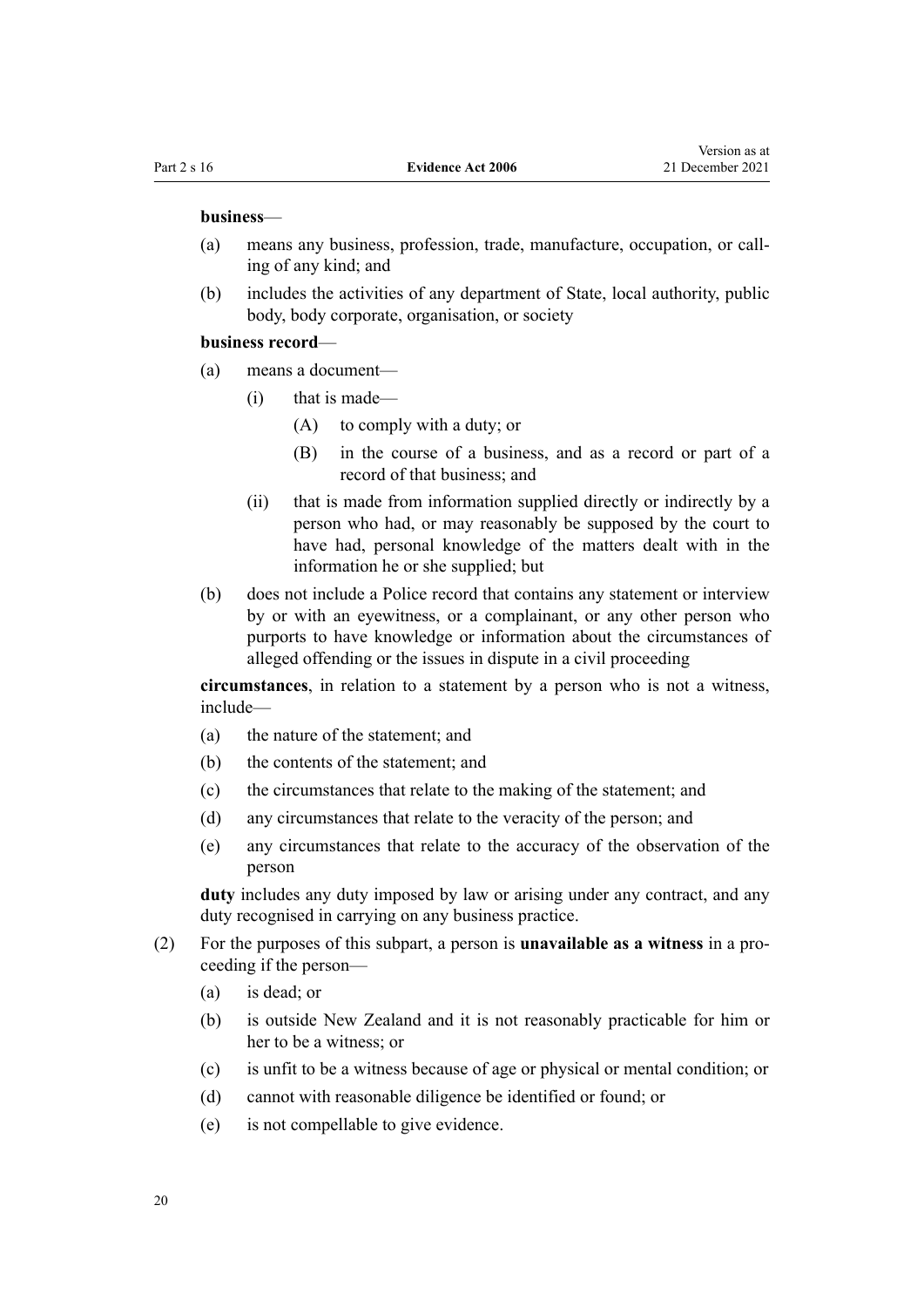**business**—

(a) means any business, profession, trade, manufacture, occupation, or calling of any kind; and

(b) includes the activities of any department of State, local authority, public body, body corporate, organisation, or society

**business record**—

(a) means a document—

  (i) that is made—

    (A) to comply with a duty; or

    (B) in the course of a business, and as a record or part of a record of that business; and

  (ii) that is made from information supplied directly or indirectly by a person who had, or may reasonably be supposed by the court to have had, personal knowledge of the matters dealt with in the information he or she supplied; but

(b) does not include a Police record that contains any statement or interview by or with an eyewitness, or a complainant, or any other person who purports to have knowledge or information about the circumstances of alleged offending or the issues in dispute in a civil proceeding

**circumstances**, in relation to a statement by a person who is not a witness, include—

(a) the nature of the statement; and

(b) the contents of the statement; and

(c) the circumstances that relate to the making of the statement; and

(d) any circumstances that relate to the veracity of the person; and

(e) any circumstances that relate to the accuracy of the observation of the person

**duty** includes any duty imposed by law or arising under any contract, and any duty recognised in carrying on any business practice.

(2) For the purposes of this subpart, a person is **unavailable as a witness** in a proceeding if the person—

(a) is dead; or

(b) is outside New Zealand and it is not reasonably practicable for him or her to be a witness; or

(c) is unfit to be a witness because of age or physical or mental condition; or

(d) cannot with reasonable diligence be identified or found; or

(e) is not compellable to give evidence.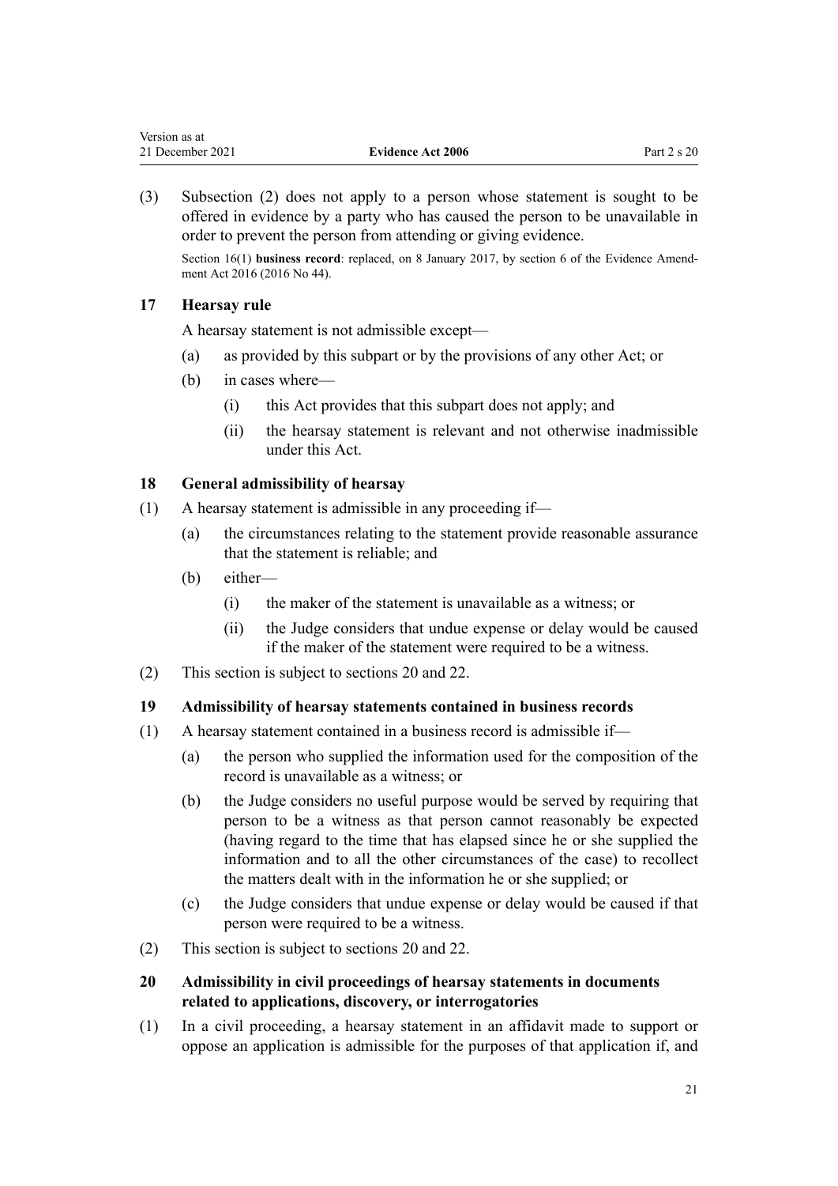(3) Subsection (2) does not apply to a person whose statement is sought to be offered in evidence by a party who has caused the person to be unavailable in order to prevent the person from attending or giving evidence.

Section 16(1) **business record**: replaced, on 8 January 2017, by section 6 of the Evidence Amendment Act 2016 (2016 No 44).

### 17 Hearsay rule

A hearsay statement is not admissible except—

(a) as provided by this subpart or by the provisions of any other Act; or

(b) in cases where—

(i) this Act provides that this subpart does not apply; and

(ii) the hearsay statement is relevant and not otherwise inadmissible under this Act.

### 18 General admissibility of hearsay

(1) A hearsay statement is admissible in any proceeding if—

(a) the circumstances relating to the statement provide reasonable assurance that the statement is reliable; and

(b) either—

(i) the maker of the statement is unavailable as a witness; or

(ii) the Judge considers that undue expense or delay would be caused if the maker of the statement were required to be a witness.

(2) This section is subject to sections 20 and 22.

### 19 Admissibility of hearsay statements contained in business records

(1) A hearsay statement contained in a business record is admissible if—

(a) the person who supplied the information used for the composition of the record is unavailable as a witness; or

(b) the Judge considers no useful purpose would be served by requiring that person to be a witness as that person cannot reasonably be expected (having regard to the time that has elapsed since he or she supplied the information and to all the other circumstances of the case) to recollect the matters dealt with in the information he or she supplied; or

(c) the Judge considers that undue expense or delay would be caused if that person were required to be a witness.

(2) This section is subject to sections 20 and 22.

### 20 Admissibility in civil proceedings of hearsay statements in documents related to applications, discovery, or interrogatories

(1) In a civil proceeding, a hearsay statement in an affidavit made to support or oppose an application is admissible for the purposes of that application if, and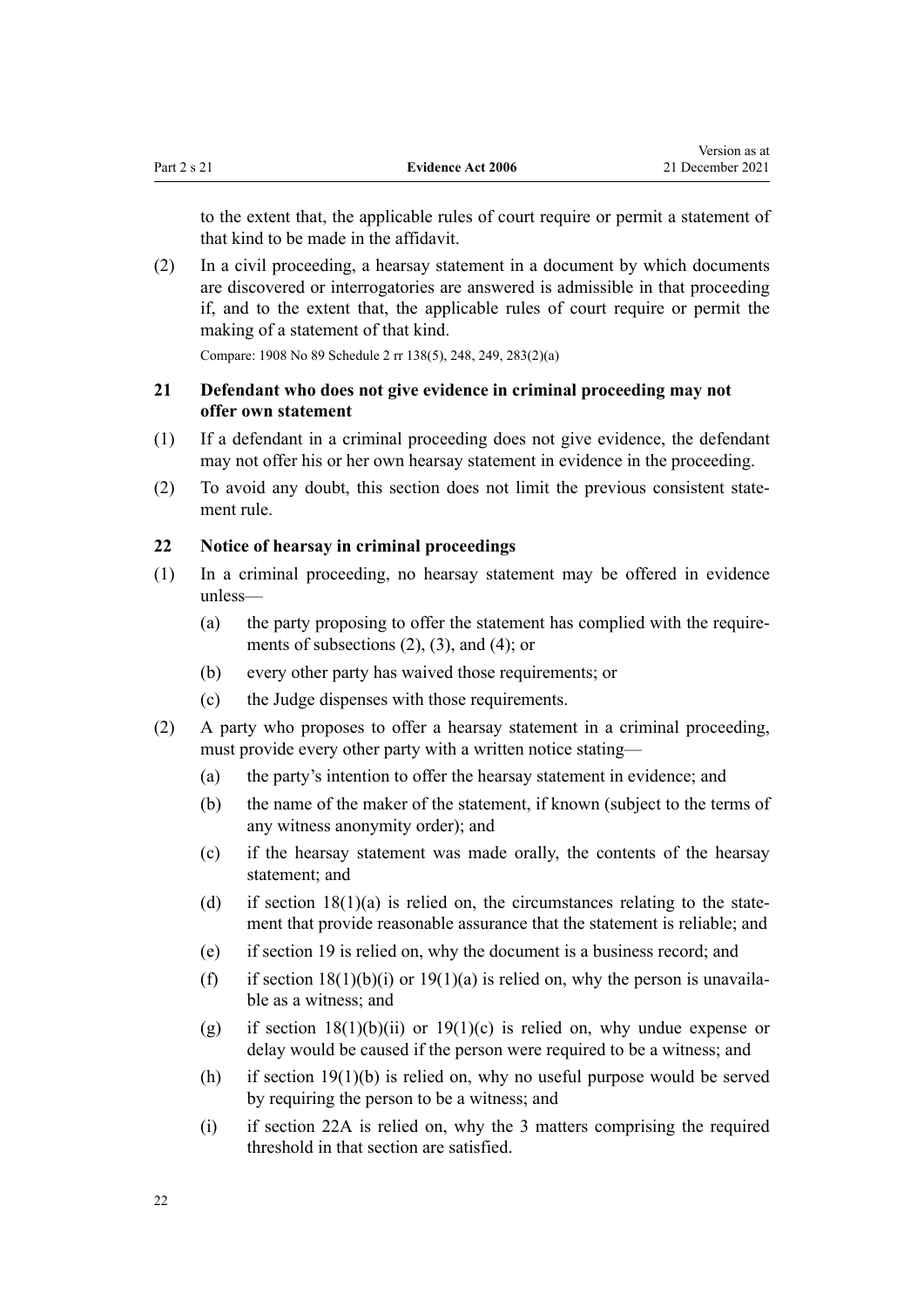to the extent that, the applicable rules of court require or permit a statement of that kind to be made in the affidavit.

(2) In a civil proceeding, a hearsay statement in a document by which documents are discovered or interrogatories are answered is admissible in that proceeding if, and to the extent that, the applicable rules of court require or permit the making of a statement of that kind.

Compare: 1908 No 89 Schedule 2 rr 138(5), 248, 249, 283(2)(a)

### 21 Defendant who does not give evidence in criminal proceeding may not offer own statement

(1) If a defendant in a criminal proceeding does not give evidence, the defendant may not offer his or her own hearsay statement in evidence in the proceeding.

(2) To avoid any doubt, this section does not limit the previous consistent statement rule.

### 22 Notice of hearsay in criminal proceedings

(1) In a criminal proceeding, no hearsay statement may be offered in evidence unless—

(a) the party proposing to offer the statement has complied with the requirements of subsections (2), (3), and (4); or

(b) every other party has waived those requirements; or

(c) the Judge dispenses with those requirements.

(2) A party who proposes to offer a hearsay statement in a criminal proceeding, must provide every other party with a written notice stating—

(a) the party's intention to offer the hearsay statement in evidence; and

(b) the name of the maker of the statement, if known (subject to the terms of any witness anonymity order); and

(c) if the hearsay statement was made orally, the contents of the hearsay statement; and

(d) if section 18(1)(a) is relied on, the circumstances relating to the statement that provide reasonable assurance that the statement is reliable; and

(e) if section 19 is relied on, why the document is a business record; and

(f) if section 18(1)(b)(i) or 19(1)(a) is relied on, why the person is unavailable as a witness; and

(g) if section 18(1)(b)(ii) or 19(1)(c) is relied on, why undue expense or delay would be caused if the person were required to be a witness; and

(h) if section 19(1)(b) is relied on, why no useful purpose would be served by requiring the person to be a witness; and

(i) if section 22A is relied on, why the 3 matters comprising the required threshold in that section are satisfied.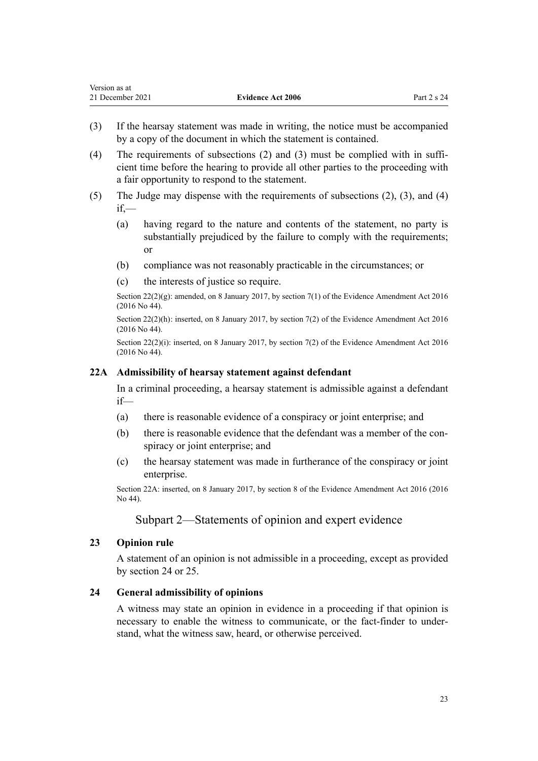(3) If the hearsay statement was made in writing, the notice must be accompanied by a copy of the document in which the statement is contained.

(4) The requirements of subsections (2) and (3) must be complied with in sufficient time before the hearing to provide all other parties to the proceeding with a fair opportunity to respond to the statement.

(5) The Judge may dispense with the requirements of subsections (2), (3), and (4) if,—

(a) having regard to the nature and contents of the statement, no party is substantially prejudiced by the failure to comply with the requirements; or

(b) compliance was not reasonably practicable in the circumstances; or

(c) the interests of justice so require.

Section 22(2)(g): amended, on 8 January 2017, by section 7(1) of the Evidence Amendment Act 2016 (2016 No 44).

Section 22(2)(h): inserted, on 8 January 2017, by section 7(2) of the Evidence Amendment Act 2016 (2016 No 44).

Section 22(2)(i): inserted, on 8 January 2017, by section 7(2) of the Evidence Amendment Act 2016 (2016 No 44).

### 22A Admissibility of hearsay statement against defendant

In a criminal proceeding, a hearsay statement is admissible against a defendant if—

(a) there is reasonable evidence of a conspiracy or joint enterprise; and

(b) there is reasonable evidence that the defendant was a member of the conspiracy or joint enterprise; and

(c) the hearsay statement was made in furtherance of the conspiracy or joint enterprise.

Section 22A: inserted, on 8 January 2017, by section 8 of the Evidence Amendment Act 2016 (2016 No 44).

## Subpart 2—Statements of opinion and expert evidence

### 23 Opinion rule

A statement of an opinion is not admissible in a proceeding, except as provided by section 24 or 25.

### 24 General admissibility of opinions

A witness may state an opinion in evidence in a proceeding if that opinion is necessary to enable the witness to communicate, or the fact-finder to understand, what the witness saw, heard, or otherwise perceived.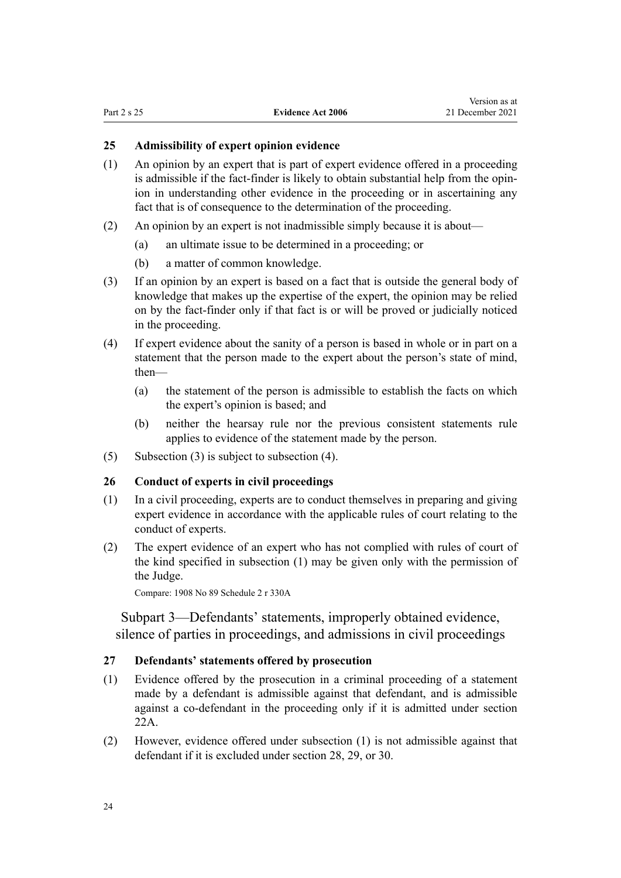### 25 Admissibility of expert opinion evidence

(1) An opinion by an expert that is part of expert evidence offered in a proceeding is admissible if the fact-finder is likely to obtain substantial help from the opinion in understanding other evidence in the proceeding or in ascertaining any fact that is of consequence to the determination of the proceeding.

(2) An opinion by an expert is not inadmissible simply because it is about—

(a) an ultimate issue to be determined in a proceeding; or

(b) a matter of common knowledge.

(3) If an opinion by an expert is based on a fact that is outside the general body of knowledge that makes up the expertise of the expert, the opinion may be relied on by the fact-finder only if that fact is or will be proved or judicially noticed in the proceeding.

(4) If expert evidence about the sanity of a person is based in whole or in part on a statement that the person made to the expert about the person's state of mind, then—

(a) the statement of the person is admissible to establish the facts on which the expert's opinion is based; and

(b) neither the hearsay rule nor the previous consistent statements rule applies to evidence of the statement made by the person.

(5) Subsection (3) is subject to subsection (4).

### 26 Conduct of experts in civil proceedings

(1) In a civil proceeding, experts are to conduct themselves in preparing and giving expert evidence in accordance with the applicable rules of court relating to the conduct of experts.

(2) The expert evidence of an expert who has not complied with rules of court of the kind specified in subsection (1) may be given only with the permission of the Judge.

Compare: 1908 No 89 Schedule 2 r 330A

## Subpart 3—Defendants' statements, improperly obtained evidence, silence of parties in proceedings, and admissions in civil proceedings

### 27 Defendants' statements offered by prosecution

(1) Evidence offered by the prosecution in a criminal proceeding of a statement made by a defendant is admissible against that defendant, and is admissible against a co-defendant in the proceeding only if it is admitted under section 22A.

(2) However, evidence offered under subsection (1) is not admissible against that defendant if it is excluded under section 28, 29, or 30.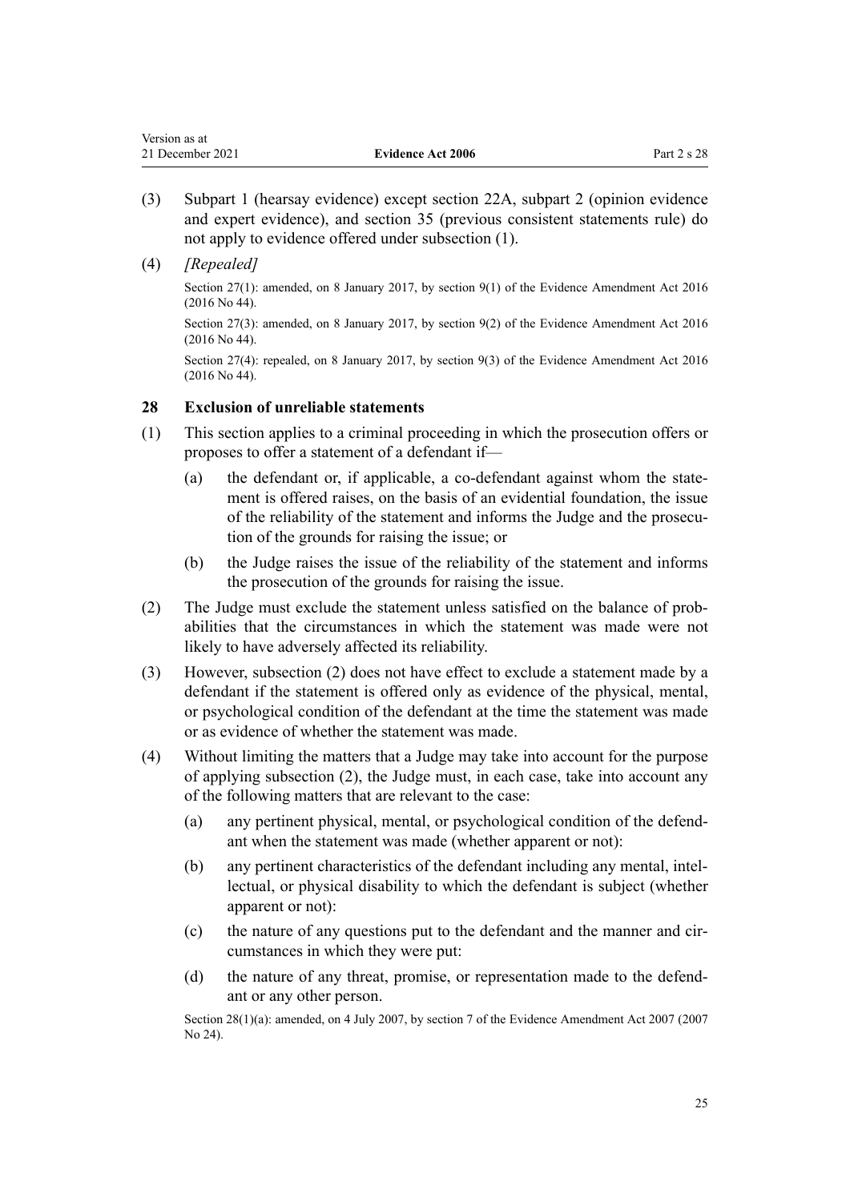(3) Subpart 1 (hearsay evidence) except section 22A, subpart 2 (opinion evidence and expert evidence), and section 35 (previous consistent statements rule) do not apply to evidence offered under subsection (1).

(4) *[Repealed]*

Section 27(1): amended, on 8 January 2017, by section 9(1) of the Evidence Amendment Act 2016 (2016 No 44).

Section 27(3): amended, on 8 January 2017, by section 9(2) of the Evidence Amendment Act 2016 (2016 No 44).

Section 27(4): repealed, on 8 January 2017, by section 9(3) of the Evidence Amendment Act 2016 (2016 No 44).

### 28 Exclusion of unreliable statements

(1) This section applies to a criminal proceeding in which the prosecution offers or proposes to offer a statement of a defendant if—

  (a) the defendant or, if applicable, a co-defendant against whom the statement is offered raises, on the basis of an evidential foundation, the issue of the reliability of the statement and informs the Judge and the prosecution of the grounds for raising the issue; or

  (b) the Judge raises the issue of the reliability of the statement and informs the prosecution of the grounds for raising the issue.

(2) The Judge must exclude the statement unless satisfied on the balance of probabilities that the circumstances in which the statement was made were not likely to have adversely affected its reliability.

(3) However, subsection (2) does not have effect to exclude a statement made by a defendant if the statement is offered only as evidence of the physical, mental, or psychological condition of the defendant at the time the statement was made or as evidence of whether the statement was made.

(4) Without limiting the matters that a Judge may take into account for the purpose of applying subsection (2), the Judge must, in each case, take into account any of the following matters that are relevant to the case:

  (a) any pertinent physical, mental, or psychological condition of the defendant when the statement was made (whether apparent or not):

  (b) any pertinent characteristics of the defendant including any mental, intellectual, or physical disability to which the defendant is subject (whether apparent or not):

  (c) the nature of any questions put to the defendant and the manner and circumstances in which they were put:

  (d) the nature of any threat, promise, or representation made to the defendant or any other person.

Section 28(1)(a): amended, on 4 July 2007, by section 7 of the Evidence Amendment Act 2007 (2007 No 24).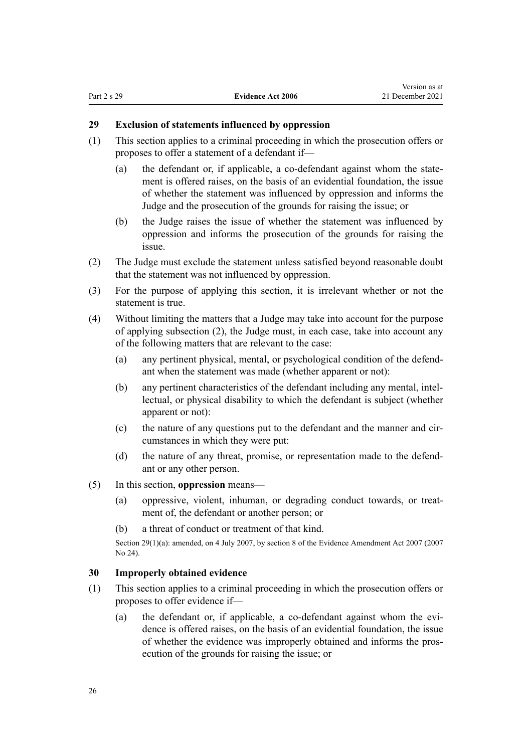## 29 Exclusion of statements influenced by oppression

(1) This section applies to a criminal proceeding in which the prosecution offers or proposes to offer a statement of a defendant if—

  (a) the defendant or, if applicable, a co-defendant against whom the statement is offered raises, on the basis of an evidential foundation, the issue of whether the statement was influenced by oppression and informs the Judge and the prosecution of the grounds for raising the issue; or

  (b) the Judge raises the issue of whether the statement was influenced by oppression and informs the prosecution of the grounds for raising the issue.

(2) The Judge must exclude the statement unless satisfied beyond reasonable doubt that the statement was not influenced by oppression.

(3) For the purpose of applying this section, it is irrelevant whether or not the statement is true.

(4) Without limiting the matters that a Judge may take into account for the purpose of applying subsection (2), the Judge must, in each case, take into account any of the following matters that are relevant to the case:

  (a) any pertinent physical, mental, or psychological condition of the defendant when the statement was made (whether apparent or not):

  (b) any pertinent characteristics of the defendant including any mental, intellectual, or physical disability to which the defendant is subject (whether apparent or not):

  (c) the nature of any questions put to the defendant and the manner and circumstances in which they were put:

  (d) the nature of any threat, promise, or representation made to the defendant or any other person.

(5) In this section, **oppression** means—

  (a) oppressive, violent, inhuman, or degrading conduct towards, or treatment of, the defendant or another person; or

  (b) a threat of conduct or treatment of that kind.

Section 29(1)(a): amended, on 4 July 2007, by section 8 of the Evidence Amendment Act 2007 (2007 No 24).

## 30 Improperly obtained evidence

(1) This section applies to a criminal proceeding in which the prosecution offers or proposes to offer evidence if—

  (a) the defendant or, if applicable, a co-defendant against whom the evidence is offered raises, on the basis of an evidential foundation, the issue of whether the evidence was improperly obtained and informs the prosecution of the grounds for raising the issue; or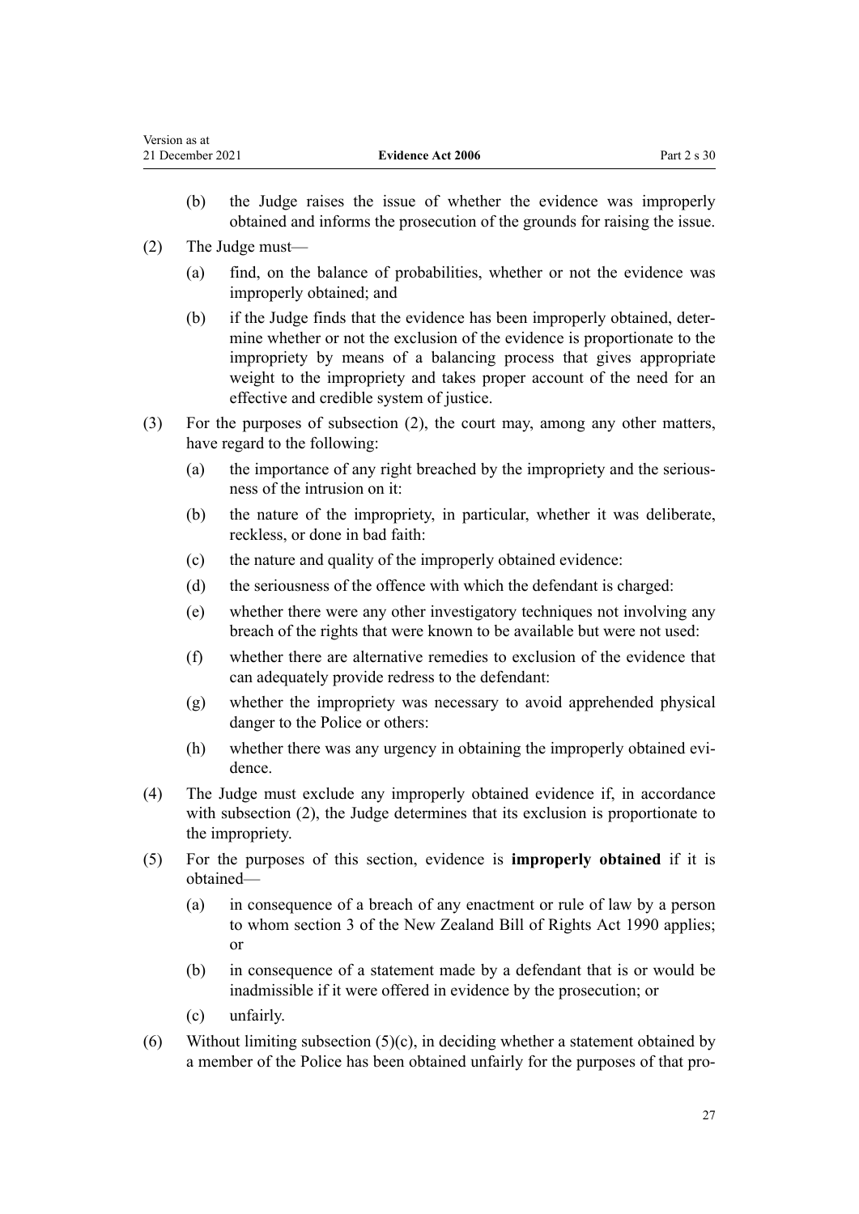(b) the Judge raises the issue of whether the evidence was improperly obtained and informs the prosecution of the grounds for raising the issue.

(2) The Judge must—

(a) find, on the balance of probabilities, whether or not the evidence was improperly obtained; and

(b) if the Judge finds that the evidence has been improperly obtained, determine whether or not the exclusion of the evidence is proportionate to the impropriety by means of a balancing process that gives appropriate weight to the impropriety and takes proper account of the need for an effective and credible system of justice.

(3) For the purposes of subsection (2), the court may, among any other matters, have regard to the following:

(a) the importance of any right breached by the impropriety and the seriousness of the intrusion on it:

(b) the nature of the impropriety, in particular, whether it was deliberate, reckless, or done in bad faith:

(c) the nature and quality of the improperly obtained evidence:

(d) the seriousness of the offence with which the defendant is charged:

(e) whether there were any other investigatory techniques not involving any breach of the rights that were known to be available but were not used:

(f) whether there are alternative remedies to exclusion of the evidence that can adequately provide redress to the defendant:

(g) whether the impropriety was necessary to avoid apprehended physical danger to the Police or others:

(h) whether there was any urgency in obtaining the improperly obtained evidence.

(4) The Judge must exclude any improperly obtained evidence if, in accordance with subsection (2), the Judge determines that its exclusion is proportionate to the impropriety.

(5) For the purposes of this section, evidence is **improperly obtained** if it is obtained—

(a) in consequence of a breach of any enactment or rule of law by a person to whom section 3 of the New Zealand Bill of Rights Act 1990 applies; or

(b) in consequence of a statement made by a defendant that is or would be inadmissible if it were offered in evidence by the prosecution; or

(c) unfairly.

(6) Without limiting subsection (5)(c), in deciding whether a statement obtained by a member of the Police has been obtained unfairly for the purposes of that pro-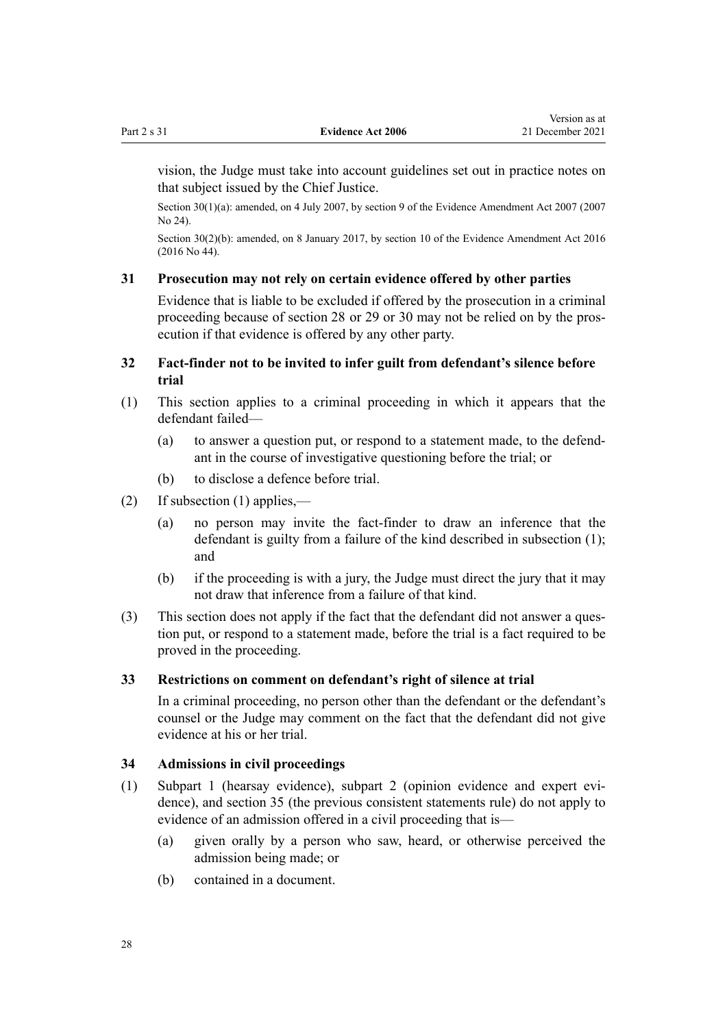vision, the Judge must take into account guidelines set out in practice notes on that subject issued by the Chief Justice.

Section 30(1)(a): amended, on 4 July 2007, by section 9 of the Evidence Amendment Act 2007 (2007 No 24).

Section 30(2)(b): amended, on 8 January 2017, by section 10 of the Evidence Amendment Act 2016 (2016 No 44).

### 31 Prosecution may not rely on certain evidence offered by other parties

Evidence that is liable to be excluded if offered by the prosecution in a criminal proceeding because of section 28 or 29 or 30 may not be relied on by the prosecution if that evidence is offered by any other party.

### 32 Fact-finder not to be invited to infer guilt from defendant's silence before trial

(1) This section applies to a criminal proceeding in which it appears that the defendant failed—

- (a) to answer a question put, or respond to a statement made, to the defendant in the course of investigative questioning before the trial; or
- (b) to disclose a defence before trial.

(2) If subsection (1) applies,—

- (a) no person may invite the fact-finder to draw an inference that the defendant is guilty from a failure of the kind described in subsection (1); and
- (b) if the proceeding is with a jury, the Judge must direct the jury that it may not draw that inference from a failure of that kind.

(3) This section does not apply if the fact that the defendant did not answer a question put, or respond to a statement made, before the trial is a fact required to be proved in the proceeding.

### 33 Restrictions on comment on defendant's right of silence at trial

In a criminal proceeding, no person other than the defendant or the defendant's counsel or the Judge may comment on the fact that the defendant did not give evidence at his or her trial.

### 34 Admissions in civil proceedings

(1) Subpart 1 (hearsay evidence), subpart 2 (opinion evidence and expert evidence), and section 35 (the previous consistent statements rule) do not apply to evidence of an admission offered in a civil proceeding that is—

- (a) given orally by a person who saw, heard, or otherwise perceived the admission being made; or
- (b) contained in a document.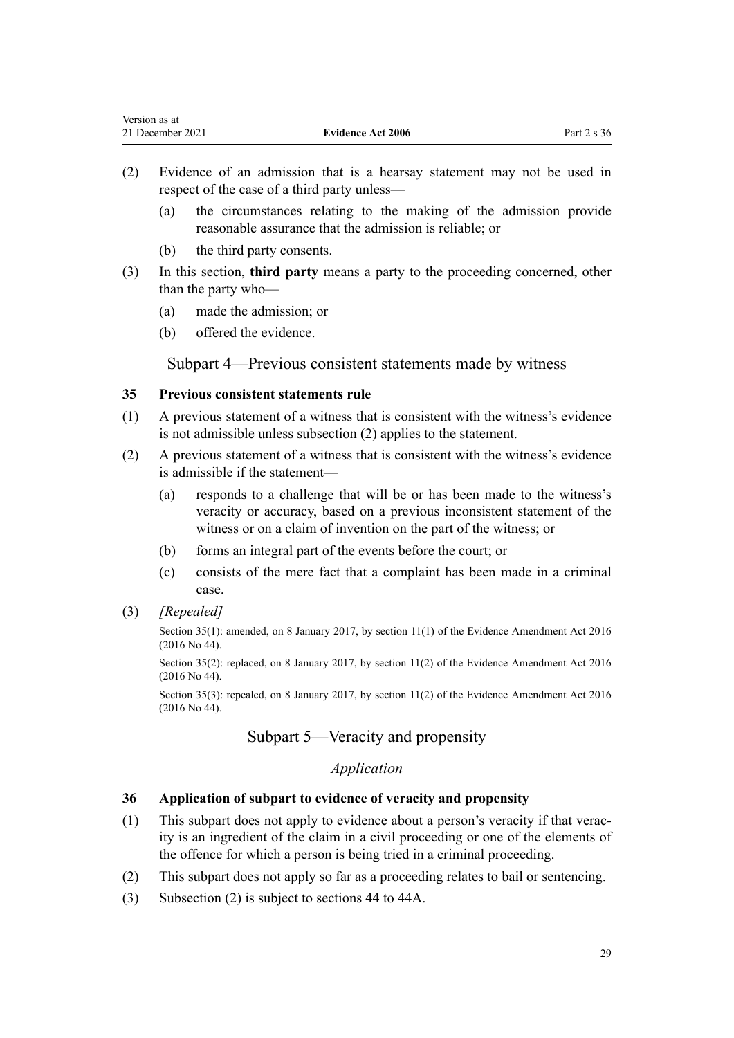(2) Evidence of an admission that is a hearsay statement may not be used in respect of the case of a third party unless—

- (a) the circumstances relating to the making of the admission provide reasonable assurance that the admission is reliable; or
- (b) the third party consents.

(3) In this section, **third party** means a party to the proceeding concerned, other than the party who—

- (a) made the admission; or
- (b) offered the evidence.

## Subpart 4—Previous consistent statements made by witness

### 35 Previous consistent statements rule

(1) A previous statement of a witness that is consistent with the witness's evidence is not admissible unless subsection (2) applies to the statement.

(2) A previous statement of a witness that is consistent with the witness's evidence is admissible if the statement—

- (a) responds to a challenge that will be or has been made to the witness's veracity or accuracy, based on a previous inconsistent statement of the witness or on a claim of invention on the part of the witness; or
- (b) forms an integral part of the events before the court; or
- (c) consists of the mere fact that a complaint has been made in a criminal case.

(3) *[Repealed]*

Section 35(1): amended, on 8 January 2017, by section 11(1) of the Evidence Amendment Act 2016 (2016 No 44).

Section 35(2): replaced, on 8 January 2017, by section 11(2) of the Evidence Amendment Act 2016 (2016 No 44).

Section 35(3): repealed, on 8 January 2017, by section 11(2) of the Evidence Amendment Act 2016 (2016 No 44).

## Subpart 5—Veracity and propensity

*Application*

### 36 Application of subpart to evidence of veracity and propensity

(1) This subpart does not apply to evidence about a person's veracity if that veracity is an ingredient of the claim in a civil proceeding or one of the elements of the offence for which a person is being tried in a criminal proceeding.

(2) This subpart does not apply so far as a proceeding relates to bail or sentencing.

(3) Subsection (2) is subject to sections 44 to 44A.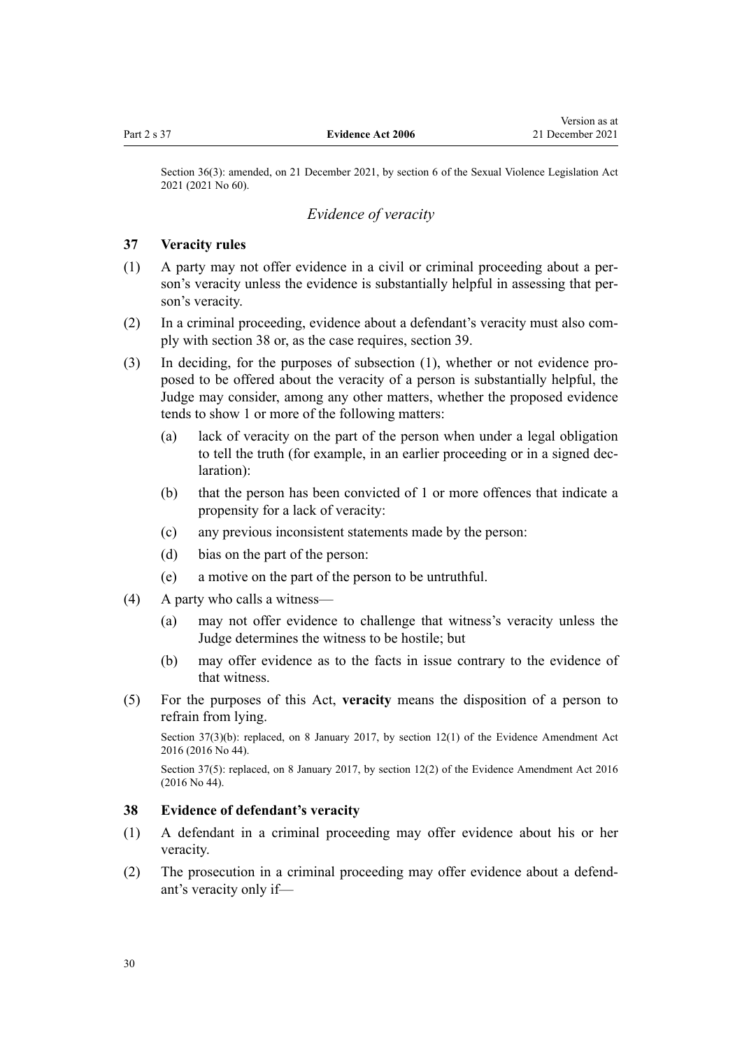Section 36(3): amended, on 21 December 2021, by section 6 of the Sexual Violence Legislation Act 2021 (2021 No 60).

### *Evidence of veracity*

## 37 Veracity rules

(1) A party may not offer evidence in a civil or criminal proceeding about a person's veracity unless the evidence is substantially helpful in assessing that person's veracity.

(2) In a criminal proceeding, evidence about a defendant's veracity must also comply with section 38 or, as the case requires, section 39.

(3) In deciding, for the purposes of subsection (1), whether or not evidence proposed to be offered about the veracity of a person is substantially helpful, the Judge may consider, among any other matters, whether the proposed evidence tends to show 1 or more of the following matters:

- (a) lack of veracity on the part of the person when under a legal obligation to tell the truth (for example, in an earlier proceeding or in a signed declaration):
- (b) that the person has been convicted of 1 or more offences that indicate a propensity for a lack of veracity:
- (c) any previous inconsistent statements made by the person:
- (d) bias on the part of the person:
- (e) a motive on the part of the person to be untruthful.

(4) A party who calls a witness—

- (a) may not offer evidence to challenge that witness's veracity unless the Judge determines the witness to be hostile; but
- (b) may offer evidence as to the facts in issue contrary to the evidence of that witness.

(5) For the purposes of this Act, **veracity** means the disposition of a person to refrain from lying.

Section 37(3)(b): replaced, on 8 January 2017, by section 12(1) of the Evidence Amendment Act 2016 (2016 No 44).

Section 37(5): replaced, on 8 January 2017, by section 12(2) of the Evidence Amendment Act 2016 (2016 No 44).

## 38 Evidence of defendant's veracity

(1) A defendant in a criminal proceeding may offer evidence about his or her veracity.

(2) The prosecution in a criminal proceeding may offer evidence about a defendant's veracity only if—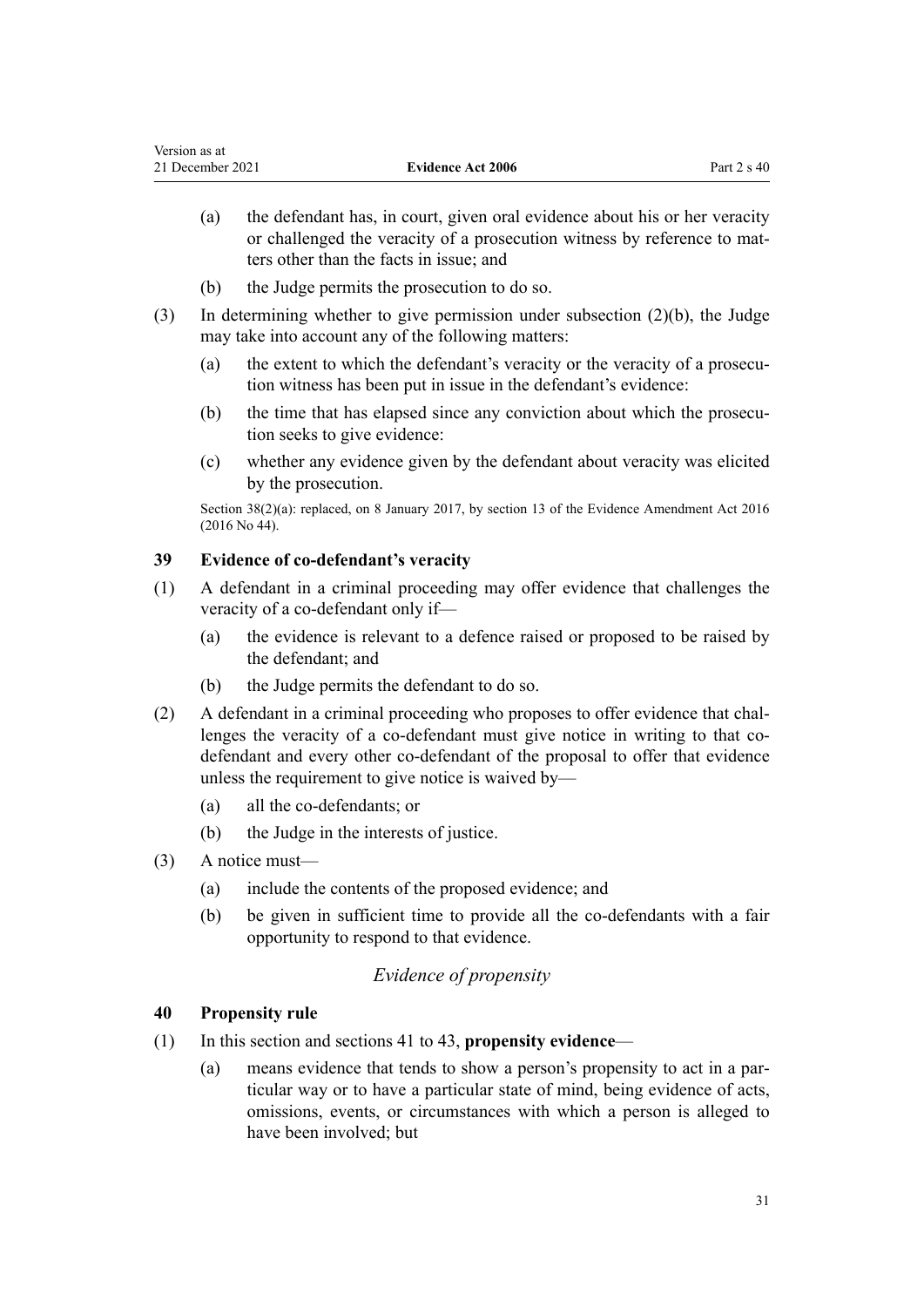(a) the defendant has, in court, given oral evidence about his or her veracity or challenged the veracity of a prosecution witness by reference to matters other than the facts in issue; and

(b) the Judge permits the prosecution to do so.

(3) In determining whether to give permission under subsection (2)(b), the Judge may take into account any of the following matters:

(a) the extent to which the defendant's veracity or the veracity of a prosecution witness has been put in issue in the defendant's evidence:

(b) the time that has elapsed since any conviction about which the prosecution seeks to give evidence:

(c) whether any evidence given by the defendant about veracity was elicited by the prosecution.

Section 38(2)(a): replaced, on 8 January 2017, by section 13 of the Evidence Amendment Act 2016 (2016 No 44).

## 39 Evidence of co-defendant's veracity

(1) A defendant in a criminal proceeding may offer evidence that challenges the veracity of a co-defendant only if—

(a) the evidence is relevant to a defence raised or proposed to be raised by the defendant; and

(b) the Judge permits the defendant to do so.

(2) A defendant in a criminal proceeding who proposes to offer evidence that challenges the veracity of a co-defendant must give notice in writing to that co-defendant and every other co-defendant of the proposal to offer that evidence unless the requirement to give notice is waived by—

(a) all the co-defendants; or

(b) the Judge in the interests of justice.

(3) A notice must—

(a) include the contents of the proposed evidence; and

(b) be given in sufficient time to provide all the co-defendants with a fair opportunity to respond to that evidence.

*Evidence of propensity*

## 40 Propensity rule

(1) In this section and sections 41 to 43, **propensity evidence**—

(a) means evidence that tends to show a person's propensity to act in a particular way or to have a particular state of mind, being evidence of acts, omissions, events, or circumstances with which a person is alleged to have been involved; but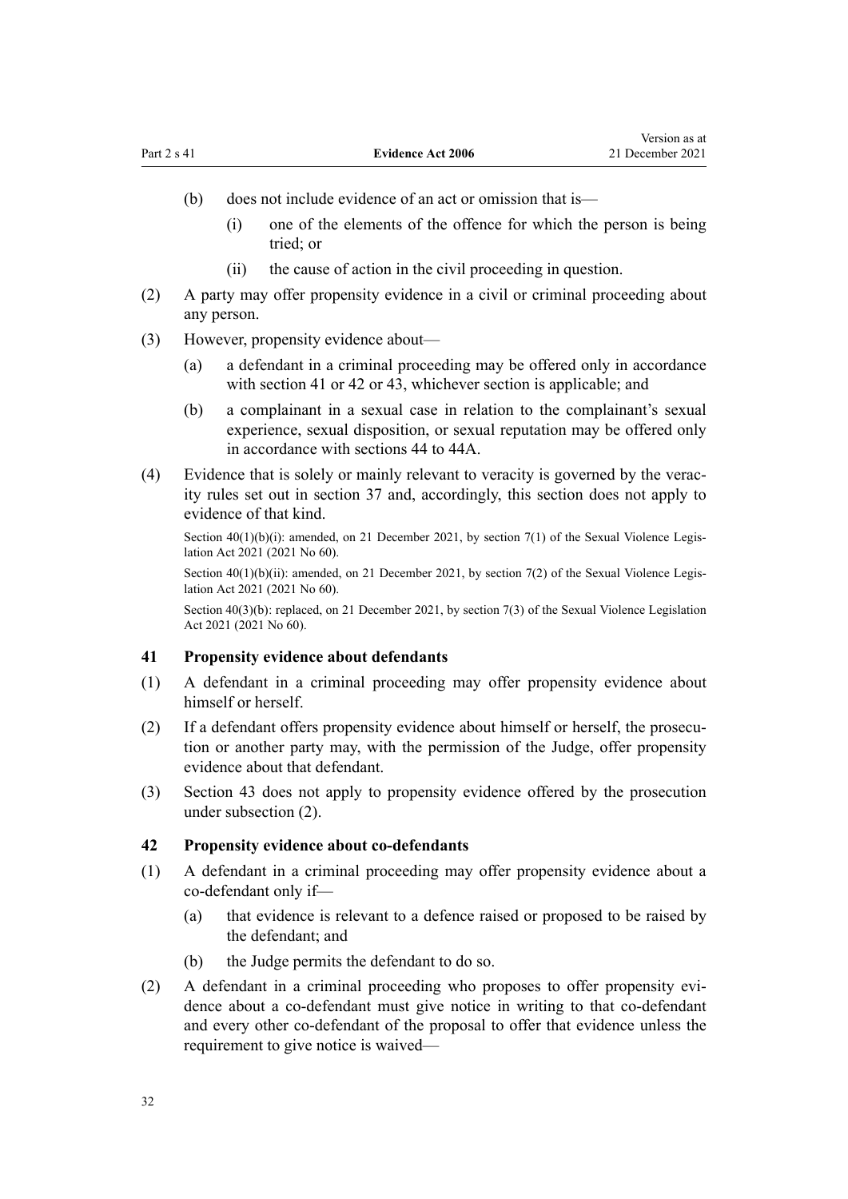(b) does not include evidence of an act or omission that is—

  (i) one of the elements of the offence for which the person is being tried; or

  (ii) the cause of action in the civil proceeding in question.

(2) A party may offer propensity evidence in a civil or criminal proceeding about any person.

(3) However, propensity evidence about—

  (a) a defendant in a criminal proceeding may be offered only in accordance with section 41 or 42 or 43, whichever section is applicable; and

  (b) a complainant in a sexual case in relation to the complainant's sexual experience, sexual disposition, or sexual reputation may be offered only in accordance with sections 44 to 44A.

(4) Evidence that is solely or mainly relevant to veracity is governed by the veracity rules set out in section 37 and, accordingly, this section does not apply to evidence of that kind.

Section 40(1)(b)(i): amended, on 21 December 2021, by section 7(1) of the Sexual Violence Legislation Act 2021 (2021 No 60).

Section 40(1)(b)(ii): amended, on 21 December 2021, by section 7(2) of the Sexual Violence Legislation Act 2021 (2021 No 60).

Section 40(3)(b): replaced, on 21 December 2021, by section 7(3) of the Sexual Violence Legislation Act 2021 (2021 No 60).

### 41 Propensity evidence about defendants

(1) A defendant in a criminal proceeding may offer propensity evidence about himself or herself.

(2) If a defendant offers propensity evidence about himself or herself, the prosecution or another party may, with the permission of the Judge, offer propensity evidence about that defendant.

(3) Section 43 does not apply to propensity evidence offered by the prosecution under subsection (2).

### 42 Propensity evidence about co-defendants

(1) A defendant in a criminal proceeding may offer propensity evidence about a co-defendant only if—

  (a) that evidence is relevant to a defence raised or proposed to be raised by the defendant; and

  (b) the Judge permits the defendant to do so.

(2) A defendant in a criminal proceeding who proposes to offer propensity evidence about a co-defendant must give notice in writing to that co-defendant and every other co-defendant of the proposal to offer that evidence unless the requirement to give notice is waived—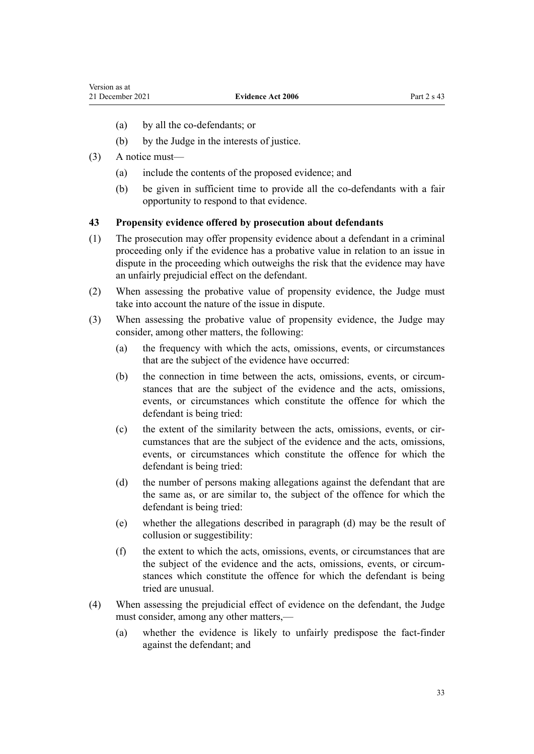(a) by all the co-defendants; or

(b) by the Judge in the interests of justice.

(3) A notice must—

(a) include the contents of the proposed evidence; and

(b) be given in sufficient time to provide all the co-defendants with a fair opportunity to respond to that evidence.

### 43 Propensity evidence offered by prosecution about defendants

(1) The prosecution may offer propensity evidence about a defendant in a criminal proceeding only if the evidence has a probative value in relation to an issue in dispute in the proceeding which outweighs the risk that the evidence may have an unfairly prejudicial effect on the defendant.

(2) When assessing the probative value of propensity evidence, the Judge must take into account the nature of the issue in dispute.

(3) When assessing the probative value of propensity evidence, the Judge may consider, among other matters, the following:

(a) the frequency with which the acts, omissions, events, or circumstances that are the subject of the evidence have occurred:

(b) the connection in time between the acts, omissions, events, or circumstances that are the subject of the evidence and the acts, omissions, events, or circumstances which constitute the offence for which the defendant is being tried:

(c) the extent of the similarity between the acts, omissions, events, or circumstances that are the subject of the evidence and the acts, omissions, events, or circumstances which constitute the offence for which the defendant is being tried:

(d) the number of persons making allegations against the defendant that are the same as, or are similar to, the subject of the offence for which the defendant is being tried:

(e) whether the allegations described in paragraph (d) may be the result of collusion or suggestibility:

(f) the extent to which the acts, omissions, events, or circumstances that are the subject of the evidence and the acts, omissions, events, or circumstances which constitute the offence for which the defendant is being tried are unusual.

(4) When assessing the prejudicial effect of evidence on the defendant, the Judge must consider, among any other matters,—

(a) whether the evidence is likely to unfairly predispose the fact-finder against the defendant; and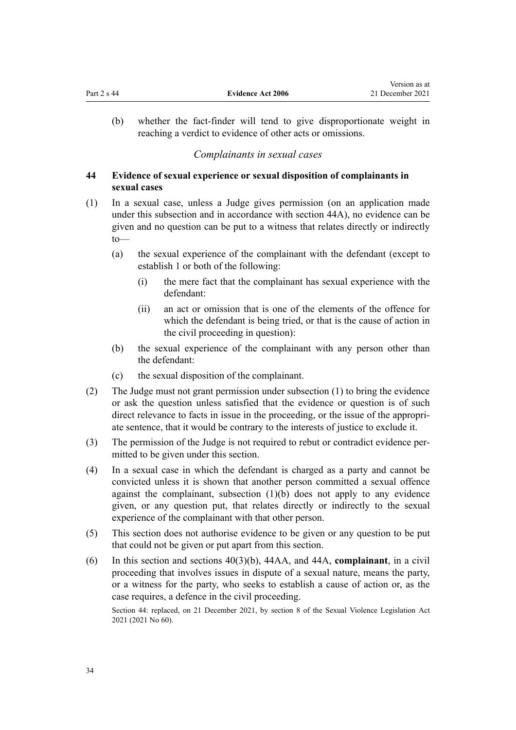(b) whether the fact-finder will tend to give disproportionate weight in reaching a verdict to evidence of other acts or omissions.

*Complainants in sexual cases*

**44 Evidence of sexual experience or sexual disposition of complainants in sexual cases**

(1) In a sexual case, unless a Judge gives permission (on an application made under this subsection and in accordance with section 44A), no evidence can be given and no question can be put to a witness that relates directly or indirectly to—

(a) the sexual experience of the complainant with the defendant (except to establish 1 or both of the following:

(i) the mere fact that the complainant has sexual experience with the defendant:

(ii) an act or omission that is one of the elements of the offence for which the defendant is being tried, or that is the cause of action in the civil proceeding in question):

(b) the sexual experience of the complainant with any person other than the defendant:

(c) the sexual disposition of the complainant.

(2) The Judge must not grant permission under subsection (1) to bring the evidence or ask the question unless satisfied that the evidence or question is of such direct relevance to facts in issue in the proceeding, or the issue of the appropriate sentence, that it would be contrary to the interests of justice to exclude it.

(3) The permission of the Judge is not required to rebut or contradict evidence permitted to be given under this section.

(4) In a sexual case in which the defendant is charged as a party and cannot be convicted unless it is shown that another person committed a sexual offence against the complainant, subsection (1)(b) does not apply to any evidence given, or any question put, that relates directly or indirectly to the sexual experience of the complainant with that other person.

(5) This section does not authorise evidence to be given or any question to be put that could not be given or put apart from this section.

(6) In this section and sections 40(3)(b), 44AA, and 44A, **complainant**, in a civil proceeding that involves issues in dispute of a sexual nature, means the party, or a witness for the party, who seeks to establish a cause of action or, as the case requires, a defence in the civil proceeding.

Section 44: replaced, on 21 December 2021, by section 8 of the Sexual Violence Legislation Act 2021 (2021 No 60).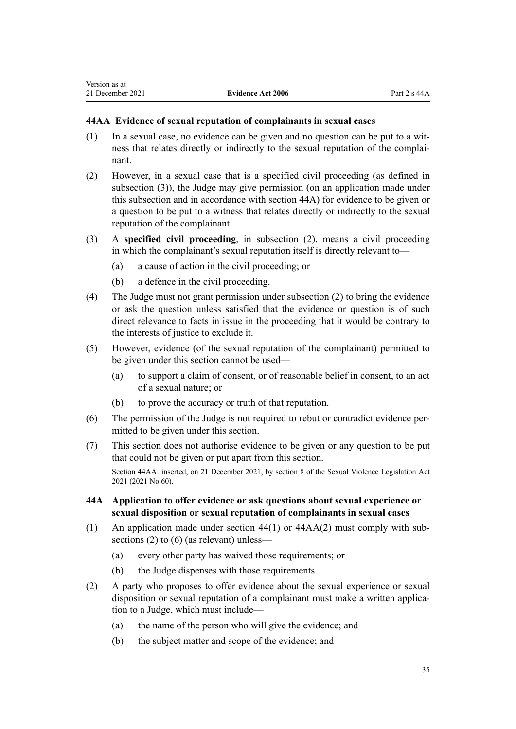### 44AA Evidence of sexual reputation of complainants in sexual cases

(1) In a sexual case, no evidence can be given and no question can be put to a witness that relates directly or indirectly to the sexual reputation of the complainant.

(2) However, in a sexual case that is a specified civil proceeding (as defined in subsection (3)), the Judge may give permission (on an application made under this subsection and in accordance with section 44A) for evidence to be given or a question to be put to a witness that relates directly or indirectly to the sexual reputation of the complainant.

(3) A **specified civil proceeding**, in subsection (2), means a civil proceeding in which the complainant's sexual reputation itself is directly relevant to—

(a) a cause of action in the civil proceeding; or

(b) a defence in the civil proceeding.

(4) The Judge must not grant permission under subsection (2) to bring the evidence or ask the question unless satisfied that the evidence or question is of such direct relevance to facts in issue in the proceeding that it would be contrary to the interests of justice to exclude it.

(5) However, evidence (of the sexual reputation of the complainant) permitted to be given under this section cannot be used—

(a) to support a claim of consent, or of reasonable belief in consent, to an act of a sexual nature; or

(b) to prove the accuracy or truth of that reputation.

(6) The permission of the Judge is not required to rebut or contradict evidence permitted to be given under this section.

(7) This section does not authorise evidence to be given or any question to be put that could not be given or put apart from this section.

Section 44AA: inserted, on 21 December 2021, by section 8 of the Sexual Violence Legislation Act 2021 (2021 No 60).

### 44A Application to offer evidence or ask questions about sexual experience or sexual disposition or sexual reputation of complainants in sexual cases

(1) An application made under section 44(1) or 44AA(2) must comply with subsections (2) to (6) (as relevant) unless—

(a) every other party has waived those requirements; or

(b) the Judge dispenses with those requirements.

(2) A party who proposes to offer evidence about the sexual experience or sexual disposition or sexual reputation of a complainant must make a written application to a Judge, which must include—

(a) the name of the person who will give the evidence; and

(b) the subject matter and scope of the evidence; and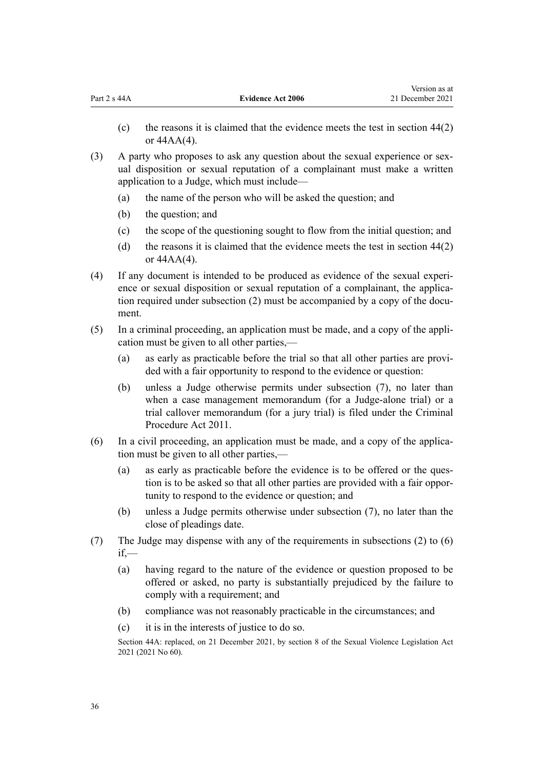(c) the reasons it is claimed that the evidence meets the test in section 44(2) or 44AA(4).

(3) A party who proposes to ask any question about the sexual experience or sexual disposition or sexual reputation of a complainant must make a written application to a Judge, which must include—

(a) the name of the person who will be asked the question; and

(b) the question; and

(c) the scope of the questioning sought to flow from the initial question; and

(d) the reasons it is claimed that the evidence meets the test in section 44(2) or 44AA(4).

(4) If any document is intended to be produced as evidence of the sexual experience or sexual disposition or sexual reputation of a complainant, the application required under subsection (2) must be accompanied by a copy of the document.

(5) In a criminal proceeding, an application must be made, and a copy of the application must be given to all other parties,—

(a) as early as practicable before the trial so that all other parties are provided with a fair opportunity to respond to the evidence or question:

(b) unless a Judge otherwise permits under subsection (7), no later than when a case management memorandum (for a Judge-alone trial) or a trial callover memorandum (for a jury trial) is filed under the Criminal Procedure Act 2011.

(6) In a civil proceeding, an application must be made, and a copy of the application must be given to all other parties,—

(a) as early as practicable before the evidence is to be offered or the question is to be asked so that all other parties are provided with a fair opportunity to respond to the evidence or question; and

(b) unless a Judge permits otherwise under subsection (7), no later than the close of pleadings date.

(7) The Judge may dispense with any of the requirements in subsections (2) to (6) if,—

(a) having regard to the nature of the evidence or question proposed to be offered or asked, no party is substantially prejudiced by the failure to comply with a requirement; and

(b) compliance was not reasonably practicable in the circumstances; and

(c) it is in the interests of justice to do so.

Section 44A: replaced, on 21 December 2021, by section 8 of the Sexual Violence Legislation Act 2021 (2021 No 60).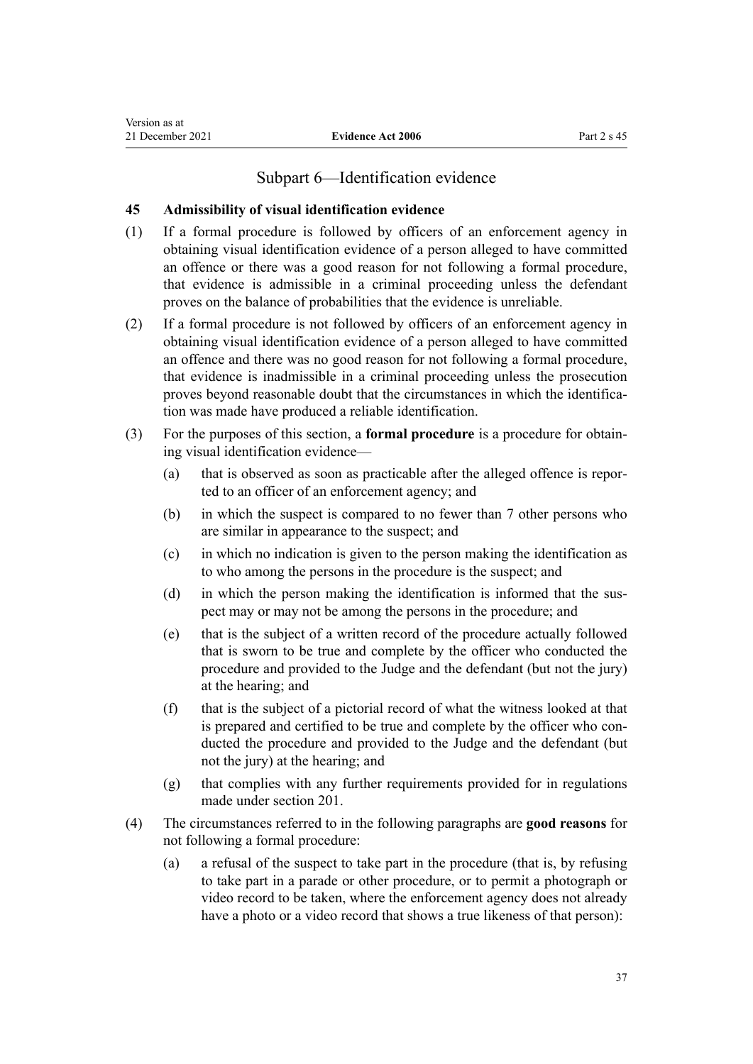## Subpart 6—Identification evidence

### 45 Admissibility of visual identification evidence

(1) If a formal procedure is followed by officers of an enforcement agency in obtaining visual identification evidence of a person alleged to have committed an offence or there was a good reason for not following a formal procedure, that evidence is admissible in a criminal proceeding unless the defendant proves on the balance of probabilities that the evidence is unreliable.

(2) If a formal procedure is not followed by officers of an enforcement agency in obtaining visual identification evidence of a person alleged to have committed an offence and there was no good reason for not following a formal procedure, that evidence is inadmissible in a criminal proceeding unless the prosecution proves beyond reasonable doubt that the circumstances in which the identification was made have produced a reliable identification.

(3) For the purposes of this section, a **formal procedure** is a procedure for obtaining visual identification evidence—

- (a) that is observed as soon as practicable after the alleged offence is reported to an officer of an enforcement agency; and
- (b) in which the suspect is compared to no fewer than 7 other persons who are similar in appearance to the suspect; and
- (c) in which no indication is given to the person making the identification as to who among the persons in the procedure is the suspect; and
- (d) in which the person making the identification is informed that the suspect may or may not be among the persons in the procedure; and
- (e) that is the subject of a written record of the procedure actually followed that is sworn to be true and complete by the officer who conducted the procedure and provided to the Judge and the defendant (but not the jury) at the hearing; and
- (f) that is the subject of a pictorial record of what the witness looked at that is prepared and certified to be true and complete by the officer who conducted the procedure and provided to the Judge and the defendant (but not the jury) at the hearing; and
- (g) that complies with any further requirements provided for in regulations made under section 201.

(4) The circumstances referred to in the following paragraphs are **good reasons** for not following a formal procedure:

- (a) a refusal of the suspect to take part in the procedure (that is, by refusing to take part in a parade or other procedure, or to permit a photograph or video record to be taken, where the enforcement agency does not already have a photo or a video record that shows a true likeness of that person):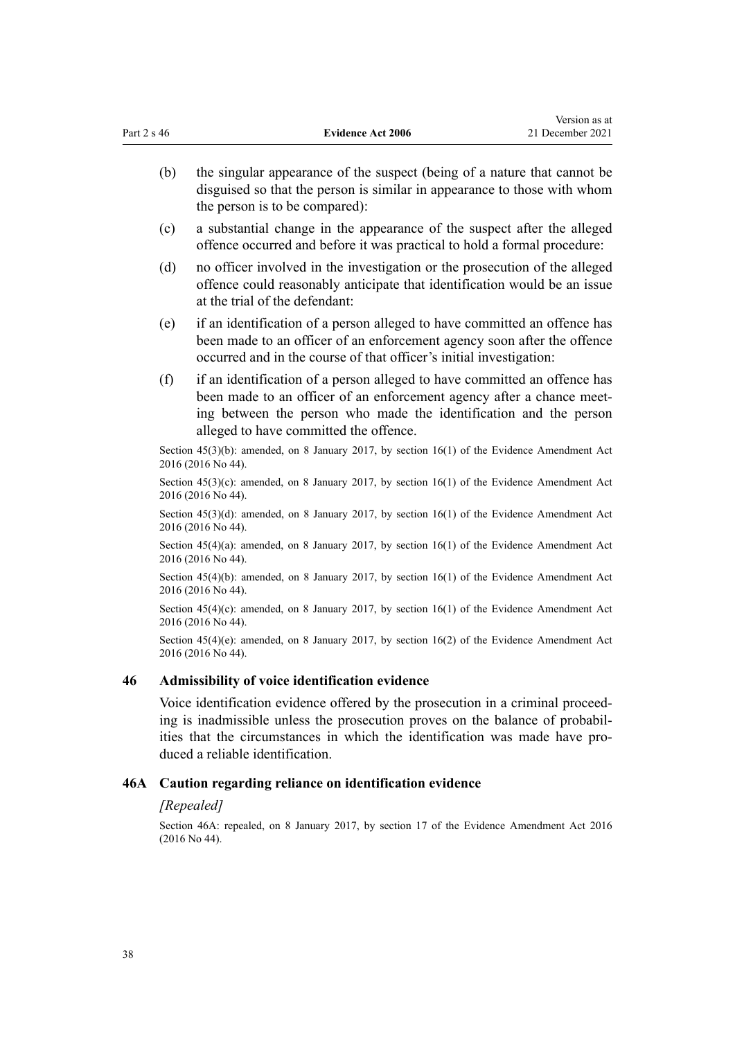(b) the singular appearance of the suspect (being of a nature that cannot be disguised so that the person is similar in appearance to those with whom the person is to be compared):

(c) a substantial change in the appearance of the suspect after the alleged offence occurred and before it was practical to hold a formal procedure:

(d) no officer involved in the investigation or the prosecution of the alleged offence could reasonably anticipate that identification would be an issue at the trial of the defendant:

(e) if an identification of a person alleged to have committed an offence has been made to an officer of an enforcement agency soon after the offence occurred and in the course of that officer's initial investigation:

(f) if an identification of a person alleged to have committed an offence has been made to an officer of an enforcement agency after a chance meeting between the person who made the identification and the person alleged to have committed the offence.

Section 45(3)(b): amended, on 8 January 2017, by section 16(1) of the Evidence Amendment Act 2016 (2016 No 44).

Section 45(3)(c): amended, on 8 January 2017, by section 16(1) of the Evidence Amendment Act 2016 (2016 No 44).

Section 45(3)(d): amended, on 8 January 2017, by section 16(1) of the Evidence Amendment Act 2016 (2016 No 44).

Section 45(4)(a): amended, on 8 January 2017, by section 16(1) of the Evidence Amendment Act 2016 (2016 No 44).

Section 45(4)(b): amended, on 8 January 2017, by section 16(1) of the Evidence Amendment Act 2016 (2016 No 44).

Section 45(4)(c): amended, on 8 January 2017, by section 16(1) of the Evidence Amendment Act 2016 (2016 No 44).

Section 45(4)(e): amended, on 8 January 2017, by section 16(2) of the Evidence Amendment Act 2016 (2016 No 44).

### 46 Admissibility of voice identification evidence

Voice identification evidence offered by the prosecution in a criminal proceeding is inadmissible unless the prosecution proves on the balance of probabilities that the circumstances in which the identification was made have produced a reliable identification.

### 46A Caution regarding reliance on identification evidence

*[Repealed]*

Section 46A: repealed, on 8 January 2017, by section 17 of the Evidence Amendment Act 2016 (2016 No 44).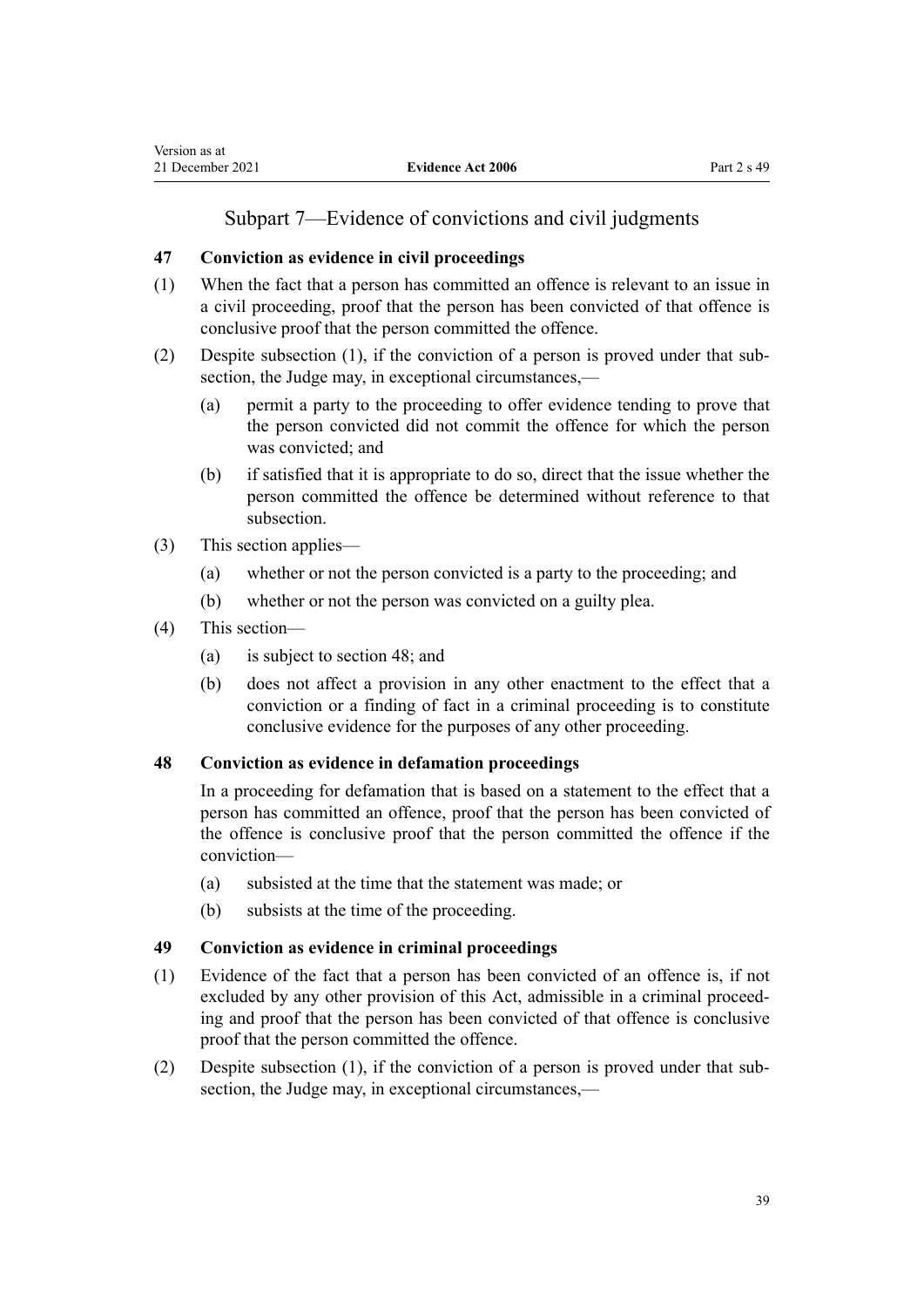## Subpart 7—Evidence of convictions and civil judgments

### 47 Conviction as evidence in civil proceedings

(1) When the fact that a person has committed an offence is relevant to an issue in a civil proceeding, proof that the person has been convicted of that offence is conclusive proof that the person committed the offence.

(2) Despite subsection (1), if the conviction of a person is proved under that subsection, the Judge may, in exceptional circumstances,—

(a) permit a party to the proceeding to offer evidence tending to prove that the person convicted did not commit the offence for which the person was convicted; and

(b) if satisfied that it is appropriate to do so, direct that the issue whether the person committed the offence be determined without reference to that subsection.

(3) This section applies—

(a) whether or not the person convicted is a party to the proceeding; and

(b) whether or not the person was convicted on a guilty plea.

(4) This section—

(a) is subject to section 48; and

(b) does not affect a provision in any other enactment to the effect that a conviction or a finding of fact in a criminal proceeding is to constitute conclusive evidence for the purposes of any other proceeding.

### 48 Conviction as evidence in defamation proceedings

In a proceeding for defamation that is based on a statement to the effect that a person has committed an offence, proof that the person has been convicted of the offence is conclusive proof that the person committed the offence if the conviction—

(a) subsisted at the time that the statement was made; or

(b) subsists at the time of the proceeding.

### 49 Conviction as evidence in criminal proceedings

(1) Evidence of the fact that a person has been convicted of an offence is, if not excluded by any other provision of this Act, admissible in a criminal proceeding and proof that the person has been convicted of that offence is conclusive proof that the person committed the offence.

(2) Despite subsection (1), if the conviction of a person is proved under that subsection, the Judge may, in exceptional circumstances,—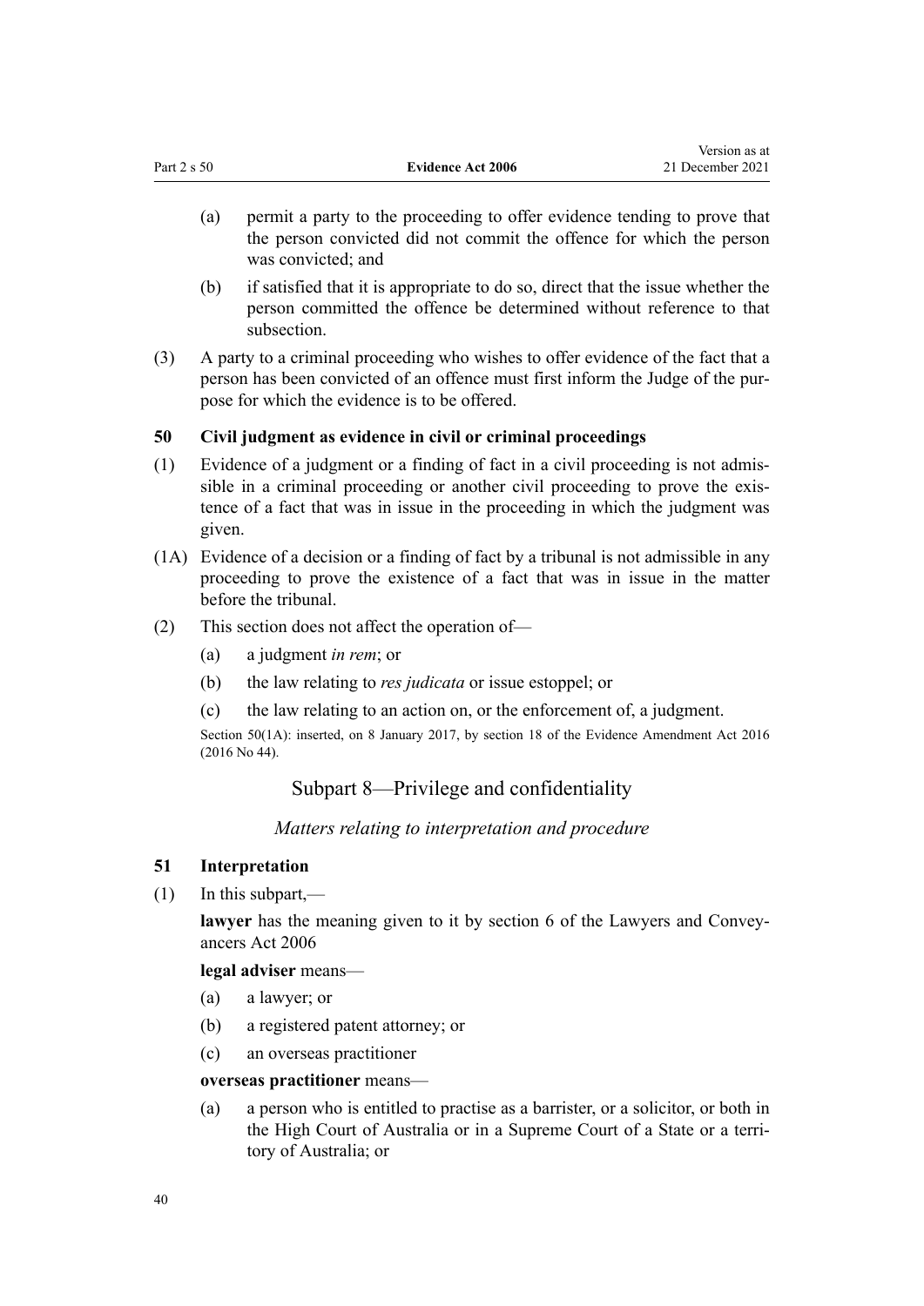(a) permit a party to the proceeding to offer evidence tending to prove that the person convicted did not commit the offence for which the person was convicted; and

(b) if satisfied that it is appropriate to do so, direct that the issue whether the person committed the offence be determined without reference to that subsection.

(3) A party to a criminal proceeding who wishes to offer evidence of the fact that a person has been convicted of an offence must first inform the Judge of the purpose for which the evidence is to be offered.

### 50 Civil judgment as evidence in civil or criminal proceedings

(1) Evidence of a judgment or a finding of fact in a civil proceeding is not admissible in a criminal proceeding or another civil proceeding to prove the existence of a fact that was in issue in the proceeding in which the judgment was given.

(1A) Evidence of a decision or a finding of fact by a tribunal is not admissible in any proceeding to prove the existence of a fact that was in issue in the matter before the tribunal.

(2) This section does not affect the operation of—

(a) a judgment *in rem*; or

(b) the law relating to *res judicata* or issue estoppel; or

(c) the law relating to an action on, or the enforcement of, a judgment.

Section 50(1A): inserted, on 8 January 2017, by section 18 of the Evidence Amendment Act 2016 (2016 No 44).

## Subpart 8—Privilege and confidentiality

*Matters relating to interpretation and procedure*

### 51 Interpretation

(1) In this subpart,—

**lawyer** has the meaning given to it by section 6 of the Lawyers and Conveyancers Act 2006

**legal adviser** means—

(a) a lawyer; or

(b) a registered patent attorney; or

(c) an overseas practitioner

**overseas practitioner** means—

(a) a person who is entitled to practise as a barrister, or a solicitor, or both in the High Court of Australia or in a Supreme Court of a State or a territory of Australia; or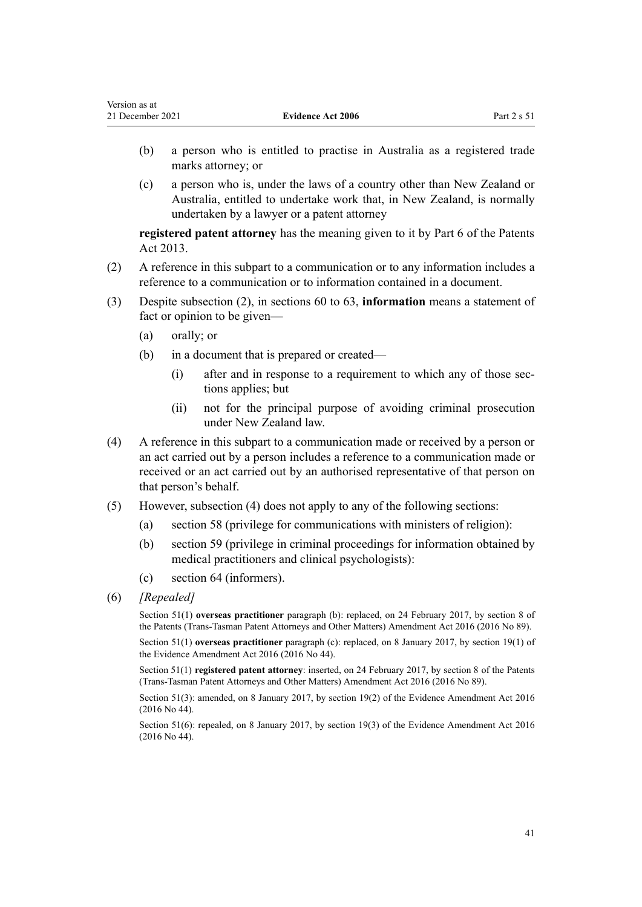(b) a person who is entitled to practise in Australia as a registered trade marks attorney; or

(c) a person who is, under the laws of a country other than New Zealand or Australia, entitled to undertake work that, in New Zealand, is normally undertaken by a lawyer or a patent attorney

**registered patent attorney** has the meaning given to it by Part 6 of the Patents Act 2013.

(2) A reference in this subpart to a communication or to any information includes a reference to a communication or to information contained in a document.

(3) Despite subsection (2), in sections 60 to 63, **information** means a statement of fact or opinion to be given—

(a) orally; or

(b) in a document that is prepared or created—

(i) after and in response to a requirement to which any of those sections applies; but

(ii) not for the principal purpose of avoiding criminal prosecution under New Zealand law.

(4) A reference in this subpart to a communication made or received by a person or an act carried out by a person includes a reference to a communication made or received or an act carried out by an authorised representative of that person on that person's behalf.

(5) However, subsection (4) does not apply to any of the following sections:

(a) section 58 (privilege for communications with ministers of religion):

(b) section 59 (privilege in criminal proceedings for information obtained by medical practitioners and clinical psychologists):

(c) section 64 (informers).

(6) *[Repealed]*

Section 51(1) **overseas practitioner** paragraph (b): replaced, on 24 February 2017, by section 8 of the Patents (Trans-Tasman Patent Attorneys and Other Matters) Amendment Act 2016 (2016 No 89).

Section 51(1) **overseas practitioner** paragraph (c): replaced, on 8 January 2017, by section 19(1) of the Evidence Amendment Act 2016 (2016 No 44).

Section 51(1) **registered patent attorney**: inserted, on 24 February 2017, by section 8 of the Patents (Trans-Tasman Patent Attorneys and Other Matters) Amendment Act 2016 (2016 No 89).

Section 51(3): amended, on 8 January 2017, by section 19(2) of the Evidence Amendment Act 2016 (2016 No 44).

Section 51(6): repealed, on 8 January 2017, by section 19(3) of the Evidence Amendment Act 2016 (2016 No 44).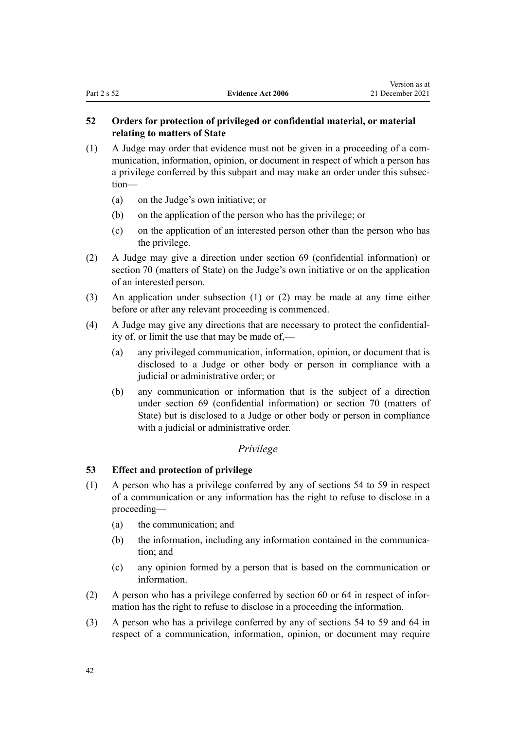### 52 Orders for protection of privileged or confidential material, or material relating to matters of State

(1) A Judge may order that evidence must not be given in a proceeding of a communication, information, opinion, or document in respect of which a person has a privilege conferred by this subpart and may make an order under this subsection—

- (a) on the Judge's own initiative; or
- (b) on the application of the person who has the privilege; or
- (c) on the application of an interested person other than the person who has the privilege.

(2) A Judge may give a direction under section 69 (confidential information) or section 70 (matters of State) on the Judge's own initiative or on the application of an interested person.

(3) An application under subsection (1) or (2) may be made at any time either before or after any relevant proceeding is commenced.

(4) A Judge may give any directions that are necessary to protect the confidentiality of, or limit the use that may be made of,—

- (a) any privileged communication, information, opinion, or document that is disclosed to a Judge or other body or person in compliance with a judicial or administrative order; or
- (b) any communication or information that is the subject of a direction under section 69 (confidential information) or section 70 (matters of State) but is disclosed to a Judge or other body or person in compliance with a judicial or administrative order.

*Privilege*

### 53 Effect and protection of privilege

(1) A person who has a privilege conferred by any of sections 54 to 59 in respect of a communication or any information has the right to refuse to disclose in a proceeding—

- (a) the communication; and
- (b) the information, including any information contained in the communication; and
- (c) any opinion formed by a person that is based on the communication or information.

(2) A person who has a privilege conferred by section 60 or 64 in respect of information has the right to refuse to disclose in a proceeding the information.

(3) A person who has a privilege conferred by any of sections 54 to 59 and 64 in respect of a communication, information, opinion, or document may require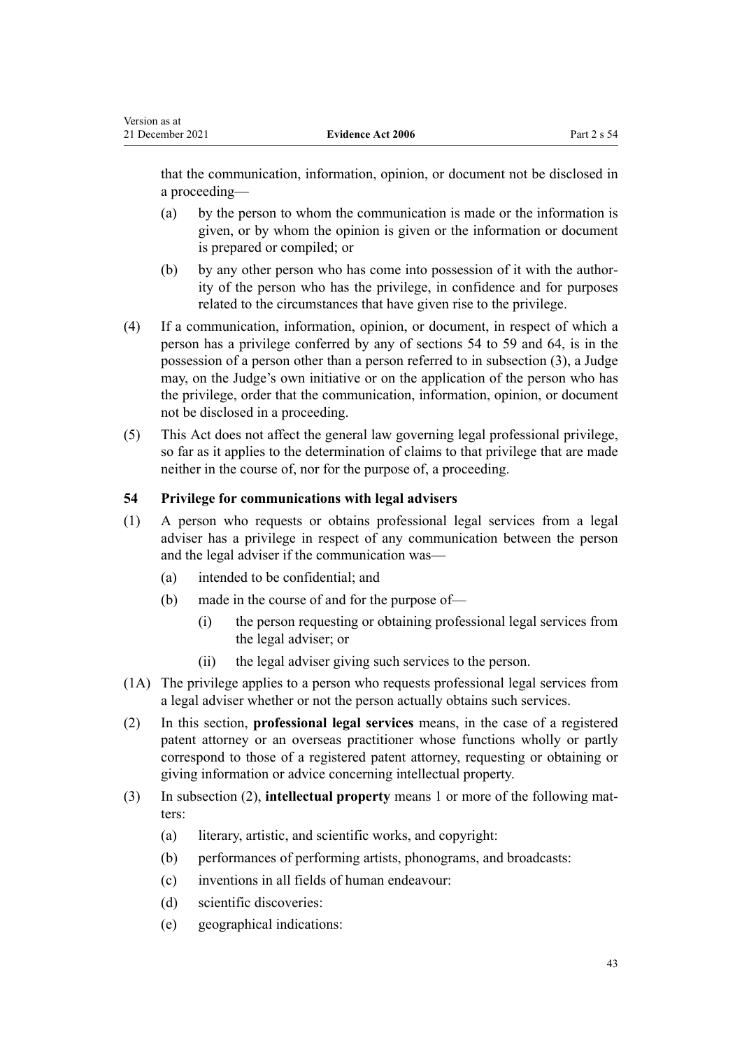that the communication, information, opinion, or document not be disclosed in a proceeding—

(a) by the person to whom the communication is made or the information is given, or by whom the opinion is given or the information or document is prepared or compiled; or

(b) by any other person who has come into possession of it with the authority of the person who has the privilege, in confidence and for purposes related to the circumstances that have given rise to the privilege.

(4) If a communication, information, opinion, or document, in respect of which a person has a privilege conferred by any of sections 54 to 59 and 64, is in the possession of a person other than a person referred to in subsection (3), a Judge may, on the Judge's own initiative or on the application of the person who has the privilege, order that the communication, information, opinion, or document not be disclosed in a proceeding.

(5) This Act does not affect the general law governing legal professional privilege, so far as it applies to the determination of claims to that privilege that are made neither in the course of, nor for the purpose of, a proceeding.

### 54 Privilege for communications with legal advisers

(1) A person who requests or obtains professional legal services from a legal adviser has a privilege in respect of any communication between the person and the legal adviser if the communication was—

(a) intended to be confidential; and

(b) made in the course of and for the purpose of—

(i) the person requesting or obtaining professional legal services from the legal adviser; or

(ii) the legal adviser giving such services to the person.

(1A) The privilege applies to a person who requests professional legal services from a legal adviser whether or not the person actually obtains such services.

(2) In this section, **professional legal services** means, in the case of a registered patent attorney or an overseas practitioner whose functions wholly or partly correspond to those of a registered patent attorney, requesting or obtaining or giving information or advice concerning intellectual property.

(3) In subsection (2), **intellectual property** means 1 or more of the following matters:

(a) literary, artistic, and scientific works, and copyright:

(b) performances of performing artists, phonograms, and broadcasts:

(c) inventions in all fields of human endeavour:

(d) scientific discoveries:

(e) geographical indications: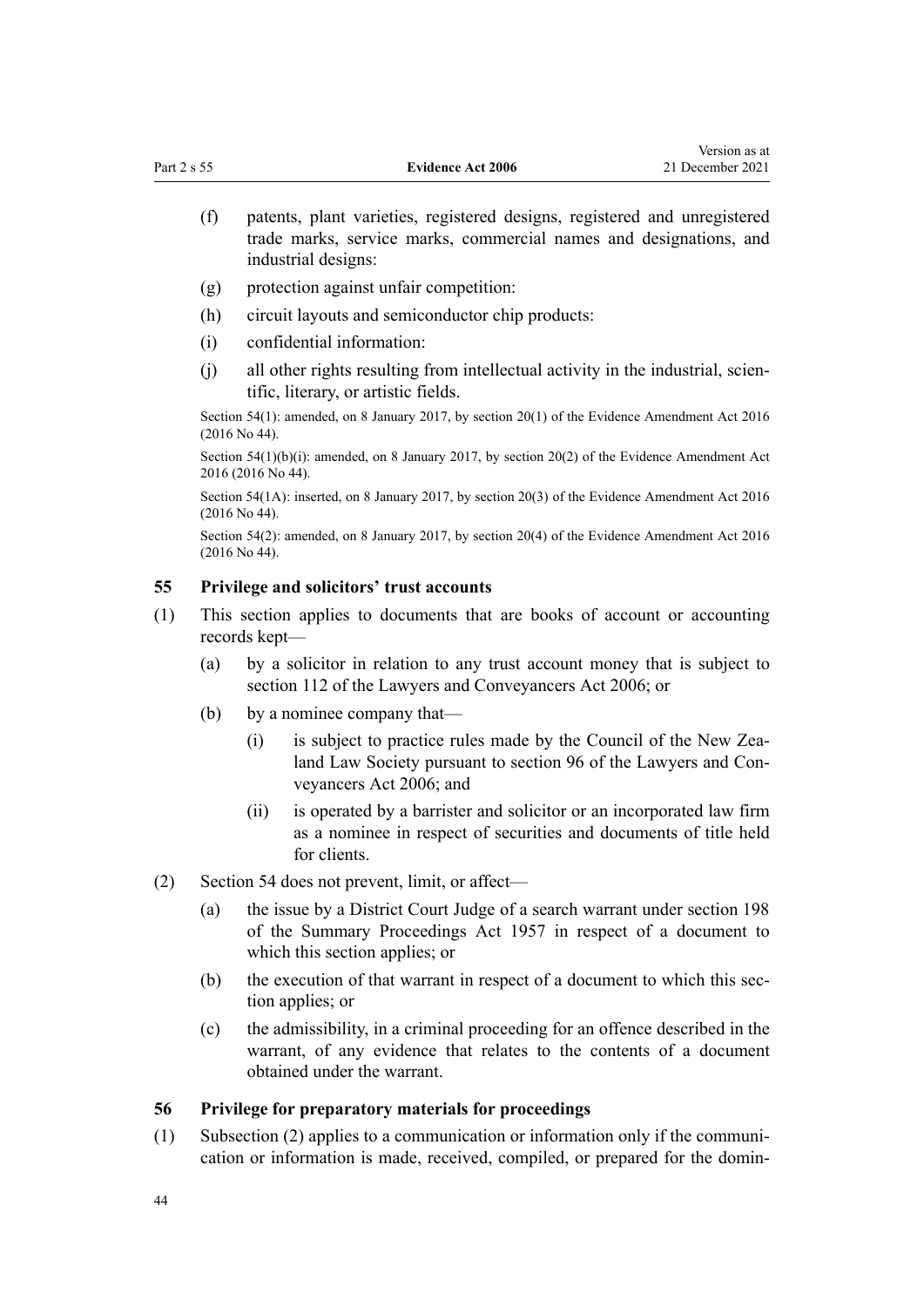(f) patents, plant varieties, registered designs, registered and unregistered trade marks, service marks, commercial names and designations, and industrial designs:

(g) protection against unfair competition:

(h) circuit layouts and semiconductor chip products:

(i) confidential information:

(j) all other rights resulting from intellectual activity in the industrial, scientific, literary, or artistic fields.

Section 54(1): amended, on 8 January 2017, by section 20(1) of the Evidence Amendment Act 2016 (2016 No 44).

Section 54(1)(b)(i): amended, on 8 January 2017, by section 20(2) of the Evidence Amendment Act 2016 (2016 No 44).

Section 54(1A): inserted, on 8 January 2017, by section 20(3) of the Evidence Amendment Act 2016 (2016 No 44).

Section 54(2): amended, on 8 January 2017, by section 20(4) of the Evidence Amendment Act 2016 (2016 No 44).

### 55 Privilege and solicitors' trust accounts

(1) This section applies to documents that are books of account or accounting records kept—

(a) by a solicitor in relation to any trust account money that is subject to section 112 of the Lawyers and Conveyancers Act 2006; or

(b) by a nominee company that—

(i) is subject to practice rules made by the Council of the New Zealand Law Society pursuant to section 96 of the Lawyers and Conveyancers Act 2006; and

(ii) is operated by a barrister and solicitor or an incorporated law firm as a nominee in respect of securities and documents of title held for clients.

(2) Section 54 does not prevent, limit, or affect—

(a) the issue by a District Court Judge of a search warrant under section 198 of the Summary Proceedings Act 1957 in respect of a document to which this section applies; or

(b) the execution of that warrant in respect of a document to which this section applies; or

(c) the admissibility, in a criminal proceeding for an offence described in the warrant, of any evidence that relates to the contents of a document obtained under the warrant.

### 56 Privilege for preparatory materials for proceedings

(1) Subsection (2) applies to a communication or information only if the communication or information is made, received, compiled, or prepared for the domin-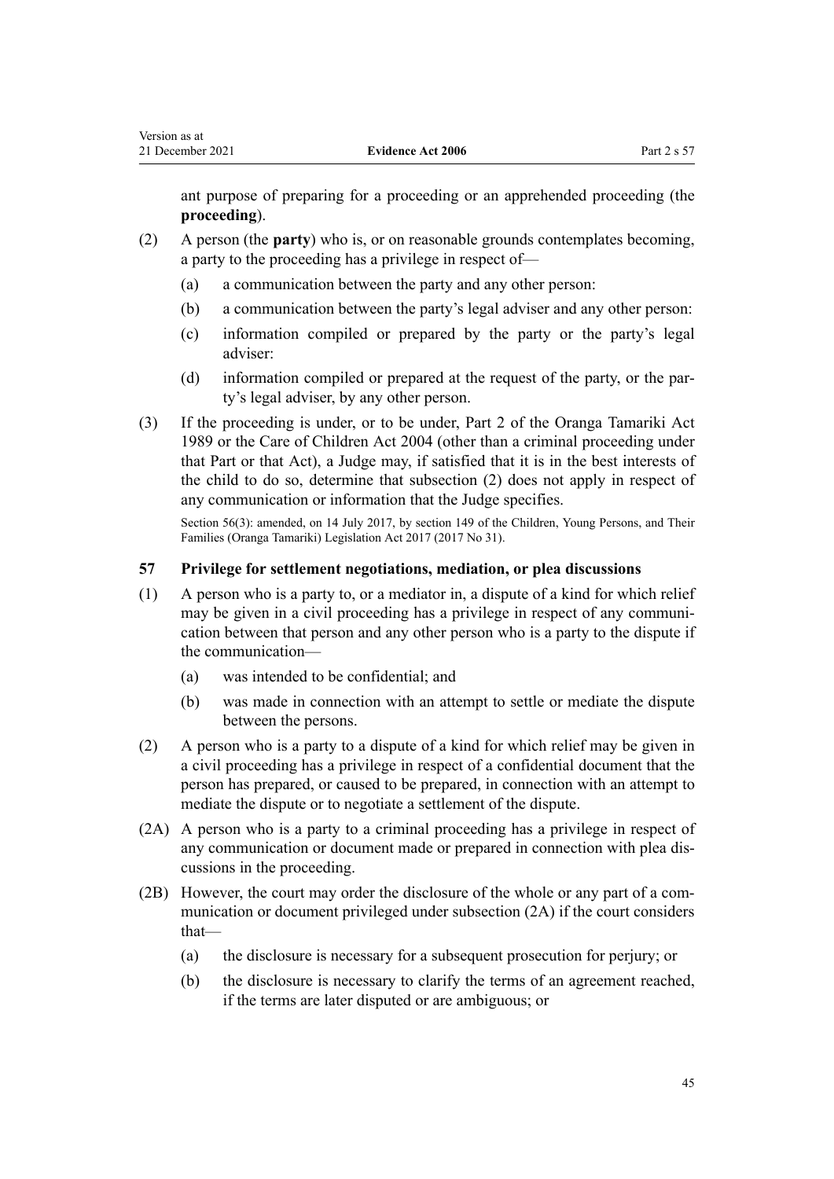ant purpose of preparing for a proceeding or an apprehended proceeding (the **proceeding**).

(2) A person (the **party**) who is, or on reasonable grounds contemplates becoming, a party to the proceeding has a privilege in respect of—

(a) a communication between the party and any other person:

(b) a communication between the party's legal adviser and any other person:

(c) information compiled or prepared by the party or the party's legal adviser:

(d) information compiled or prepared at the request of the party, or the party's legal adviser, by any other person.

(3) If the proceeding is under, or to be under, Part 2 of the Oranga Tamariki Act 1989 or the Care of Children Act 2004 (other than a criminal proceeding under that Part or that Act), a Judge may, if satisfied that it is in the best interests of the child to do so, determine that subsection (2) does not apply in respect of any communication or information that the Judge specifies.

Section 56(3): amended, on 14 July 2017, by section 149 of the Children, Young Persons, and Their Families (Oranga Tamariki) Legislation Act 2017 (2017 No 31).

### 57 Privilege for settlement negotiations, mediation, or plea discussions

(1) A person who is a party to, or a mediator in, a dispute of a kind for which relief may be given in a civil proceeding has a privilege in respect of any communication between that person and any other person who is a party to the dispute if the communication—

(a) was intended to be confidential; and

(b) was made in connection with an attempt to settle or mediate the dispute between the persons.

(2) A person who is a party to a dispute of a kind for which relief may be given in a civil proceeding has a privilege in respect of a confidential document that the person has prepared, or caused to be prepared, in connection with an attempt to mediate the dispute or to negotiate a settlement of the dispute.

(2A) A person who is a party to a criminal proceeding has a privilege in respect of any communication or document made or prepared in connection with plea discussions in the proceeding.

(2B) However, the court may order the disclosure of the whole or any part of a communication or document privileged under subsection (2A) if the court considers that—

(a) the disclosure is necessary for a subsequent prosecution for perjury; or

(b) the disclosure is necessary to clarify the terms of an agreement reached, if the terms are later disputed or are ambiguous; or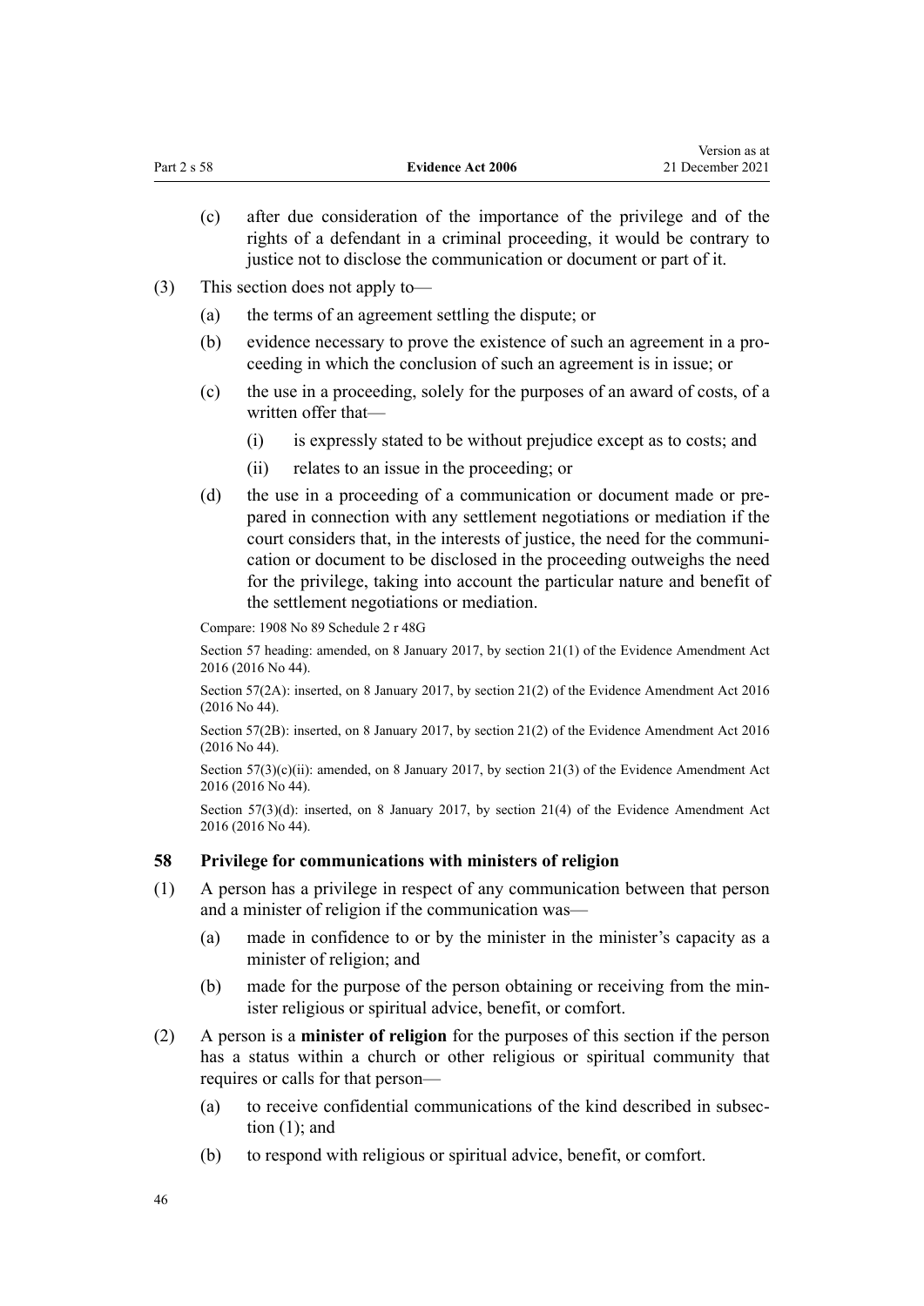(c) after due consideration of the importance of the privilege and of the rights of a defendant in a criminal proceeding, it would be contrary to justice not to disclose the communication or document or part of it.

(3) This section does not apply to—

(a) the terms of an agreement settling the dispute; or

(b) evidence necessary to prove the existence of such an agreement in a proceeding in which the conclusion of such an agreement is in issue; or

(c) the use in a proceeding, solely for the purposes of an award of costs, of a written offer that—

(i) is expressly stated to be without prejudice except as to costs; and

(ii) relates to an issue in the proceeding; or

(d) the use in a proceeding of a communication or document made or prepared in connection with any settlement negotiations or mediation if the court considers that, in the interests of justice, the need for the communication or document to be disclosed in the proceeding outweighs the need for the privilege, taking into account the particular nature and benefit of the settlement negotiations or mediation.

Compare: 1908 No 89 Schedule 2 r 48G

Section 57 heading: amended, on 8 January 2017, by section 21(1) of the Evidence Amendment Act 2016 (2016 No 44).

Section 57(2A): inserted, on 8 January 2017, by section 21(2) of the Evidence Amendment Act 2016 (2016 No 44).

Section 57(2B): inserted, on 8 January 2017, by section 21(2) of the Evidence Amendment Act 2016 (2016 No 44).

Section 57(3)(c)(ii): amended, on 8 January 2017, by section 21(3) of the Evidence Amendment Act 2016 (2016 No 44).

Section 57(3)(d): inserted, on 8 January 2017, by section 21(4) of the Evidence Amendment Act 2016 (2016 No 44).

### 58 Privilege for communications with ministers of religion

(1) A person has a privilege in respect of any communication between that person and a minister of religion if the communication was—

(a) made in confidence to or by the minister in the minister's capacity as a minister of religion; and

(b) made for the purpose of the person obtaining or receiving from the minister religious or spiritual advice, benefit, or comfort.

(2) A person is a **minister of religion** for the purposes of this section if the person has a status within a church or other religious or spiritual community that requires or calls for that person—

(a) to receive confidential communications of the kind described in subsection (1); and

(b) to respond with religious or spiritual advice, benefit, or comfort.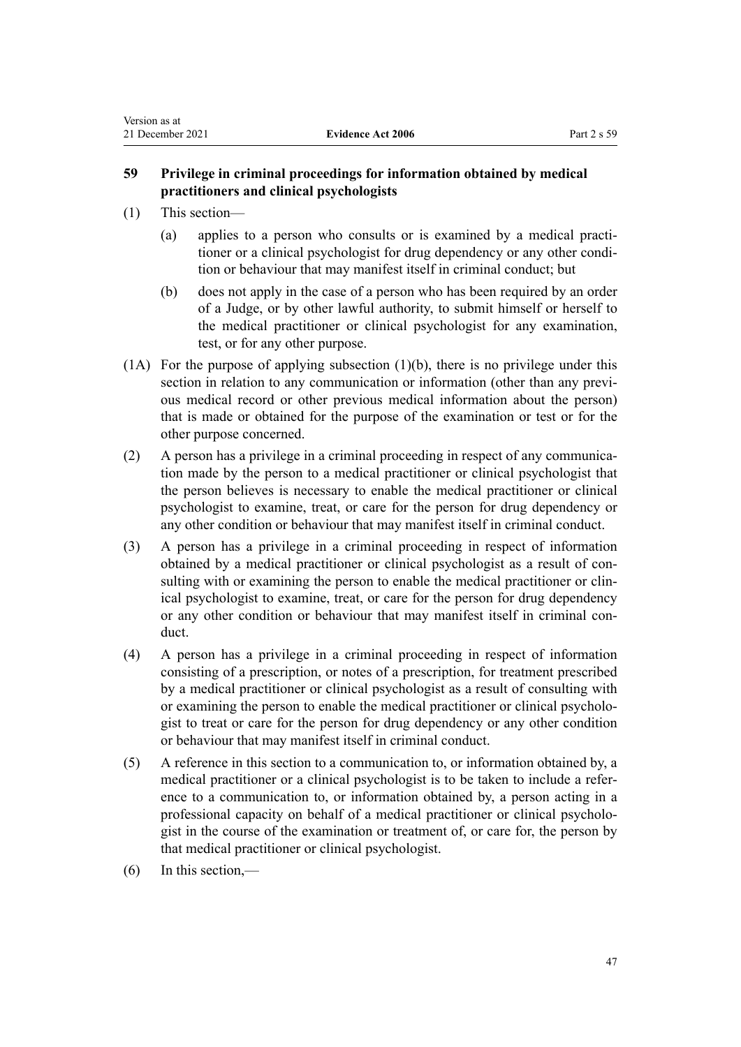## 59 Privilege in criminal proceedings for information obtained by medical practitioners and clinical psychologists

(1) This section—

  (a) applies to a person who consults or is examined by a medical practitioner or a clinical psychologist for drug dependency or any other condition or behaviour that may manifest itself in criminal conduct; but

  (b) does not apply in the case of a person who has been required by an order of a Judge, or by other lawful authority, to submit himself or herself to the medical practitioner or clinical psychologist for any examination, test, or for any other purpose.

(1A) For the purpose of applying subsection (1)(b), there is no privilege under this section in relation to any communication or information (other than any previous medical record or other previous medical information about the person) that is made or obtained for the purpose of the examination or test or for the other purpose concerned.

(2) A person has a privilege in a criminal proceeding in respect of any communication made by the person to a medical practitioner or clinical psychologist that the person believes is necessary to enable the medical practitioner or clinical psychologist to examine, treat, or care for the person for drug dependency or any other condition or behaviour that may manifest itself in criminal conduct.

(3) A person has a privilege in a criminal proceeding in respect of information obtained by a medical practitioner or clinical psychologist as a result of consulting with or examining the person to enable the medical practitioner or clinical psychologist to examine, treat, or care for the person for drug dependency or any other condition or behaviour that may manifest itself in criminal conduct.

(4) A person has a privilege in a criminal proceeding in respect of information consisting of a prescription, or notes of a prescription, for treatment prescribed by a medical practitioner or clinical psychologist as a result of consulting with or examining the person to enable the medical practitioner or clinical psychologist to treat or care for the person for drug dependency or any other condition or behaviour that may manifest itself in criminal conduct.

(5) A reference in this section to a communication to, or information obtained by, a medical practitioner or a clinical psychologist is to be taken to include a reference to a communication to, or information obtained by, a person acting in a professional capacity on behalf of a medical practitioner or clinical psychologist in the course of the examination or treatment of, or care for, the person by that medical practitioner or clinical psychologist.

(6) In this section,—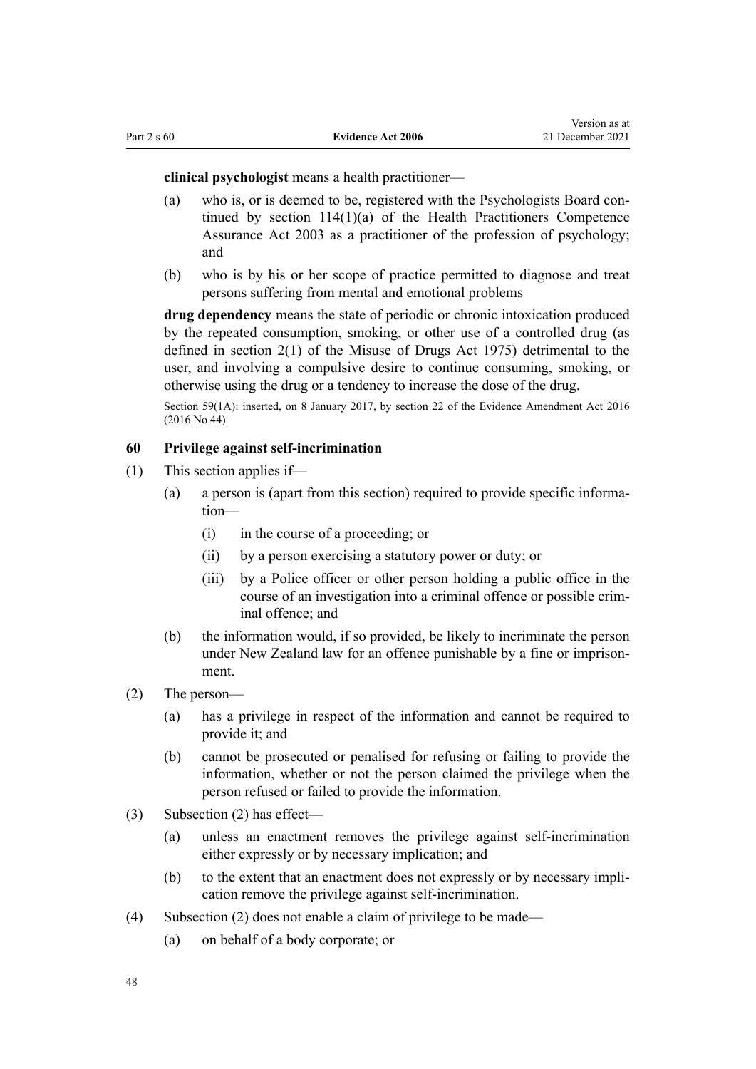**clinical psychologist** means a health practitioner—

(a) who is, or is deemed to be, registered with the Psychologists Board continued by section 114(1)(a) of the Health Practitioners Competence Assurance Act 2003 as a practitioner of the profession of psychology; and

(b) who is by his or her scope of practice permitted to diagnose and treat persons suffering from mental and emotional problems

**drug dependency** means the state of periodic or chronic intoxication produced by the repeated consumption, smoking, or other use of a controlled drug (as defined in section 2(1) of the Misuse of Drugs Act 1975) detrimental to the user, and involving a compulsive desire to continue consuming, smoking, or otherwise using the drug or a tendency to increase the dose of the drug.

Section 59(1A): inserted, on 8 January 2017, by section 22 of the Evidence Amendment Act 2016 (2016 No 44).

### 60 Privilege against self-incrimination

(1) This section applies if—

(a) a person is (apart from this section) required to provide specific information—

(i) in the course of a proceeding; or

(ii) by a person exercising a statutory power or duty; or

(iii) by a Police officer or other person holding a public office in the course of an investigation into a criminal offence or possible criminal offence; and

(b) the information would, if so provided, be likely to incriminate the person under New Zealand law for an offence punishable by a fine or imprisonment.

(2) The person—

(a) has a privilege in respect of the information and cannot be required to provide it; and

(b) cannot be prosecuted or penalised for refusing or failing to provide the information, whether or not the person claimed the privilege when the person refused or failed to provide the information.

(3) Subsection (2) has effect—

(a) unless an enactment removes the privilege against self-incrimination either expressly or by necessary implication; and

(b) to the extent that an enactment does not expressly or by necessary implication remove the privilege against self-incrimination.

(4) Subsection (2) does not enable a claim of privilege to be made—

(a) on behalf of a body corporate; or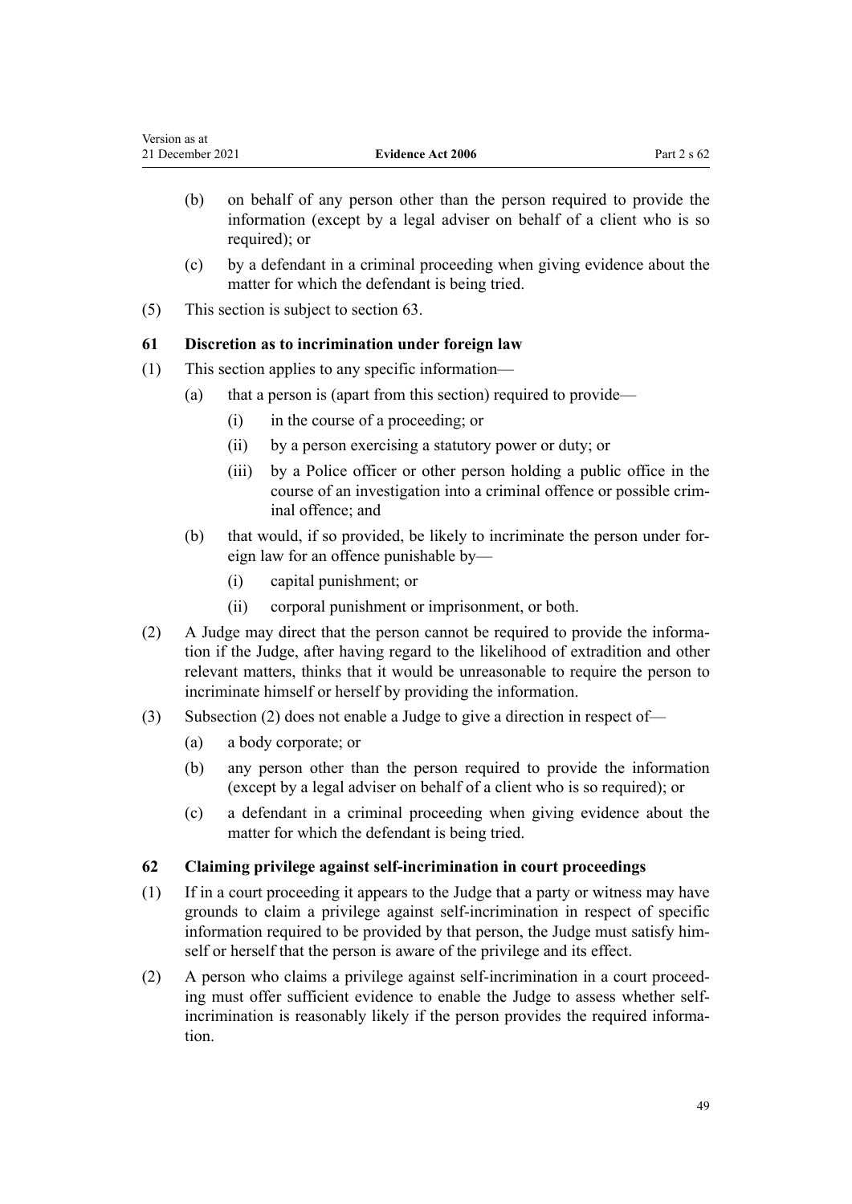(b) on behalf of any person other than the person required to provide the information (except by a legal adviser on behalf of a client who is so required); or

(c) by a defendant in a criminal proceeding when giving evidence about the matter for which the defendant is being tried.

(5) This section is subject to section 63.

### 61 Discretion as to incrimination under foreign law

(1) This section applies to any specific information—

(a) that a person is (apart from this section) required to provide—

(i) in the course of a proceeding; or

(ii) by a person exercising a statutory power or duty; or

(iii) by a Police officer or other person holding a public office in the course of an investigation into a criminal offence or possible criminal offence; and

(b) that would, if so provided, be likely to incriminate the person under foreign law for an offence punishable by—

(i) capital punishment; or

(ii) corporal punishment or imprisonment, or both.

(2) A Judge may direct that the person cannot be required to provide the information if the Judge, after having regard to the likelihood of extradition and other relevant matters, thinks that it would be unreasonable to require the person to incriminate himself or herself by providing the information.

(3) Subsection (2) does not enable a Judge to give a direction in respect of—

(a) a body corporate; or

(b) any person other than the person required to provide the information (except by a legal adviser on behalf of a client who is so required); or

(c) a defendant in a criminal proceeding when giving evidence about the matter for which the defendant is being tried.

### 62 Claiming privilege against self-incrimination in court proceedings

(1) If in a court proceeding it appears to the Judge that a party or witness may have grounds to claim a privilege against self-incrimination in respect of specific information required to be provided by that person, the Judge must satisfy himself or herself that the person is aware of the privilege and its effect.

(2) A person who claims a privilege against self-incrimination in a court proceeding must offer sufficient evidence to enable the Judge to assess whether self-incrimination is reasonably likely if the person provides the required information.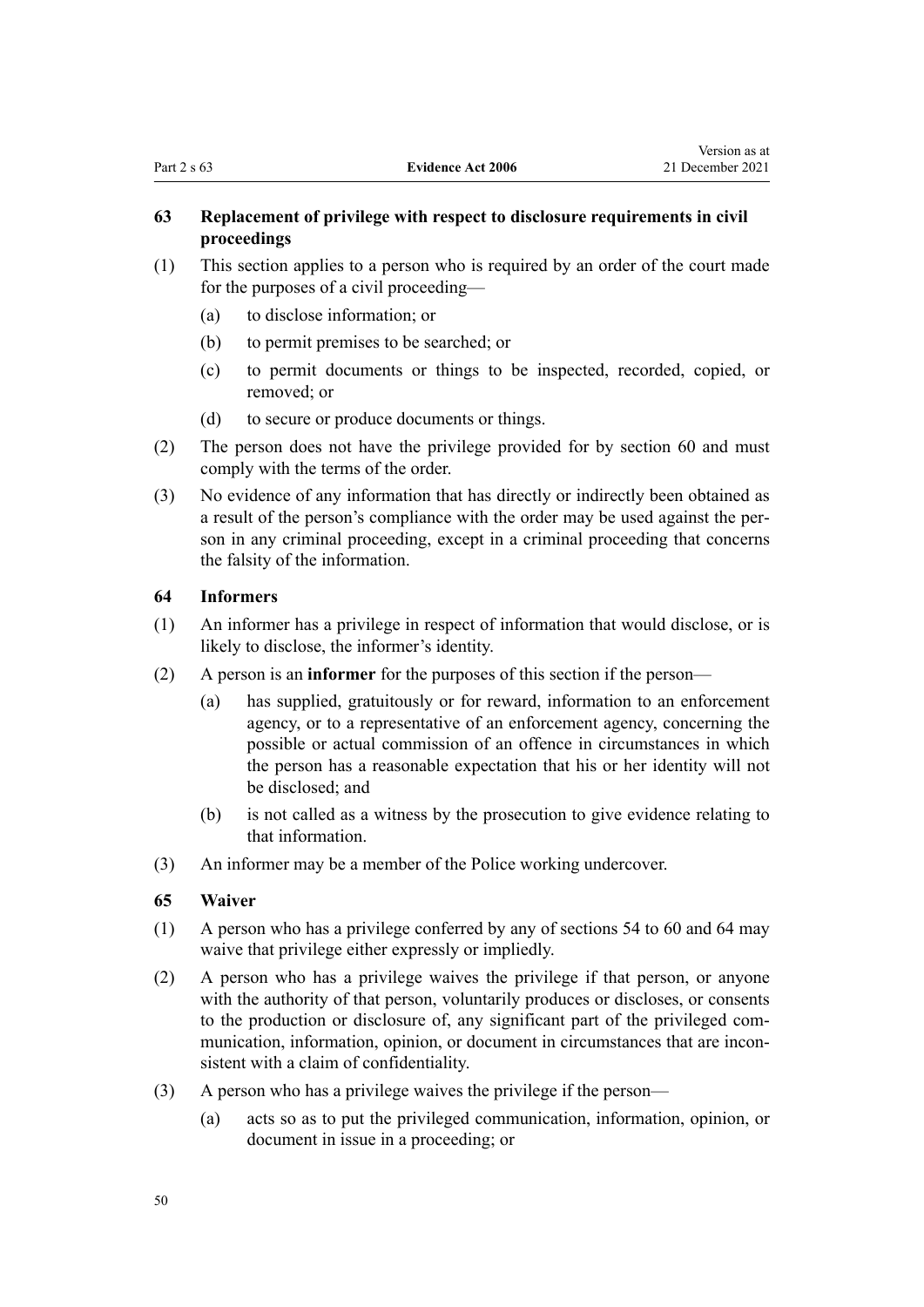### 63 Replacement of privilege with respect to disclosure requirements in civil proceedings

(1) This section applies to a person who is required by an order of the court made for the purposes of a civil proceeding—

(a) to disclose information; or

(b) to permit premises to be searched; or

(c) to permit documents or things to be inspected, recorded, copied, or removed; or

(d) to secure or produce documents or things.

(2) The person does not have the privilege provided for by section 60 and must comply with the terms of the order.

(3) No evidence of any information that has directly or indirectly been obtained as a result of the person's compliance with the order may be used against the person in any criminal proceeding, except in a criminal proceeding that concerns the falsity of the information.

### 64 Informers

(1) An informer has a privilege in respect of information that would disclose, or is likely to disclose, the informer's identity.

(2) A person is an **informer** for the purposes of this section if the person—

(a) has supplied, gratuitously or for reward, information to an enforcement agency, or to a representative of an enforcement agency, concerning the possible or actual commission of an offence in circumstances in which the person has a reasonable expectation that his or her identity will not be disclosed; and

(b) is not called as a witness by the prosecution to give evidence relating to that information.

(3) An informer may be a member of the Police working undercover.

### 65 Waiver

(1) A person who has a privilege conferred by any of sections 54 to 60 and 64 may waive that privilege either expressly or impliedly.

(2) A person who has a privilege waives the privilege if that person, or anyone with the authority of that person, voluntarily produces or discloses, or consents to the production or disclosure of, any significant part of the privileged communication, information, opinion, or document in circumstances that are inconsistent with a claim of confidentiality.

(3) A person who has a privilege waives the privilege if the person—

(a) acts so as to put the privileged communication, information, opinion, or document in issue in a proceeding; or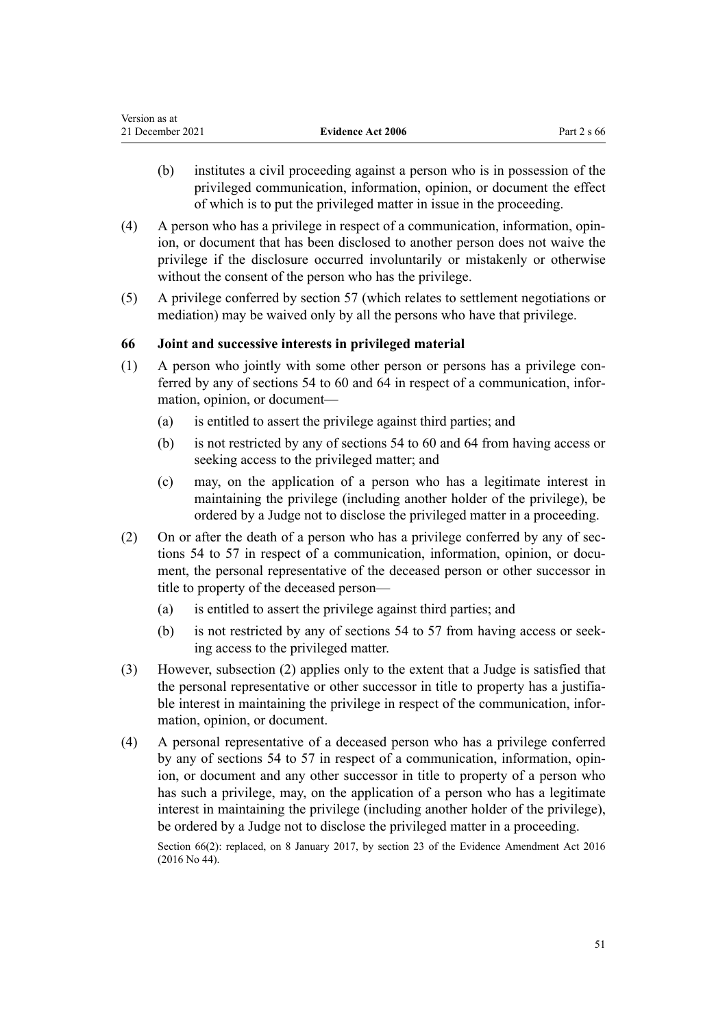(b) institutes a civil proceeding against a person who is in possession of the privileged communication, information, opinion, or document the effect of which is to put the privileged matter in issue in the proceeding.

(4) A person who has a privilege in respect of a communication, information, opinion, or document that has been disclosed to another person does not waive the privilege if the disclosure occurred involuntarily or mistakenly or otherwise without the consent of the person who has the privilege.

(5) A privilege conferred by section 57 (which relates to settlement negotiations or mediation) may be waived only by all the persons who have that privilege.

### 66 Joint and successive interests in privileged material

(1) A person who jointly with some other person or persons has a privilege conferred by any of sections 54 to 60 and 64 in respect of a communication, information, opinion, or document—

(a) is entitled to assert the privilege against third parties; and

(b) is not restricted by any of sections 54 to 60 and 64 from having access or seeking access to the privileged matter; and

(c) may, on the application of a person who has a legitimate interest in maintaining the privilege (including another holder of the privilege), be ordered by a Judge not to disclose the privileged matter in a proceeding.

(2) On or after the death of a person who has a privilege conferred by any of sections 54 to 57 in respect of a communication, information, opinion, or document, the personal representative of the deceased person or other successor in title to property of the deceased person—

(a) is entitled to assert the privilege against third parties; and

(b) is not restricted by any of sections 54 to 57 from having access or seeking access to the privileged matter.

(3) However, subsection (2) applies only to the extent that a Judge is satisfied that the personal representative or other successor in title to property has a justifiable interest in maintaining the privilege in respect of the communication, information, opinion, or document.

(4) A personal representative of a deceased person who has a privilege conferred by any of sections 54 to 57 in respect of a communication, information, opinion, or document and any other successor in title to property of a person who has such a privilege, may, on the application of a person who has a legitimate interest in maintaining the privilege (including another holder of the privilege), be ordered by a Judge not to disclose the privileged matter in a proceeding.

Section 66(2): replaced, on 8 January 2017, by section 23 of the Evidence Amendment Act 2016 (2016 No 44).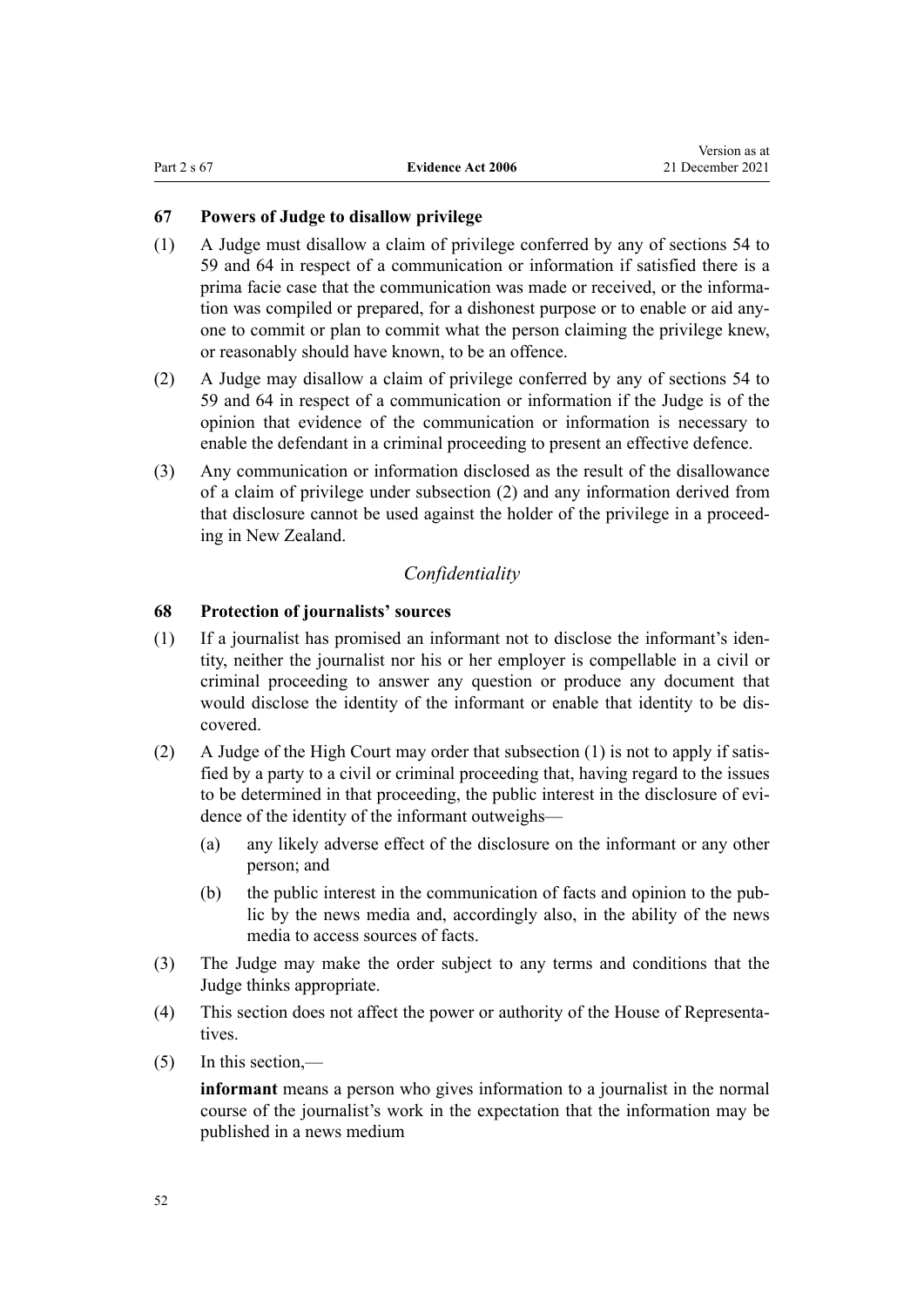### 67 Powers of Judge to disallow privilege

(1) A Judge must disallow a claim of privilege conferred by any of sections 54 to 59 and 64 in respect of a communication or information if satisfied there is a prima facie case that the communication was made or received, or the information was compiled or prepared, for a dishonest purpose or to enable or aid anyone to commit or plan to commit what the person claiming the privilege knew, or reasonably should have known, to be an offence.

(2) A Judge may disallow a claim of privilege conferred by any of sections 54 to 59 and 64 in respect of a communication or information if the Judge is of the opinion that evidence of the communication or information is necessary to enable the defendant in a criminal proceeding to present an effective defence.

(3) Any communication or information disclosed as the result of the disallowance of a claim of privilege under subsection (2) and any information derived from that disclosure cannot be used against the holder of the privilege in a proceeding in New Zealand.

## *Confidentiality*

### 68 Protection of journalists' sources

(1) If a journalist has promised an informant not to disclose the informant's identity, neither the journalist nor his or her employer is compellable in a civil or criminal proceeding to answer any question or produce any document that would disclose the identity of the informant or enable that identity to be discovered.

(2) A Judge of the High Court may order that subsection (1) is not to apply if satisfied by a party to a civil or criminal proceeding that, having regard to the issues to be determined in that proceeding, the public interest in the disclosure of evidence of the identity of the informant outweighs—

- (a) any likely adverse effect of the disclosure on the informant or any other person; and
- (b) the public interest in the communication of facts and opinion to the public by the news media and, accordingly also, in the ability of the news media to access sources of facts.

(3) The Judge may make the order subject to any terms and conditions that the Judge thinks appropriate.

(4) This section does not affect the power or authority of the House of Representatives.

(5) In this section,—

**informant** means a person who gives information to a journalist in the normal course of the journalist's work in the expectation that the information may be published in a news medium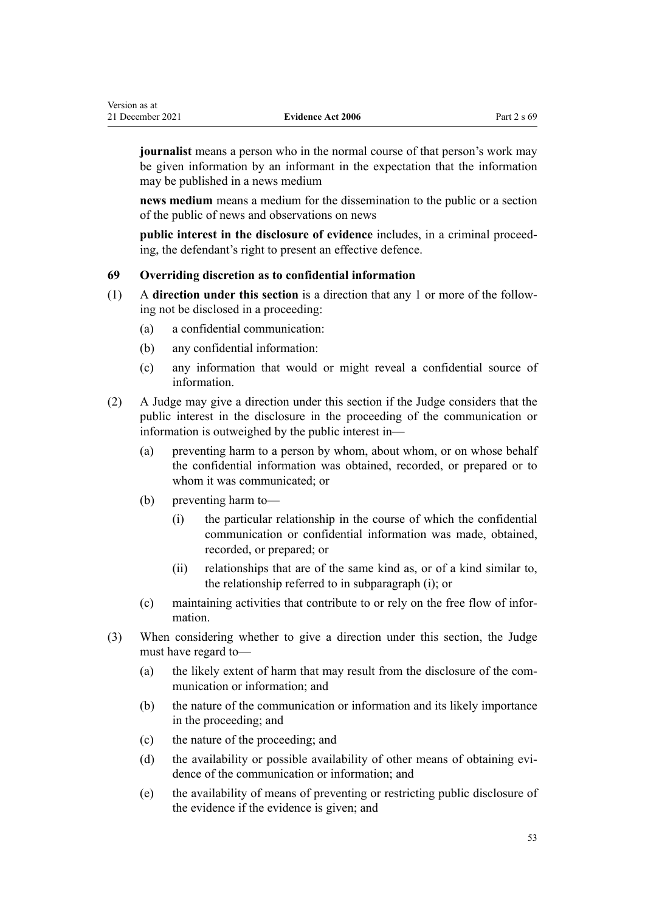**journalist** means a person who in the normal course of that person's work may be given information by an informant in the expectation that the information may be published in a news medium

**news medium** means a medium for the dissemination to the public or a section of the public of news and observations on news

**public interest in the disclosure of evidence** includes, in a criminal proceeding, the defendant's right to present an effective defence.

### 69 Overriding discretion as to confidential information

(1) A **direction under this section** is a direction that any 1 or more of the following not be disclosed in a proceeding:

   (a) a confidential communication:

   (b) any confidential information:

   (c) any information that would or might reveal a confidential source of information.

(2) A Judge may give a direction under this section if the Judge considers that the public interest in the disclosure in the proceeding of the communication or information is outweighed by the public interest in—

   (a) preventing harm to a person by whom, about whom, or on whose behalf the confidential information was obtained, recorded, or prepared or to whom it was communicated; or

   (b) preventing harm to—

      (i) the particular relationship in the course of which the confidential communication or confidential information was made, obtained, recorded, or prepared; or

      (ii) relationships that are of the same kind as, or of a kind similar to, the relationship referred to in subparagraph (i); or

   (c) maintaining activities that contribute to or rely on the free flow of information.

(3) When considering whether to give a direction under this section, the Judge must have regard to—

   (a) the likely extent of harm that may result from the disclosure of the communication or information; and

   (b) the nature of the communication or information and its likely importance in the proceeding; and

   (c) the nature of the proceeding; and

   (d) the availability or possible availability of other means of obtaining evidence of the communication or information; and

   (e) the availability of means of preventing or restricting public disclosure of the evidence if the evidence is given; and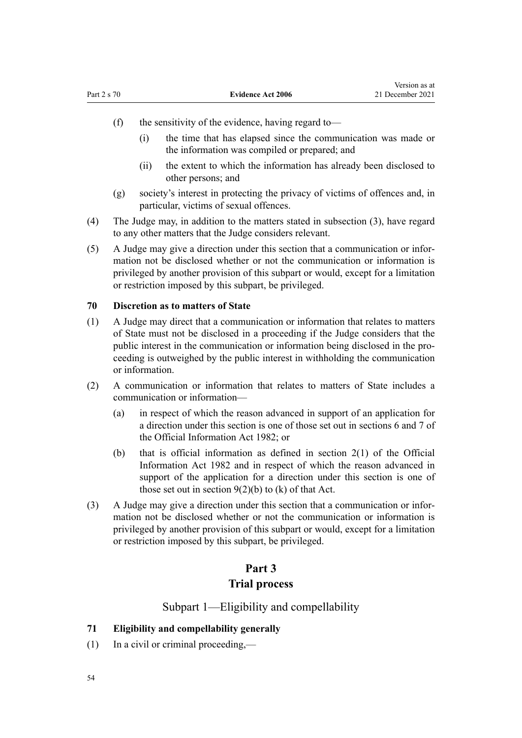(f) the sensitivity of the evidence, having regard to—

  (i) the time that has elapsed since the communication was made or the information was compiled or prepared; and

  (ii) the extent to which the information has already been disclosed to other persons; and

(g) society's interest in protecting the privacy of victims of offences and, in particular, victims of sexual offences.

(4) The Judge may, in addition to the matters stated in subsection (3), have regard to any other matters that the Judge considers relevant.

(5) A Judge may give a direction under this section that a communication or information not be disclosed whether or not the communication or information is privileged by another provision of this subpart or would, except for a limitation or restriction imposed by this subpart, be privileged.

**70 Discretion as to matters of State**

(1) A Judge may direct that a communication or information that relates to matters of State must not be disclosed in a proceeding if the Judge considers that the public interest in the communication or information being disclosed in the proceeding is outweighed by the public interest in withholding the communication or information.

(2) A communication or information that relates to matters of State includes a communication or information—

(a) in respect of which the reason advanced in support of an application for a direction under this section is one of those set out in sections 6 and 7 of the Official Information Act 1982; or

(b) that is official information as defined in section 2(1) of the Official Information Act 1982 and in respect of which the reason advanced in support of the application for a direction under this section is one of those set out in section 9(2)(b) to (k) of that Act.

(3) A Judge may give a direction under this section that a communication or information not be disclosed whether or not the communication or information is privileged by another provision of this subpart or would, except for a limitation or restriction imposed by this subpart, be privileged.

# Part 3
# Trial process

## Subpart 1—Eligibility and compellability

**71 Eligibility and compellability generally**

(1) In a civil or criminal proceeding,—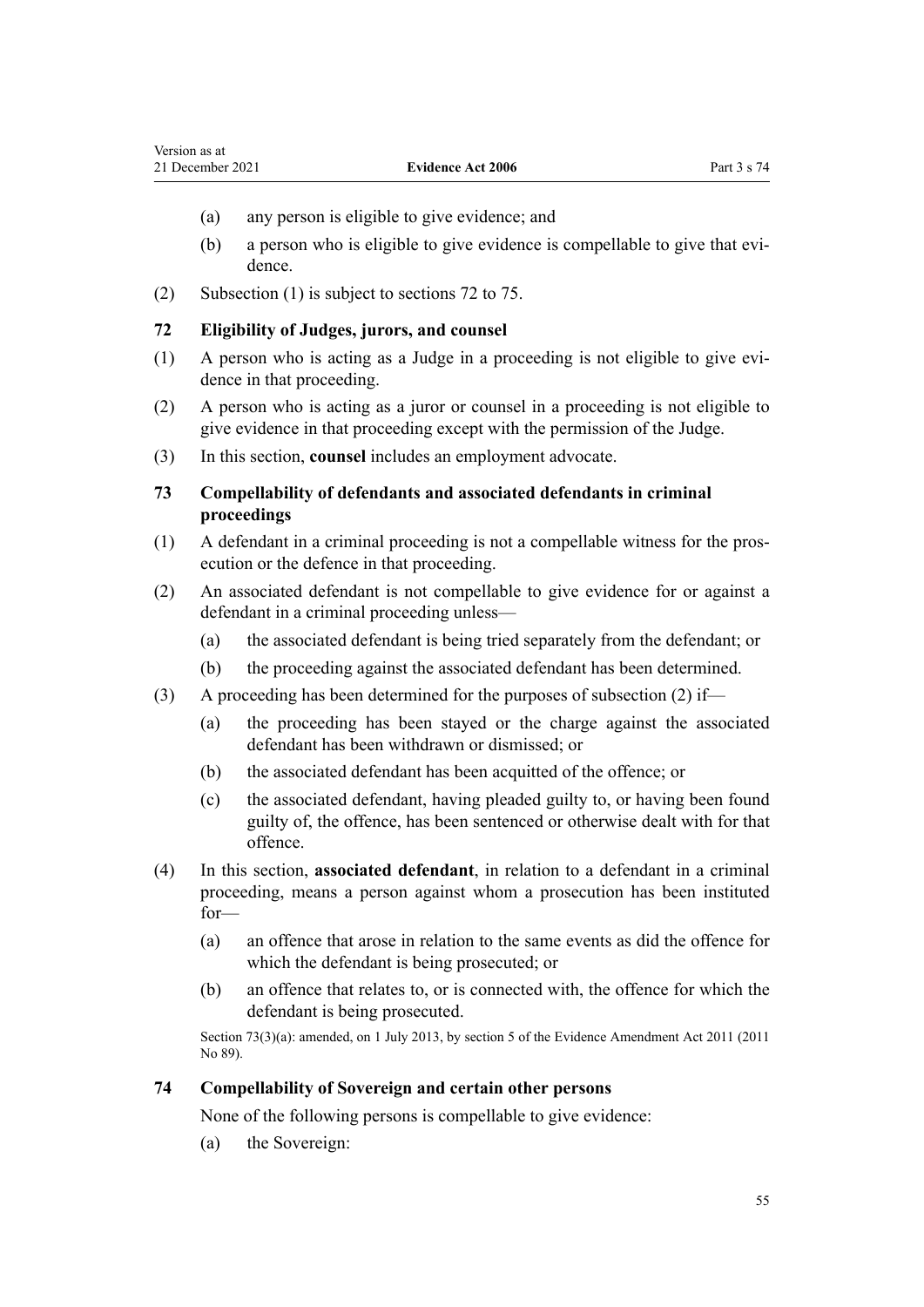(a) any person is eligible to give evidence; and

(b) a person who is eligible to give evidence is compellable to give that evidence.

(2) Subsection (1) is subject to sections 72 to 75.

### 72 Eligibility of Judges, jurors, and counsel

(1) A person who is acting as a Judge in a proceeding is not eligible to give evidence in that proceeding.

(2) A person who is acting as a juror or counsel in a proceeding is not eligible to give evidence in that proceeding except with the permission of the Judge.

(3) In this section, **counsel** includes an employment advocate.

### 73 Compellability of defendants and associated defendants in criminal proceedings

(1) A defendant in a criminal proceeding is not a compellable witness for the prosecution or the defence in that proceeding.

(2) An associated defendant is not compellable to give evidence for or against a defendant in a criminal proceeding unless—

(a) the associated defendant is being tried separately from the defendant; or

(b) the proceeding against the associated defendant has been determined.

(3) A proceeding has been determined for the purposes of subsection (2) if—

(a) the proceeding has been stayed or the charge against the associated defendant has been withdrawn or dismissed; or

(b) the associated defendant has been acquitted of the offence; or

(c) the associated defendant, having pleaded guilty to, or having been found guilty of, the offence, has been sentenced or otherwise dealt with for that offence.

(4) In this section, **associated defendant**, in relation to a defendant in a criminal proceeding, means a person against whom a prosecution has been instituted for—

(a) an offence that arose in relation to the same events as did the offence for which the defendant is being prosecuted; or

(b) an offence that relates to, or is connected with, the offence for which the defendant is being prosecuted.

Section 73(3)(a): amended, on 1 July 2013, by section 5 of the Evidence Amendment Act 2011 (2011 No 89).

### 74 Compellability of Sovereign and certain other persons

None of the following persons is compellable to give evidence:

(a) the Sovereign: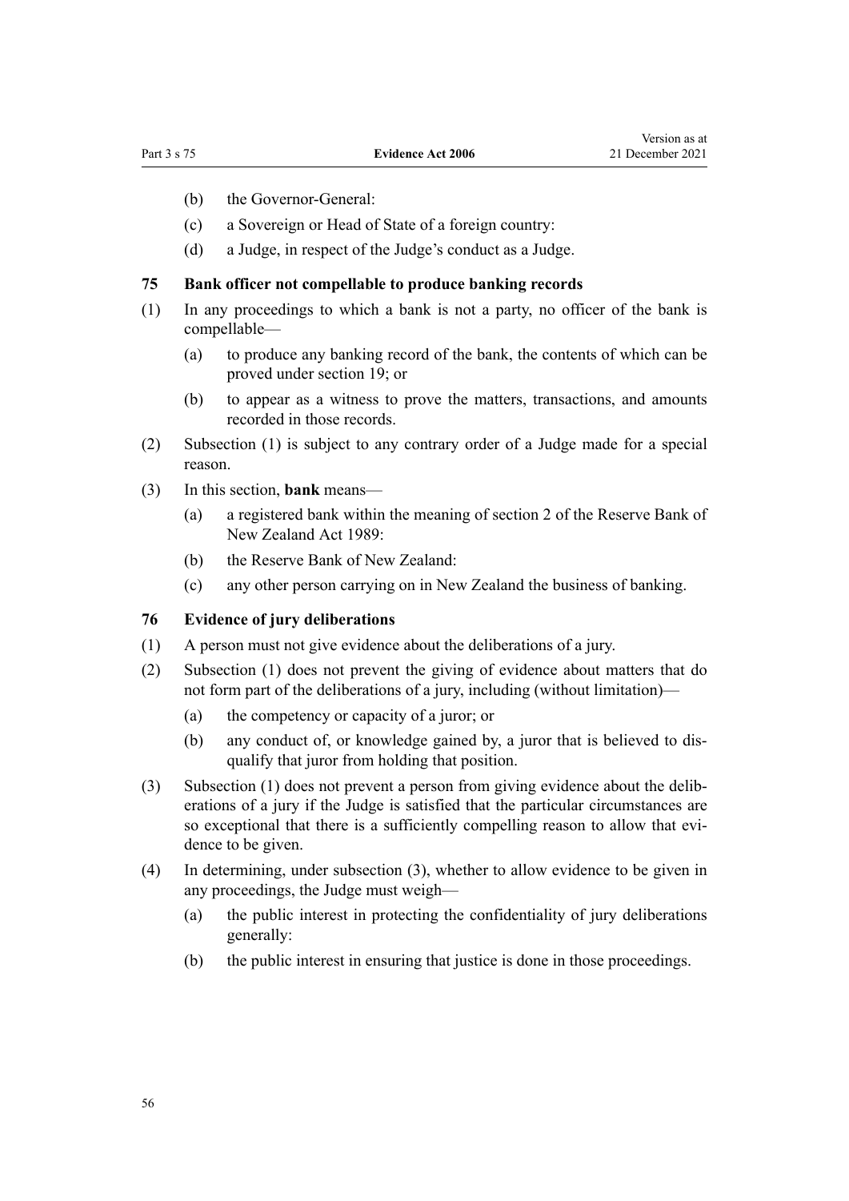(b) the Governor-General:

(c) a Sovereign or Head of State of a foreign country:

(d) a Judge, in respect of the Judge's conduct as a Judge.

### 75 Bank officer not compellable to produce banking records

(1) In any proceedings to which a bank is not a party, no officer of the bank is compellable—

(a) to produce any banking record of the bank, the contents of which can be proved under section 19; or

(b) to appear as a witness to prove the matters, transactions, and amounts recorded in those records.

(2) Subsection (1) is subject to any contrary order of a Judge made for a special reason.

(3) In this section, **bank** means—

(a) a registered bank within the meaning of section 2 of the Reserve Bank of New Zealand Act 1989:

(b) the Reserve Bank of New Zealand:

(c) any other person carrying on in New Zealand the business of banking.

### 76 Evidence of jury deliberations

(1) A person must not give evidence about the deliberations of a jury.

(2) Subsection (1) does not prevent the giving of evidence about matters that do not form part of the deliberations of a jury, including (without limitation)—

(a) the competency or capacity of a juror; or

(b) any conduct of, or knowledge gained by, a juror that is believed to disqualify that juror from holding that position.

(3) Subsection (1) does not prevent a person from giving evidence about the deliberations of a jury if the Judge is satisfied that the particular circumstances are so exceptional that there is a sufficiently compelling reason to allow that evidence to be given.

(4) In determining, under subsection (3), whether to allow evidence to be given in any proceedings, the Judge must weigh—

(a) the public interest in protecting the confidentiality of jury deliberations generally:

(b) the public interest in ensuring that justice is done in those proceedings.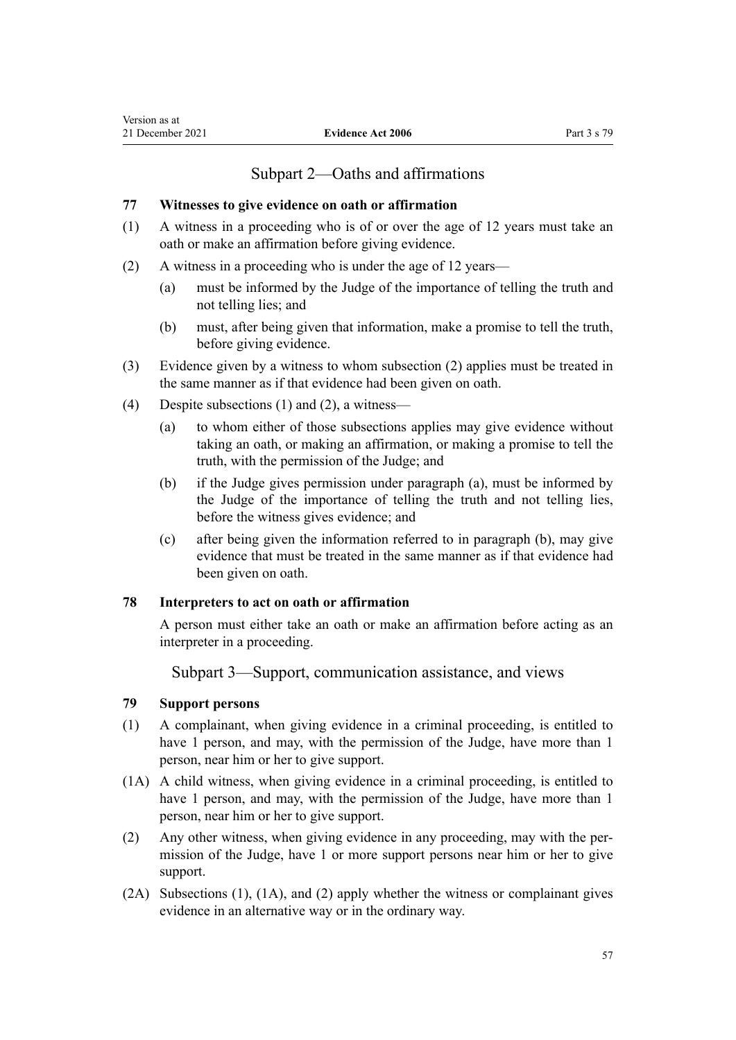## Subpart 2—Oaths and affirmations

### 77 Witnesses to give evidence on oath or affirmation

(1) A witness in a proceeding who is of or over the age of 12 years must take an oath or make an affirmation before giving evidence.

(2) A witness in a proceeding who is under the age of 12 years—

(a) must be informed by the Judge of the importance of telling the truth and not telling lies; and

(b) must, after being given that information, make a promise to tell the truth, before giving evidence.

(3) Evidence given by a witness to whom subsection (2) applies must be treated in the same manner as if that evidence had been given on oath.

(4) Despite subsections (1) and (2), a witness—

(a) to whom either of those subsections applies may give evidence without taking an oath, or making an affirmation, or making a promise to tell the truth, with the permission of the Judge; and

(b) if the Judge gives permission under paragraph (a), must be informed by the Judge of the importance of telling the truth and not telling lies, before the witness gives evidence; and

(c) after being given the information referred to in paragraph (b), may give evidence that must be treated in the same manner as if that evidence had been given on oath.

### 78 Interpreters to act on oath or affirmation

A person must either take an oath or make an affirmation before acting as an interpreter in a proceeding.

## Subpart 3—Support, communication assistance, and views

### 79 Support persons

(1) A complainant, when giving evidence in a criminal proceeding, is entitled to have 1 person, and may, with the permission of the Judge, have more than 1 person, near him or her to give support.

(1A) A child witness, when giving evidence in a criminal proceeding, is entitled to have 1 person, and may, with the permission of the Judge, have more than 1 person, near him or her to give support.

(2) Any other witness, when giving evidence in any proceeding, may with the permission of the Judge, have 1 or more support persons near him or her to give support.

(2A) Subsections (1), (1A), and (2) apply whether the witness or complainant gives evidence in an alternative way or in the ordinary way.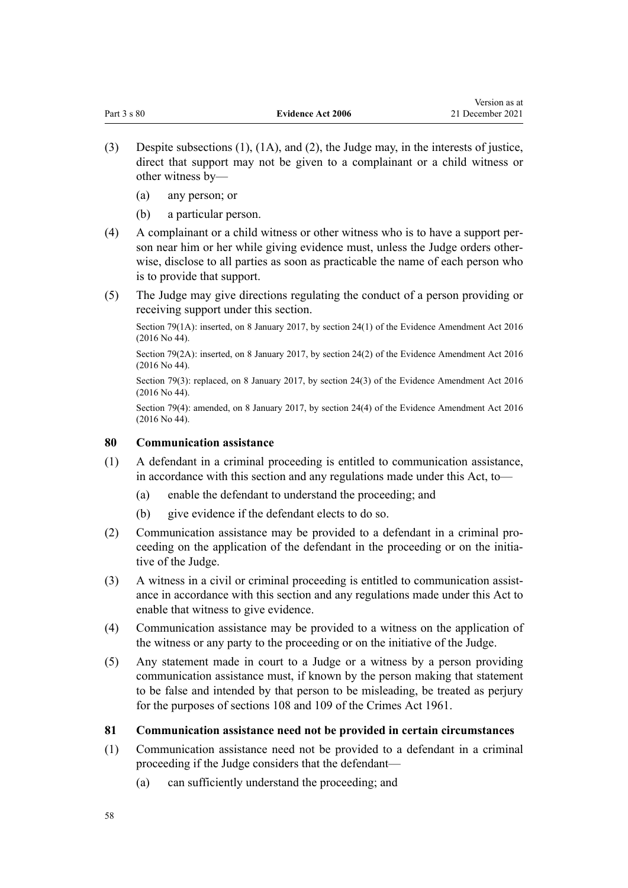(3) Despite subsections (1), (1A), and (2), the Judge may, in the interests of justice, direct that support may not be given to a complainant or a child witness or other witness by—

(a) any person; or

(b) a particular person.

(4) A complainant or a child witness or other witness who is to have a support person near him or her while giving evidence must, unless the Judge orders otherwise, disclose to all parties as soon as practicable the name of each person who is to provide that support.

(5) The Judge may give directions regulating the conduct of a person providing or receiving support under this section.

Section 79(1A): inserted, on 8 January 2017, by section 24(1) of the Evidence Amendment Act 2016 (2016 No 44).

Section 79(2A): inserted, on 8 January 2017, by section 24(2) of the Evidence Amendment Act 2016 (2016 No 44).

Section 79(3): replaced, on 8 January 2017, by section 24(3) of the Evidence Amendment Act 2016 (2016 No 44).

Section 79(4): amended, on 8 January 2017, by section 24(4) of the Evidence Amendment Act 2016 (2016 No 44).

### 80 Communication assistance

(1) A defendant in a criminal proceeding is entitled to communication assistance, in accordance with this section and any regulations made under this Act, to—

(a) enable the defendant to understand the proceeding; and

(b) give evidence if the defendant elects to do so.

(2) Communication assistance may be provided to a defendant in a criminal proceeding on the application of the defendant in the proceeding or on the initiative of the Judge.

(3) A witness in a civil or criminal proceeding is entitled to communication assistance in accordance with this section and any regulations made under this Act to enable that witness to give evidence.

(4) Communication assistance may be provided to a witness on the application of the witness or any party to the proceeding or on the initiative of the Judge.

(5) Any statement made in court to a Judge or a witness by a person providing communication assistance must, if known by the person making that statement to be false and intended by that person to be misleading, be treated as perjury for the purposes of sections 108 and 109 of the Crimes Act 1961.

### 81 Communication assistance need not be provided in certain circumstances

(1) Communication assistance need not be provided to a defendant in a criminal proceeding if the Judge considers that the defendant—

(a) can sufficiently understand the proceeding; and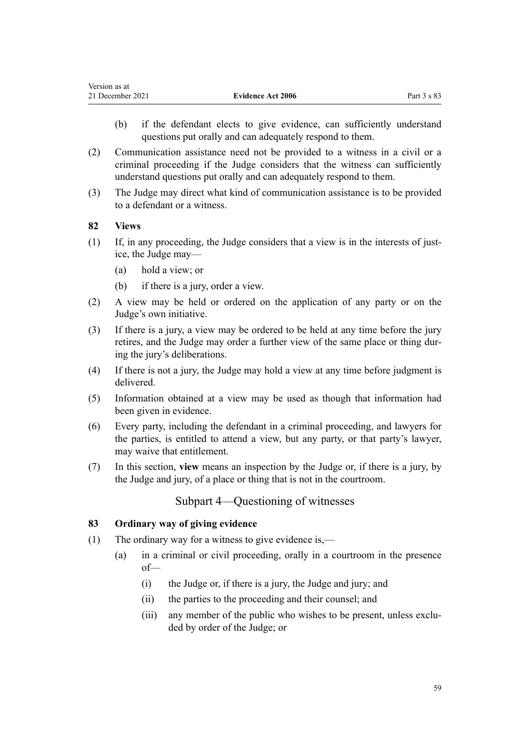(b) if the defendant elects to give evidence, can sufficiently understand questions put orally and can adequately respond to them.

(2) Communication assistance need not be provided to a witness in a civil or a criminal proceeding if the Judge considers that the witness can sufficiently understand questions put orally and can adequately respond to them.

(3) The Judge may direct what kind of communication assistance is to be provided to a defendant or a witness.

### 82 Views

(1) If, in any proceeding, the Judge considers that a view is in the interests of justice, the Judge may—

(a) hold a view; or

(b) if there is a jury, order a view.

(2) A view may be held or ordered on the application of any party or on the Judge's own initiative.

(3) If there is a jury, a view may be ordered to be held at any time before the jury retires, and the Judge may order a further view of the same place or thing during the jury's deliberations.

(4) If there is not a jury, the Judge may hold a view at any time before judgment is delivered.

(5) Information obtained at a view may be used as though that information had been given in evidence.

(6) Every party, including the defendant in a criminal proceeding, and lawyers for the parties, is entitled to attend a view, but any party, or that party's lawyer, may waive that entitlement.

(7) In this section, **view** means an inspection by the Judge or, if there is a jury, by the Judge and jury, of a place or thing that is not in the courtroom.

## Subpart 4—Questioning of witnesses

### 83 Ordinary way of giving evidence

(1) The ordinary way for a witness to give evidence is,—

(a) in a criminal or civil proceeding, orally in a courtroom in the presence of—

(i) the Judge or, if there is a jury, the Judge and jury; and

(ii) the parties to the proceeding and their counsel; and

(iii) any member of the public who wishes to be present, unless excluded by order of the Judge; or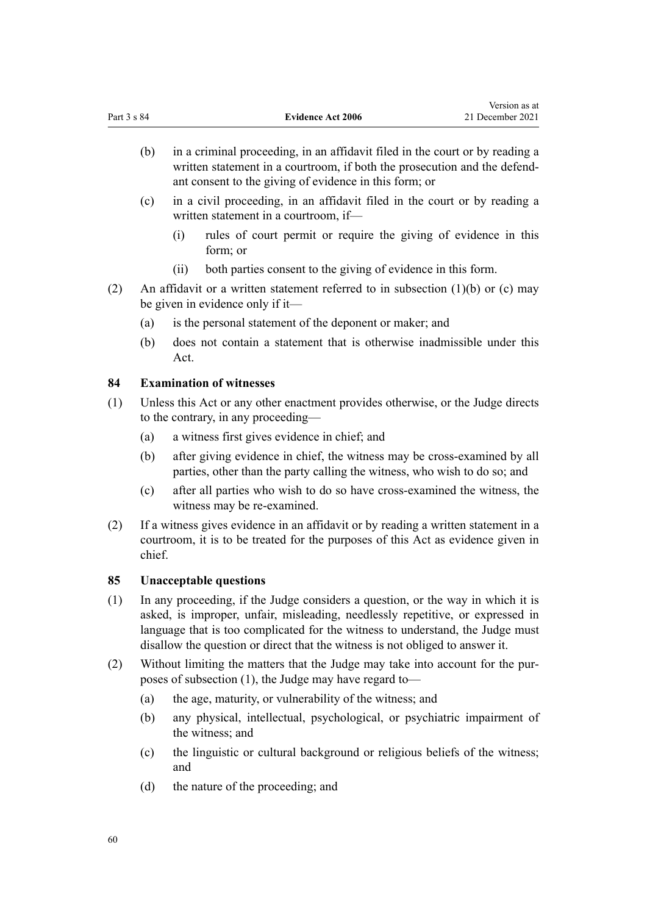- (b) in a criminal proceeding, in an affidavit filed in the court or by reading a written statement in a courtroom, if both the prosecution and the defendant consent to the giving of evidence in this form; or
- (c) in a civil proceeding, in an affidavit filed in the court or by reading a written statement in a courtroom, if—
  - (i) rules of court permit or require the giving of evidence in this form; or
  - (ii) both parties consent to the giving of evidence in this form.

(2) An affidavit or a written statement referred to in subsection (1)(b) or (c) may be given in evidence only if it—

- (a) is the personal statement of the deponent or maker; and
- (b) does not contain a statement that is otherwise inadmissible under this Act.

### 84 Examination of witnesses

(1) Unless this Act or any other enactment provides otherwise, or the Judge directs to the contrary, in any proceeding—

- (a) a witness first gives evidence in chief; and
- (b) after giving evidence in chief, the witness may be cross-examined by all parties, other than the party calling the witness, who wish to do so; and
- (c) after all parties who wish to do so have cross-examined the witness, the witness may be re-examined.

(2) If a witness gives evidence in an affidavit or by reading a written statement in a courtroom, it is to be treated for the purposes of this Act as evidence given in chief.

### 85 Unacceptable questions

(1) In any proceeding, if the Judge considers a question, or the way in which it is asked, is improper, unfair, misleading, needlessly repetitive, or expressed in language that is too complicated for the witness to understand, the Judge must disallow the question or direct that the witness is not obliged to answer it.

(2) Without limiting the matters that the Judge may take into account for the purposes of subsection (1), the Judge may have regard to—

- (a) the age, maturity, or vulnerability of the witness; and
- (b) any physical, intellectual, psychological, or psychiatric impairment of the witness; and
- (c) the linguistic or cultural background or religious beliefs of the witness; and
- (d) the nature of the proceeding; and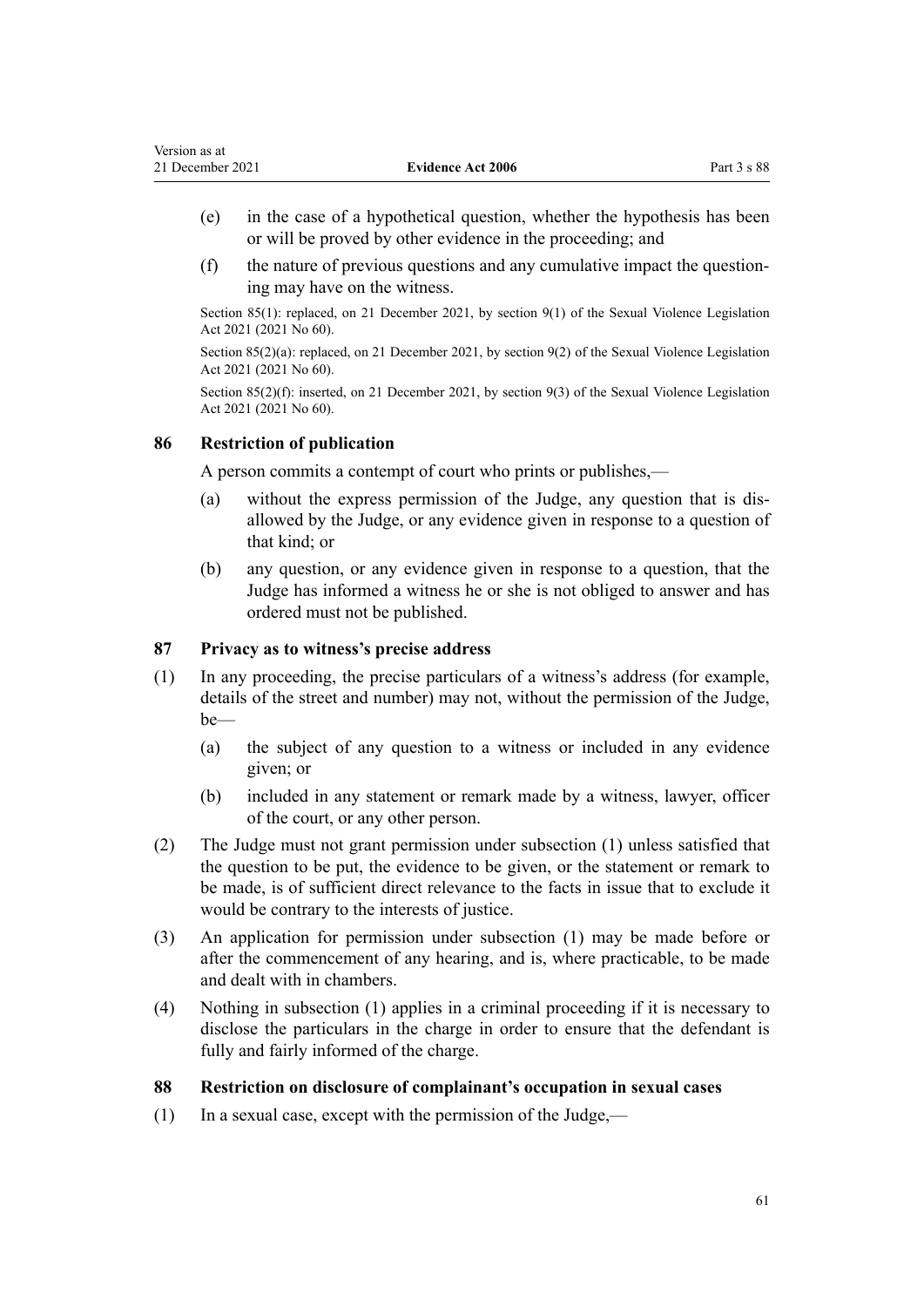- (e) in the case of a hypothetical question, whether the hypothesis has been or will be proved by other evidence in the proceeding; and
- (f) the nature of previous questions and any cumulative impact the questioning may have on the witness.

Section 85(1): replaced, on 21 December 2021, by section 9(1) of the Sexual Violence Legislation Act 2021 (2021 No 60).

Section 85(2)(a): replaced, on 21 December 2021, by section 9(2) of the Sexual Violence Legislation Act 2021 (2021 No 60).

Section 85(2)(f): inserted, on 21 December 2021, by section 9(3) of the Sexual Violence Legislation Act 2021 (2021 No 60).

### 86 Restriction of publication

A person commits a contempt of court who prints or publishes,—

- (a) without the express permission of the Judge, any question that is disallowed by the Judge, or any evidence given in response to a question of that kind; or
- (b) any question, or any evidence given in response to a question, that the Judge has informed a witness he or she is not obliged to answer and has ordered must not be published.

### 87 Privacy as to witness's precise address

(1) In any proceeding, the precise particulars of a witness's address (for example, details of the street and number) may not, without the permission of the Judge, be—

- (a) the subject of any question to a witness or included in any evidence given; or
- (b) included in any statement or remark made by a witness, lawyer, officer of the court, or any other person.

(2) The Judge must not grant permission under subsection (1) unless satisfied that the question to be put, the evidence to be given, or the statement or remark to be made, is of sufficient direct relevance to the facts in issue that to exclude it would be contrary to the interests of justice.

(3) An application for permission under subsection (1) may be made before or after the commencement of any hearing, and is, where practicable, to be made and dealt with in chambers.

(4) Nothing in subsection (1) applies in a criminal proceeding if it is necessary to disclose the particulars in the charge in order to ensure that the defendant is fully and fairly informed of the charge.

### 88 Restriction on disclosure of complainant's occupation in sexual cases

(1) In a sexual case, except with the permission of the Judge,—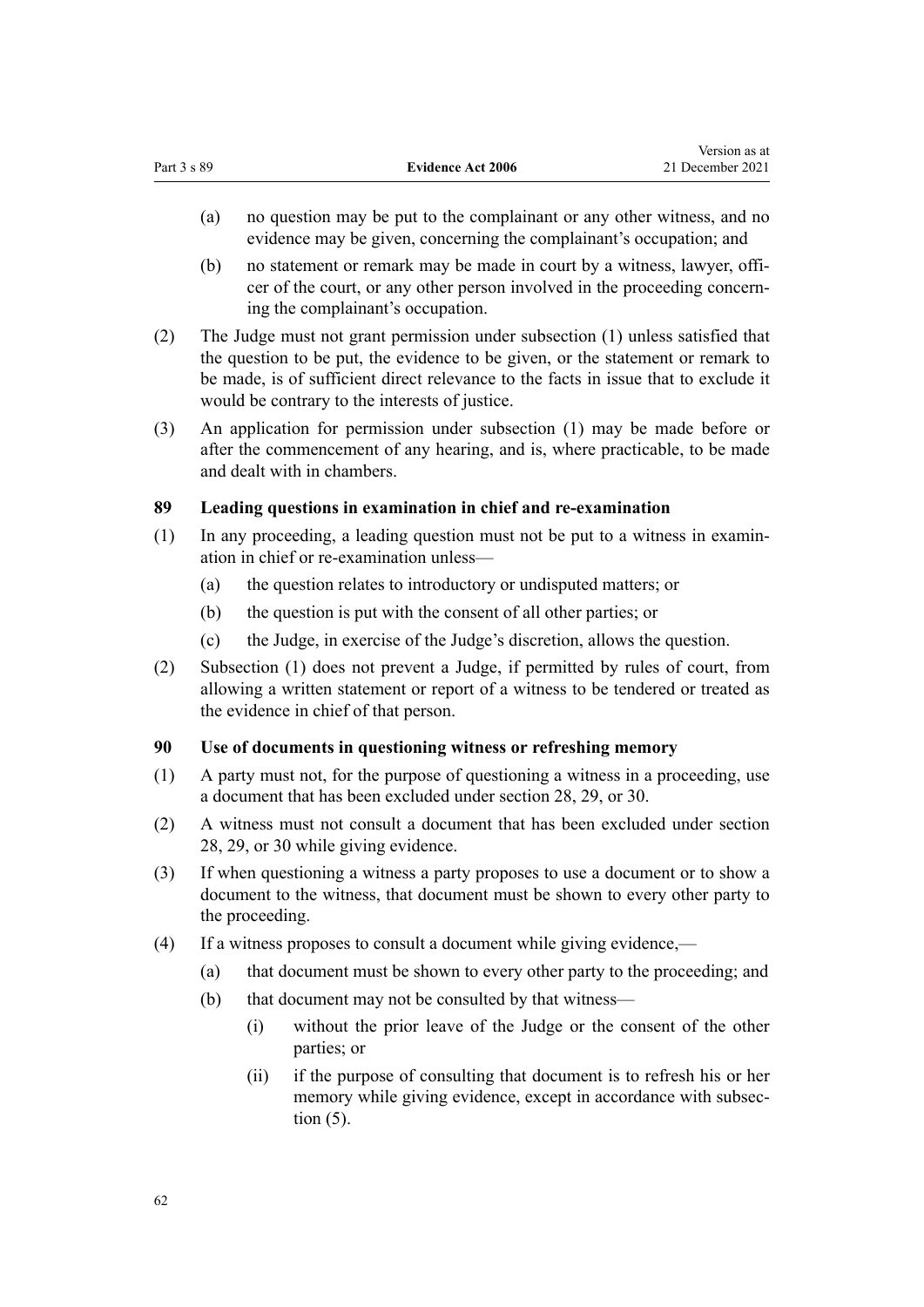(a) no question may be put to the complainant or any other witness, and no evidence may be given, concerning the complainant's occupation; and

(b) no statement or remark may be made in court by a witness, lawyer, officer of the court, or any other person involved in the proceeding concerning the complainant's occupation.

(2) The Judge must not grant permission under subsection (1) unless satisfied that the question to be put, the evidence to be given, or the statement or remark to be made, is of sufficient direct relevance to the facts in issue that to exclude it would be contrary to the interests of justice.

(3) An application for permission under subsection (1) may be made before or after the commencement of any hearing, and is, where practicable, to be made and dealt with in chambers.

### 89 Leading questions in examination in chief and re-examination

(1) In any proceeding, a leading question must not be put to a witness in examination in chief or re-examination unless—

(a) the question relates to introductory or undisputed matters; or

(b) the question is put with the consent of all other parties; or

(c) the Judge, in exercise of the Judge's discretion, allows the question.

(2) Subsection (1) does not prevent a Judge, if permitted by rules of court, from allowing a written statement or report of a witness to be tendered or treated as the evidence in chief of that person.

### 90 Use of documents in questioning witness or refreshing memory

(1) A party must not, for the purpose of questioning a witness in a proceeding, use a document that has been excluded under section 28, 29, or 30.

(2) A witness must not consult a document that has been excluded under section 28, 29, or 30 while giving evidence.

(3) If when questioning a witness a party proposes to use a document or to show a document to the witness, that document must be shown to every other party to the proceeding.

(4) If a witness proposes to consult a document while giving evidence,—

(a) that document must be shown to every other party to the proceeding; and

(b) that document may not be consulted by that witness—

(i) without the prior leave of the Judge or the consent of the other parties; or

(ii) if the purpose of consulting that document is to refresh his or her memory while giving evidence, except in accordance with subsection (5).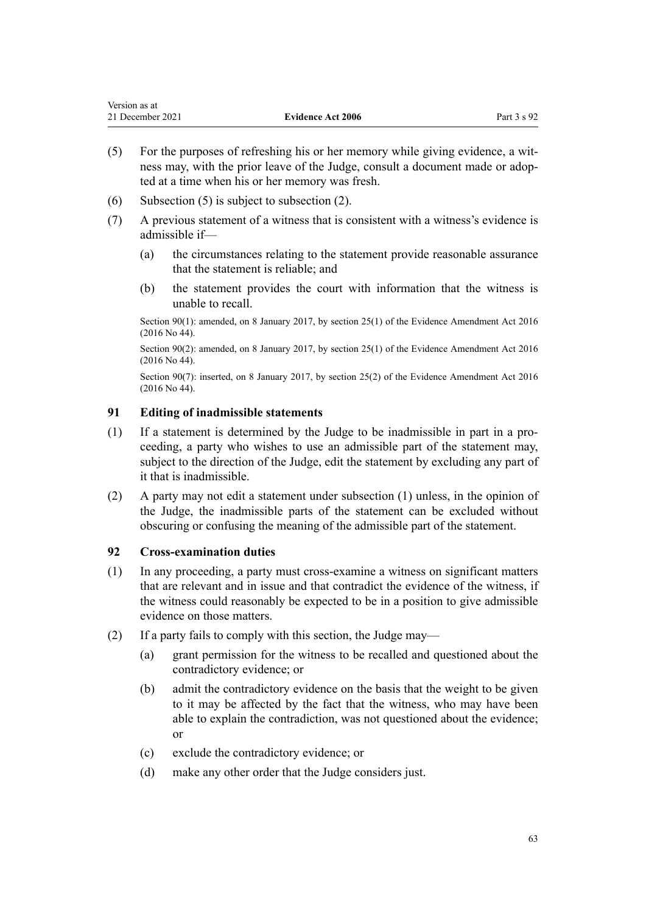(5) For the purposes of refreshing his or her memory while giving evidence, a witness may, with the prior leave of the Judge, consult a document made or adopted at a time when his or her memory was fresh.

(6) Subsection (5) is subject to subsection (2).

(7) A previous statement of a witness that is consistent with a witness's evidence is admissible if—

(a) the circumstances relating to the statement provide reasonable assurance that the statement is reliable; and

(b) the statement provides the court with information that the witness is unable to recall.

Section 90(1): amended, on 8 January 2017, by section 25(1) of the Evidence Amendment Act 2016 (2016 No 44).

Section 90(2): amended, on 8 January 2017, by section 25(1) of the Evidence Amendment Act 2016 (2016 No 44).

Section 90(7): inserted, on 8 January 2017, by section 25(2) of the Evidence Amendment Act 2016 (2016 No 44).

### 91 Editing of inadmissible statements

(1) If a statement is determined by the Judge to be inadmissible in part in a proceeding, a party who wishes to use an admissible part of the statement may, subject to the direction of the Judge, edit the statement by excluding any part of it that is inadmissible.

(2) A party may not edit a statement under subsection (1) unless, in the opinion of the Judge, the inadmissible parts of the statement can be excluded without obscuring or confusing the meaning of the admissible part of the statement.

### 92 Cross-examination duties

(1) In any proceeding, a party must cross-examine a witness on significant matters that are relevant and in issue and that contradict the evidence of the witness, if the witness could reasonably be expected to be in a position to give admissible evidence on those matters.

(2) If a party fails to comply with this section, the Judge may—

(a) grant permission for the witness to be recalled and questioned about the contradictory evidence; or

(b) admit the contradictory evidence on the basis that the weight to be given to it may be affected by the fact that the witness, who may have been able to explain the contradiction, was not questioned about the evidence; or

(c) exclude the contradictory evidence; or

(d) make any other order that the Judge considers just.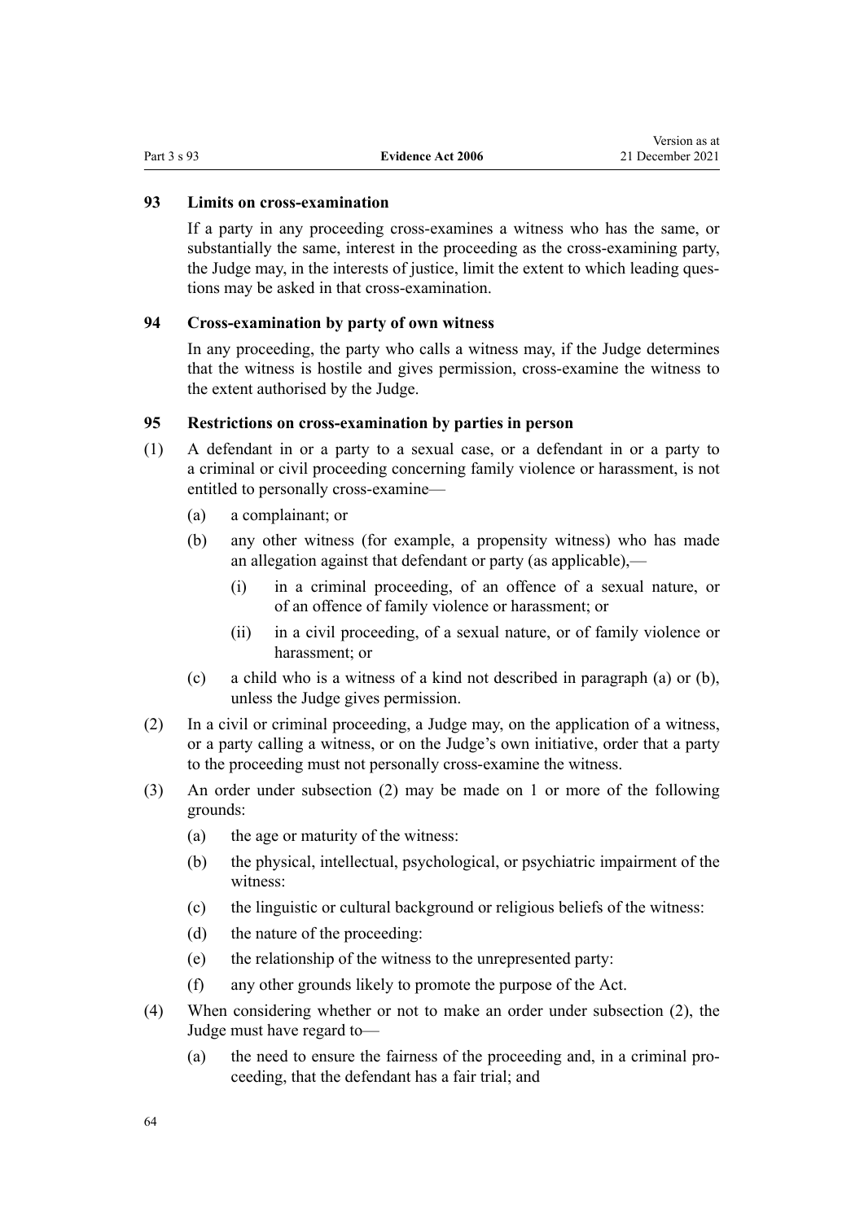### 93 Limits on cross-examination

If a party in any proceeding cross-examines a witness who has the same, or substantially the same, interest in the proceeding as the cross-examining party, the Judge may, in the interests of justice, limit the extent to which leading questions may be asked in that cross-examination.

### 94 Cross-examination by party of own witness

In any proceeding, the party who calls a witness may, if the Judge determines that the witness is hostile and gives permission, cross-examine the witness to the extent authorised by the Judge.

### 95 Restrictions on cross-examination by parties in person

(1) A defendant in or a party to a sexual case, or a defendant in or a party to a criminal or civil proceeding concerning family violence or harassment, is not entitled to personally cross-examine—

- (a) a complainant; or
- (b) any other witness (for example, a propensity witness) who has made an allegation against that defendant or party (as applicable),—
  - (i) in a criminal proceeding, of an offence of a sexual nature, or of an offence of family violence or harassment; or
  - (ii) in a civil proceeding, of a sexual nature, or of family violence or harassment; or
- (c) a child who is a witness of a kind not described in paragraph (a) or (b), unless the Judge gives permission.

(2) In a civil or criminal proceeding, a Judge may, on the application of a witness, or a party calling a witness, or on the Judge's own initiative, order that a party to the proceeding must not personally cross-examine the witness.

(3) An order under subsection (2) may be made on 1 or more of the following grounds:

- (a) the age or maturity of the witness:
- (b) the physical, intellectual, psychological, or psychiatric impairment of the witness:
- (c) the linguistic or cultural background or religious beliefs of the witness:
- (d) the nature of the proceeding:
- (e) the relationship of the witness to the unrepresented party:
- (f) any other grounds likely to promote the purpose of the Act.

(4) When considering whether or not to make an order under subsection (2), the Judge must have regard to—

- (a) the need to ensure the fairness of the proceeding and, in a criminal proceeding, that the defendant has a fair trial; and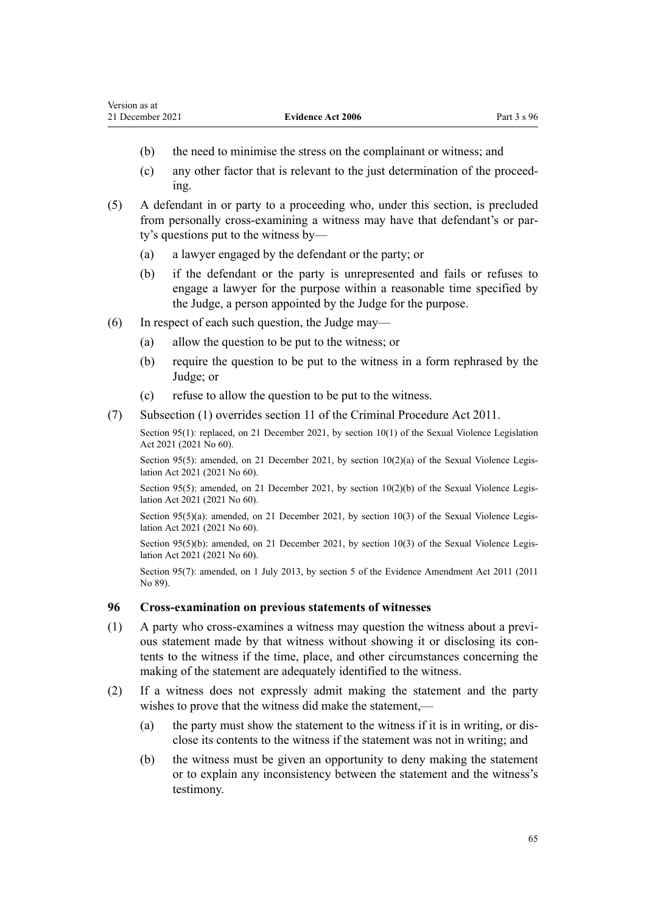- (b) the need to minimise the stress on the complainant or witness; and
- (c) any other factor that is relevant to the just determination of the proceeding.

(5) A defendant in or party to a proceeding who, under this section, is precluded from personally cross-examining a witness may have that defendant's or party's questions put to the witness by—

- (a) a lawyer engaged by the defendant or the party; or
- (b) if the defendant or the party is unrepresented and fails or refuses to engage a lawyer for the purpose within a reasonable time specified by the Judge, a person appointed by the Judge for the purpose.

(6) In respect of each such question, the Judge may—

- (a) allow the question to be put to the witness; or
- (b) require the question to be put to the witness in a form rephrased by the Judge; or
- (c) refuse to allow the question to be put to the witness.

(7) Subsection (1) overrides section 11 of the Criminal Procedure Act 2011.

Section 95(1): replaced, on 21 December 2021, by section 10(1) of the Sexual Violence Legislation Act 2021 (2021 No 60).

Section 95(5): amended, on 21 December 2021, by section 10(2)(a) of the Sexual Violence Legislation Act 2021 (2021 No 60).

Section 95(5): amended, on 21 December 2021, by section 10(2)(b) of the Sexual Violence Legislation Act 2021 (2021 No 60).

Section 95(5)(a): amended, on 21 December 2021, by section 10(3) of the Sexual Violence Legislation Act 2021 (2021 No 60).

Section 95(5)(b): amended, on 21 December 2021, by section 10(3) of the Sexual Violence Legislation Act 2021 (2021 No 60).

Section 95(7): amended, on 1 July 2013, by section 5 of the Evidence Amendment Act 2011 (2011 No 89).

### 96 Cross-examination on previous statements of witnesses

(1) A party who cross-examines a witness may question the witness about a previous statement made by that witness without showing it or disclosing its contents to the witness if the time, place, and other circumstances concerning the making of the statement are adequately identified to the witness.

(2) If a witness does not expressly admit making the statement and the party wishes to prove that the witness did make the statement,—

- (a) the party must show the statement to the witness if it is in writing, or disclose its contents to the witness if the statement was not in writing; and
- (b) the witness must be given an opportunity to deny making the statement or to explain any inconsistency between the statement and the witness's testimony.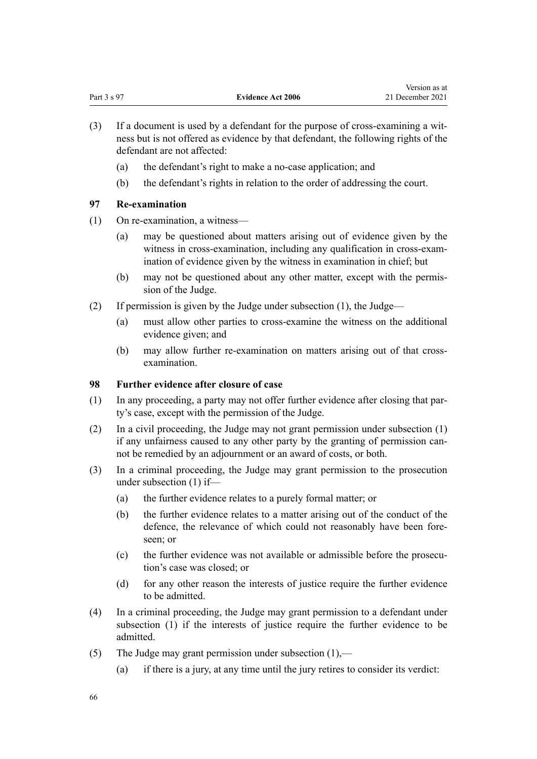(3) If a document is used by a defendant for the purpose of cross-examining a witness but is not offered as evidence by that defendant, the following rights of the defendant are not affected:

    (a) the defendant's right to make a no-case application; and

    (b) the defendant's rights in relation to the order of addressing the court.

### 97 Re-examination

(1) On re-examination, a witness—

    (a) may be questioned about matters arising out of evidence given by the witness in cross-examination, including any qualification in cross-examination of evidence given by the witness in examination in chief; but

    (b) may not be questioned about any other matter, except with the permission of the Judge.

(2) If permission is given by the Judge under subsection (1), the Judge—

    (a) must allow other parties to cross-examine the witness on the additional evidence given; and

    (b) may allow further re-examination on matters arising out of that cross-examination.

### 98 Further evidence after closure of case

(1) In any proceeding, a party may not offer further evidence after closing that party's case, except with the permission of the Judge.

(2) In a civil proceeding, the Judge may not grant permission under subsection (1) if any unfairness caused to any other party by the granting of permission cannot be remedied by an adjournment or an award of costs, or both.

(3) In a criminal proceeding, the Judge may grant permission to the prosecution under subsection (1) if—

    (a) the further evidence relates to a purely formal matter; or

    (b) the further evidence relates to a matter arising out of the conduct of the defence, the relevance of which could not reasonably have been foreseen; or

    (c) the further evidence was not available or admissible before the prosecution's case was closed; or

    (d) for any other reason the interests of justice require the further evidence to be admitted.

(4) In a criminal proceeding, the Judge may grant permission to a defendant under subsection (1) if the interests of justice require the further evidence to be admitted.

(5) The Judge may grant permission under subsection (1),—

    (a) if there is a jury, at any time until the jury retires to consider its verdict: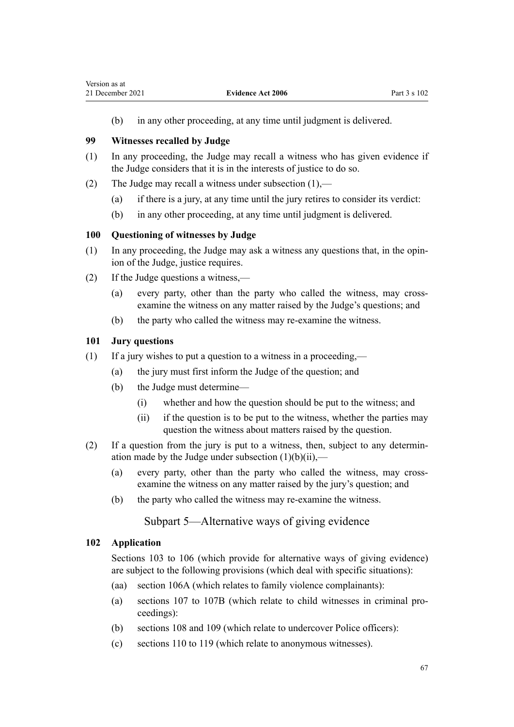(b) in any other proceeding, at any time until judgment is delivered.

### 99 Witnesses recalled by Judge

(1) In any proceeding, the Judge may recall a witness who has given evidence if the Judge considers that it is in the interests of justice to do so.

(2) The Judge may recall a witness under subsection (1),—

(a) if there is a jury, at any time until the jury retires to consider its verdict:

(b) in any other proceeding, at any time until judgment is delivered.

### 100 Questioning of witnesses by Judge

(1) In any proceeding, the Judge may ask a witness any questions that, in the opinion of the Judge, justice requires.

(2) If the Judge questions a witness,—

(a) every party, other than the party who called the witness, may cross-examine the witness on any matter raised by the Judge's questions; and

(b) the party who called the witness may re-examine the witness.

### 101 Jury questions

(1) If a jury wishes to put a question to a witness in a proceeding,—

(a) the jury must first inform the Judge of the question; and

(b) the Judge must determine—

(i) whether and how the question should be put to the witness; and

(ii) if the question is to be put to the witness, whether the parties may question the witness about matters raised by the question.

(2) If a question from the jury is put to a witness, then, subject to any determination made by the Judge under subsection (1)(b)(ii),—

(a) every party, other than the party who called the witness, may cross-examine the witness on any matter raised by the jury's question; and

(b) the party who called the witness may re-examine the witness.

## Subpart 5—Alternative ways of giving evidence

### 102 Application

Sections 103 to 106 (which provide for alternative ways of giving evidence) are subject to the following provisions (which deal with specific situations):

(aa) section 106A (which relates to family violence complainants):

(a) sections 107 to 107B (which relate to child witnesses in criminal proceedings):

(b) sections 108 and 109 (which relate to undercover Police officers):

(c) sections 110 to 119 (which relate to anonymous witnesses).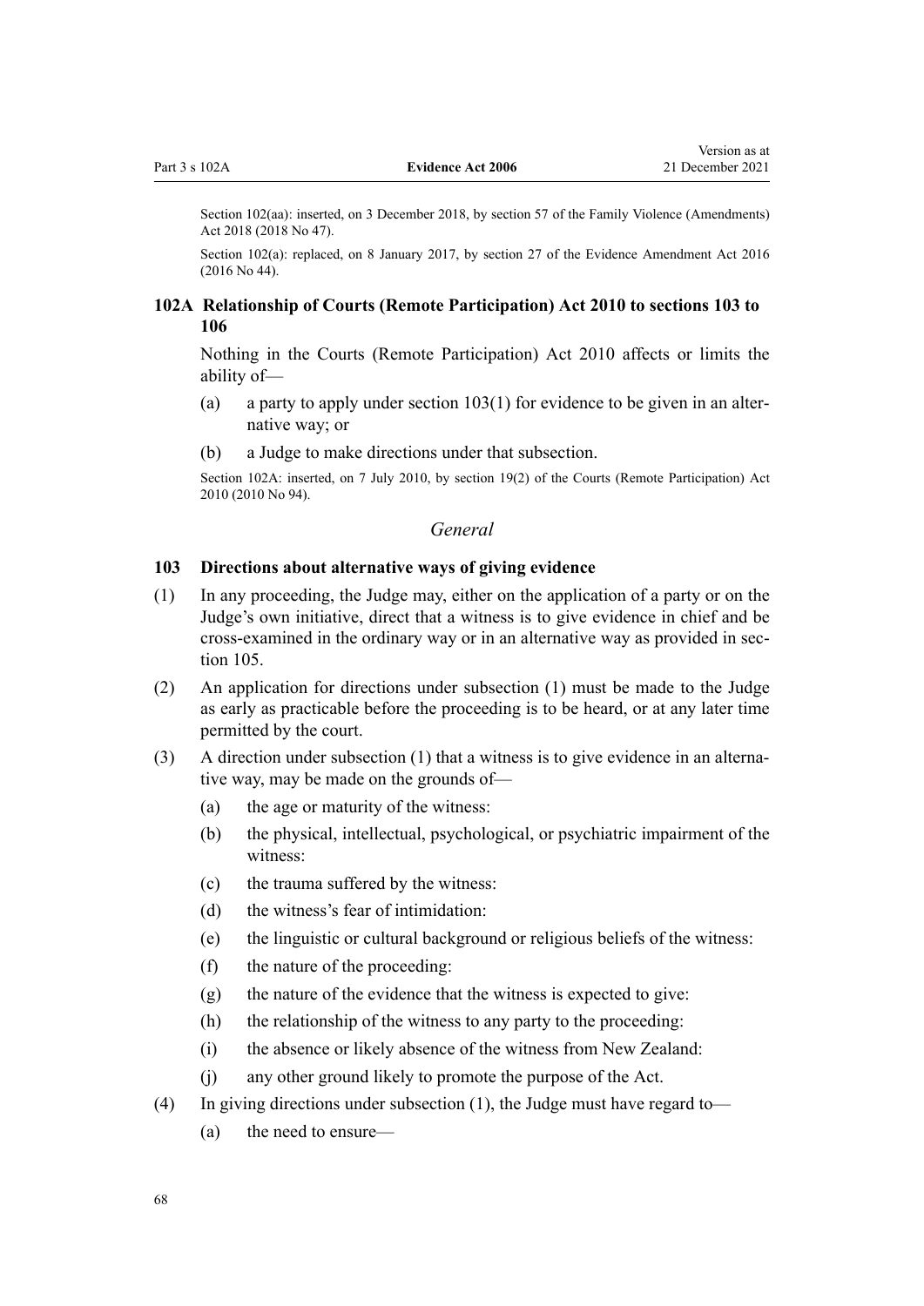Section 102(aa): inserted, on 3 December 2018, by section 57 of the Family Violence (Amendments) Act 2018 (2018 No 47).

Section 102(a): replaced, on 8 January 2017, by section 27 of the Evidence Amendment Act 2016 (2016 No 44).

### 102A Relationship of Courts (Remote Participation) Act 2010 to sections 103 to 106

Nothing in the Courts (Remote Participation) Act 2010 affects or limits the ability of—

(a) a party to apply under section 103(1) for evidence to be given in an alternative way; or

(b) a Judge to make directions under that subsection.

Section 102A: inserted, on 7 July 2010, by section 19(2) of the Courts (Remote Participation) Act 2010 (2010 No 94).

## *General*

### 103 Directions about alternative ways of giving evidence

(1) In any proceeding, the Judge may, either on the application of a party or on the Judge's own initiative, direct that a witness is to give evidence in chief and be cross-examined in the ordinary way or in an alternative way as provided in section 105.

(2) An application for directions under subsection (1) must be made to the Judge as early as practicable before the proceeding is to be heard, or at any later time permitted by the court.

(3) A direction under subsection (1) that a witness is to give evidence in an alternative way, may be made on the grounds of—

(a) the age or maturity of the witness:

(b) the physical, intellectual, psychological, or psychiatric impairment of the witness:

(c) the trauma suffered by the witness:

(d) the witness's fear of intimidation:

(e) the linguistic or cultural background or religious beliefs of the witness:

(f) the nature of the proceeding:

(g) the nature of the evidence that the witness is expected to give:

(h) the relationship of the witness to any party to the proceeding:

(i) the absence or likely absence of the witness from New Zealand:

(j) any other ground likely to promote the purpose of the Act.

(4) In giving directions under subsection (1), the Judge must have regard to—

(a) the need to ensure—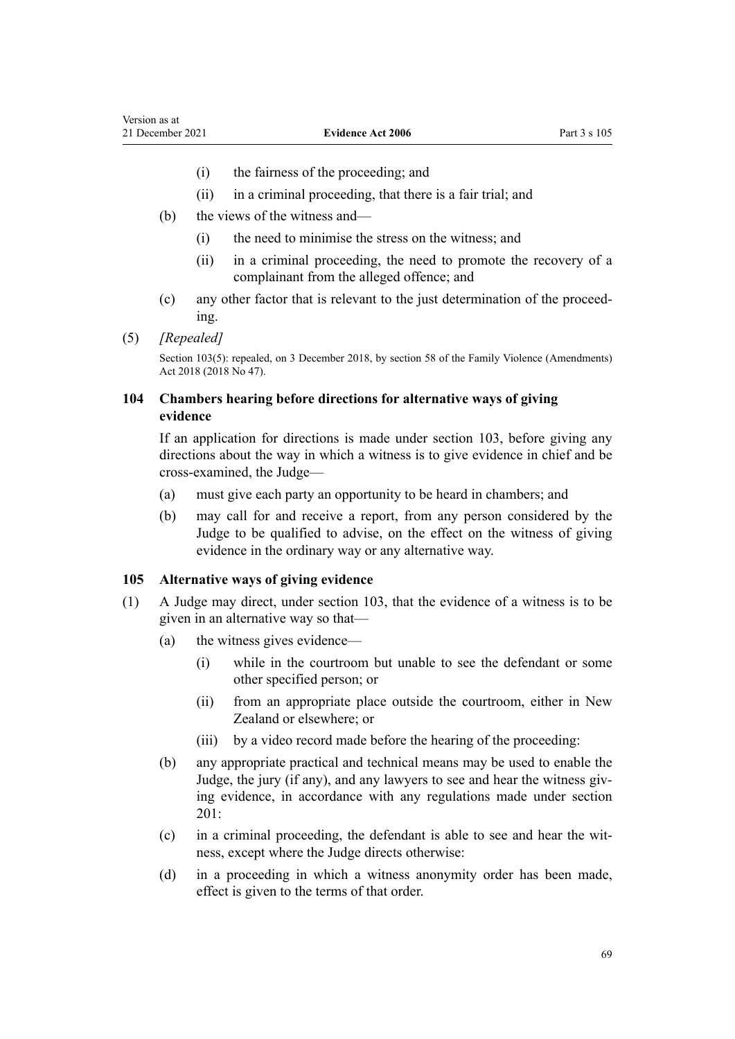(i) the fairness of the proceeding; and

(ii) in a criminal proceeding, that there is a fair trial; and

(b) the views of the witness and—

(i) the need to minimise the stress on the witness; and

(ii) in a criminal proceeding, the need to promote the recovery of a complainant from the alleged offence; and

(c) any other factor that is relevant to the just determination of the proceeding.

(5) *[Repealed]*

Section 103(5): repealed, on 3 December 2018, by section 58 of the Family Violence (Amendments) Act 2018 (2018 No 47).

### 104 Chambers hearing before directions for alternative ways of giving evidence

If an application for directions is made under section 103, before giving any directions about the way in which a witness is to give evidence in chief and be cross-examined, the Judge—

(a) must give each party an opportunity to be heard in chambers; and

(b) may call for and receive a report, from any person considered by the Judge to be qualified to advise, on the effect on the witness of giving evidence in the ordinary way or any alternative way.

### 105 Alternative ways of giving evidence

(1) A Judge may direct, under section 103, that the evidence of a witness is to be given in an alternative way so that—

(a) the witness gives evidence—

(i) while in the courtroom but unable to see the defendant or some other specified person; or

(ii) from an appropriate place outside the courtroom, either in New Zealand or elsewhere; or

(iii) by a video record made before the hearing of the proceeding:

(b) any appropriate practical and technical means may be used to enable the Judge, the jury (if any), and any lawyers to see and hear the witness giving evidence, in accordance with any regulations made under section 201:

(c) in a criminal proceeding, the defendant is able to see and hear the witness, except where the Judge directs otherwise:

(d) in a proceeding in which a witness anonymity order has been made, effect is given to the terms of that order.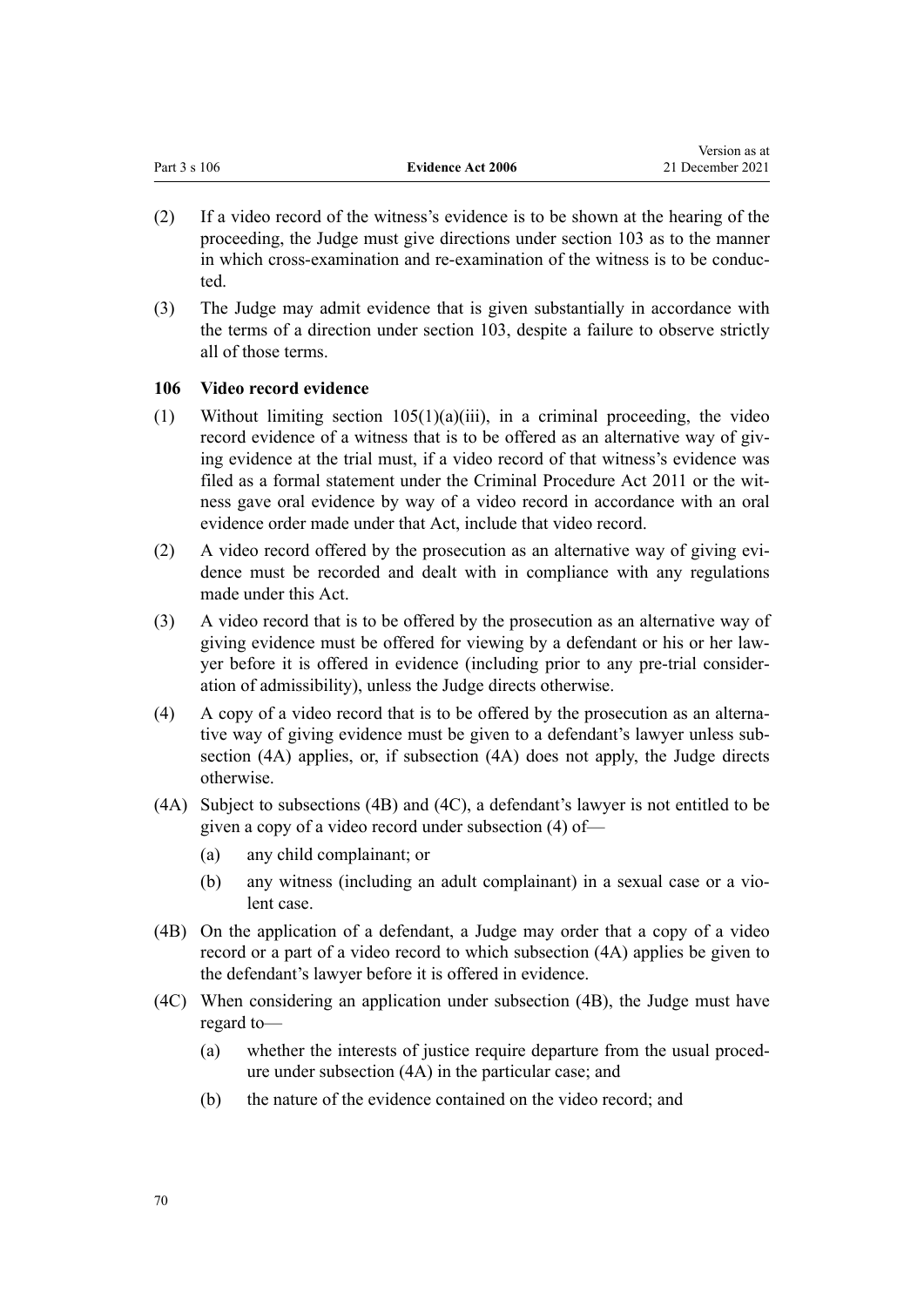(2) If a video record of the witness's evidence is to be shown at the hearing of the proceeding, the Judge must give directions under section 103 as to the manner in which cross-examination and re-examination of the witness is to be conducted.

(3) The Judge may admit evidence that is given substantially in accordance with the terms of a direction under section 103, despite a failure to observe strictly all of those terms.

### 106 Video record evidence

(1) Without limiting section 105(1)(a)(iii), in a criminal proceeding, the video record evidence of a witness that is to be offered as an alternative way of giving evidence at the trial must, if a video record of that witness's evidence was filed as a formal statement under the Criminal Procedure Act 2011 or the witness gave oral evidence by way of a video record in accordance with an oral evidence order made under that Act, include that video record.

(2) A video record offered by the prosecution as an alternative way of giving evidence must be recorded and dealt with in compliance with any regulations made under this Act.

(3) A video record that is to be offered by the prosecution as an alternative way of giving evidence must be offered for viewing by a defendant or his or her lawyer before it is offered in evidence (including prior to any pre-trial consideration of admissibility), unless the Judge directs otherwise.

(4) A copy of a video record that is to be offered by the prosecution as an alternative way of giving evidence must be given to a defendant's lawyer unless subsection (4A) applies, or, if subsection (4A) does not apply, the Judge directs otherwise.

(4A) Subject to subsections (4B) and (4C), a defendant's lawyer is not entitled to be given a copy of a video record under subsection (4) of—

(a) any child complainant; or

(b) any witness (including an adult complainant) in a sexual case or a violent case.

(4B) On the application of a defendant, a Judge may order that a copy of a video record or a part of a video record to which subsection (4A) applies be given to the defendant's lawyer before it is offered in evidence.

(4C) When considering an application under subsection (4B), the Judge must have regard to—

(a) whether the interests of justice require departure from the usual procedure under subsection (4A) in the particular case; and

(b) the nature of the evidence contained on the video record; and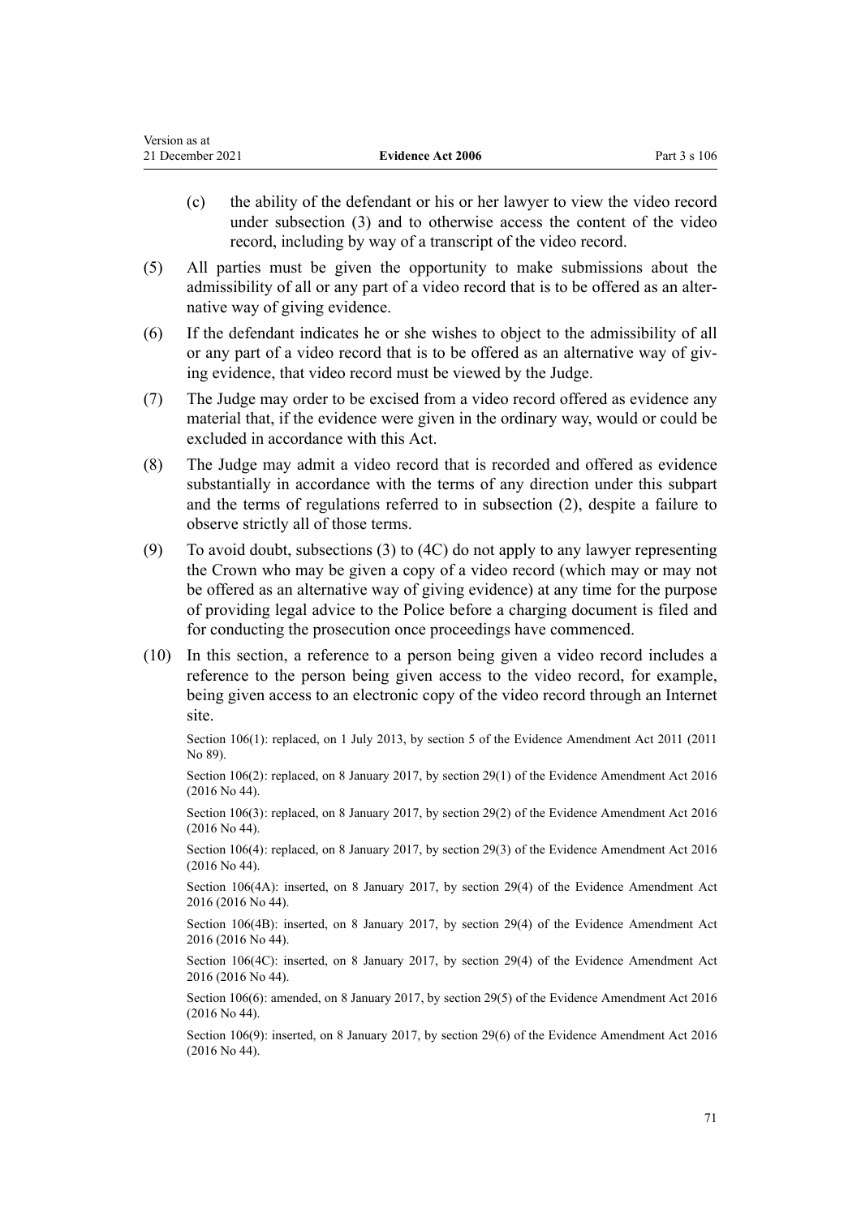(c) the ability of the defendant or his or her lawyer to view the video record under subsection (3) and to otherwise access the content of the video record, including by way of a transcript of the video record.

(5) All parties must be given the opportunity to make submissions about the admissibility of all or any part of a video record that is to be offered as an alternative way of giving evidence.

(6) If the defendant indicates he or she wishes to object to the admissibility of all or any part of a video record that is to be offered as an alternative way of giving evidence, that video record must be viewed by the Judge.

(7) The Judge may order to be excised from a video record offered as evidence any material that, if the evidence were given in the ordinary way, would or could be excluded in accordance with this Act.

(8) The Judge may admit a video record that is recorded and offered as evidence substantially in accordance with the terms of any direction under this subpart and the terms of regulations referred to in subsection (2), despite a failure to observe strictly all of those terms.

(9) To avoid doubt, subsections (3) to (4C) do not apply to any lawyer representing the Crown who may be given a copy of a video record (which may or may not be offered as an alternative way of giving evidence) at any time for the purpose of providing legal advice to the Police before a charging document is filed and for conducting the prosecution once proceedings have commenced.

(10) In this section, a reference to a person being given a video record includes a reference to the person being given access to the video record, for example, being given access to an electronic copy of the video record through an Internet site.

Section 106(1): replaced, on 1 July 2013, by section 5 of the Evidence Amendment Act 2011 (2011 No 89).

Section 106(2): replaced, on 8 January 2017, by section 29(1) of the Evidence Amendment Act 2016 (2016 No 44).

Section 106(3): replaced, on 8 January 2017, by section 29(2) of the Evidence Amendment Act 2016 (2016 No 44).

Section 106(4): replaced, on 8 January 2017, by section 29(3) of the Evidence Amendment Act 2016 (2016 No 44).

Section 106(4A): inserted, on 8 January 2017, by section 29(4) of the Evidence Amendment Act 2016 (2016 No 44).

Section 106(4B): inserted, on 8 January 2017, by section 29(4) of the Evidence Amendment Act 2016 (2016 No 44).

Section 106(4C): inserted, on 8 January 2017, by section 29(4) of the Evidence Amendment Act 2016 (2016 No 44).

Section 106(6): amended, on 8 January 2017, by section 29(5) of the Evidence Amendment Act 2016 (2016 No 44).

Section 106(9): inserted, on 8 January 2017, by section 29(6) of the Evidence Amendment Act 2016 (2016 No 44).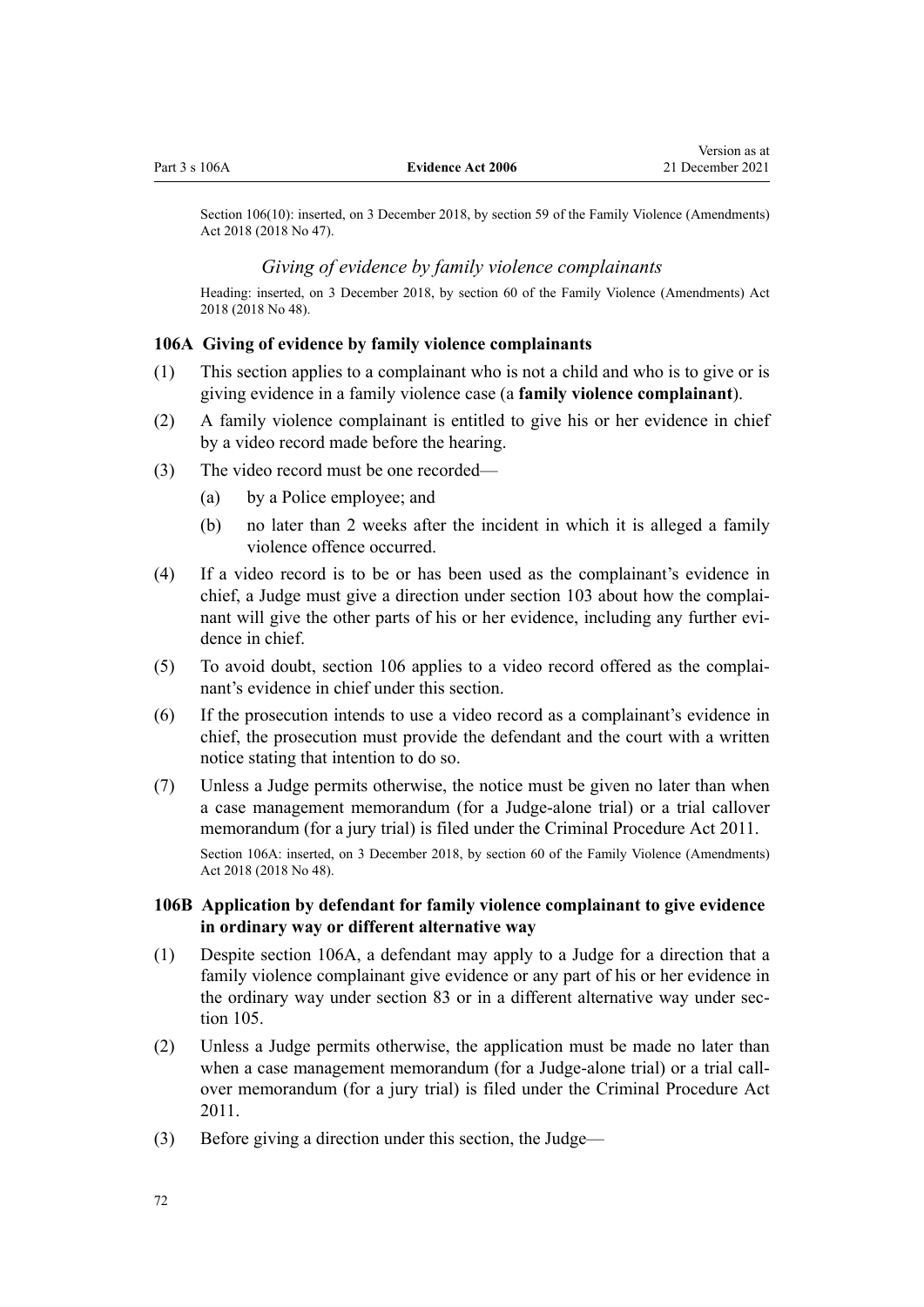Section 106(10): inserted, on 3 December 2018, by section 59 of the Family Violence (Amendments) Act 2018 (2018 No 47).

### *Giving of evidence by family violence complainants*

Heading: inserted, on 3 December 2018, by section 60 of the Family Violence (Amendments) Act 2018 (2018 No 48).

### 106A Giving of evidence by family violence complainants

(1) This section applies to a complainant who is not a child and who is to give or is giving evidence in a family violence case (a **family violence complainant**).

(2) A family violence complainant is entitled to give his or her evidence in chief by a video record made before the hearing.

(3) The video record must be one recorded—

  (a) by a Police employee; and

  (b) no later than 2 weeks after the incident in which it is alleged a family violence offence occurred.

(4) If a video record is to be or has been used as the complainant's evidence in chief, a Judge must give a direction under section 103 about how the complainant will give the other parts of his or her evidence, including any further evidence in chief.

(5) To avoid doubt, section 106 applies to a video record offered as the complainant's evidence in chief under this section.

(6) If the prosecution intends to use a video record as a complainant's evidence in chief, the prosecution must provide the defendant and the court with a written notice stating that intention to do so.

(7) Unless a Judge permits otherwise, the notice must be given no later than when a case management memorandum (for a Judge-alone trial) or a trial callover memorandum (for a jury trial) is filed under the Criminal Procedure Act 2011.

Section 106A: inserted, on 3 December 2018, by section 60 of the Family Violence (Amendments) Act 2018 (2018 No 48).

### 106B Application by defendant for family violence complainant to give evidence in ordinary way or different alternative way

(1) Despite section 106A, a defendant may apply to a Judge for a direction that a family violence complainant give evidence or any part of his or her evidence in the ordinary way under section 83 or in a different alternative way under section 105.

(2) Unless a Judge permits otherwise, the application must be made no later than when a case management memorandum (for a Judge-alone trial) or a trial callover memorandum (for a jury trial) is filed under the Criminal Procedure Act 2011.

(3) Before giving a direction under this section, the Judge—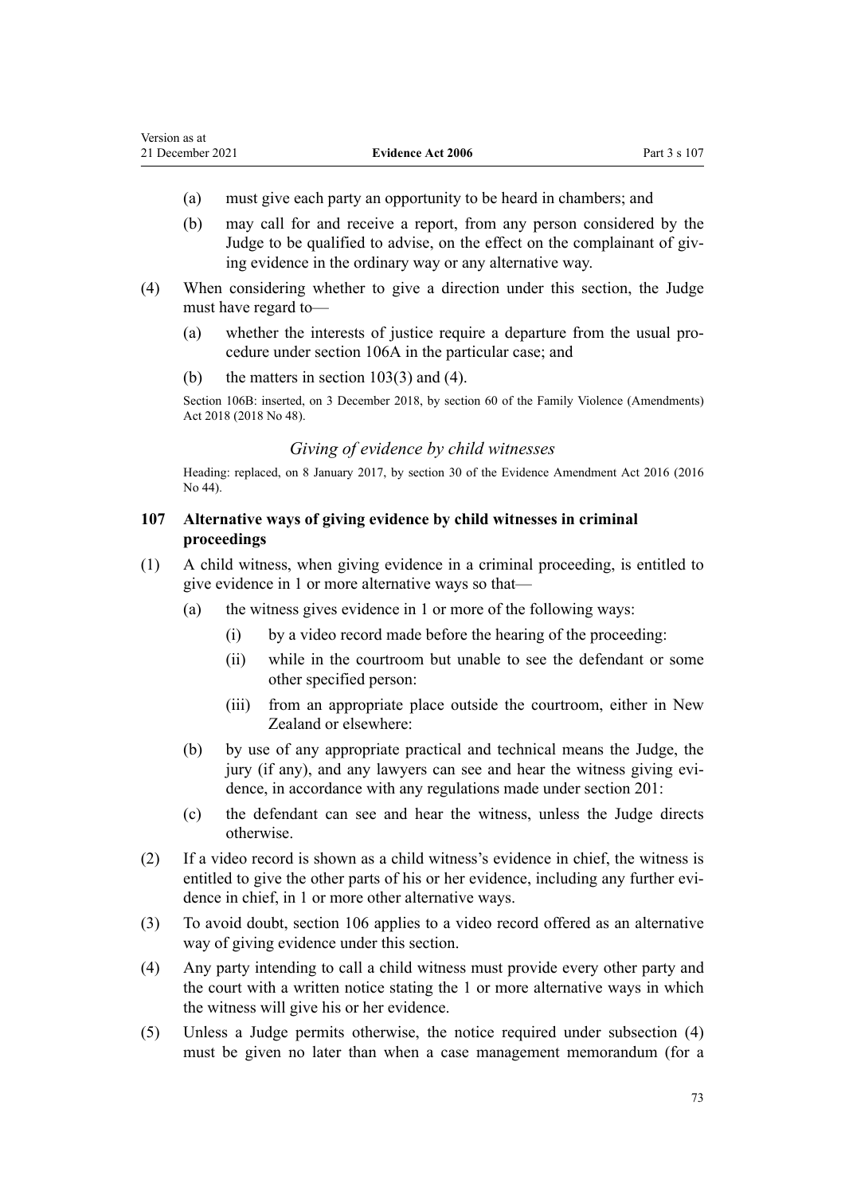(a) must give each party an opportunity to be heard in chambers; and

(b) may call for and receive a report, from any person considered by the Judge to be qualified to advise, on the effect on the complainant of giving evidence in the ordinary way or any alternative way.

(4) When considering whether to give a direction under this section, the Judge must have regard to—

(a) whether the interests of justice require a departure from the usual procedure under section 106A in the particular case; and

(b) the matters in section 103(3) and (4).

Section 106B: inserted, on 3 December 2018, by section 60 of the Family Violence (Amendments) Act 2018 (2018 No 48).

*Giving of evidence by child witnesses*

Heading: replaced, on 8 January 2017, by section 30 of the Evidence Amendment Act 2016 (2016 No 44).

**107 Alternative ways of giving evidence by child witnesses in criminal proceedings**

(1) A child witness, when giving evidence in a criminal proceeding, is entitled to give evidence in 1 or more alternative ways so that—

(a) the witness gives evidence in 1 or more of the following ways:

(i) by a video record made before the hearing of the proceeding:

(ii) while in the courtroom but unable to see the defendant or some other specified person:

(iii) from an appropriate place outside the courtroom, either in New Zealand or elsewhere:

(b) by use of any appropriate practical and technical means the Judge, the jury (if any), and any lawyers can see and hear the witness giving evidence, in accordance with any regulations made under section 201:

(c) the defendant can see and hear the witness, unless the Judge directs otherwise.

(2) If a video record is shown as a child witness's evidence in chief, the witness is entitled to give the other parts of his or her evidence, including any further evidence in chief, in 1 or more other alternative ways.

(3) To avoid doubt, section 106 applies to a video record offered as an alternative way of giving evidence under this section.

(4) Any party intending to call a child witness must provide every other party and the court with a written notice stating the 1 or more alternative ways in which the witness will give his or her evidence.

(5) Unless a Judge permits otherwise, the notice required under subsection (4) must be given no later than when a case management memorandum (for a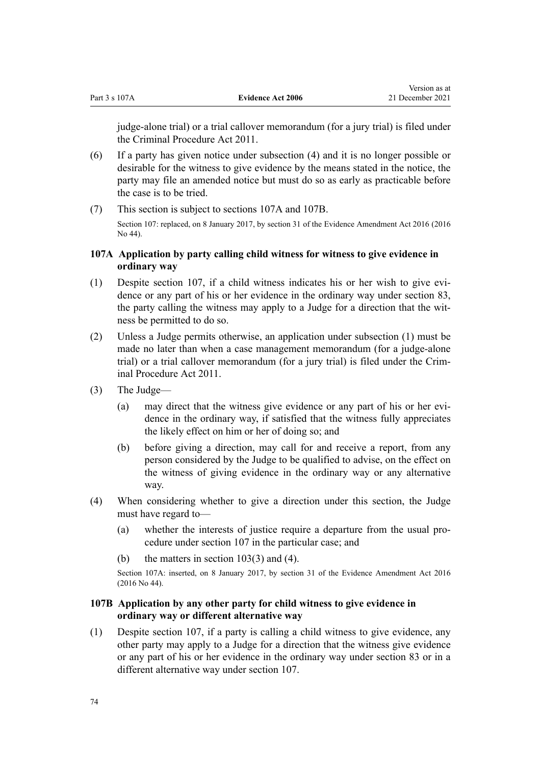judge-alone trial) or a trial callover memorandum (for a jury trial) is filed under the Criminal Procedure Act 2011.

(6) If a party has given notice under subsection (4) and it is no longer possible or desirable for the witness to give evidence by the means stated in the notice, the party may file an amended notice but must do so as early as practicable before the case is to be tried.

(7) This section is subject to sections 107A and 107B.

Section 107: replaced, on 8 January 2017, by section 31 of the Evidence Amendment Act 2016 (2016 No 44).

### 107A Application by party calling child witness for witness to give evidence in ordinary way

(1) Despite section 107, if a child witness indicates his or her wish to give evidence or any part of his or her evidence in the ordinary way under section 83, the party calling the witness may apply to a Judge for a direction that the witness be permitted to do so.

(2) Unless a Judge permits otherwise, an application under subsection (1) must be made no later than when a case management memorandum (for a judge-alone trial) or a trial callover memorandum (for a jury trial) is filed under the Criminal Procedure Act 2011.

(3) The Judge—

- (a) may direct that the witness give evidence or any part of his or her evidence in the ordinary way, if satisfied that the witness fully appreciates the likely effect on him or her of doing so; and
- (b) before giving a direction, may call for and receive a report, from any person considered by the Judge to be qualified to advise, on the effect on the witness of giving evidence in the ordinary way or any alternative way.

(4) When considering whether to give a direction under this section, the Judge must have regard to—

- (a) whether the interests of justice require a departure from the usual procedure under section 107 in the particular case; and
- (b) the matters in section 103(3) and (4).

Section 107A: inserted, on 8 January 2017, by section 31 of the Evidence Amendment Act 2016 (2016 No 44).

### 107B Application by any other party for child witness to give evidence in ordinary way or different alternative way

(1) Despite section 107, if a party is calling a child witness to give evidence, any other party may apply to a Judge for a direction that the witness give evidence or any part of his or her evidence in the ordinary way under section 83 or in a different alternative way under section 107.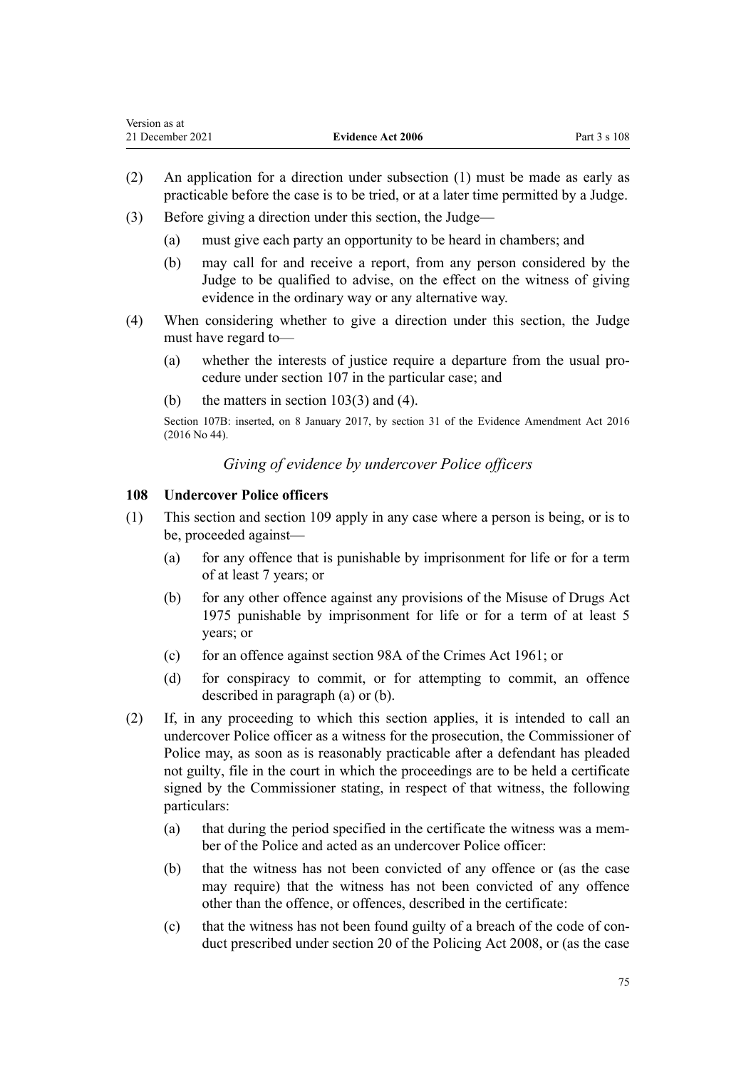(2) An application for a direction under subsection (1) must be made as early as practicable before the case is to be tried, or at a later time permitted by a Judge.

(3) Before giving a direction under this section, the Judge—

(a) must give each party an opportunity to be heard in chambers; and

(b) may call for and receive a report, from any person considered by the Judge to be qualified to advise, on the effect on the witness of giving evidence in the ordinary way or any alternative way.

(4) When considering whether to give a direction under this section, the Judge must have regard to—

(a) whether the interests of justice require a departure from the usual procedure under section 107 in the particular case; and

(b) the matters in section 103(3) and (4).

Section 107B: inserted, on 8 January 2017, by section 31 of the Evidence Amendment Act 2016 (2016 No 44).

*Giving of evidence by undercover Police officers*

### 108 Undercover Police officers

(1) This section and section 109 apply in any case where a person is being, or is to be, proceeded against—

(a) for any offence that is punishable by imprisonment for life or for a term of at least 7 years; or

(b) for any other offence against any provisions of the Misuse of Drugs Act 1975 punishable by imprisonment for life or for a term of at least 5 years; or

(c) for an offence against section 98A of the Crimes Act 1961; or

(d) for conspiracy to commit, or for attempting to commit, an offence described in paragraph (a) or (b).

(2) If, in any proceeding to which this section applies, it is intended to call an undercover Police officer as a witness for the prosecution, the Commissioner of Police may, as soon as is reasonably practicable after a defendant has pleaded not guilty, file in the court in which the proceedings are to be held a certificate signed by the Commissioner stating, in respect of that witness, the following particulars:

(a) that during the period specified in the certificate the witness was a member of the Police and acted as an undercover Police officer:

(b) that the witness has not been convicted of any offence or (as the case may require) that the witness has not been convicted of any offence other than the offence, or offences, described in the certificate:

(c) that the witness has not been found guilty of a breach of the code of conduct prescribed under section 20 of the Policing Act 2008, or (as the case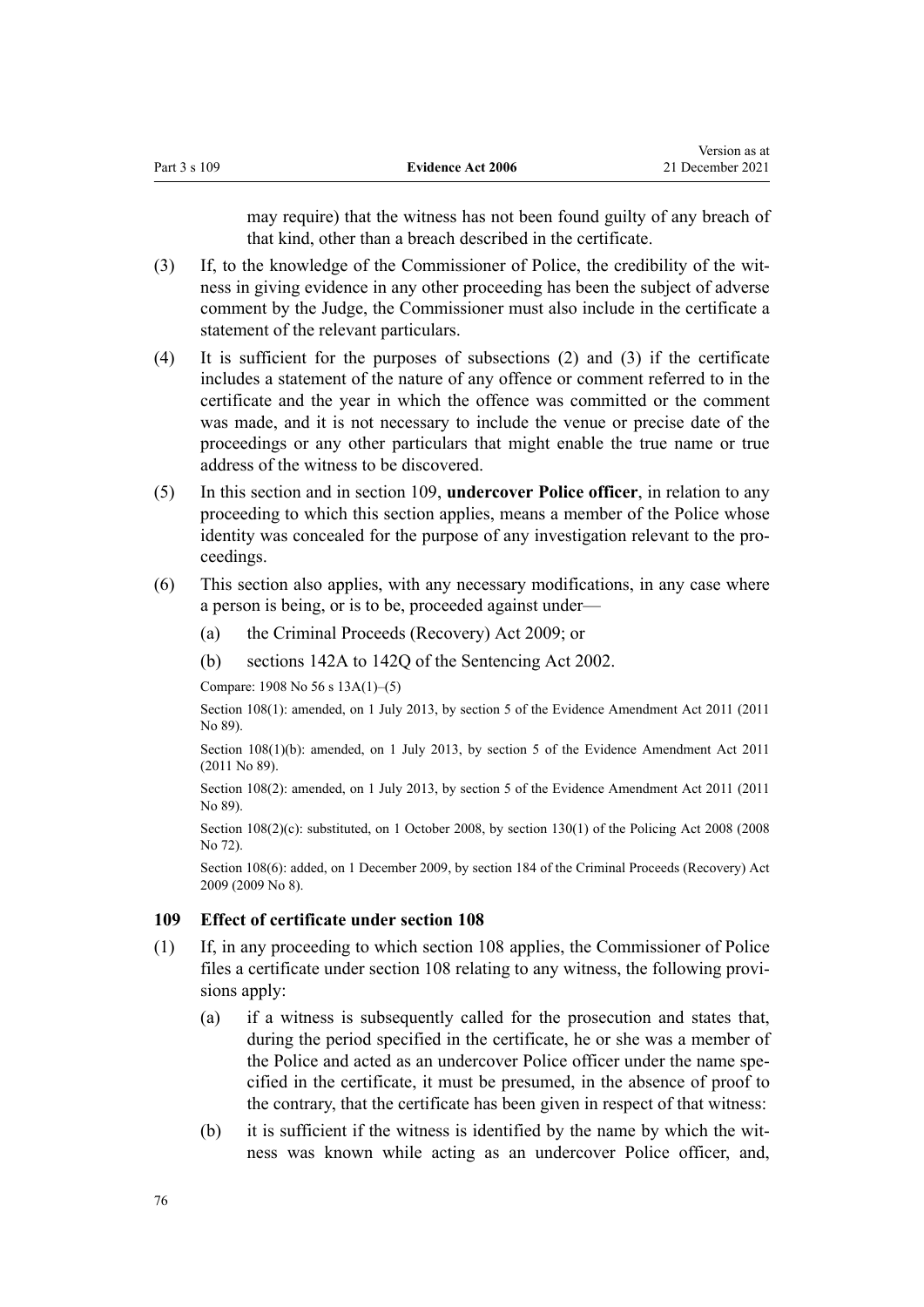may require) that the witness has not been found guilty of any breach of that kind, other than a breach described in the certificate.

(3) If, to the knowledge of the Commissioner of Police, the credibility of the witness in giving evidence in any other proceeding has been the subject of adverse comment by the Judge, the Commissioner must also include in the certificate a statement of the relevant particulars.

(4) It is sufficient for the purposes of subsections (2) and (3) if the certificate includes a statement of the nature of any offence or comment referred to in the certificate and the year in which the offence was committed or the comment was made, and it is not necessary to include the venue or precise date of the proceedings or any other particulars that might enable the true name or true address of the witness to be discovered.

(5) In this section and in section 109, **undercover Police officer**, in relation to any proceeding to which this section applies, means a member of the Police whose identity was concealed for the purpose of any investigation relevant to the proceedings.

(6) This section also applies, with any necessary modifications, in any case where a person is being, or is to be, proceeded against under—

(a) the Criminal Proceeds (Recovery) Act 2009; or

(b) sections 142A to 142Q of the Sentencing Act 2002.

Compare: 1908 No 56 s 13A(1)–(5)

Section 108(1): amended, on 1 July 2013, by section 5 of the Evidence Amendment Act 2011 (2011 No 89).

Section 108(1)(b): amended, on 1 July 2013, by section 5 of the Evidence Amendment Act 2011 (2011 No 89).

Section 108(2): amended, on 1 July 2013, by section 5 of the Evidence Amendment Act 2011 (2011 No 89).

Section 108(2)(c): substituted, on 1 October 2008, by section 130(1) of the Policing Act 2008 (2008 No 72).

Section 108(6): added, on 1 December 2009, by section 184 of the Criminal Proceeds (Recovery) Act 2009 (2009 No 8).

### 109 Effect of certificate under section 108

(1) If, in any proceeding to which section 108 applies, the Commissioner of Police files a certificate under section 108 relating to any witness, the following provisions apply:

(a) if a witness is subsequently called for the prosecution and states that, during the period specified in the certificate, he or she was a member of the Police and acted as an undercover Police officer under the name specified in the certificate, it must be presumed, in the absence of proof to the contrary, that the certificate has been given in respect of that witness:

(b) it is sufficient if the witness is identified by the name by which the witness was known while acting as an undercover Police officer, and,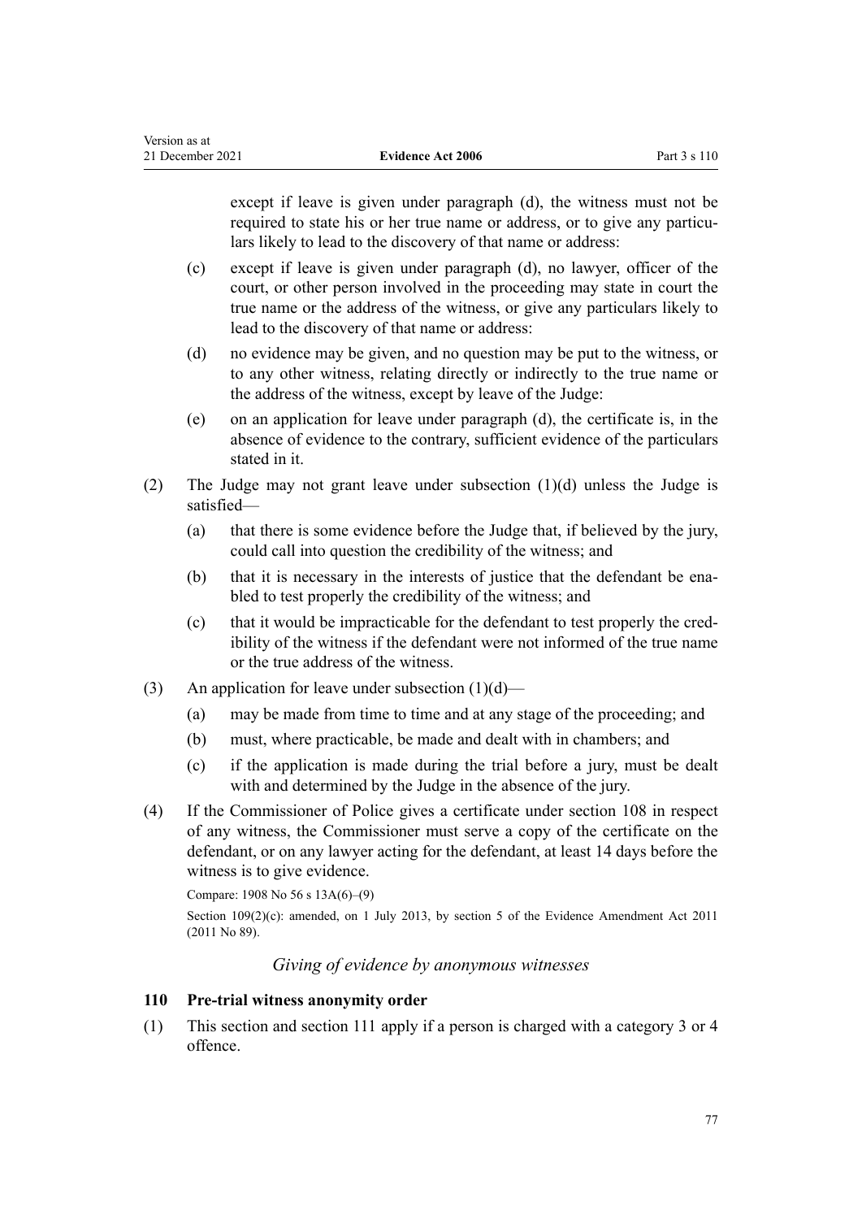except if leave is given under paragraph (d), the witness must not be required to state his or her true name or address, or to give any particulars likely to lead to the discovery of that name or address:

(c) except if leave is given under paragraph (d), no lawyer, officer of the court, or other person involved in the proceeding may state in court the true name or the address of the witness, or give any particulars likely to lead to the discovery of that name or address:

(d) no evidence may be given, and no question may be put to the witness, or to any other witness, relating directly or indirectly to the true name or the address of the witness, except by leave of the Judge:

(e) on an application for leave under paragraph (d), the certificate is, in the absence of evidence to the contrary, sufficient evidence of the particulars stated in it.

(2) The Judge may not grant leave under subsection (1)(d) unless the Judge is satisfied—

(a) that there is some evidence before the Judge that, if believed by the jury, could call into question the credibility of the witness; and

(b) that it is necessary in the interests of justice that the defendant be enabled to test properly the credibility of the witness; and

(c) that it would be impracticable for the defendant to test properly the credibility of the witness if the defendant were not informed of the true name or the true address of the witness.

(3) An application for leave under subsection (1)(d)—

(a) may be made from time to time and at any stage of the proceeding; and

(b) must, where practicable, be made and dealt with in chambers; and

(c) if the application is made during the trial before a jury, must be dealt with and determined by the Judge in the absence of the jury.

(4) If the Commissioner of Police gives a certificate under section 108 in respect of any witness, the Commissioner must serve a copy of the certificate on the defendant, or on any lawyer acting for the defendant, at least 14 days before the witness is to give evidence.

Compare: 1908 No 56 s 13A(6)–(9)

Section 109(2)(c): amended, on 1 July 2013, by section 5 of the Evidence Amendment Act 2011 (2011 No 89).

*Giving of evidence by anonymous witnesses*

### 110 Pre-trial witness anonymity order

(1) This section and section 111 apply if a person is charged with a category 3 or 4 offence.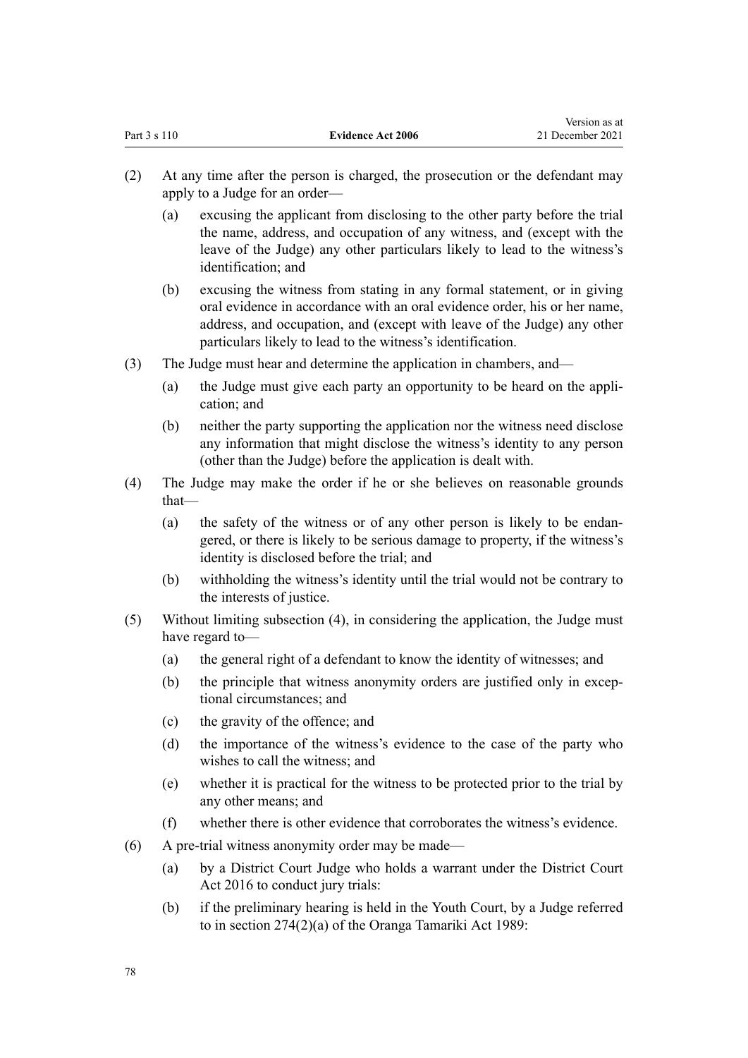(2) At any time after the person is charged, the prosecution or the defendant may apply to a Judge for an order—

(a) excusing the applicant from disclosing to the other party before the trial the name, address, and occupation of any witness, and (except with the leave of the Judge) any other particulars likely to lead to the witness's identification; and

(b) excusing the witness from stating in any formal statement, or in giving oral evidence in accordance with an oral evidence order, his or her name, address, and occupation, and (except with leave of the Judge) any other particulars likely to lead to the witness's identification.

(3) The Judge must hear and determine the application in chambers, and—

(a) the Judge must give each party an opportunity to be heard on the application; and

(b) neither the party supporting the application nor the witness need disclose any information that might disclose the witness's identity to any person (other than the Judge) before the application is dealt with.

(4) The Judge may make the order if he or she believes on reasonable grounds that—

(a) the safety of the witness or of any other person is likely to be endangered, or there is likely to be serious damage to property, if the witness's identity is disclosed before the trial; and

(b) withholding the witness's identity until the trial would not be contrary to the interests of justice.

(5) Without limiting subsection (4), in considering the application, the Judge must have regard to—

(a) the general right of a defendant to know the identity of witnesses; and

(b) the principle that witness anonymity orders are justified only in exceptional circumstances; and

(c) the gravity of the offence; and

(d) the importance of the witness's evidence to the case of the party who wishes to call the witness; and

(e) whether it is practical for the witness to be protected prior to the trial by any other means; and

(f) whether there is other evidence that corroborates the witness's evidence.

(6) A pre-trial witness anonymity order may be made—

(a) by a District Court Judge who holds a warrant under the District Court Act 2016 to conduct jury trials:

(b) if the preliminary hearing is held in the Youth Court, by a Judge referred to in section 274(2)(a) of the Oranga Tamariki Act 1989: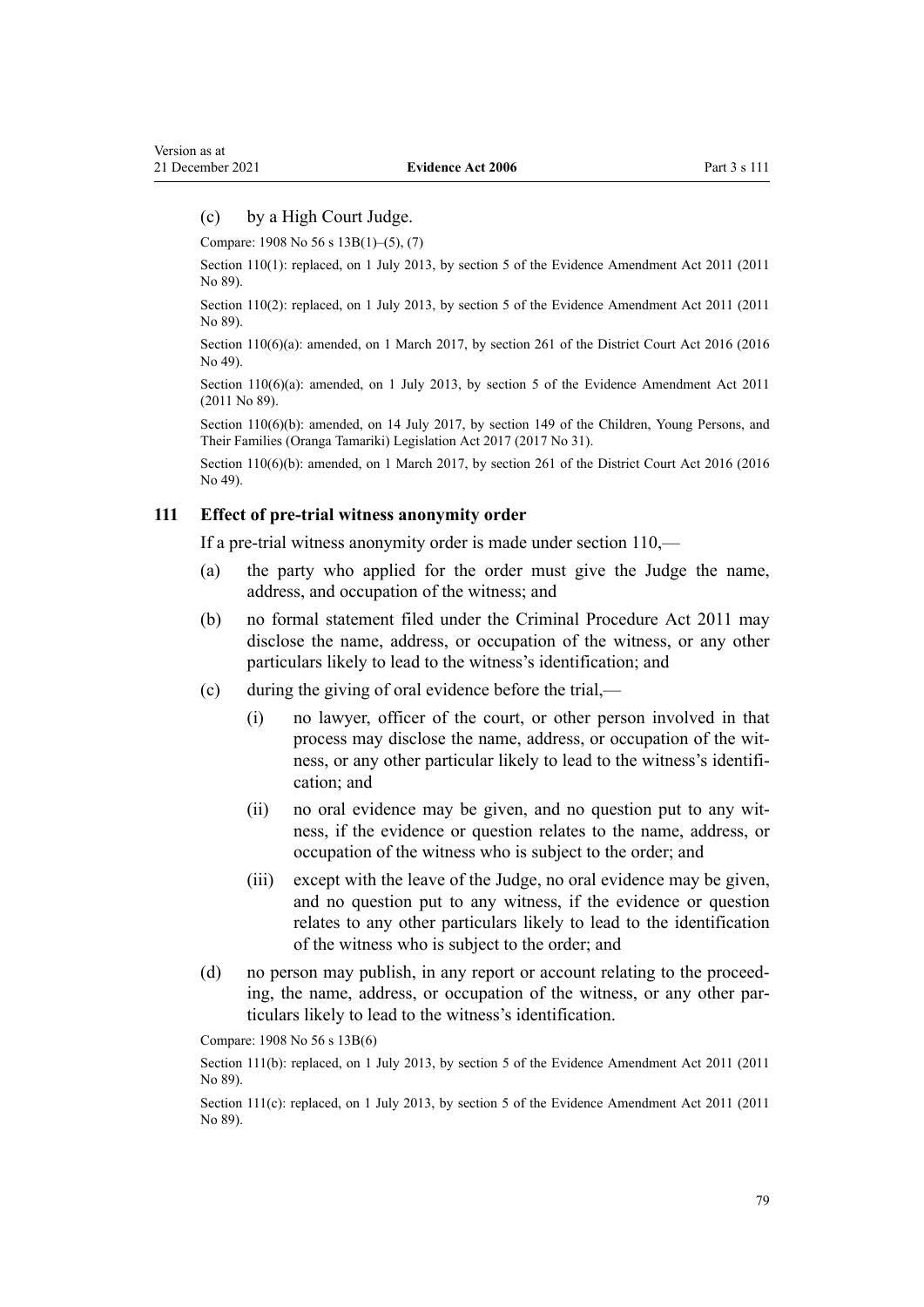(c) by a High Court Judge.

Compare: 1908 No 56 s 13B(1)–(5), (7)

Section 110(1): replaced, on 1 July 2013, by section 5 of the Evidence Amendment Act 2011 (2011 No 89).

Section 110(2): replaced, on 1 July 2013, by section 5 of the Evidence Amendment Act 2011 (2011 No 89).

Section 110(6)(a): amended, on 1 March 2017, by section 261 of the District Court Act 2016 (2016 No 49).

Section 110(6)(a): amended, on 1 July 2013, by section 5 of the Evidence Amendment Act 2011 (2011 No 89).

Section 110(6)(b): amended, on 14 July 2017, by section 149 of the Children, Young Persons, and Their Families (Oranga Tamariki) Legislation Act 2017 (2017 No 31).

Section 110(6)(b): amended, on 1 March 2017, by section 261 of the District Court Act 2016 (2016 No 49).

### 111 Effect of pre-trial witness anonymity order

If a pre-trial witness anonymity order is made under section 110,—

(a) the party who applied for the order must give the Judge the name, address, and occupation of the witness; and

(b) no formal statement filed under the Criminal Procedure Act 2011 may disclose the name, address, or occupation of the witness, or any other particulars likely to lead to the witness's identification; and

(c) during the giving of oral evidence before the trial,—

  (i) no lawyer, officer of the court, or other person involved in that process may disclose the name, address, or occupation of the witness, or any other particular likely to lead to the witness's identification; and

  (ii) no oral evidence may be given, and no question put to any witness, if the evidence or question relates to the name, address, or occupation of the witness who is subject to the order; and

  (iii) except with the leave of the Judge, no oral evidence may be given, and no question put to any witness, if the evidence or question relates to any other particulars likely to lead to the identification of the witness who is subject to the order; and

(d) no person may publish, in any report or account relating to the proceeding, the name, address, or occupation of the witness, or any other particulars likely to lead to the witness's identification.

Compare: 1908 No 56 s 13B(6)

Section 111(b): replaced, on 1 July 2013, by section 5 of the Evidence Amendment Act 2011 (2011 No 89).

Section 111(c): replaced, on 1 July 2013, by section 5 of the Evidence Amendment Act 2011 (2011 No 89).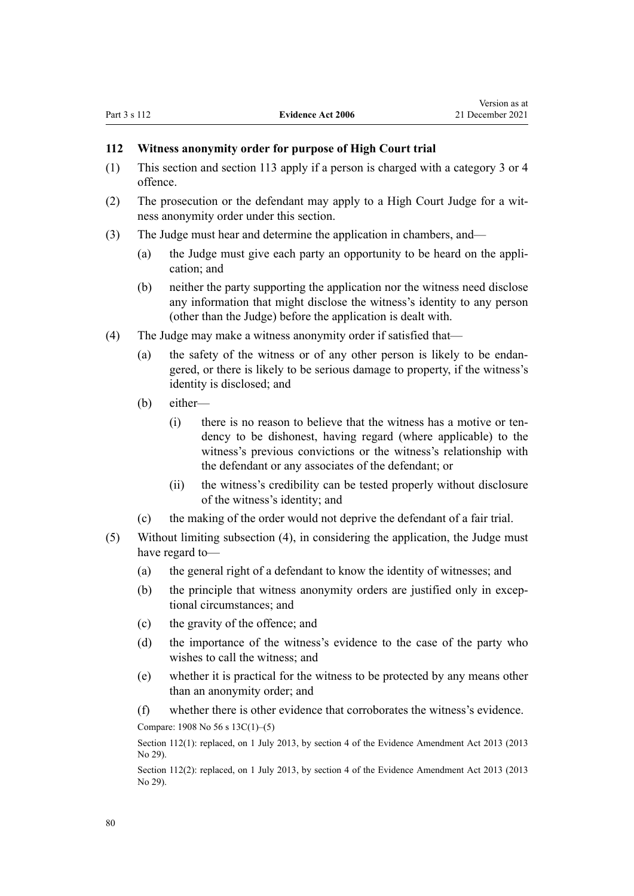### 112 Witness anonymity order for purpose of High Court trial

(1) This section and section 113 apply if a person is charged with a category 3 or 4 offence.

(2) The prosecution or the defendant may apply to a High Court Judge for a witness anonymity order under this section.

(3) The Judge must hear and determine the application in chambers, and—

  (a) the Judge must give each party an opportunity to be heard on the application; and

  (b) neither the party supporting the application nor the witness need disclose any information that might disclose the witness's identity to any person (other than the Judge) before the application is dealt with.

(4) The Judge may make a witness anonymity order if satisfied that—

  (a) the safety of the witness or of any other person is likely to be endangered, or there is likely to be serious damage to property, if the witness's identity is disclosed; and

  (b) either—

    (i) there is no reason to believe that the witness has a motive or tendency to be dishonest, having regard (where applicable) to the witness's previous convictions or the witness's relationship with the defendant or any associates of the defendant; or

    (ii) the witness's credibility can be tested properly without disclosure of the witness's identity; and

  (c) the making of the order would not deprive the defendant of a fair trial.

(5) Without limiting subsection (4), in considering the application, the Judge must have regard to—

  (a) the general right of a defendant to know the identity of witnesses; and

  (b) the principle that witness anonymity orders are justified only in exceptional circumstances; and

  (c) the gravity of the offence; and

  (d) the importance of the witness's evidence to the case of the party who wishes to call the witness; and

  (e) whether it is practical for the witness to be protected by any means other than an anonymity order; and

  (f) whether there is other evidence that corroborates the witness's evidence.

Compare: 1908 No 56 s 13C(1)–(5)

Section 112(1): replaced, on 1 July 2013, by section 4 of the Evidence Amendment Act 2013 (2013 No 29).

Section 112(2): replaced, on 1 July 2013, by section 4 of the Evidence Amendment Act 2013 (2013 No 29).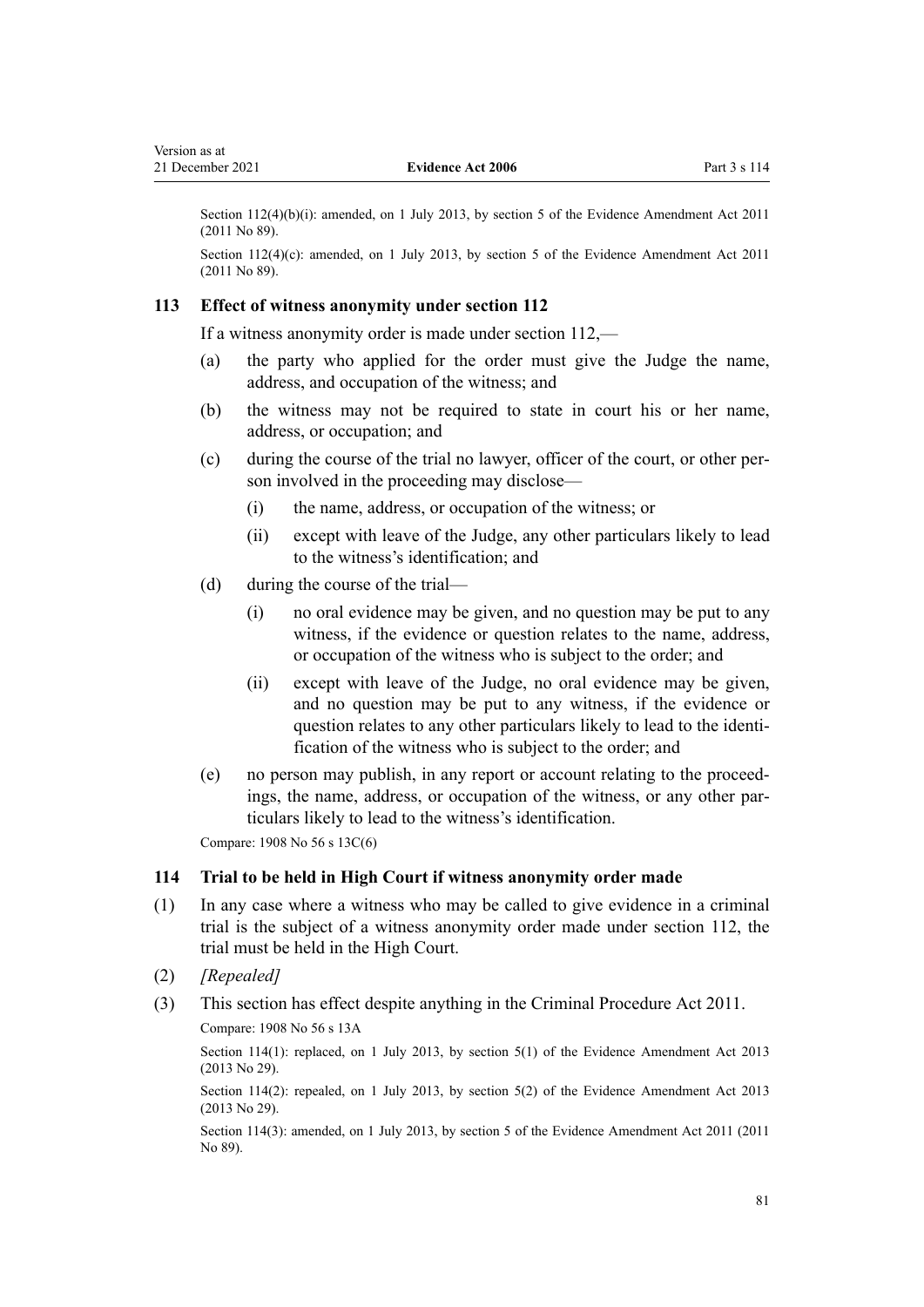Section 112(4)(b)(i): amended, on 1 July 2013, by section 5 of the Evidence Amendment Act 2011 (2011 No 89).

Section 112(4)(c): amended, on 1 July 2013, by section 5 of the Evidence Amendment Act 2011 (2011 No 89).

### 113 Effect of witness anonymity under section 112

If a witness anonymity order is made under section 112,—

(a) the party who applied for the order must give the Judge the name, address, and occupation of the witness; and

(b) the witness may not be required to state in court his or her name, address, or occupation; and

(c) during the course of the trial no lawyer, officer of the court, or other person involved in the proceeding may disclose—

  (i) the name, address, or occupation of the witness; or

  (ii) except with leave of the Judge, any other particulars likely to lead to the witness's identification; and

(d) during the course of the trial—

  (i) no oral evidence may be given, and no question may be put to any witness, if the evidence or question relates to the name, address, or occupation of the witness who is subject to the order; and

  (ii) except with leave of the Judge, no oral evidence may be given, and no question may be put to any witness, if the evidence or question relates to any other particulars likely to lead to the identification of the witness who is subject to the order; and

(e) no person may publish, in any report or account relating to the proceedings, the name, address, or occupation of the witness, or any other particulars likely to lead to the witness's identification.

Compare: 1908 No 56 s 13C(6)

### 114 Trial to be held in High Court if witness anonymity order made

(1) In any case where a witness who may be called to give evidence in a criminal trial is the subject of a witness anonymity order made under section 112, the trial must be held in the High Court.

(2) *[Repealed]*

(3) This section has effect despite anything in the Criminal Procedure Act 2011.

Compare: 1908 No 56 s 13A

Section 114(1): replaced, on 1 July 2013, by section 5(1) of the Evidence Amendment Act 2013 (2013 No 29).

Section 114(2): repealed, on 1 July 2013, by section 5(2) of the Evidence Amendment Act 2013 (2013 No 29).

Section 114(3): amended, on 1 July 2013, by section 5 of the Evidence Amendment Act 2011 (2011 No 89).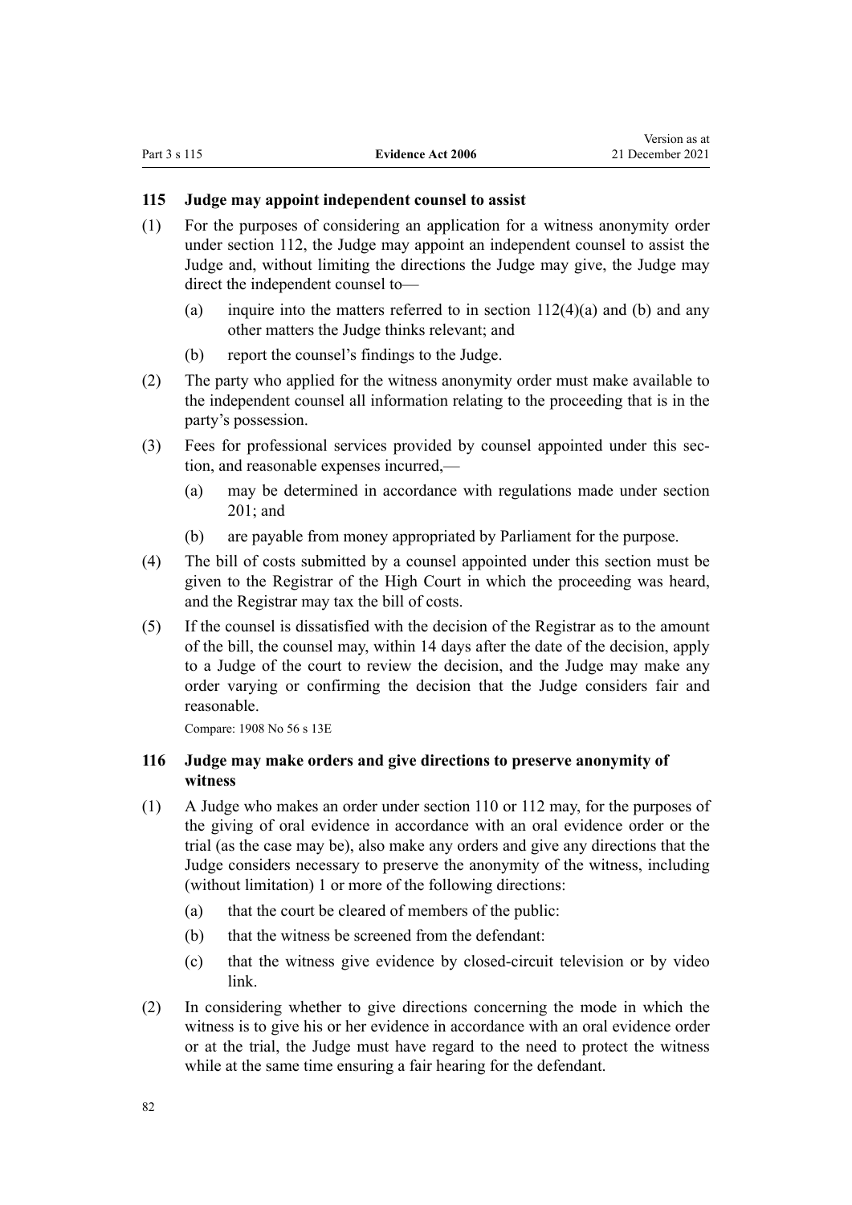### 115 Judge may appoint independent counsel to assist

(1) For the purposes of considering an application for a witness anonymity order under section 112, the Judge may appoint an independent counsel to assist the Judge and, without limiting the directions the Judge may give, the Judge may direct the independent counsel to—

(a) inquire into the matters referred to in section 112(4)(a) and (b) and any other matters the Judge thinks relevant; and

(b) report the counsel's findings to the Judge.

(2) The party who applied for the witness anonymity order must make available to the independent counsel all information relating to the proceeding that is in the party's possession.

(3) Fees for professional services provided by counsel appointed under this section, and reasonable expenses incurred,—

(a) may be determined in accordance with regulations made under section 201; and

(b) are payable from money appropriated by Parliament for the purpose.

(4) The bill of costs submitted by a counsel appointed under this section must be given to the Registrar of the High Court in which the proceeding was heard, and the Registrar may tax the bill of costs.

(5) If the counsel is dissatisfied with the decision of the Registrar as to the amount of the bill, the counsel may, within 14 days after the date of the decision, apply to a Judge of the court to review the decision, and the Judge may make any order varying or confirming the decision that the Judge considers fair and reasonable.

Compare: 1908 No 56 s 13E

### 116 Judge may make orders and give directions to preserve anonymity of witness

(1) A Judge who makes an order under section 110 or 112 may, for the purposes of the giving of oral evidence in accordance with an oral evidence order or the trial (as the case may be), also make any orders and give any directions that the Judge considers necessary to preserve the anonymity of the witness, including (without limitation) 1 or more of the following directions:

(a) that the court be cleared of members of the public:

(b) that the witness be screened from the defendant:

(c) that the witness give evidence by closed-circuit television or by video link.

(2) In considering whether to give directions concerning the mode in which the witness is to give his or her evidence in accordance with an oral evidence order or at the trial, the Judge must have regard to the need to protect the witness while at the same time ensuring a fair hearing for the defendant.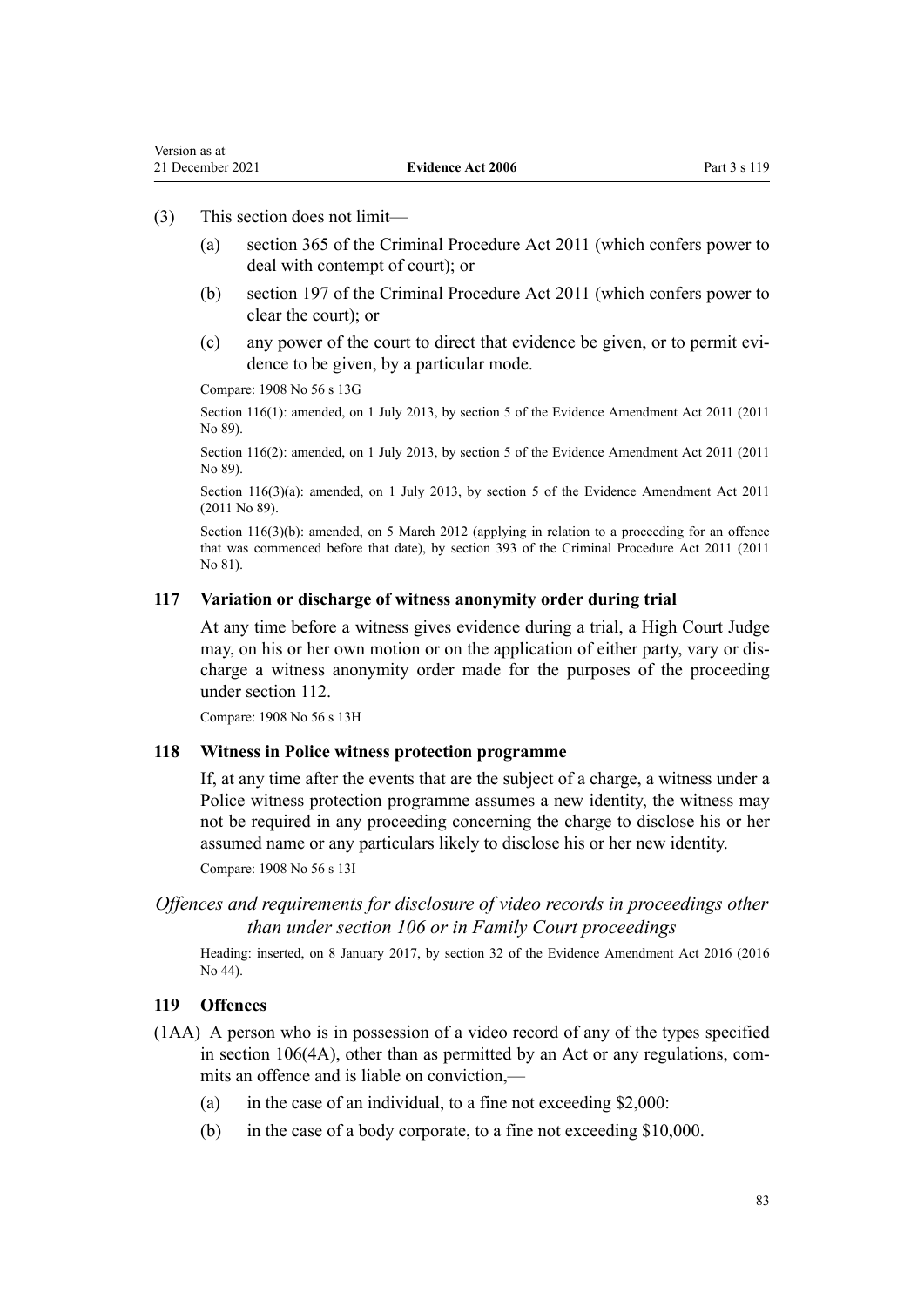(3) This section does not limit—

  (a) section 365 of the Criminal Procedure Act 2011 (which confers power to deal with contempt of court); or

  (b) section 197 of the Criminal Procedure Act 2011 (which confers power to clear the court); or

  (c) any power of the court to direct that evidence be given, or to permit evidence to be given, by a particular mode.

Compare: 1908 No 56 s 13G

Section 116(1): amended, on 1 July 2013, by section 5 of the Evidence Amendment Act 2011 (2011 No 89).

Section 116(2): amended, on 1 July 2013, by section 5 of the Evidence Amendment Act 2011 (2011 No 89).

Section 116(3)(a): amended, on 1 July 2013, by section 5 of the Evidence Amendment Act 2011 (2011 No 89).

Section 116(3)(b): amended, on 5 March 2012 (applying in relation to a proceeding for an offence that was commenced before that date), by section 393 of the Criminal Procedure Act 2011 (2011 No 81).

### 117 Variation or discharge of witness anonymity order during trial

At any time before a witness gives evidence during a trial, a High Court Judge may, on his or her own motion or on the application of either party, vary or discharge a witness anonymity order made for the purposes of the proceeding under section 112.

Compare: 1908 No 56 s 13H

### 118 Witness in Police witness protection programme

If, at any time after the events that are the subject of a charge, a witness under a Police witness protection programme assumes a new identity, the witness may not be required in any proceeding concerning the charge to disclose his or her assumed name or any particulars likely to disclose his or her new identity.

Compare: 1908 No 56 s 13I

*Offences and requirements for disclosure of video records in proceedings other than under section 106 or in Family Court proceedings*

Heading: inserted, on 8 January 2017, by section 32 of the Evidence Amendment Act 2016 (2016 No 44).

### 119 Offences

(1AA) A person who is in possession of a video record of any of the types specified in section 106(4A), other than as permitted by an Act or any regulations, commits an offence and is liable on conviction,—

  (a) in the case of an individual, to a fine not exceeding $2,000:

  (b) in the case of a body corporate, to a fine not exceeding $10,000.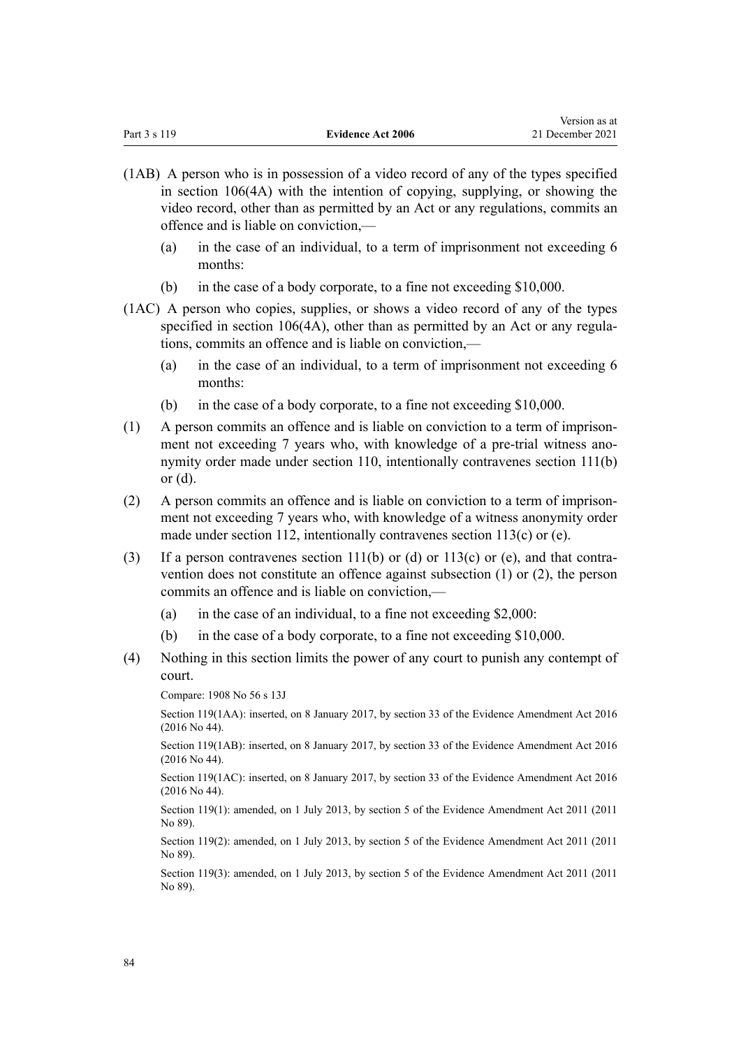(1AB) A person who is in possession of a video record of any of the types specified in section 106(4A) with the intention of copying, supplying, or showing the video record, other than as permitted by an Act or any regulations, commits an offence and is liable on conviction,—

(a) in the case of an individual, to a term of imprisonment not exceeding 6 months:

(b) in the case of a body corporate, to a fine not exceeding $10,000.

(1AC) A person who copies, supplies, or shows a video record of any of the types specified in section 106(4A), other than as permitted by an Act or any regulations, commits an offence and is liable on conviction,—

(a) in the case of an individual, to a term of imprisonment not exceeding 6 months:

(b) in the case of a body corporate, to a fine not exceeding $10,000.

(1) A person commits an offence and is liable on conviction to a term of imprisonment not exceeding 7 years who, with knowledge of a pre-trial witness anonymity order made under section 110, intentionally contravenes section 111(b) or (d).

(2) A person commits an offence and is liable on conviction to a term of imprisonment not exceeding 7 years who, with knowledge of a witness anonymity order made under section 112, intentionally contravenes section 113(c) or (e).

(3) If a person contravenes section 111(b) or (d) or 113(c) or (e), and that contravention does not constitute an offence against subsection (1) or (2), the person commits an offence and is liable on conviction,—

(a) in the case of an individual, to a fine not exceeding $2,000:

(b) in the case of a body corporate, to a fine not exceeding $10,000.

(4) Nothing in this section limits the power of any court to punish any contempt of court.

Compare: 1908 No 56 s 13J

Section 119(1AA): inserted, on 8 January 2017, by section 33 of the Evidence Amendment Act 2016 (2016 No 44).

Section 119(1AB): inserted, on 8 January 2017, by section 33 of the Evidence Amendment Act 2016 (2016 No 44).

Section 119(1AC): inserted, on 8 January 2017, by section 33 of the Evidence Amendment Act 2016 (2016 No 44).

Section 119(1): amended, on 1 July 2013, by section 5 of the Evidence Amendment Act 2011 (2011 No 89).

Section 119(2): amended, on 1 July 2013, by section 5 of the Evidence Amendment Act 2011 (2011 No 89).

Section 119(3): amended, on 1 July 2013, by section 5 of the Evidence Amendment Act 2011 (2011 No 89).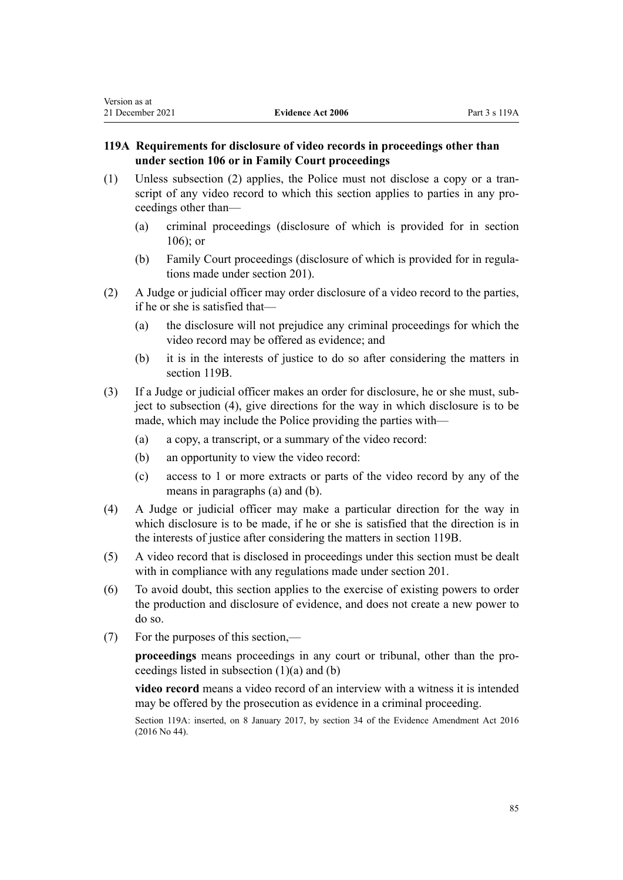## 119A Requirements for disclosure of video records in proceedings other than under section 106 or in Family Court proceedings

(1) Unless subsection (2) applies, the Police must not disclose a copy or a transcript of any video record to which this section applies to parties in any proceedings other than—

(a) criminal proceedings (disclosure of which is provided for in section 106); or

(b) Family Court proceedings (disclosure of which is provided for in regulations made under section 201).

(2) A Judge or judicial officer may order disclosure of a video record to the parties, if he or she is satisfied that—

(a) the disclosure will not prejudice any criminal proceedings for which the video record may be offered as evidence; and

(b) it is in the interests of justice to do so after considering the matters in section 119B.

(3) If a Judge or judicial officer makes an order for disclosure, he or she must, subject to subsection (4), give directions for the way in which disclosure is to be made, which may include the Police providing the parties with—

(a) a copy, a transcript, or a summary of the video record:

(b) an opportunity to view the video record:

(c) access to 1 or more extracts or parts of the video record by any of the means in paragraphs (a) and (b).

(4) A Judge or judicial officer may make a particular direction for the way in which disclosure is to be made, if he or she is satisfied that the direction is in the interests of justice after considering the matters in section 119B.

(5) A video record that is disclosed in proceedings under this section must be dealt with in compliance with any regulations made under section 201.

(6) To avoid doubt, this section applies to the exercise of existing powers to order the production and disclosure of evidence, and does not create a new power to do so.

(7) For the purposes of this section,—

**proceedings** means proceedings in any court or tribunal, other than the proceedings listed in subsection (1)(a) and (b)

**video record** means a video record of an interview with a witness it is intended may be offered by the prosecution as evidence in a criminal proceeding.

Section 119A: inserted, on 8 January 2017, by section 34 of the Evidence Amendment Act 2016 (2016 No 44).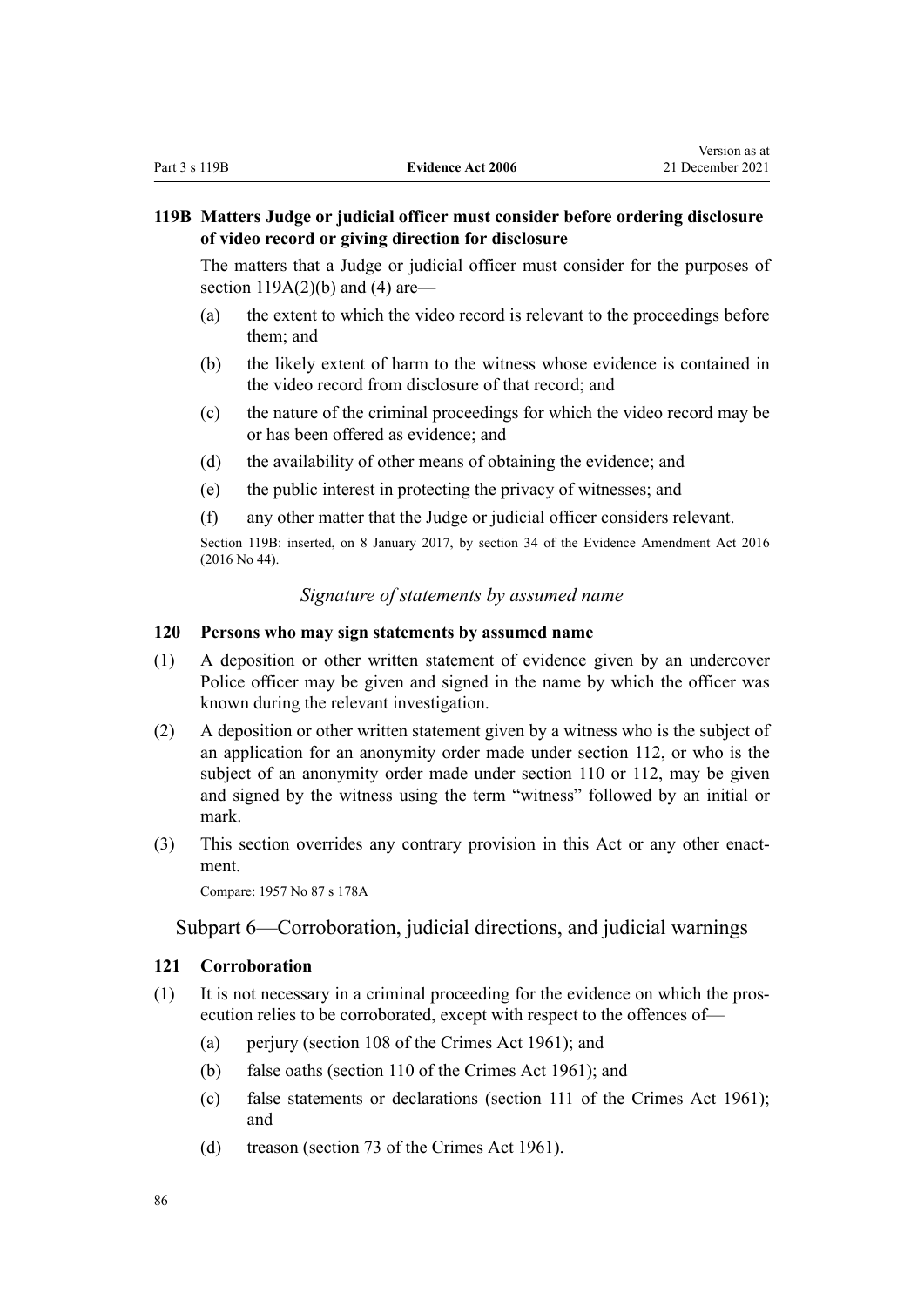### 119B Matters Judge or judicial officer must consider before ordering disclosure of video record or giving direction for disclosure

The matters that a Judge or judicial officer must consider for the purposes of section 119A(2)(b) and (4) are—

- (a) the extent to which the video record is relevant to the proceedings before them; and
- (b) the likely extent of harm to the witness whose evidence is contained in the video record from disclosure of that record; and
- (c) the nature of the criminal proceedings for which the video record may be or has been offered as evidence; and
- (d) the availability of other means of obtaining the evidence; and
- (e) the public interest in protecting the privacy of witnesses; and
- (f) any other matter that the Judge or judicial officer considers relevant.

Section 119B: inserted, on 8 January 2017, by section 34 of the Evidence Amendment Act 2016 (2016 No 44).

*Signature of statements by assumed name*

### 120 Persons who may sign statements by assumed name

(1) A deposition or other written statement of evidence given by an undercover Police officer may be given and signed in the name by which the officer was known during the relevant investigation.

(2) A deposition or other written statement given by a witness who is the subject of an application for an anonymity order made under section 112, or who is the subject of an anonymity order made under section 110 or 112, may be given and signed by the witness using the term "witness" followed by an initial or mark.

(3) This section overrides any contrary provision in this Act or any other enactment.

Compare: 1957 No 87 s 178A

## Subpart 6—Corroboration, judicial directions, and judicial warnings

### 121 Corroboration

(1) It is not necessary in a criminal proceeding for the evidence on which the prosecution relies to be corroborated, except with respect to the offences of—

- (a) perjury (section 108 of the Crimes Act 1961); and
- (b) false oaths (section 110 of the Crimes Act 1961); and
- (c) false statements or declarations (section 111 of the Crimes Act 1961); and
- (d) treason (section 73 of the Crimes Act 1961).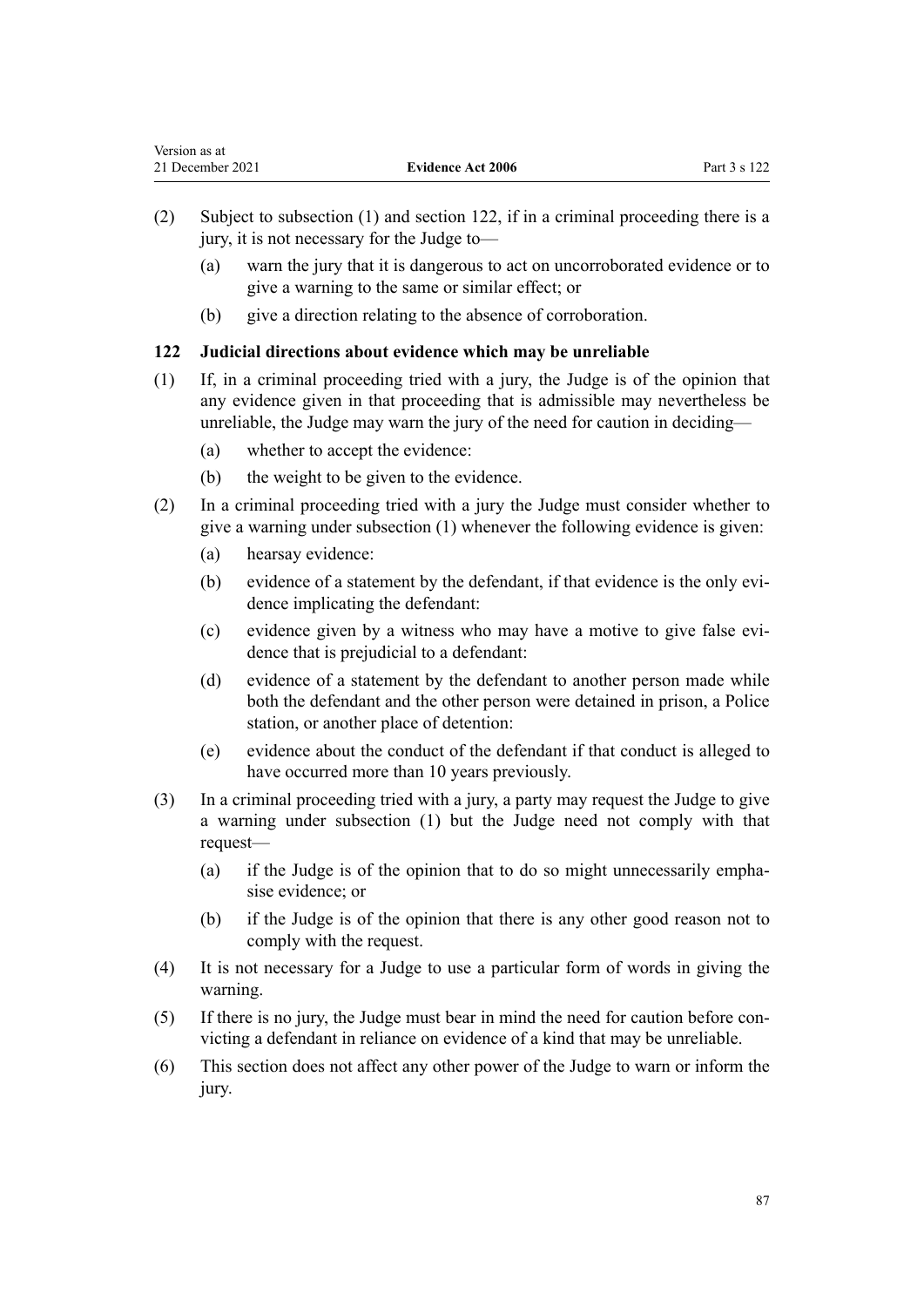(2) Subject to subsection (1) and section 122, if in a criminal proceeding there is a jury, it is not necessary for the Judge to—

  (a) warn the jury that it is dangerous to act on uncorroborated evidence or to give a warning to the same or similar effect; or

  (b) give a direction relating to the absence of corroboration.

### 122 Judicial directions about evidence which may be unreliable

(1) If, in a criminal proceeding tried with a jury, the Judge is of the opinion that any evidence given in that proceeding that is admissible may nevertheless be unreliable, the Judge may warn the jury of the need for caution in deciding—

  (a) whether to accept the evidence:

  (b) the weight to be given to the evidence.

(2) In a criminal proceeding tried with a jury the Judge must consider whether to give a warning under subsection (1) whenever the following evidence is given:

  (a) hearsay evidence:

  (b) evidence of a statement by the defendant, if that evidence is the only evidence implicating the defendant:

  (c) evidence given by a witness who may have a motive to give false evidence that is prejudicial to a defendant:

  (d) evidence of a statement by the defendant to another person made while both the defendant and the other person were detained in prison, a Police station, or another place of detention:

  (e) evidence about the conduct of the defendant if that conduct is alleged to have occurred more than 10 years previously.

(3) In a criminal proceeding tried with a jury, a party may request the Judge to give a warning under subsection (1) but the Judge need not comply with that request—

  (a) if the Judge is of the opinion that to do so might unnecessarily emphasise evidence; or

  (b) if the Judge is of the opinion that there is any other good reason not to comply with the request.

(4) It is not necessary for a Judge to use a particular form of words in giving the warning.

(5) If there is no jury, the Judge must bear in mind the need for caution before convicting a defendant in reliance on evidence of a kind that may be unreliable.

(6) This section does not affect any other power of the Judge to warn or inform the jury.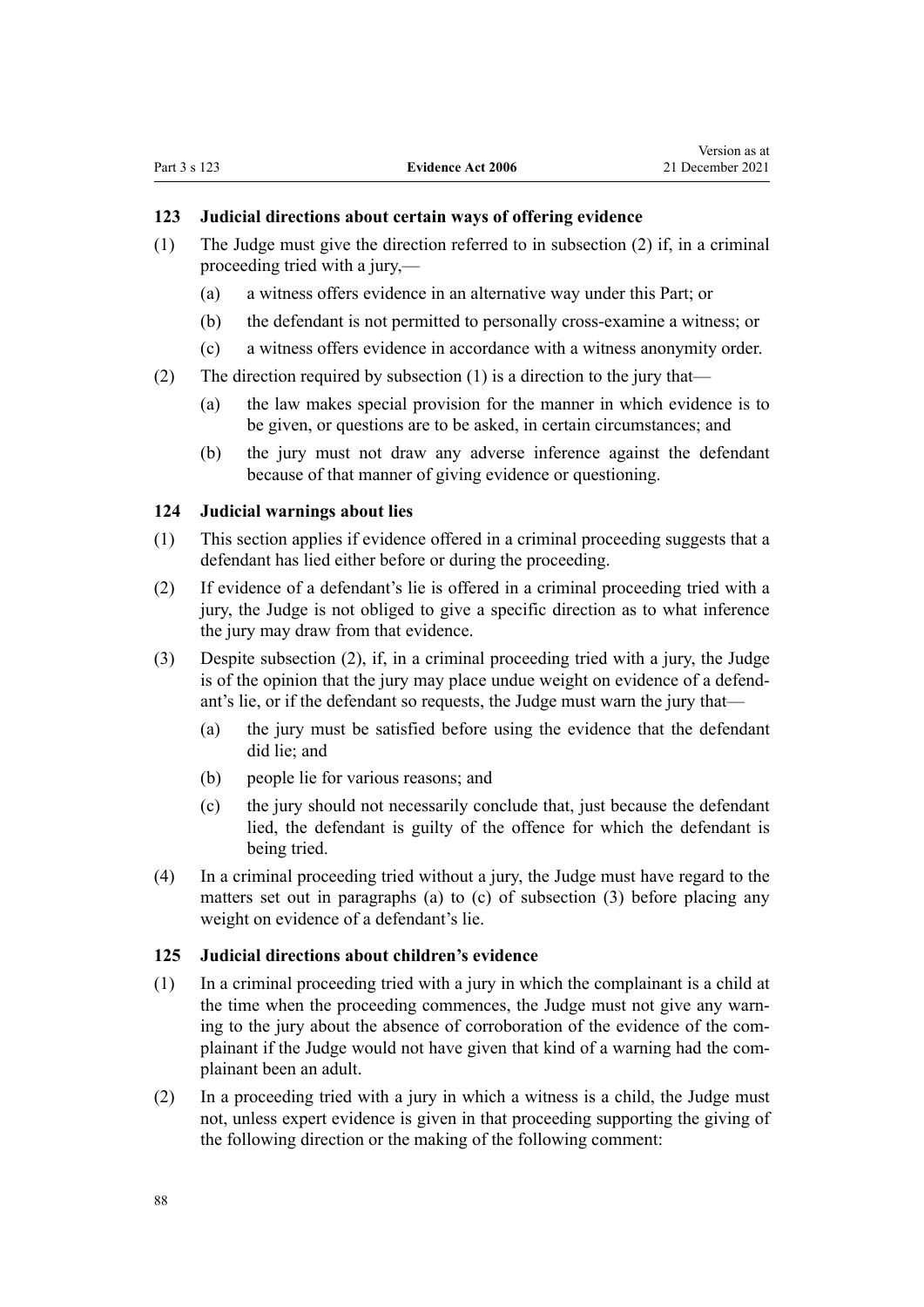### 123 Judicial directions about certain ways of offering evidence

(1) The Judge must give the direction referred to in subsection (2) if, in a criminal proceeding tried with a jury,—

   (a) a witness offers evidence in an alternative way under this Part; or

   (b) the defendant is not permitted to personally cross-examine a witness; or

   (c) a witness offers evidence in accordance with a witness anonymity order.

(2) The direction required by subsection (1) is a direction to the jury that—

   (a) the law makes special provision for the manner in which evidence is to be given, or questions are to be asked, in certain circumstances; and

   (b) the jury must not draw any adverse inference against the defendant because of that manner of giving evidence or questioning.

### 124 Judicial warnings about lies

(1) This section applies if evidence offered in a criminal proceeding suggests that a defendant has lied either before or during the proceeding.

(2) If evidence of a defendant's lie is offered in a criminal proceeding tried with a jury, the Judge is not obliged to give a specific direction as to what inference the jury may draw from that evidence.

(3) Despite subsection (2), if, in a criminal proceeding tried with a jury, the Judge is of the opinion that the jury may place undue weight on evidence of a defendant's lie, or if the defendant so requests, the Judge must warn the jury that—

   (a) the jury must be satisfied before using the evidence that the defendant did lie; and

   (b) people lie for various reasons; and

   (c) the jury should not necessarily conclude that, just because the defendant lied, the defendant is guilty of the offence for which the defendant is being tried.

(4) In a criminal proceeding tried without a jury, the Judge must have regard to the matters set out in paragraphs (a) to (c) of subsection (3) before placing any weight on evidence of a defendant's lie.

### 125 Judicial directions about children's evidence

(1) In a criminal proceeding tried with a jury in which the complainant is a child at the time when the proceeding commences, the Judge must not give any warning to the jury about the absence of corroboration of the evidence of the complainant if the Judge would not have given that kind of a warning had the complainant been an adult.

(2) In a proceeding tried with a jury in which a witness is a child, the Judge must not, unless expert evidence is given in that proceeding supporting the giving of the following direction or the making of the following comment: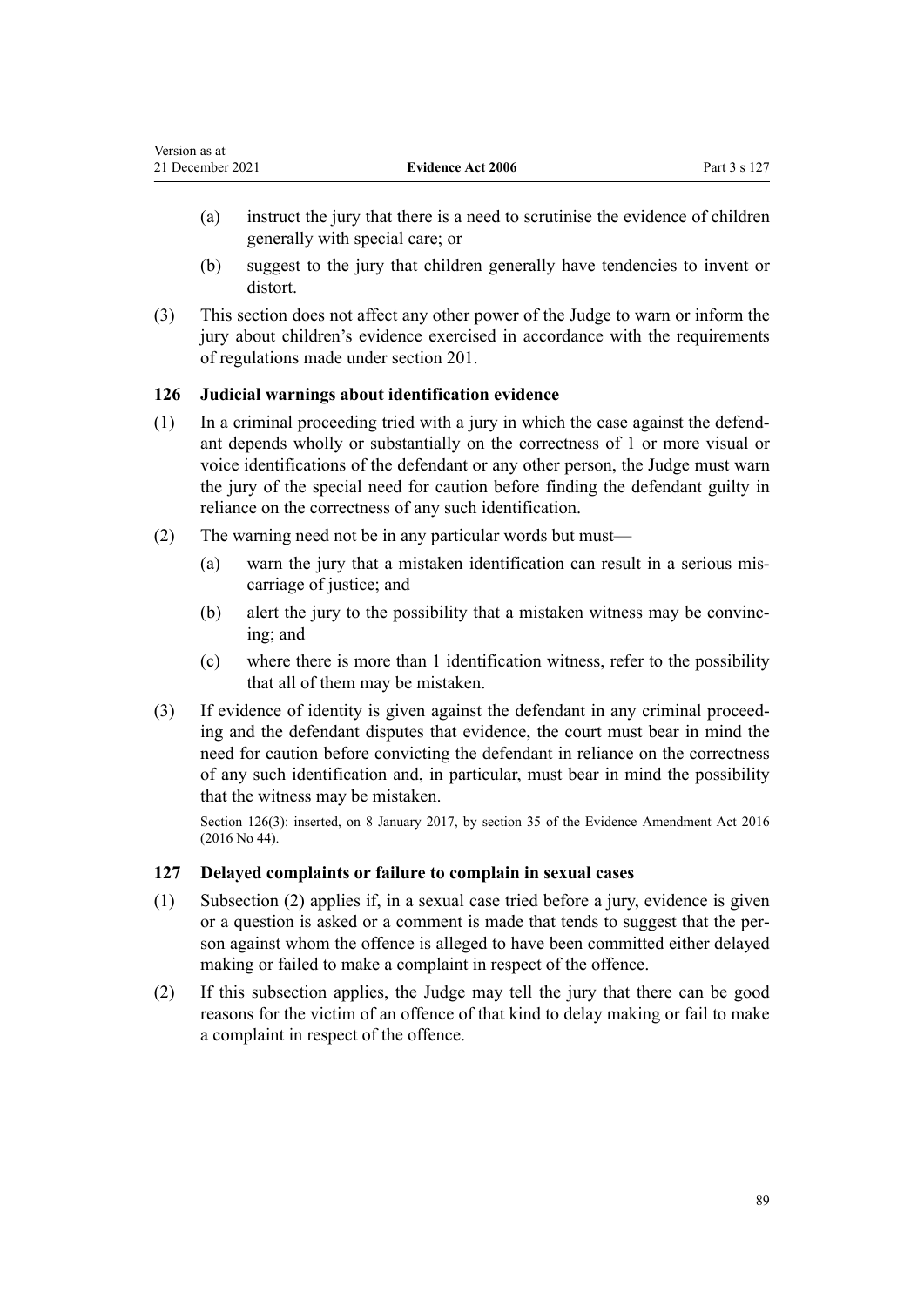(a) instruct the jury that there is a need to scrutinise the evidence of children generally with special care; or

(b) suggest to the jury that children generally have tendencies to invent or distort.

(3) This section does not affect any other power of the Judge to warn or inform the jury about children's evidence exercised in accordance with the requirements of regulations made under section 201.

### 126 Judicial warnings about identification evidence

(1) In a criminal proceeding tried with a jury in which the case against the defendant depends wholly or substantially on the correctness of 1 or more visual or voice identifications of the defendant or any other person, the Judge must warn the jury of the special need for caution before finding the defendant guilty in reliance on the correctness of any such identification.

(2) The warning need not be in any particular words but must—

(a) warn the jury that a mistaken identification can result in a serious miscarriage of justice; and

(b) alert the jury to the possibility that a mistaken witness may be convincing; and

(c) where there is more than 1 identification witness, refer to the possibility that all of them may be mistaken.

(3) If evidence of identity is given against the defendant in any criminal proceeding and the defendant disputes that evidence, the court must bear in mind the need for caution before convicting the defendant in reliance on the correctness of any such identification and, in particular, must bear in mind the possibility that the witness may be mistaken.

Section 126(3): inserted, on 8 January 2017, by section 35 of the Evidence Amendment Act 2016 (2016 No 44).

### 127 Delayed complaints or failure to complain in sexual cases

(1) Subsection (2) applies if, in a sexual case tried before a jury, evidence is given or a question is asked or a comment is made that tends to suggest that the person against whom the offence is alleged to have been committed either delayed making or failed to make a complaint in respect of the offence.

(2) If this subsection applies, the Judge may tell the jury that there can be good reasons for the victim of an offence of that kind to delay making or fail to make a complaint in respect of the offence.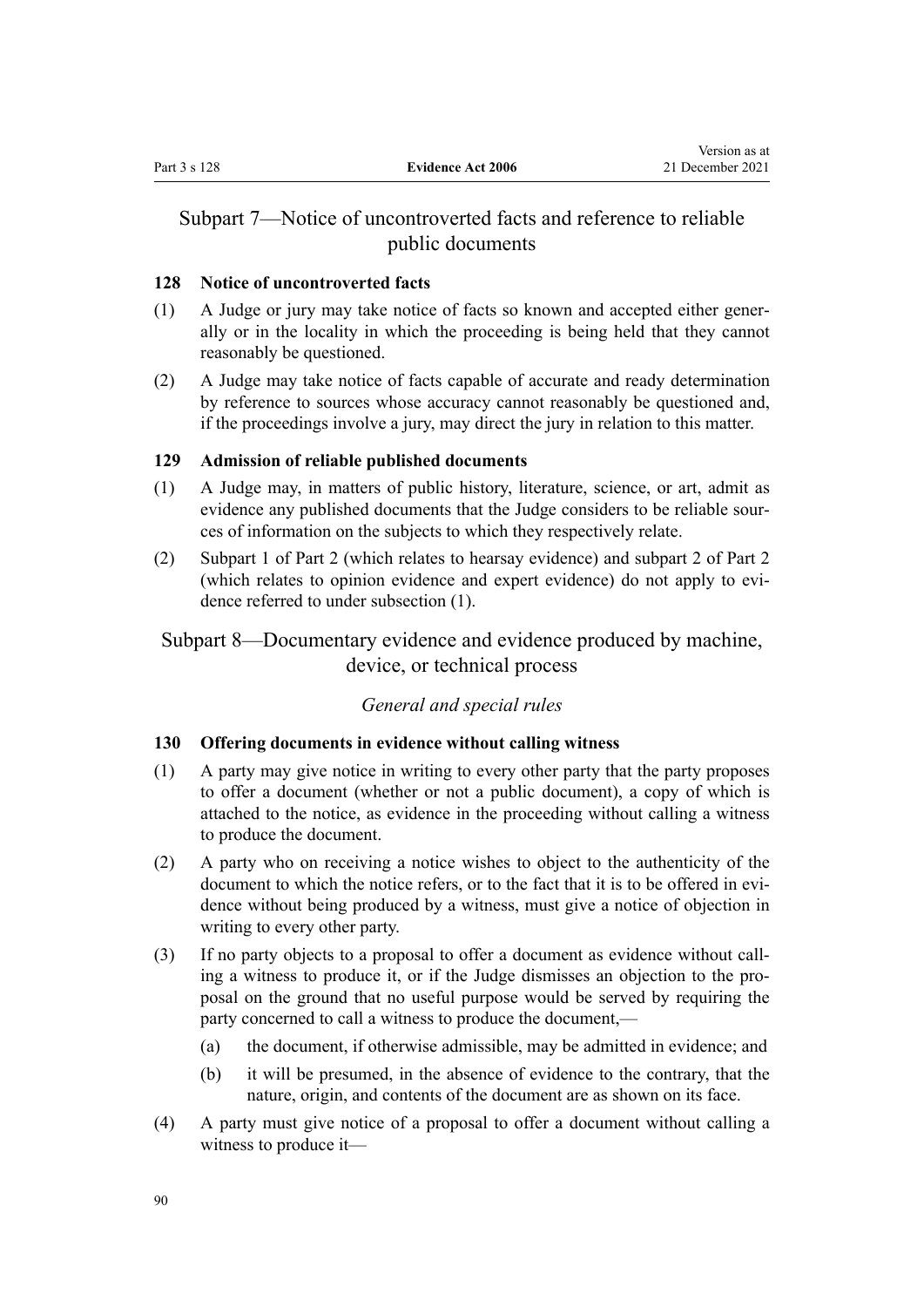## Subpart 7—Notice of uncontroverted facts and reference to reliable public documents

### 128 Notice of uncontroverted facts

(1) A Judge or jury may take notice of facts so known and accepted either generally or in the locality in which the proceeding is being held that they cannot reasonably be questioned.

(2) A Judge may take notice of facts capable of accurate and ready determination by reference to sources whose accuracy cannot reasonably be questioned and, if the proceedings involve a jury, may direct the jury in relation to this matter.

### 129 Admission of reliable published documents

(1) A Judge may, in matters of public history, literature, science, or art, admit as evidence any published documents that the Judge considers to be reliable sources of information on the subjects to which they respectively relate.

(2) Subpart 1 of Part 2 (which relates to hearsay evidence) and subpart 2 of Part 2 (which relates to opinion evidence and expert evidence) do not apply to evidence referred to under subsection (1).

## Subpart 8—Documentary evidence and evidence produced by machine, device, or technical process

*General and special rules*

### 130 Offering documents in evidence without calling witness

(1) A party may give notice in writing to every other party that the party proposes to offer a document (whether or not a public document), a copy of which is attached to the notice, as evidence in the proceeding without calling a witness to produce the document.

(2) A party who on receiving a notice wishes to object to the authenticity of the document to which the notice refers, or to the fact that it is to be offered in evidence without being produced by a witness, must give a notice of objection in writing to every other party.

(3) If no party objects to a proposal to offer a document as evidence without calling a witness to produce it, or if the Judge dismisses an objection to the proposal on the ground that no useful purpose would be served by requiring the party concerned to call a witness to produce the document,—

(a) the document, if otherwise admissible, may be admitted in evidence; and

(b) it will be presumed, in the absence of evidence to the contrary, that the nature, origin, and contents of the document are as shown on its face.

(4) A party must give notice of a proposal to offer a document without calling a witness to produce it—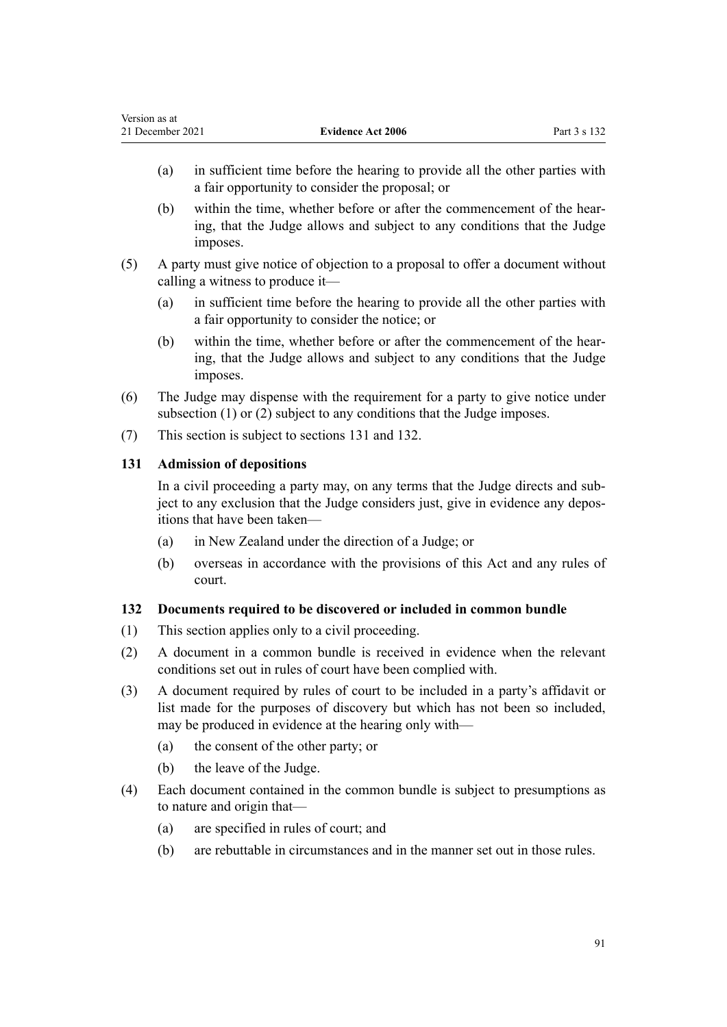(a) in sufficient time before the hearing to provide all the other parties with a fair opportunity to consider the proposal; or

(b) within the time, whether before or after the commencement of the hearing, that the Judge allows and subject to any conditions that the Judge imposes.

(5) A party must give notice of objection to a proposal to offer a document without calling a witness to produce it—

(a) in sufficient time before the hearing to provide all the other parties with a fair opportunity to consider the notice; or

(b) within the time, whether before or after the commencement of the hearing, that the Judge allows and subject to any conditions that the Judge imposes.

(6) The Judge may dispense with the requirement for a party to give notice under subsection (1) or (2) subject to any conditions that the Judge imposes.

(7) This section is subject to sections 131 and 132.

### 131 Admission of depositions

In a civil proceeding a party may, on any terms that the Judge directs and subject to any exclusion that the Judge considers just, give in evidence any depositions that have been taken—

(a) in New Zealand under the direction of a Judge; or

(b) overseas in accordance with the provisions of this Act and any rules of court.

### 132 Documents required to be discovered or included in common bundle

(1) This section applies only to a civil proceeding.

(2) A document in a common bundle is received in evidence when the relevant conditions set out in rules of court have been complied with.

(3) A document required by rules of court to be included in a party's affidavit or list made for the purposes of discovery but which has not been so included, may be produced in evidence at the hearing only with—

(a) the consent of the other party; or

(b) the leave of the Judge.

(4) Each document contained in the common bundle is subject to presumptions as to nature and origin that—

(a) are specified in rules of court; and

(b) are rebuttable in circumstances and in the manner set out in those rules.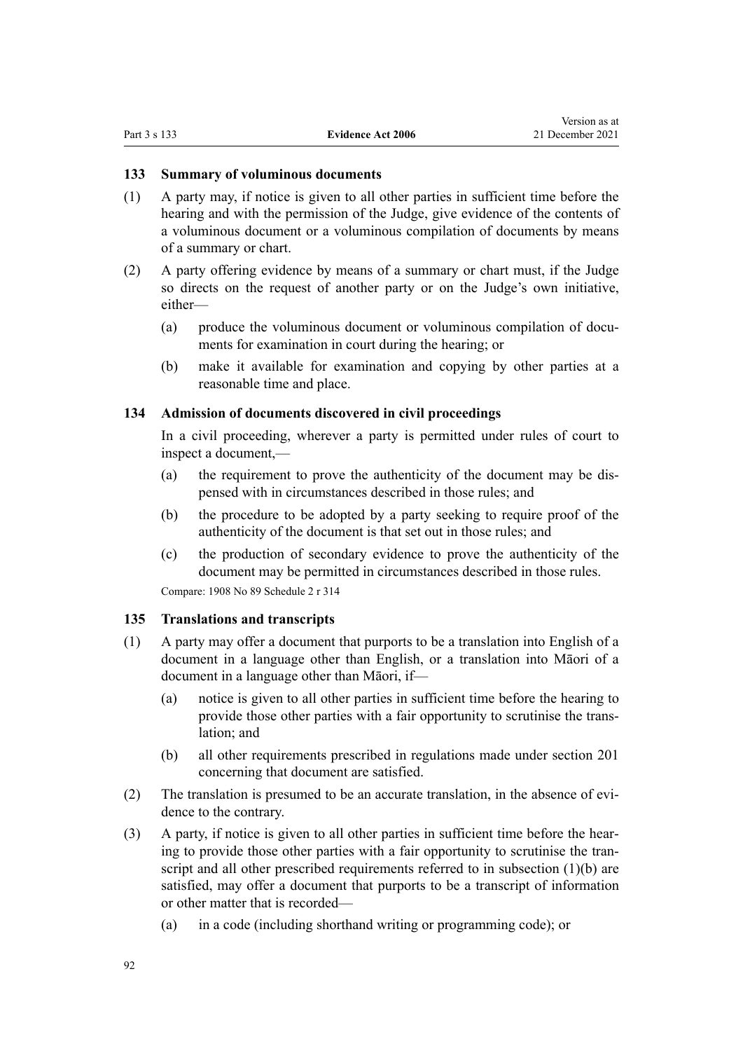### 133 Summary of voluminous documents

(1) A party may, if notice is given to all other parties in sufficient time before the hearing and with the permission of the Judge, give evidence of the contents of a voluminous document or a voluminous compilation of documents by means of a summary or chart.

(2) A party offering evidence by means of a summary or chart must, if the Judge so directs on the request of another party or on the Judge's own initiative, either—

- (a) produce the voluminous document or voluminous compilation of documents for examination in court during the hearing; or
- (b) make it available for examination and copying by other parties at a reasonable time and place.

### 134 Admission of documents discovered in civil proceedings

In a civil proceeding, wherever a party is permitted under rules of court to inspect a document,—

- (a) the requirement to prove the authenticity of the document may be dispensed with in circumstances described in those rules; and
- (b) the procedure to be adopted by a party seeking to require proof of the authenticity of the document is that set out in those rules; and
- (c) the production of secondary evidence to prove the authenticity of the document may be permitted in circumstances described in those rules.

Compare: 1908 No 89 Schedule 2 r 314

### 135 Translations and transcripts

(1) A party may offer a document that purports to be a translation into English of a document in a language other than English, or a translation into Māori of a document in a language other than Māori, if—

- (a) notice is given to all other parties in sufficient time before the hearing to provide those other parties with a fair opportunity to scrutinise the translation; and
- (b) all other requirements prescribed in regulations made under section 201 concerning that document are satisfied.

(2) The translation is presumed to be an accurate translation, in the absence of evidence to the contrary.

(3) A party, if notice is given to all other parties in sufficient time before the hearing to provide those other parties with a fair opportunity to scrutinise the transcript and all other prescribed requirements referred to in subsection (1)(b) are satisfied, may offer a document that purports to be a transcript of information or other matter that is recorded—

- (a) in a code (including shorthand writing or programming code); or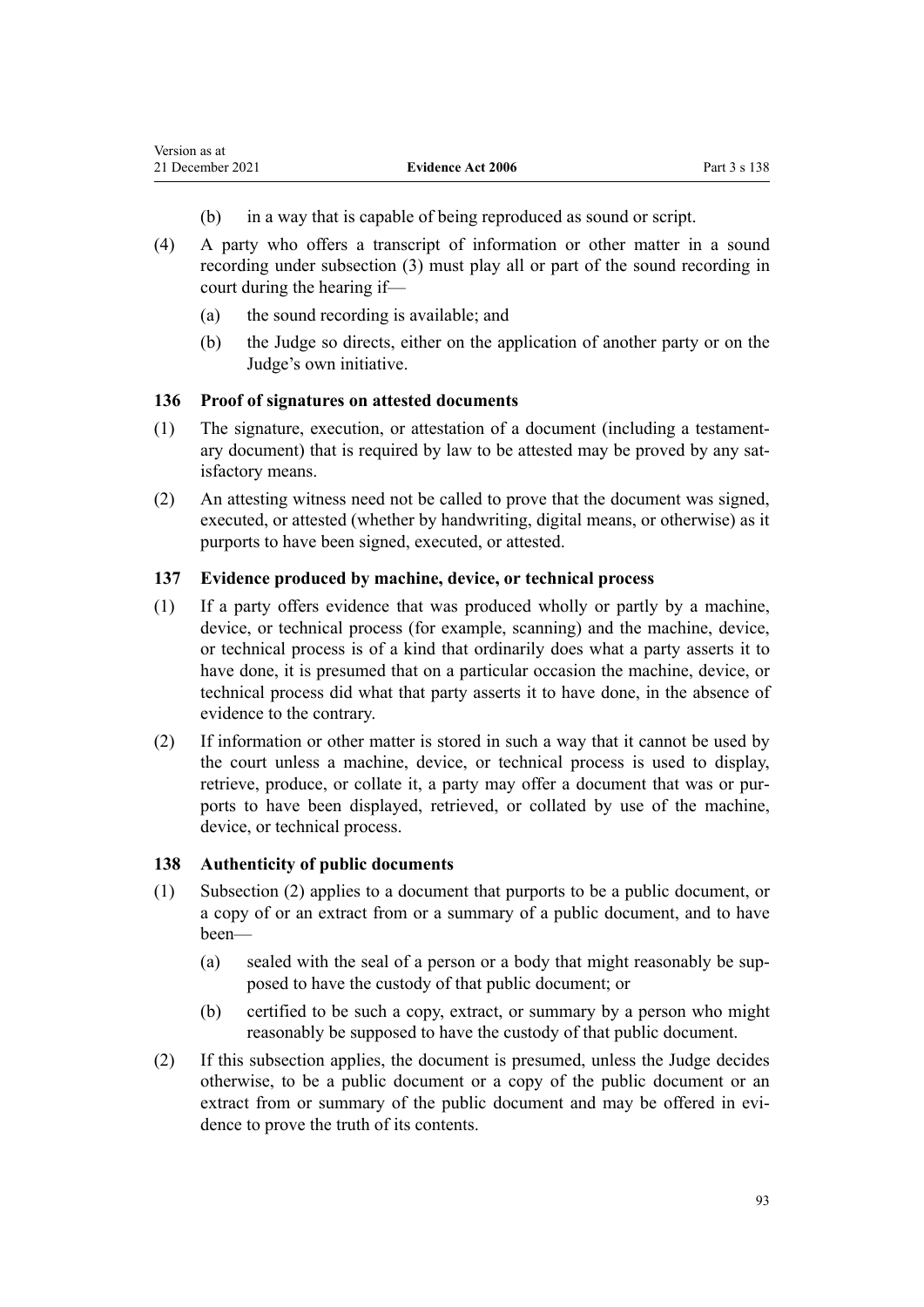(b) in a way that is capable of being reproduced as sound or script.

(4) A party who offers a transcript of information or other matter in a sound recording under subsection (3) must play all or part of the sound recording in court during the hearing if—

(a) the sound recording is available; and

(b) the Judge so directs, either on the application of another party or on the Judge's own initiative.

### 136 Proof of signatures on attested documents

(1) The signature, execution, or attestation of a document (including a testamentary document) that is required by law to be attested may be proved by any satisfactory means.

(2) An attesting witness need not be called to prove that the document was signed, executed, or attested (whether by handwriting, digital means, or otherwise) as it purports to have been signed, executed, or attested.

### 137 Evidence produced by machine, device, or technical process

(1) If a party offers evidence that was produced wholly or partly by a machine, device, or technical process (for example, scanning) and the machine, device, or technical process is of a kind that ordinarily does what a party asserts it to have done, it is presumed that on a particular occasion the machine, device, or technical process did what that party asserts it to have done, in the absence of evidence to the contrary.

(2) If information or other matter is stored in such a way that it cannot be used by the court unless a machine, device, or technical process is used to display, retrieve, produce, or collate it, a party may offer a document that was or purports to have been displayed, retrieved, or collated by use of the machine, device, or technical process.

### 138 Authenticity of public documents

(1) Subsection (2) applies to a document that purports to be a public document, or a copy of or an extract from or a summary of a public document, and to have been—

(a) sealed with the seal of a person or a body that might reasonably be supposed to have the custody of that public document; or

(b) certified to be such a copy, extract, or summary by a person who might reasonably be supposed to have the custody of that public document.

(2) If this subsection applies, the document is presumed, unless the Judge decides otherwise, to be a public document or a copy of the public document or an extract from or summary of the public document and may be offered in evidence to prove the truth of its contents.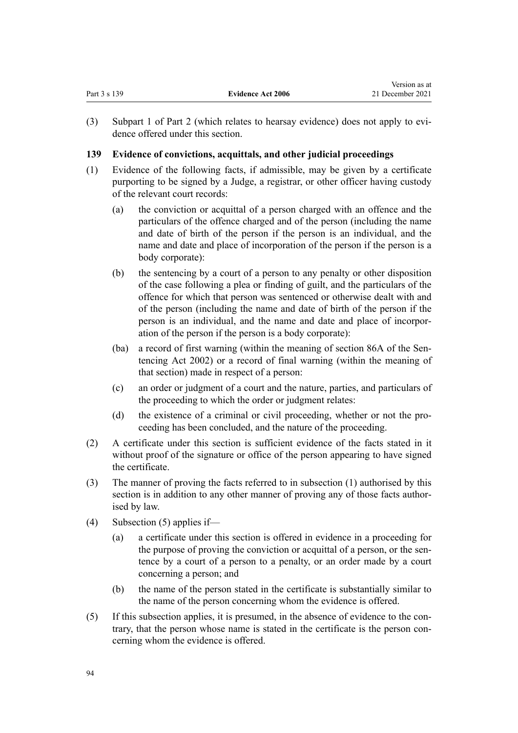(3) Subpart 1 of Part 2 (which relates to hearsay evidence) does not apply to evidence offered under this section.

### 139 Evidence of convictions, acquittals, and other judicial proceedings

(1) Evidence of the following facts, if admissible, may be given by a certificate purporting to be signed by a Judge, a registrar, or other officer having custody of the relevant court records:

(a) the conviction or acquittal of a person charged with an offence and the particulars of the offence charged and of the person (including the name and date of birth of the person if the person is an individual, and the name and date and place of incorporation of the person if the person is a body corporate):

(b) the sentencing by a court of a person to any penalty or other disposition of the case following a plea or finding of guilt, and the particulars of the offence for which that person was sentenced or otherwise dealt with and of the person (including the name and date of birth of the person if the person is an individual, and the name and date and place of incorporation of the person if the person is a body corporate):

(ba) a record of first warning (within the meaning of section 86A of the Sentencing Act 2002) or a record of final warning (within the meaning of that section) made in respect of a person:

(c) an order or judgment of a court and the nature, parties, and particulars of the proceeding to which the order or judgment relates:

(d) the existence of a criminal or civil proceeding, whether or not the proceeding has been concluded, and the nature of the proceeding.

(2) A certificate under this section is sufficient evidence of the facts stated in it without proof of the signature or office of the person appearing to have signed the certificate.

(3) The manner of proving the facts referred to in subsection (1) authorised by this section is in addition to any other manner of proving any of those facts authorised by law.

(4) Subsection (5) applies if—

(a) a certificate under this section is offered in evidence in a proceeding for the purpose of proving the conviction or acquittal of a person, or the sentence by a court of a person to a penalty, or an order made by a court concerning a person; and

(b) the name of the person stated in the certificate is substantially similar to the name of the person concerning whom the evidence is offered.

(5) If this subsection applies, it is presumed, in the absence of evidence to the contrary, that the person whose name is stated in the certificate is the person concerning whom the evidence is offered.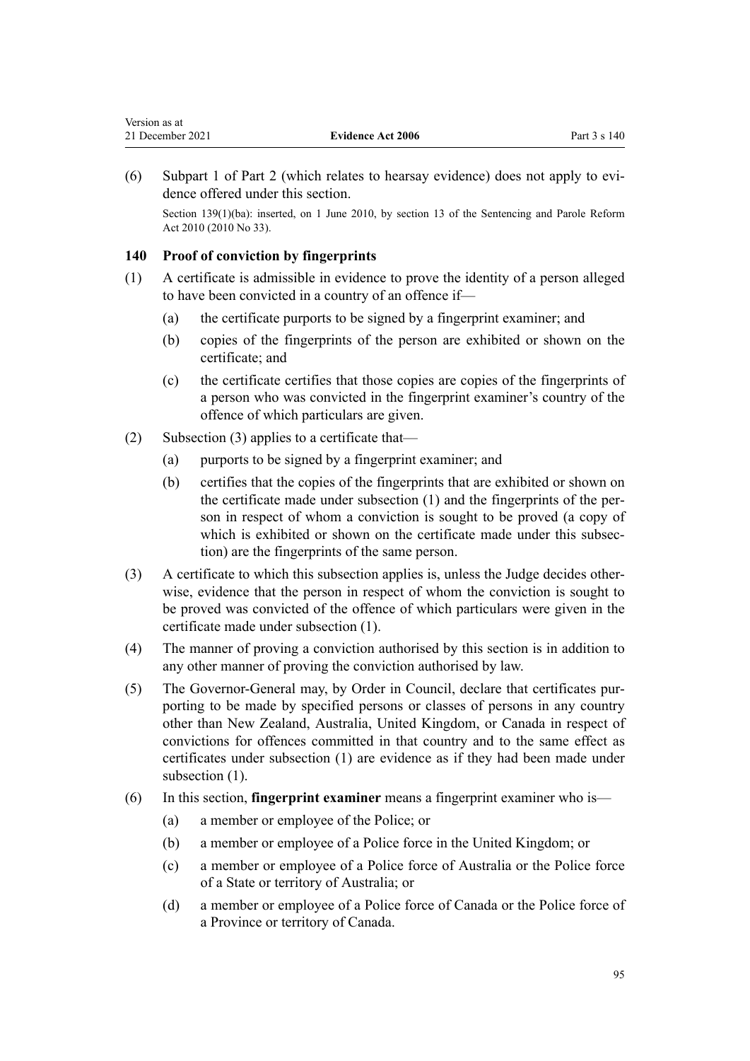(6) Subpart 1 of Part 2 (which relates to hearsay evidence) does not apply to evidence offered under this section.

Section 139(1)(ba): inserted, on 1 June 2010, by section 13 of the Sentencing and Parole Reform Act 2010 (2010 No 33).

### 140 Proof of conviction by fingerprints

(1) A certificate is admissible in evidence to prove the identity of a person alleged to have been convicted in a country of an offence if—

- (a) the certificate purports to be signed by a fingerprint examiner; and
- (b) copies of the fingerprints of the person are exhibited or shown on the certificate; and
- (c) the certificate certifies that those copies are copies of the fingerprints of a person who was convicted in the fingerprint examiner's country of the offence of which particulars are given.

(2) Subsection (3) applies to a certificate that—

- (a) purports to be signed by a fingerprint examiner; and
- (b) certifies that the copies of the fingerprints that are exhibited or shown on the certificate made under subsection (1) and the fingerprints of the person in respect of whom a conviction is sought to be proved (a copy of which is exhibited or shown on the certificate made under this subsection) are the fingerprints of the same person.

(3) A certificate to which this subsection applies is, unless the Judge decides otherwise, evidence that the person in respect of whom the conviction is sought to be proved was convicted of the offence of which particulars were given in the certificate made under subsection (1).

(4) The manner of proving a conviction authorised by this section is in addition to any other manner of proving the conviction authorised by law.

(5) The Governor-General may, by Order in Council, declare that certificates purporting to be made by specified persons or classes of persons in any country other than New Zealand, Australia, United Kingdom, or Canada in respect of convictions for offences committed in that country and to the same effect as certificates under subsection (1) are evidence as if they had been made under subsection (1).

(6) In this section, **fingerprint examiner** means a fingerprint examiner who is—

- (a) a member or employee of the Police; or
- (b) a member or employee of a Police force in the United Kingdom; or
- (c) a member or employee of a Police force of Australia or the Police force of a State or territory of Australia; or
- (d) a member or employee of a Police force of Canada or the Police force of a Province or territory of Canada.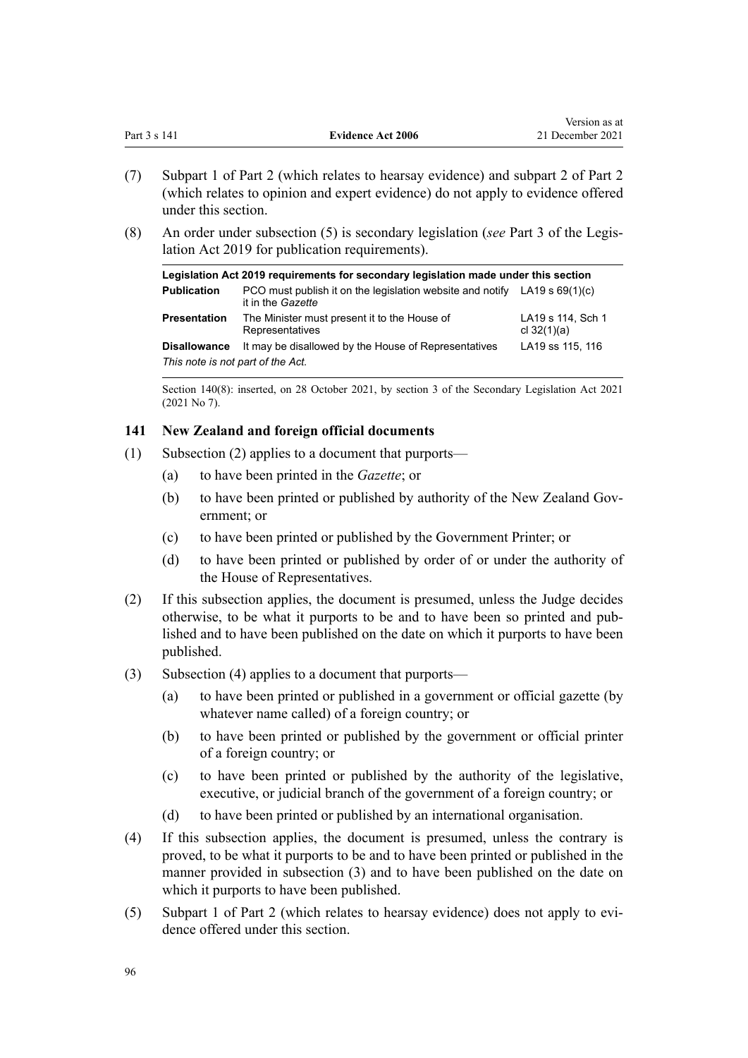(7) Subpart 1 of Part 2 (which relates to hearsay evidence) and subpart 2 of Part 2 (which relates to opinion and expert evidence) do not apply to evidence offered under this section.

(8) An order under subsection (5) is secondary legislation (*see* Part 3 of the Legislation Act 2019 for publication requirements).

| **Legislation Act 2019 requirements for secondary legislation made under this section** | | |
|---|---|---|
| **Publication** | PCO must publish it on the legislation website and notify it in the *Gazette* | LA19 s 69(1)(c) |
| **Presentation** | The Minister must present it to the House of Representatives | LA19 s 114, Sch 1 cl 32(1)(a) |
| **Disallowance** | It may be disallowed by the House of Representatives | LA19 ss 115, 116 |
| *This note is not part of the Act.* | | |

Section 140(8): inserted, on 28 October 2021, by section 3 of the Secondary Legislation Act 2021 (2021 No 7).

### 141 New Zealand and foreign official documents

(1) Subsection (2) applies to a document that purports—

(a) to have been printed in the *Gazette*; or

(b) to have been printed or published by authority of the New Zealand Government; or

(c) to have been printed or published by the Government Printer; or

(d) to have been printed or published by order of or under the authority of the House of Representatives.

(2) If this subsection applies, the document is presumed, unless the Judge decides otherwise, to be what it purports to be and to have been so printed and published and to have been published on the date on which it purports to have been published.

(3) Subsection (4) applies to a document that purports—

(a) to have been printed or published in a government or official gazette (by whatever name called) of a foreign country; or

(b) to have been printed or published by the government or official printer of a foreign country; or

(c) to have been printed or published by the authority of the legislative, executive, or judicial branch of the government of a foreign country; or

(d) to have been printed or published by an international organisation.

(4) If this subsection applies, the document is presumed, unless the contrary is proved, to be what it purports to be and to have been printed or published in the manner provided in subsection (3) and to have been published on the date on which it purports to have been published.

(5) Subpart 1 of Part 2 (which relates to hearsay evidence) does not apply to evidence offered under this section.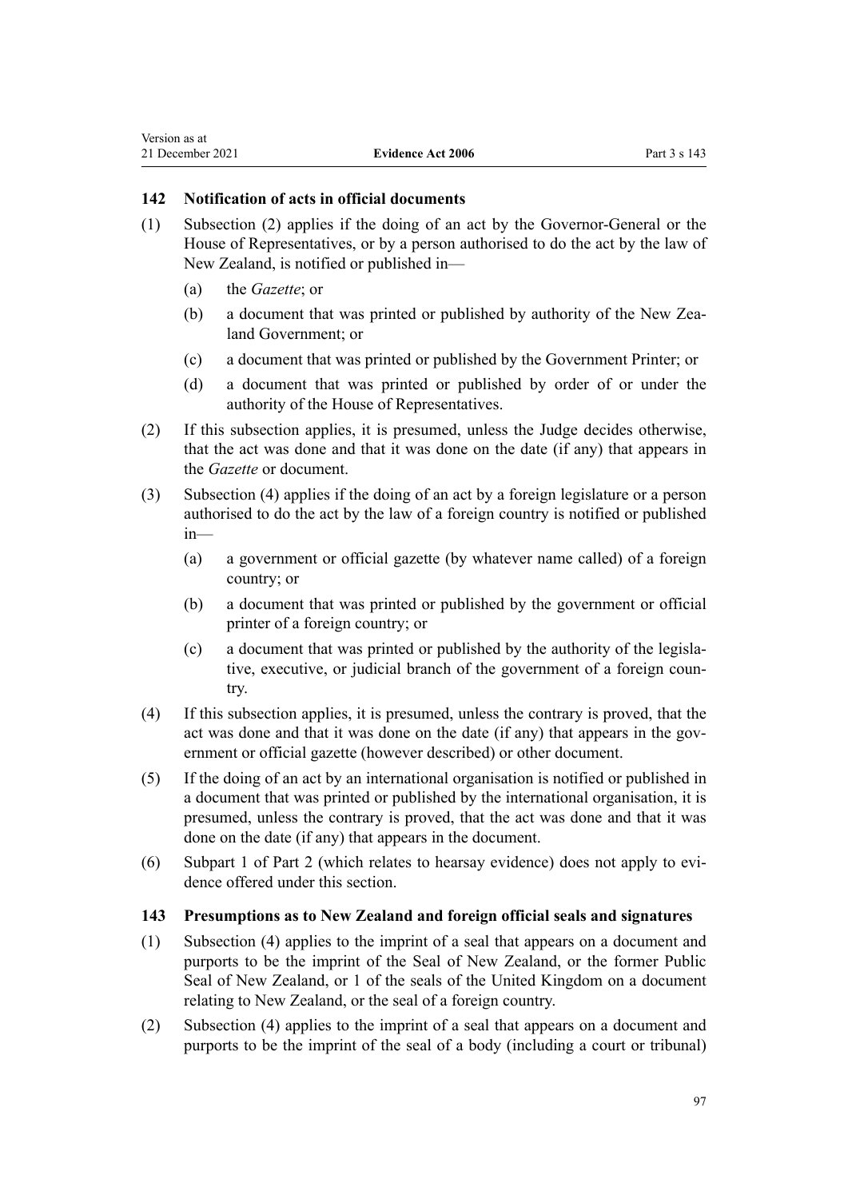## 142 Notification of acts in official documents

(1) Subsection (2) applies if the doing of an act by the Governor-General or the House of Representatives, or by a person authorised to do the act by the law of New Zealand, is notified or published in—

   (a) the *Gazette*; or

   (b) a document that was printed or published by authority of the New Zealand Government; or

   (c) a document that was printed or published by the Government Printer; or

   (d) a document that was printed or published by order of or under the authority of the House of Representatives.

(2) If this subsection applies, it is presumed, unless the Judge decides otherwise, that the act was done and that it was done on the date (if any) that appears in the *Gazette* or document.

(3) Subsection (4) applies if the doing of an act by a foreign legislature or a person authorised to do the act by the law of a foreign country is notified or published in—

   (a) a government or official gazette (by whatever name called) of a foreign country; or

   (b) a document that was printed or published by the government or official printer of a foreign country; or

   (c) a document that was printed or published by the authority of the legislative, executive, or judicial branch of the government of a foreign country.

(4) If this subsection applies, it is presumed, unless the contrary is proved, that the act was done and that it was done on the date (if any) that appears in the government or official gazette (however described) or other document.

(5) If the doing of an act by an international organisation is notified or published in a document that was printed or published by the international organisation, it is presumed, unless the contrary is proved, that the act was done and that it was done on the date (if any) that appears in the document.

(6) Subpart 1 of Part 2 (which relates to hearsay evidence) does not apply to evidence offered under this section.

## 143 Presumptions as to New Zealand and foreign official seals and signatures

(1) Subsection (4) applies to the imprint of a seal that appears on a document and purports to be the imprint of the Seal of New Zealand, or the former Public Seal of New Zealand, or 1 of the seals of the United Kingdom on a document relating to New Zealand, or the seal of a foreign country.

(2) Subsection (4) applies to the imprint of a seal that appears on a document and purports to be the imprint of the seal of a body (including a court or tribunal)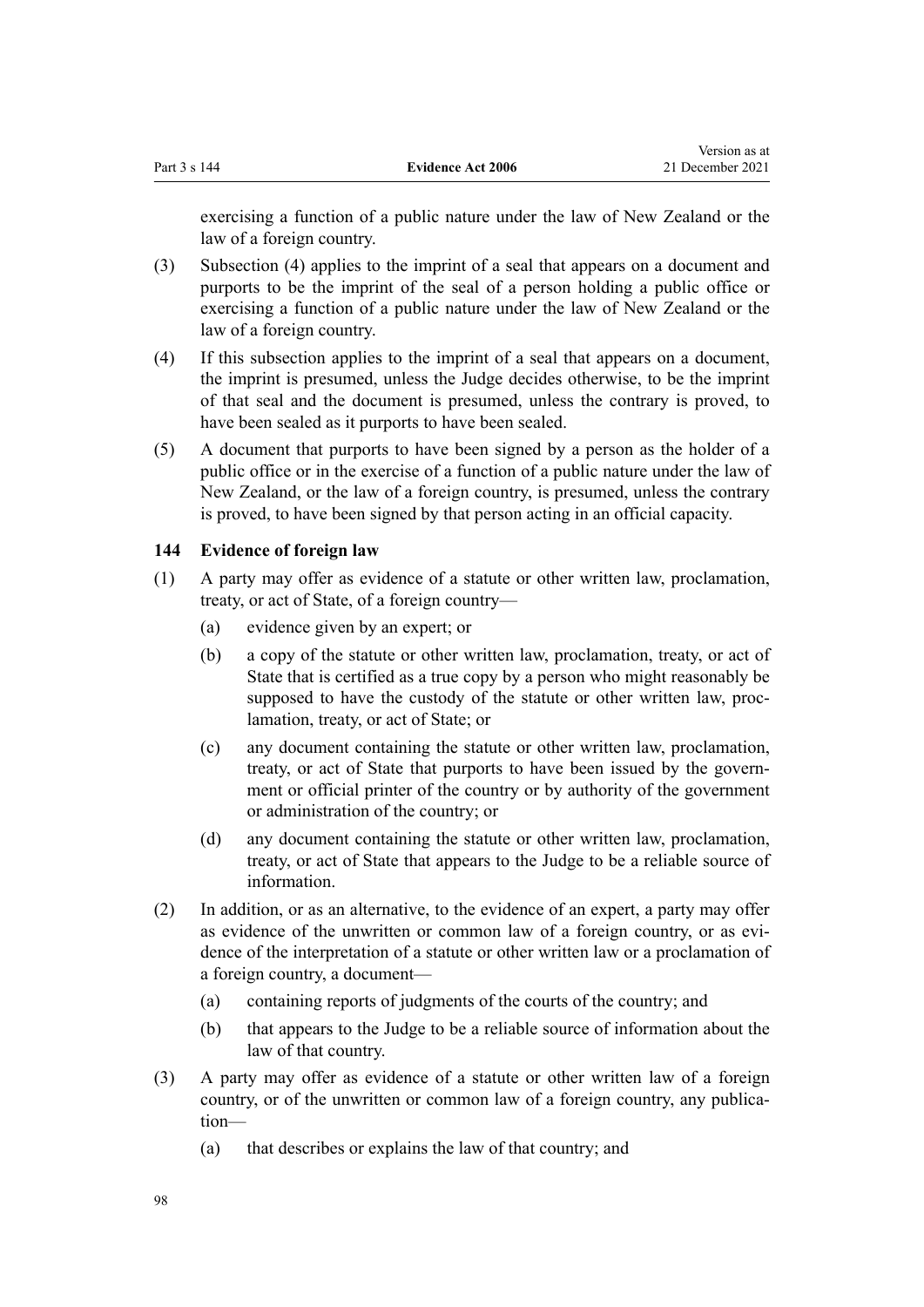exercising a function of a public nature under the law of New Zealand or the law of a foreign country.

(3) Subsection (4) applies to the imprint of a seal that appears on a document and purports to be the imprint of the seal of a person holding a public office or exercising a function of a public nature under the law of New Zealand or the law of a foreign country.

(4) If this subsection applies to the imprint of a seal that appears on a document, the imprint is presumed, unless the Judge decides otherwise, to be the imprint of that seal and the document is presumed, unless the contrary is proved, to have been sealed as it purports to have been sealed.

(5) A document that purports to have been signed by a person as the holder of a public office or in the exercise of a function of a public nature under the law of New Zealand, or the law of a foreign country, is presumed, unless the contrary is proved, to have been signed by that person acting in an official capacity.

### 144 Evidence of foreign law

(1) A party may offer as evidence of a statute or other written law, proclamation, treaty, or act of State, of a foreign country—

- (a) evidence given by an expert; or
- (b) a copy of the statute or other written law, proclamation, treaty, or act of State that is certified as a true copy by a person who might reasonably be supposed to have the custody of the statute or other written law, proclamation, treaty, or act of State; or
- (c) any document containing the statute or other written law, proclamation, treaty, or act of State that purports to have been issued by the government or official printer of the country or by authority of the government or administration of the country; or
- (d) any document containing the statute or other written law, proclamation, treaty, or act of State that appears to the Judge to be a reliable source of information.

(2) In addition, or as an alternative, to the evidence of an expert, a party may offer as evidence of the unwritten or common law of a foreign country, or as evidence of the interpretation of a statute or other written law or a proclamation of a foreign country, a document—

- (a) containing reports of judgments of the courts of the country; and
- (b) that appears to the Judge to be a reliable source of information about the law of that country.

(3) A party may offer as evidence of a statute or other written law of a foreign country, or of the unwritten or common law of a foreign country, any publication—

- (a) that describes or explains the law of that country; and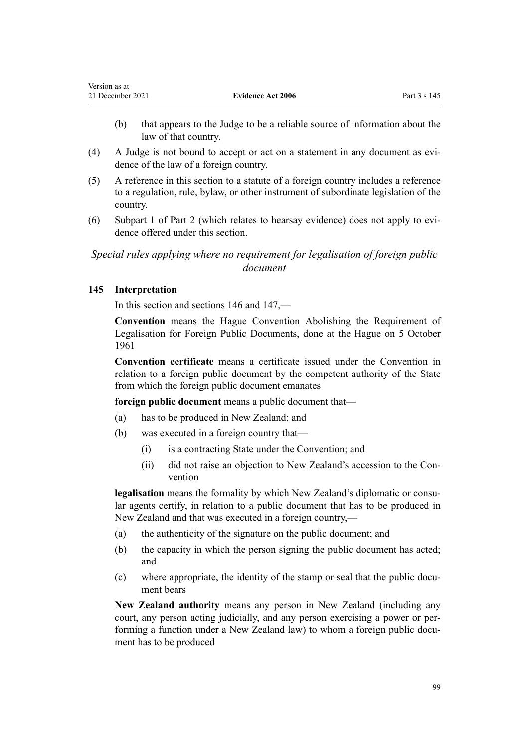(b) that appears to the Judge to be a reliable source of information about the law of that country.

(4) A Judge is not bound to accept or act on a statement in any document as evidence of the law of a foreign country.

(5) A reference in this section to a statute of a foreign country includes a reference to a regulation, rule, bylaw, or other instrument of subordinate legislation of the country.

(6) Subpart 1 of Part 2 (which relates to hearsay evidence) does not apply to evidence offered under this section.

### *Special rules applying where no requirement for legalisation of foreign public document*

#### 145 Interpretation

In this section and sections 146 and 147,—

**Convention** means the Hague Convention Abolishing the Requirement of Legalisation for Foreign Public Documents, done at the Hague on 5 October 1961

**Convention certificate** means a certificate issued under the Convention in relation to a foreign public document by the competent authority of the State from which the foreign public document emanates

**foreign public document** means a public document that—

(a) has to be produced in New Zealand; and

(b) was executed in a foreign country that—

  (i) is a contracting State under the Convention; and

  (ii) did not raise an objection to New Zealand's accession to the Convention

**legalisation** means the formality by which New Zealand's diplomatic or consular agents certify, in relation to a public document that has to be produced in New Zealand and that was executed in a foreign country,—

(a) the authenticity of the signature on the public document; and

(b) the capacity in which the person signing the public document has acted; and

(c) where appropriate, the identity of the stamp or seal that the public document bears

**New Zealand authority** means any person in New Zealand (including any court, any person acting judicially, and any person exercising a power or performing a function under a New Zealand law) to whom a foreign public document has to be produced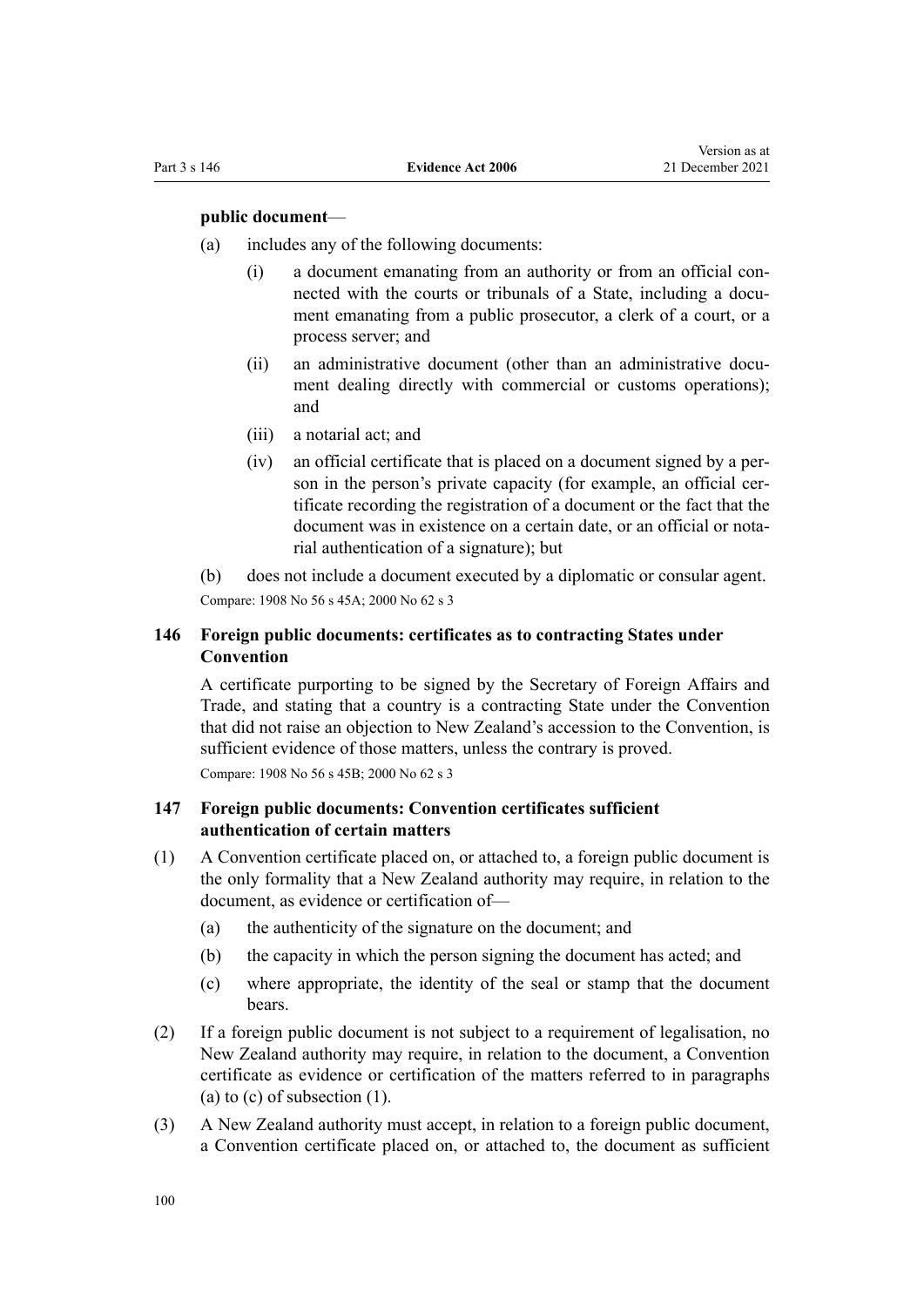**public document**—

(a) includes any of the following documents:

  (i) a document emanating from an authority or from an official connected with the courts or tribunals of a State, including a document emanating from a public prosecutor, a clerk of a court, or a process server; and

  (ii) an administrative document (other than an administrative document dealing directly with commercial or customs operations); and

  (iii) a notarial act; and

  (iv) an official certificate that is placed on a document signed by a person in the person's private capacity (for example, an official certificate recording the registration of a document or the fact that the document was in existence on a certain date, or an official or notarial authentication of a signature); but

(b) does not include a document executed by a diplomatic or consular agent.

Compare: 1908 No 56 s 45A; 2000 No 62 s 3

### 146 Foreign public documents: certificates as to contracting States under Convention

A certificate purporting to be signed by the Secretary of Foreign Affairs and Trade, and stating that a country is a contracting State under the Convention that did not raise an objection to New Zealand's accession to the Convention, is sufficient evidence of those matters, unless the contrary is proved.

Compare: 1908 No 56 s 45B; 2000 No 62 s 3

### 147 Foreign public documents: Convention certificates sufficient authentication of certain matters

(1) A Convention certificate placed on, or attached to, a foreign public document is the only formality that a New Zealand authority may require, in relation to the document, as evidence or certification of—

  (a) the authenticity of the signature on the document; and

  (b) the capacity in which the person signing the document has acted; and

  (c) where appropriate, the identity of the seal or stamp that the document bears.

(2) If a foreign public document is not subject to a requirement of legalisation, no New Zealand authority may require, in relation to the document, a Convention certificate as evidence or certification of the matters referred to in paragraphs (a) to (c) of subsection (1).

(3) A New Zealand authority must accept, in relation to a foreign public document, a Convention certificate placed on, or attached to, the document as sufficient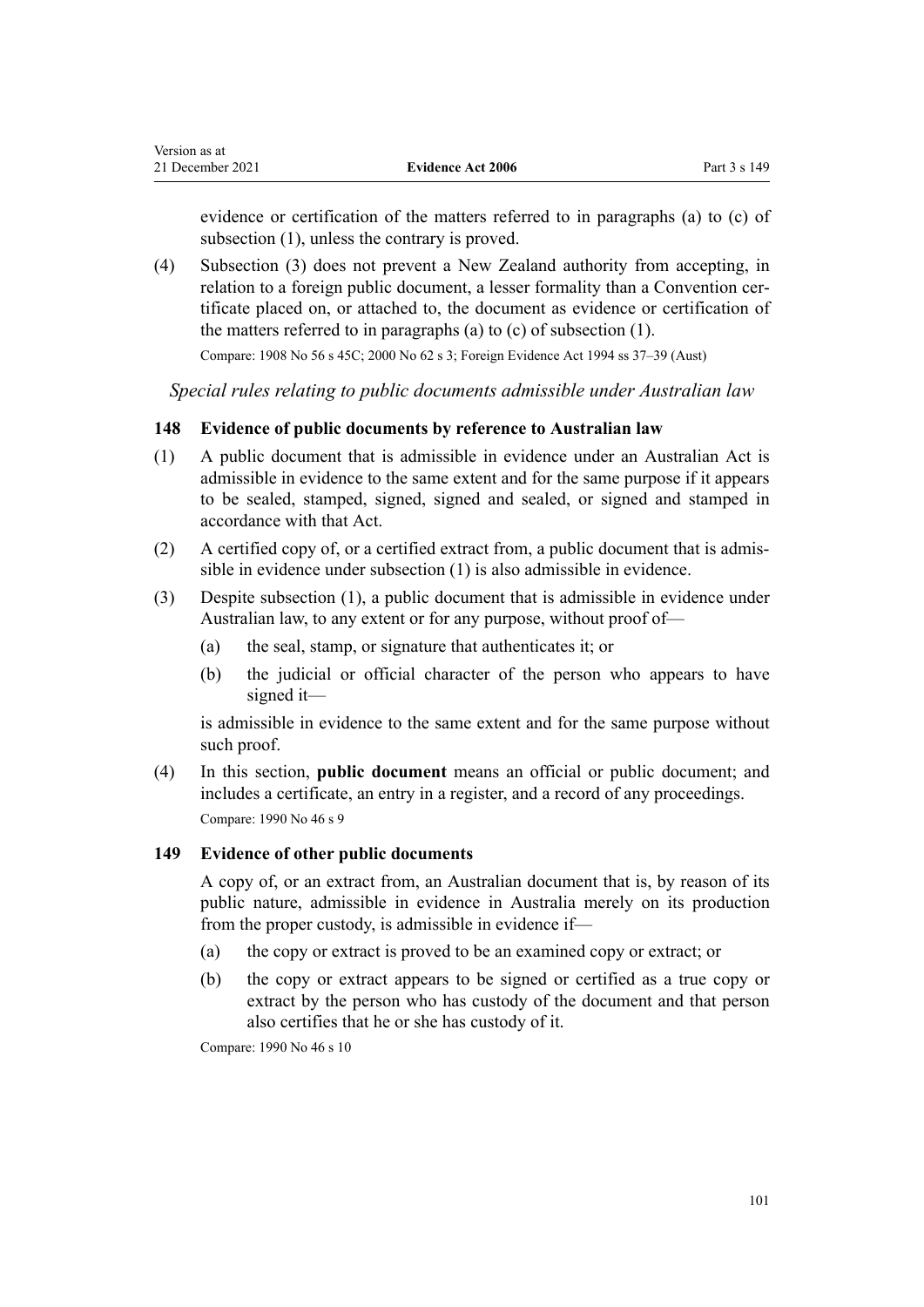evidence or certification of the matters referred to in paragraphs (a) to (c) of subsection (1), unless the contrary is proved.

(4) Subsection (3) does not prevent a New Zealand authority from accepting, in relation to a foreign public document, a lesser formality than a Convention certificate placed on, or attached to, the document as evidence or certification of the matters referred to in paragraphs (a) to (c) of subsection (1).

Compare: 1908 No 56 s 45C; 2000 No 62 s 3; Foreign Evidence Act 1994 ss 37–39 (Aust)

*Special rules relating to public documents admissible under Australian law*

### 148 Evidence of public documents by reference to Australian law

(1) A public document that is admissible in evidence under an Australian Act is admissible in evidence to the same extent and for the same purpose if it appears to be sealed, stamped, signed, signed and sealed, or signed and stamped in accordance with that Act.

(2) A certified copy of, or a certified extract from, a public document that is admissible in evidence under subsection (1) is also admissible in evidence.

(3) Despite subsection (1), a public document that is admissible in evidence under Australian law, to any extent or for any purpose, without proof of—

- (a) the seal, stamp, or signature that authenticates it; or
- (b) the judicial or official character of the person who appears to have signed it—

is admissible in evidence to the same extent and for the same purpose without such proof.

(4) In this section, **public document** means an official or public document; and includes a certificate, an entry in a register, and a record of any proceedings.

Compare: 1990 No 46 s 9

### 149 Evidence of other public documents

A copy of, or an extract from, an Australian document that is, by reason of its public nature, admissible in evidence in Australia merely on its production from the proper custody, is admissible in evidence if—

- (a) the copy or extract is proved to be an examined copy or extract; or
- (b) the copy or extract appears to be signed or certified as a true copy or extract by the person who has custody of the document and that person also certifies that he or she has custody of it.

Compare: 1990 No 46 s 10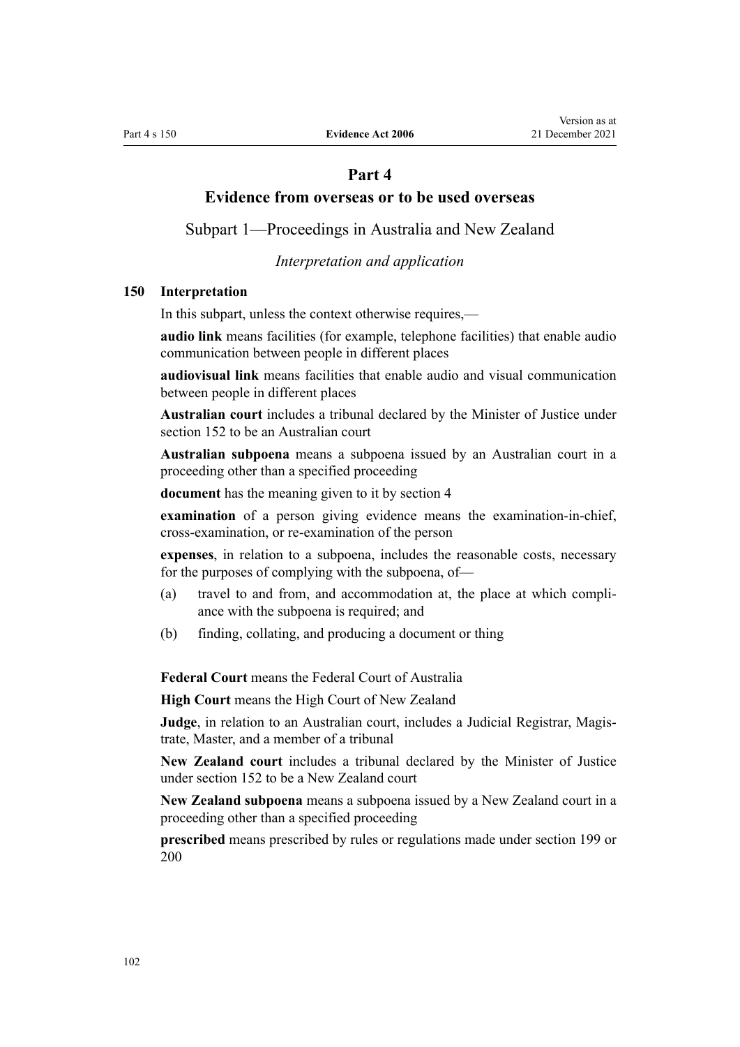# Part 4

# Evidence from overseas or to be used overseas

## Subpart 1—Proceedings in Australia and New Zealand

*Interpretation and application*

### 150 Interpretation

In this subpart, unless the context otherwise requires,—

**audio link** means facilities (for example, telephone facilities) that enable audio communication between people in different places

**audiovisual link** means facilities that enable audio and visual communication between people in different places

**Australian court** includes a tribunal declared by the Minister of Justice under section 152 to be an Australian court

**Australian subpoena** means a subpoena issued by an Australian court in a proceeding other than a specified proceeding

**document** has the meaning given to it by section 4

**examination** of a person giving evidence means the examination-in-chief, cross-examination, or re-examination of the person

**expenses**, in relation to a subpoena, includes the reasonable costs, necessary for the purposes of complying with the subpoena, of—

(a) travel to and from, and accommodation at, the place at which compliance with the subpoena is required; and

(b) finding, collating, and producing a document or thing

**Federal Court** means the Federal Court of Australia

**High Court** means the High Court of New Zealand

**Judge**, in relation to an Australian court, includes a Judicial Registrar, Magistrate, Master, and a member of a tribunal

**New Zealand court** includes a tribunal declared by the Minister of Justice under section 152 to be a New Zealand court

**New Zealand subpoena** means a subpoena issued by a New Zealand court in a proceeding other than a specified proceeding

**prescribed** means prescribed by rules or regulations made under section 199 or 200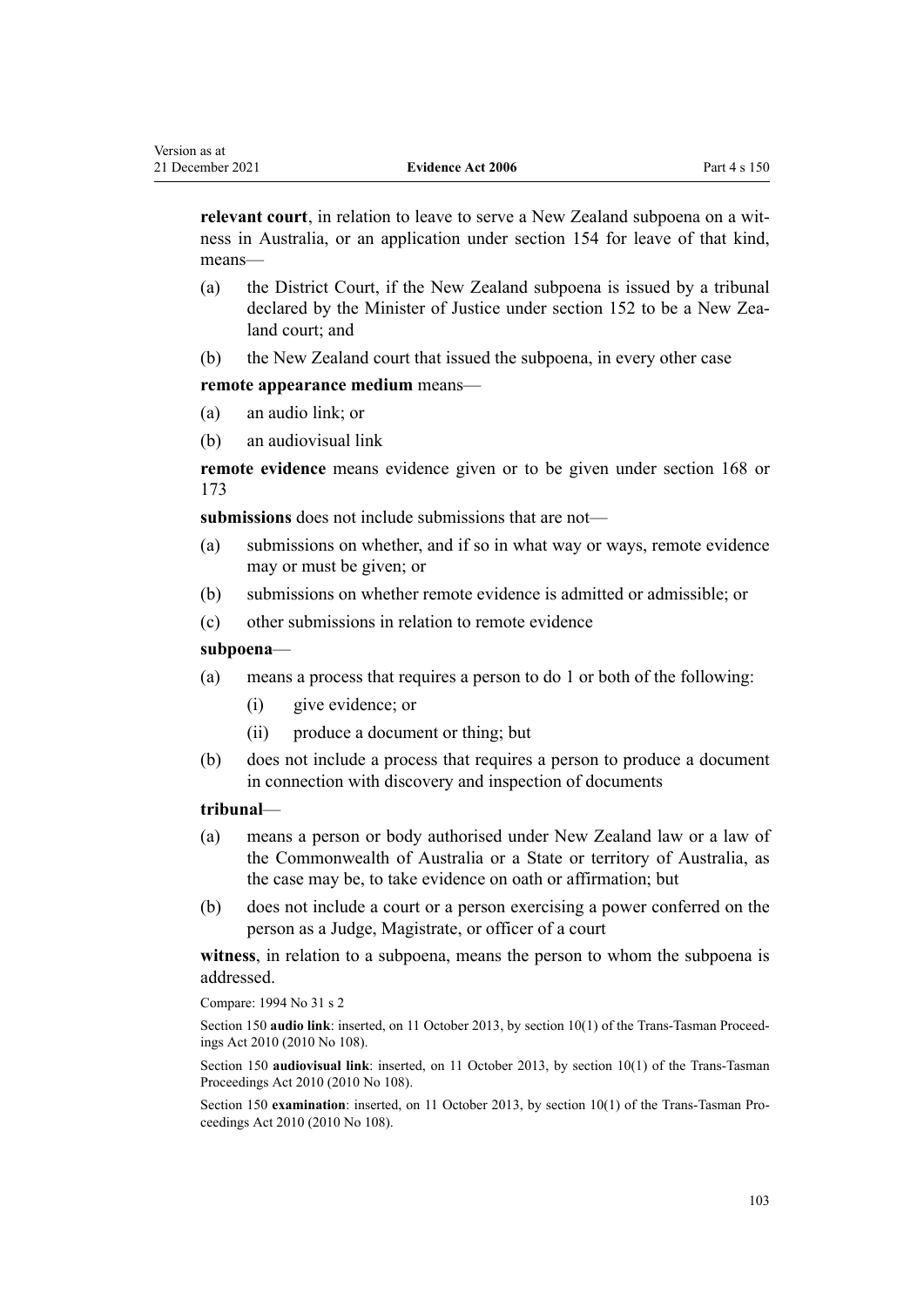**relevant court**, in relation to leave to serve a New Zealand subpoena on a witness in Australia, or an application under section 154 for leave of that kind, means—

- (a) the District Court, if the New Zealand subpoena is issued by a tribunal declared by the Minister of Justice under section 152 to be a New Zealand court; and
- (b) the New Zealand court that issued the subpoena, in every other case

**remote appearance medium** means—

- (a) an audio link; or
- (b) an audiovisual link

**remote evidence** means evidence given or to be given under section 168 or 173

**submissions** does not include submissions that are not—

- (a) submissions on whether, and if so in what way or ways, remote evidence may or must be given; or
- (b) submissions on whether remote evidence is admitted or admissible; or
- (c) other submissions in relation to remote evidence

**subpoena**—

- (a) means a process that requires a person to do 1 or both of the following:
  - (i) give evidence; or
  - (ii) produce a document or thing; but
- (b) does not include a process that requires a person to produce a document in connection with discovery and inspection of documents

**tribunal**—

- (a) means a person or body authorised under New Zealand law or a law of the Commonwealth of Australia or a State or territory of Australia, as the case may be, to take evidence on oath or affirmation; but
- (b) does not include a court or a person exercising a power conferred on the person as a Judge, Magistrate, or officer of a court

**witness**, in relation to a subpoena, means the person to whom the subpoena is addressed.

Compare: 1994 No 31 s 2

Section 150 **audio link**: inserted, on 11 October 2013, by section 10(1) of the Trans-Tasman Proceedings Act 2010 (2010 No 108).

Section 150 **audiovisual link**: inserted, on 11 October 2013, by section 10(1) of the Trans-Tasman Proceedings Act 2010 (2010 No 108).

Section 150 **examination**: inserted, on 11 October 2013, by section 10(1) of the Trans-Tasman Proceedings Act 2010 (2010 No 108).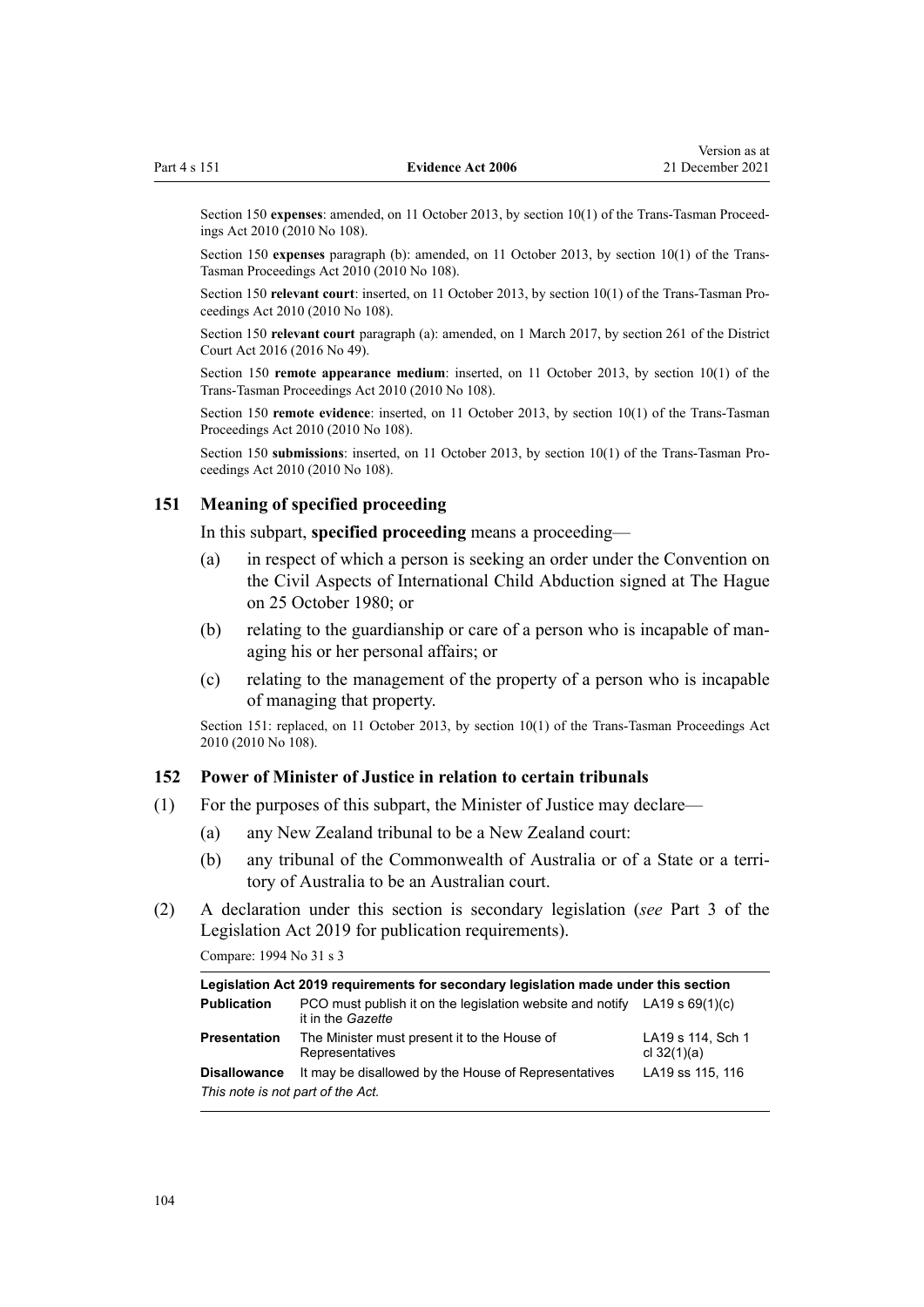Section 150 **expenses**: amended, on 11 October 2013, by section 10(1) of the Trans-Tasman Proceedings Act 2010 (2010 No 108).

Section 150 **expenses** paragraph (b): amended, on 11 October 2013, by section 10(1) of the Trans-Tasman Proceedings Act 2010 (2010 No 108).

Section 150 **relevant court**: inserted, on 11 October 2013, by section 10(1) of the Trans-Tasman Proceedings Act 2010 (2010 No 108).

Section 150 **relevant court** paragraph (a): amended, on 1 March 2017, by section 261 of the District Court Act 2016 (2016 No 49).

Section 150 **remote appearance medium**: inserted, on 11 October 2013, by section 10(1) of the Trans-Tasman Proceedings Act 2010 (2010 No 108).

Section 150 **remote evidence**: inserted, on 11 October 2013, by section 10(1) of the Trans-Tasman Proceedings Act 2010 (2010 No 108).

Section 150 **submissions**: inserted, on 11 October 2013, by section 10(1) of the Trans-Tasman Proceedings Act 2010 (2010 No 108).

### 151 Meaning of specified proceeding

In this subpart, **specified proceeding** means a proceeding—

(a) in respect of which a person is seeking an order under the Convention on the Civil Aspects of International Child Abduction signed at The Hague on 25 October 1980; or

(b) relating to the guardianship or care of a person who is incapable of managing his or her personal affairs; or

(c) relating to the management of the property of a person who is incapable of managing that property.

Section 151: replaced, on 11 October 2013, by section 10(1) of the Trans-Tasman Proceedings Act 2010 (2010 No 108).

### 152 Power of Minister of Justice in relation to certain tribunals

(1) For the purposes of this subpart, the Minister of Justice may declare—

  (a) any New Zealand tribunal to be a New Zealand court:

  (b) any tribunal of the Commonwealth of Australia or of a State or a territory of Australia to be an Australian court.

(2) A declaration under this section is secondary legislation (*see* Part 3 of the Legislation Act 2019 for publication requirements).

Compare: 1994 No 31 s 3

| Legislation Act 2019 requirements for secondary legislation made under this section | | |
|---|---|---|
| **Publication** | PCO must publish it on the legislation website and notify it in the *Gazette* | LA19 s 69(1)(c) |
| **Presentation** | The Minister must present it to the House of Representatives | LA19 s 114, Sch 1 cl 32(1)(a) |
| **Disallowance** | It may be disallowed by the House of Representatives | LA19 ss 115, 116 |

*This note is not part of the Act.*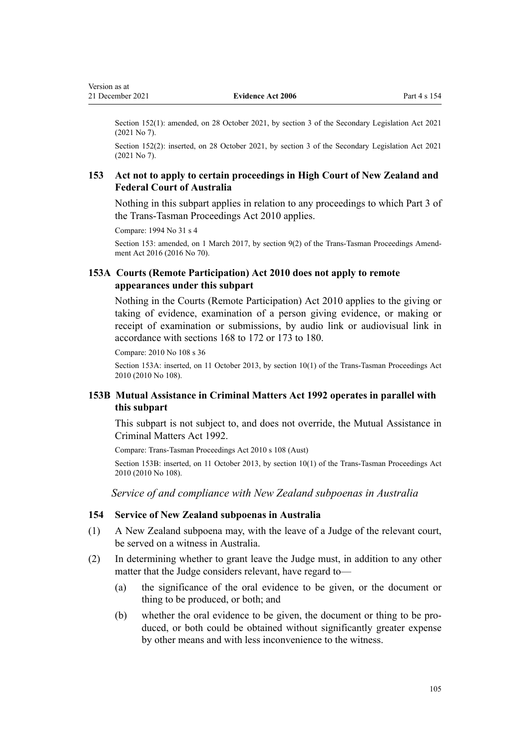Section 152(1): amended, on 28 October 2021, by section 3 of the Secondary Legislation Act 2021 (2021 No 7).

Section 152(2): inserted, on 28 October 2021, by section 3 of the Secondary Legislation Act 2021 (2021 No 7).

### 153 Act not to apply to certain proceedings in High Court of New Zealand and Federal Court of Australia

Nothing in this subpart applies in relation to any proceedings to which Part 3 of the Trans-Tasman Proceedings Act 2010 applies.

Compare: 1994 No 31 s 4

Section 153: amended, on 1 March 2017, by section 9(2) of the Trans-Tasman Proceedings Amendment Act 2016 (2016 No 70).

### 153A Courts (Remote Participation) Act 2010 does not apply to remote appearances under this subpart

Nothing in the Courts (Remote Participation) Act 2010 applies to the giving or taking of evidence, examination of a person giving evidence, or making or receipt of examination or submissions, by audio link or audiovisual link in accordance with sections 168 to 172 or 173 to 180.

Compare: 2010 No 108 s 36

Section 153A: inserted, on 11 October 2013, by section 10(1) of the Trans-Tasman Proceedings Act 2010 (2010 No 108).

### 153B Mutual Assistance in Criminal Matters Act 1992 operates in parallel with this subpart

This subpart is not subject to, and does not override, the Mutual Assistance in Criminal Matters Act 1992.

Compare: Trans-Tasman Proceedings Act 2010 s 108 (Aust)

Section 153B: inserted, on 11 October 2013, by section 10(1) of the Trans-Tasman Proceedings Act 2010 (2010 No 108).

*Service of and compliance with New Zealand subpoenas in Australia*

### 154 Service of New Zealand subpoenas in Australia

(1) A New Zealand subpoena may, with the leave of a Judge of the relevant court, be served on a witness in Australia.

(2) In determining whether to grant leave the Judge must, in addition to any other matter that the Judge considers relevant, have regard to—

  (a) the significance of the oral evidence to be given, or the document or thing to be produced, or both; and

  (b) whether the oral evidence to be given, the document or thing to be produced, or both could be obtained without significantly greater expense by other means and with less inconvenience to the witness.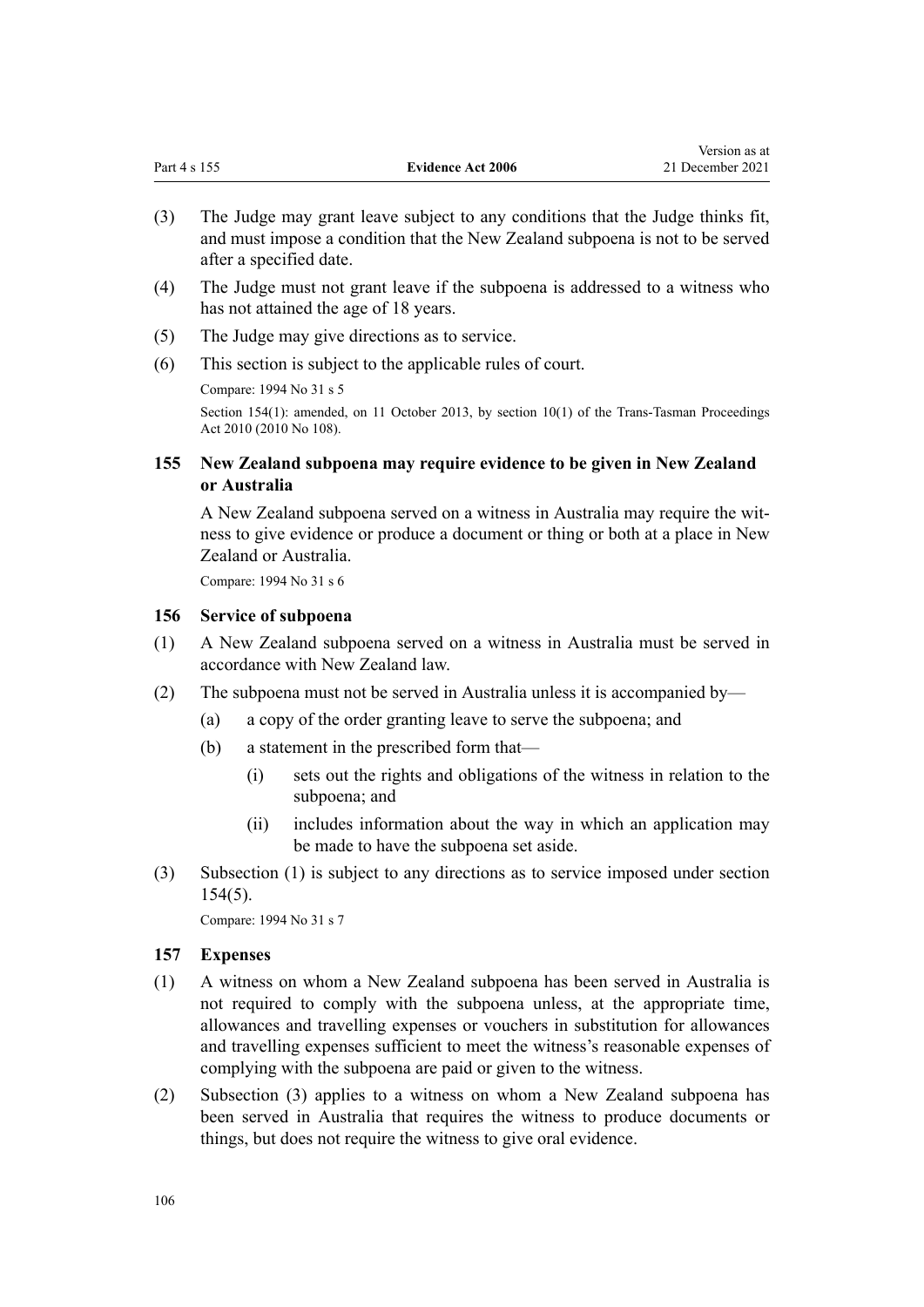(3) The Judge may grant leave subject to any conditions that the Judge thinks fit, and must impose a condition that the New Zealand subpoena is not to be served after a specified date.

(4) The Judge must not grant leave if the subpoena is addressed to a witness who has not attained the age of 18 years.

(5) The Judge may give directions as to service.

(6) This section is subject to the applicable rules of court.

Compare: 1994 No 31 s 5

Section 154(1): amended, on 11 October 2013, by section 10(1) of the Trans-Tasman Proceedings Act 2010 (2010 No 108).

### 155 New Zealand subpoena may require evidence to be given in New Zealand or Australia

A New Zealand subpoena served on a witness in Australia may require the witness to give evidence or produce a document or thing or both at a place in New Zealand or Australia.

Compare: 1994 No 31 s 6

### 156 Service of subpoena

(1) A New Zealand subpoena served on a witness in Australia must be served in accordance with New Zealand law.

(2) The subpoena must not be served in Australia unless it is accompanied by—

- (a) a copy of the order granting leave to serve the subpoena; and
- (b) a statement in the prescribed form that—
  - (i) sets out the rights and obligations of the witness in relation to the subpoena; and
  - (ii) includes information about the way in which an application may be made to have the subpoena set aside.

(3) Subsection (1) is subject to any directions as to service imposed under section 154(5).

Compare: 1994 No 31 s 7

### 157 Expenses

(1) A witness on whom a New Zealand subpoena has been served in Australia is not required to comply with the subpoena unless, at the appropriate time, allowances and travelling expenses or vouchers in substitution for allowances and travelling expenses sufficient to meet the witness's reasonable expenses of complying with the subpoena are paid or given to the witness.

(2) Subsection (3) applies to a witness on whom a New Zealand subpoena has been served in Australia that requires the witness to produce documents or things, but does not require the witness to give oral evidence.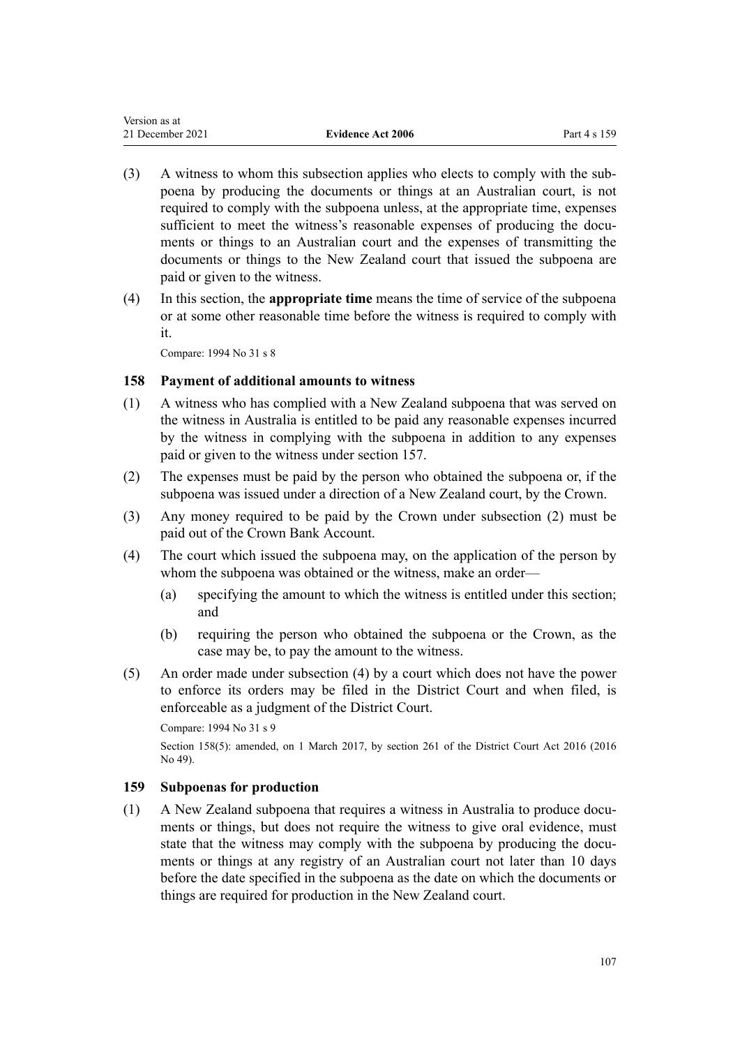(3) A witness to whom this subsection applies who elects to comply with the subpoena by producing the documents or things at an Australian court, is not required to comply with the subpoena unless, at the appropriate time, expenses sufficient to meet the witness's reasonable expenses of producing the documents or things to an Australian court and the expenses of transmitting the documents or things to the New Zealand court that issued the subpoena are paid or given to the witness.

(4) In this section, the **appropriate time** means the time of service of the subpoena or at some other reasonable time before the witness is required to comply with it.

Compare: 1994 No 31 s 8

### 158 Payment of additional amounts to witness

(1) A witness who has complied with a New Zealand subpoena that was served on the witness in Australia is entitled to be paid any reasonable expenses incurred by the witness in complying with the subpoena in addition to any expenses paid or given to the witness under section 157.

(2) The expenses must be paid by the person who obtained the subpoena or, if the subpoena was issued under a direction of a New Zealand court, by the Crown.

(3) Any money required to be paid by the Crown under subsection (2) must be paid out of the Crown Bank Account.

(4) The court which issued the subpoena may, on the application of the person by whom the subpoena was obtained or the witness, make an order—

(a) specifying the amount to which the witness is entitled under this section; and

(b) requiring the person who obtained the subpoena or the Crown, as the case may be, to pay the amount to the witness.

(5) An order made under subsection (4) by a court which does not have the power to enforce its orders may be filed in the District Court and when filed, is enforceable as a judgment of the District Court.

Compare: 1994 No 31 s 9

Section 158(5): amended, on 1 March 2017, by section 261 of the District Court Act 2016 (2016 No 49).

### 159 Subpoenas for production

(1) A New Zealand subpoena that requires a witness in Australia to produce documents or things, but does not require the witness to give oral evidence, must state that the witness may comply with the subpoena by producing the documents or things at any registry of an Australian court not later than 10 days before the date specified in the subpoena as the date on which the documents or things are required for production in the New Zealand court.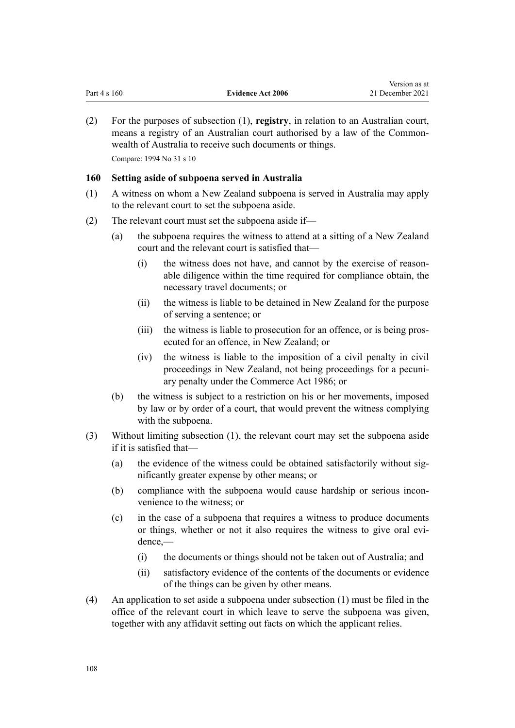(2) For the purposes of subsection (1), **registry**, in relation to an Australian court, means a registry of an Australian court authorised by a law of the Commonwealth of Australia to receive such documents or things.

Compare: 1994 No 31 s 10

### 160 Setting aside of subpoena served in Australia

(1) A witness on whom a New Zealand subpoena is served in Australia may apply to the relevant court to set the subpoena aside.

(2) The relevant court must set the subpoena aside if—

- (a) the subpoena requires the witness to attend at a sitting of a New Zealand court and the relevant court is satisfied that—
  - (i) the witness does not have, and cannot by the exercise of reasonable diligence within the time required for compliance obtain, the necessary travel documents; or
  - (ii) the witness is liable to be detained in New Zealand for the purpose of serving a sentence; or
  - (iii) the witness is liable to prosecution for an offence, or is being prosecuted for an offence, in New Zealand; or
  - (iv) the witness is liable to the imposition of a civil penalty in civil proceedings in New Zealand, not being proceedings for a pecuniary penalty under the Commerce Act 1986; or
- (b) the witness is subject to a restriction on his or her movements, imposed by law or by order of a court, that would prevent the witness complying with the subpoena.

(3) Without limiting subsection (1), the relevant court may set the subpoena aside if it is satisfied that—

- (a) the evidence of the witness could be obtained satisfactorily without significantly greater expense by other means; or
- (b) compliance with the subpoena would cause hardship or serious inconvenience to the witness; or
- (c) in the case of a subpoena that requires a witness to produce documents or things, whether or not it also requires the witness to give oral evidence,—
  - (i) the documents or things should not be taken out of Australia; and
  - (ii) satisfactory evidence of the contents of the documents or evidence of the things can be given by other means.

(4) An application to set aside a subpoena under subsection (1) must be filed in the office of the relevant court in which leave to serve the subpoena was given, together with any affidavit setting out facts on which the applicant relies.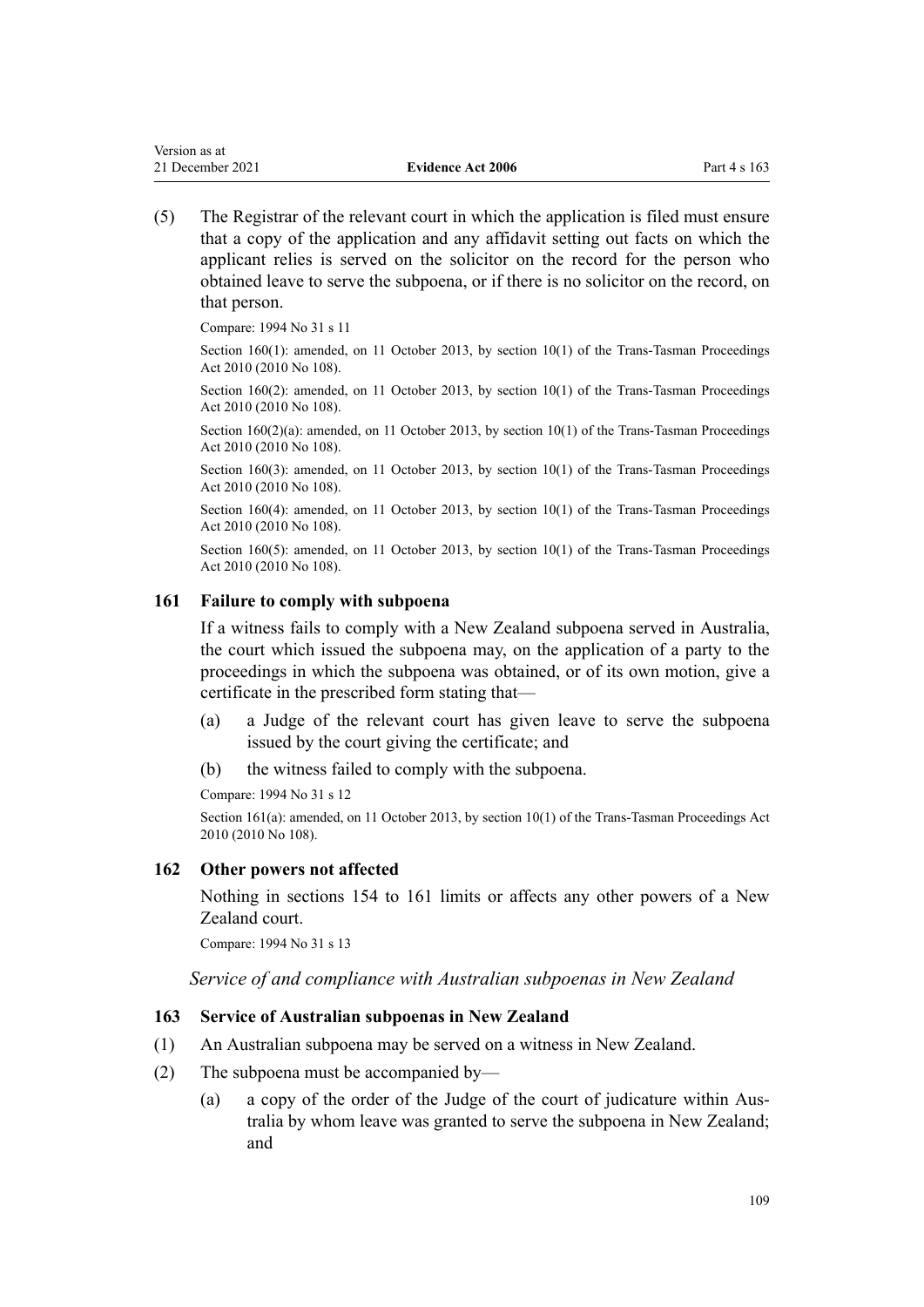(5) The Registrar of the relevant court in which the application is filed must ensure that a copy of the application and any affidavit setting out facts on which the applicant relies is served on the solicitor on the record for the person who obtained leave to serve the subpoena, or if there is no solicitor on the record, on that person.

Compare: 1994 No 31 s 11

Section 160(1): amended, on 11 October 2013, by section 10(1) of the Trans-Tasman Proceedings Act 2010 (2010 No 108).

Section 160(2): amended, on 11 October 2013, by section 10(1) of the Trans-Tasman Proceedings Act 2010 (2010 No 108).

Section 160(2)(a): amended, on 11 October 2013, by section 10(1) of the Trans-Tasman Proceedings Act 2010 (2010 No 108).

Section 160(3): amended, on 11 October 2013, by section 10(1) of the Trans-Tasman Proceedings Act 2010 (2010 No 108).

Section 160(4): amended, on 11 October 2013, by section 10(1) of the Trans-Tasman Proceedings Act 2010 (2010 No 108).

Section 160(5): amended, on 11 October 2013, by section 10(1) of the Trans-Tasman Proceedings Act 2010 (2010 No 108).

### 161 Failure to comply with subpoena

If a witness fails to comply with a New Zealand subpoena served in Australia, the court which issued the subpoena may, on the application of a party to the proceedings in which the subpoena was obtained, or of its own motion, give a certificate in the prescribed form stating that—

(a) a Judge of the relevant court has given leave to serve the subpoena issued by the court giving the certificate; and

(b) the witness failed to comply with the subpoena.

Compare: 1994 No 31 s 12

Section 161(a): amended, on 11 October 2013, by section 10(1) of the Trans-Tasman Proceedings Act 2010 (2010 No 108).

### 162 Other powers not affected

Nothing in sections 154 to 161 limits or affects any other powers of a New Zealand court.

Compare: 1994 No 31 s 13

*Service of and compliance with Australian subpoenas in New Zealand*

### 163 Service of Australian subpoenas in New Zealand

(1) An Australian subpoena may be served on a witness in New Zealand.

(2) The subpoena must be accompanied by—

(a) a copy of the order of the Judge of the court of judicature within Australia by whom leave was granted to serve the subpoena in New Zealand; and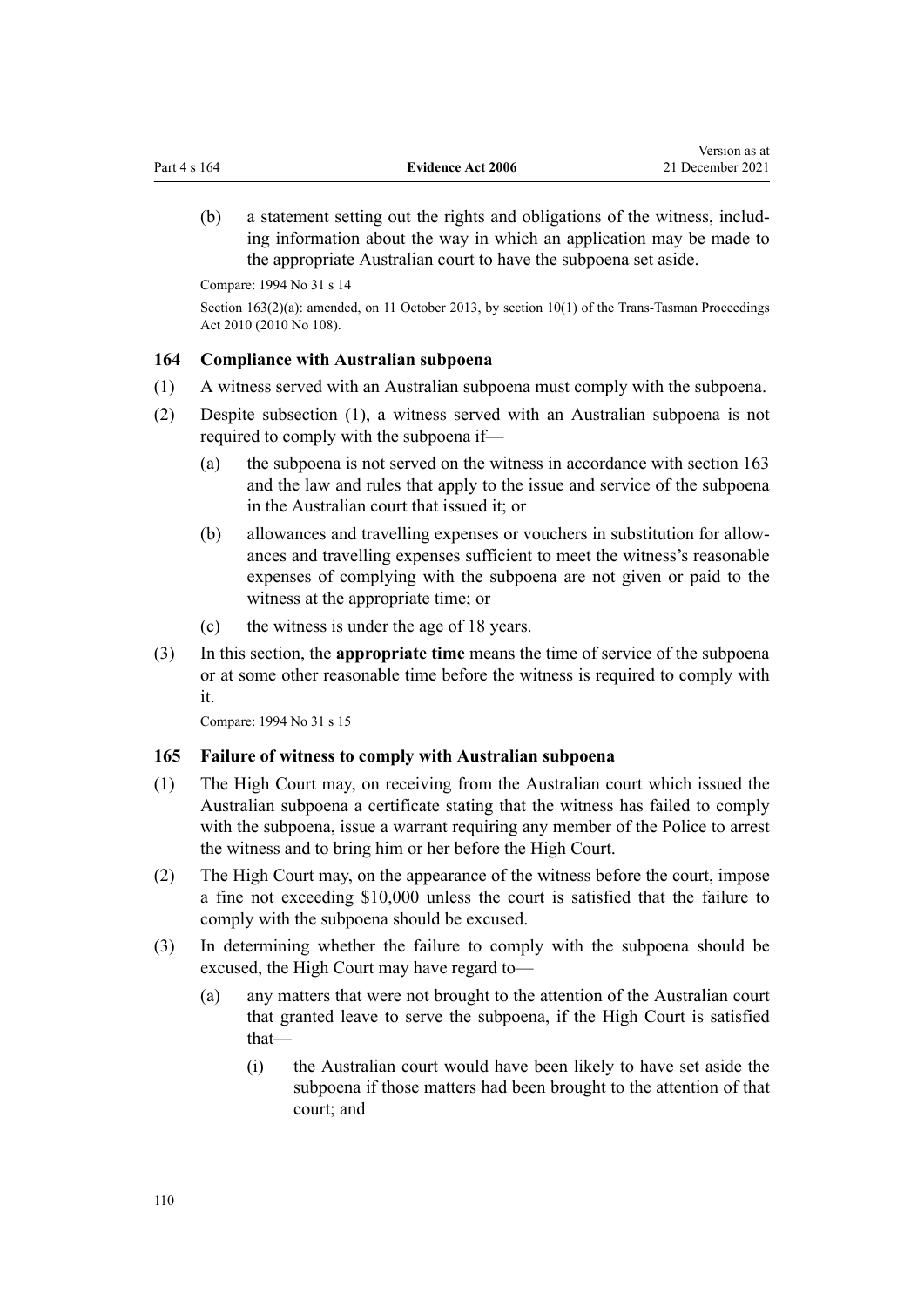(b) a statement setting out the rights and obligations of the witness, including information about the way in which an application may be made to the appropriate Australian court to have the subpoena set aside.

Compare: 1994 No 31 s 14

Section 163(2)(a): amended, on 11 October 2013, by section 10(1) of the Trans-Tasman Proceedings Act 2010 (2010 No 108).

### 164 Compliance with Australian subpoena

(1) A witness served with an Australian subpoena must comply with the subpoena.

(2) Despite subsection (1), a witness served with an Australian subpoena is not required to comply with the subpoena if—

(a) the subpoena is not served on the witness in accordance with section 163 and the law and rules that apply to the issue and service of the subpoena in the Australian court that issued it; or

(b) allowances and travelling expenses or vouchers in substitution for allowances and travelling expenses sufficient to meet the witness's reasonable expenses of complying with the subpoena are not given or paid to the witness at the appropriate time; or

(c) the witness is under the age of 18 years.

(3) In this section, the **appropriate time** means the time of service of the subpoena or at some other reasonable time before the witness is required to comply with it.

Compare: 1994 No 31 s 15

### 165 Failure of witness to comply with Australian subpoena

(1) The High Court may, on receiving from the Australian court which issued the Australian subpoena a certificate stating that the witness has failed to comply with the subpoena, issue a warrant requiring any member of the Police to arrest the witness and to bring him or her before the High Court.

(2) The High Court may, on the appearance of the witness before the court, impose a fine not exceeding $10,000 unless the court is satisfied that the failure to comply with the subpoena should be excused.

(3) In determining whether the failure to comply with the subpoena should be excused, the High Court may have regard to—

(a) any matters that were not brought to the attention of the Australian court that granted leave to serve the subpoena, if the High Court is satisfied that—

(i) the Australian court would have been likely to have set aside the subpoena if those matters had been brought to the attention of that court; and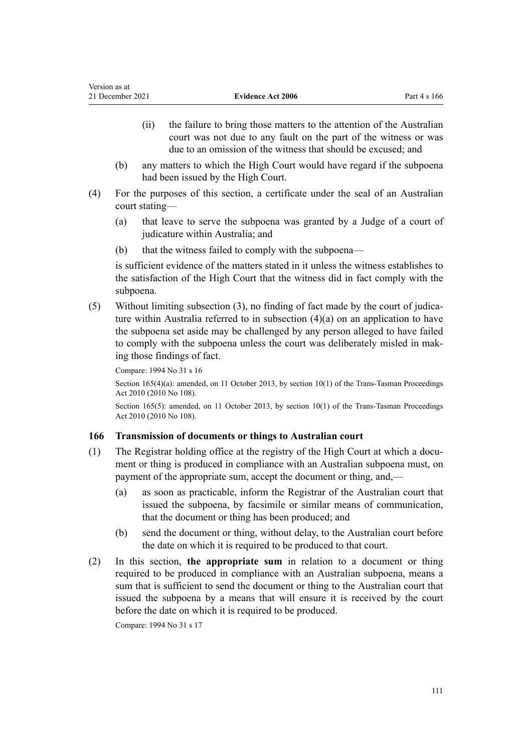(ii) the failure to bring those matters to the attention of the Australian court was not due to any fault on the part of the witness or was due to an omission of the witness that should be excused; and

(b) any matters to which the High Court would have regard if the subpoena had been issued by the High Court.

(4) For the purposes of this section, a certificate under the seal of an Australian court stating—

(a) that leave to serve the subpoena was granted by a Judge of a court of judicature within Australia; and

(b) that the witness failed to comply with the subpoena—

is sufficient evidence of the matters stated in it unless the witness establishes to the satisfaction of the High Court that the witness did in fact comply with the subpoena.

(5) Without limiting subsection (3), no finding of fact made by the court of judicature within Australia referred to in subsection (4)(a) on an application to have the subpoena set aside may be challenged by any person alleged to have failed to comply with the subpoena unless the court was deliberately misled in making those findings of fact.

Compare: 1994 No 31 s 16

Section 165(4)(a): amended, on 11 October 2013, by section 10(1) of the Trans-Tasman Proceedings Act 2010 (2010 No 108).

Section 165(5): amended, on 11 October 2013, by section 10(1) of the Trans-Tasman Proceedings Act 2010 (2010 No 108).

### 166 Transmission of documents or things to Australian court

(1) The Registrar holding office at the registry of the High Court at which a document or thing is produced in compliance with an Australian subpoena must, on payment of the appropriate sum, accept the document or thing, and,—

(a) as soon as practicable, inform the Registrar of the Australian court that issued the subpoena, by facsimile or similar means of communication, that the document or thing has been produced; and

(b) send the document or thing, without delay, to the Australian court before the date on which it is required to be produced to that court.

(2) In this section, **the appropriate sum** in relation to a document or thing required to be produced in compliance with an Australian subpoena, means a sum that is sufficient to send the document or thing to the Australian court that issued the subpoena by a means that will ensure it is received by the court before the date on which it is required to be produced.

Compare: 1994 No 31 s 17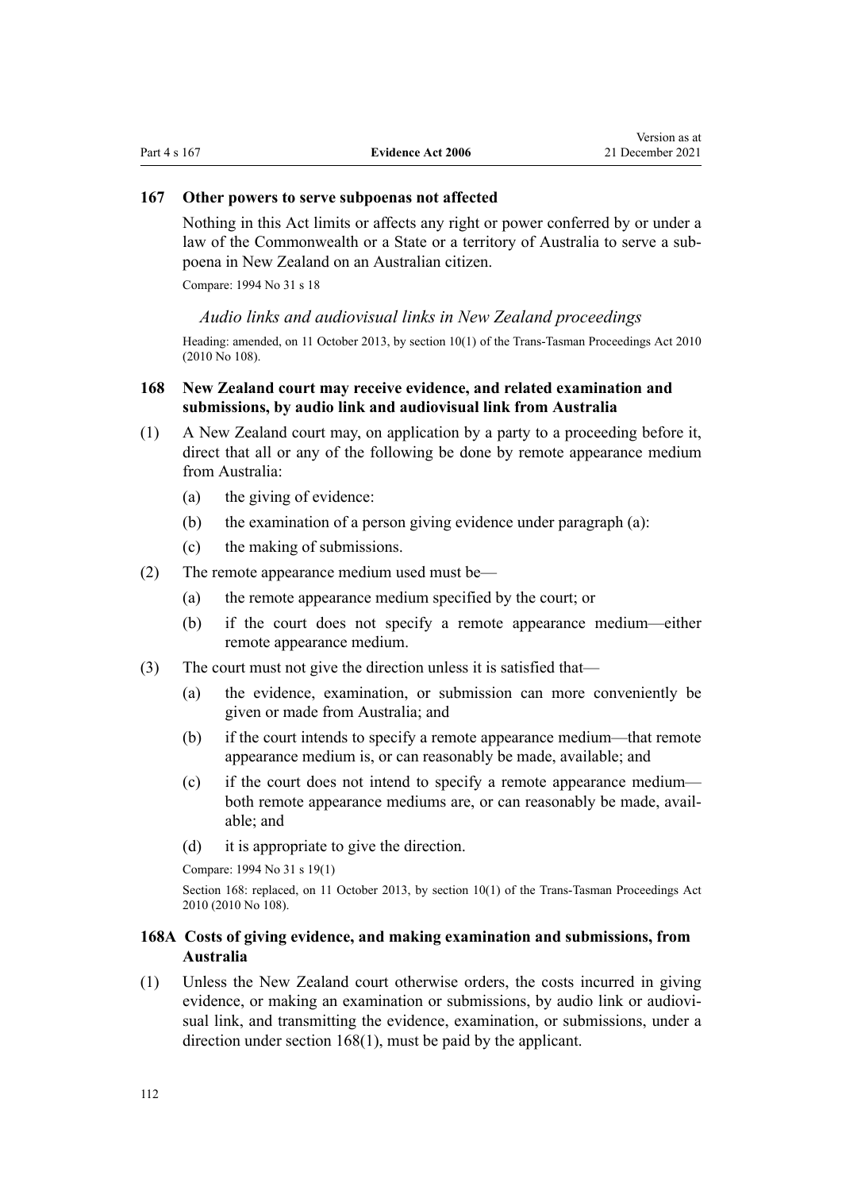### 167 Other powers to serve subpoenas not affected

Nothing in this Act limits or affects any right or power conferred by or under a law of the Commonwealth or a State or a territory of Australia to serve a subpoena in New Zealand on an Australian citizen.

Compare: 1994 No 31 s 18

*Audio links and audiovisual links in New Zealand proceedings*

Heading: amended, on 11 October 2013, by section 10(1) of the Trans-Tasman Proceedings Act 2010 (2010 No 108).

### 168 New Zealand court may receive evidence, and related examination and submissions, by audio link and audiovisual link from Australia

(1) A New Zealand court may, on application by a party to a proceeding before it, direct that all or any of the following be done by remote appearance medium from Australia:

- (a) the giving of evidence:
- (b) the examination of a person giving evidence under paragraph (a):
- (c) the making of submissions.

(2) The remote appearance medium used must be—

- (a) the remote appearance medium specified by the court; or
- (b) if the court does not specify a remote appearance medium—either remote appearance medium.

(3) The court must not give the direction unless it is satisfied that—

- (a) the evidence, examination, or submission can more conveniently be given or made from Australia; and
- (b) if the court intends to specify a remote appearance medium—that remote appearance medium is, or can reasonably be made, available; and
- (c) if the court does not intend to specify a remote appearance medium—both remote appearance mediums are, or can reasonably be made, available; and
- (d) it is appropriate to give the direction.

Compare: 1994 No 31 s 19(1)

Section 168: replaced, on 11 October 2013, by section 10(1) of the Trans-Tasman Proceedings Act 2010 (2010 No 108).

### 168A Costs of giving evidence, and making examination and submissions, from Australia

(1) Unless the New Zealand court otherwise orders, the costs incurred in giving evidence, or making an examination or submissions, by audio link or audiovisual link, and transmitting the evidence, examination, or submissions, under a direction under section 168(1), must be paid by the applicant.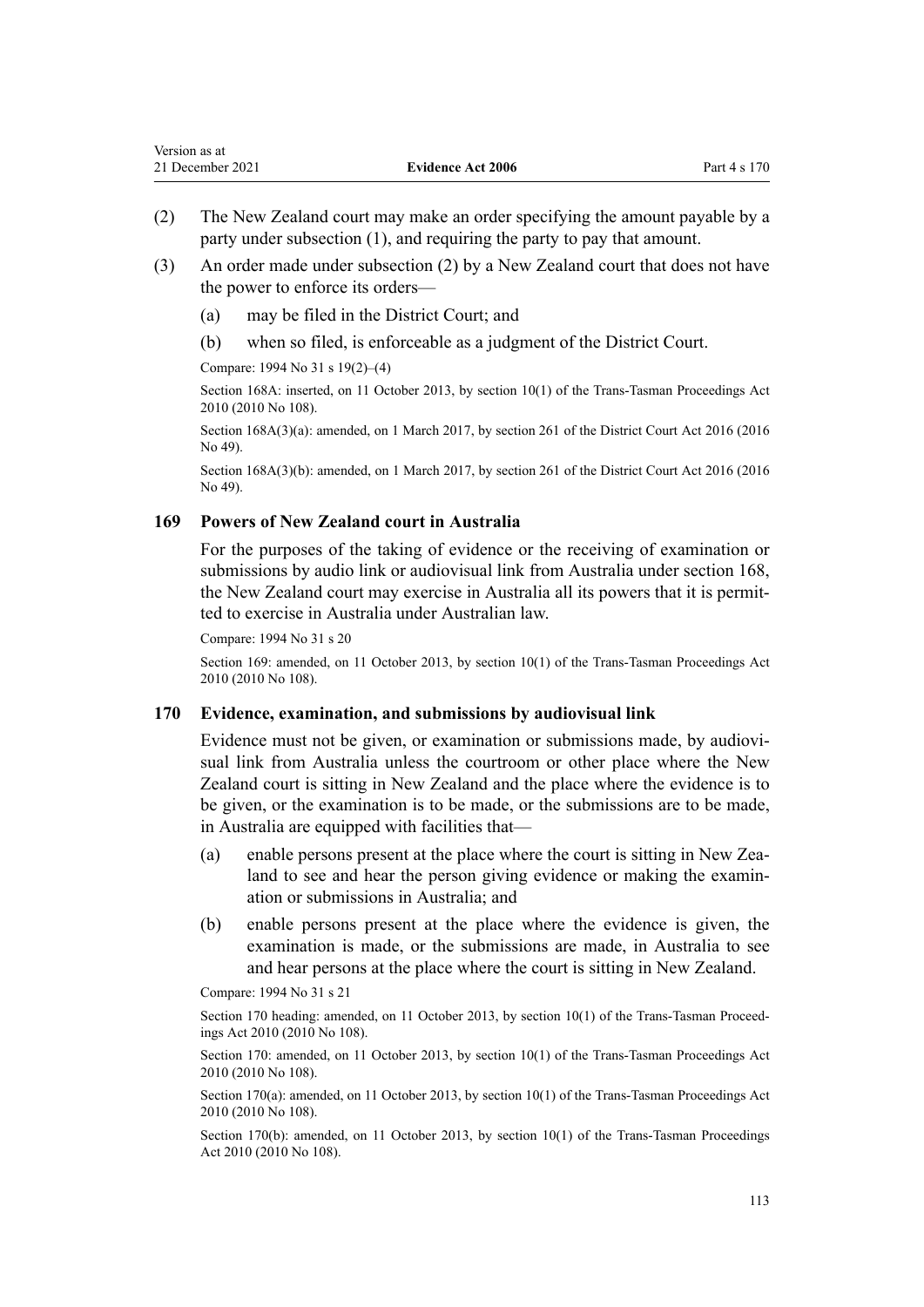(2) The New Zealand court may make an order specifying the amount payable by a party under subsection (1), and requiring the party to pay that amount.

(3) An order made under subsection (2) by a New Zealand court that does not have the power to enforce its orders—

(a) may be filed in the District Court; and

(b) when so filed, is enforceable as a judgment of the District Court.

Compare: 1994 No 31 s 19(2)–(4)

Section 168A: inserted, on 11 October 2013, by section 10(1) of the Trans-Tasman Proceedings Act 2010 (2010 No 108).

Section 168A(3)(a): amended, on 1 March 2017, by section 261 of the District Court Act 2016 (2016 No 49).

Section 168A(3)(b): amended, on 1 March 2017, by section 261 of the District Court Act 2016 (2016 No 49).

### 169 Powers of New Zealand court in Australia

For the purposes of the taking of evidence or the receiving of examination or submissions by audio link or audiovisual link from Australia under section 168, the New Zealand court may exercise in Australia all its powers that it is permitted to exercise in Australia under Australian law.

Compare: 1994 No 31 s 20

Section 169: amended, on 11 October 2013, by section 10(1) of the Trans-Tasman Proceedings Act 2010 (2010 No 108).

### 170 Evidence, examination, and submissions by audiovisual link

Evidence must not be given, or examination or submissions made, by audiovisual link from Australia unless the courtroom or other place where the New Zealand court is sitting in New Zealand and the place where the evidence is to be given, or the examination is to be made, or the submissions are to be made, in Australia are equipped with facilities that—

(a) enable persons present at the place where the court is sitting in New Zealand to see and hear the person giving evidence or making the examination or submissions in Australia; and

(b) enable persons present at the place where the evidence is given, the examination is made, or the submissions are made, in Australia to see and hear persons at the place where the court is sitting in New Zealand.

Compare: 1994 No 31 s 21

Section 170 heading: amended, on 11 October 2013, by section 10(1) of the Trans-Tasman Proceedings Act 2010 (2010 No 108).

Section 170: amended, on 11 October 2013, by section 10(1) of the Trans-Tasman Proceedings Act 2010 (2010 No 108).

Section 170(a): amended, on 11 October 2013, by section 10(1) of the Trans-Tasman Proceedings Act 2010 (2010 No 108).

Section 170(b): amended, on 11 October 2013, by section 10(1) of the Trans-Tasman Proceedings Act 2010 (2010 No 108).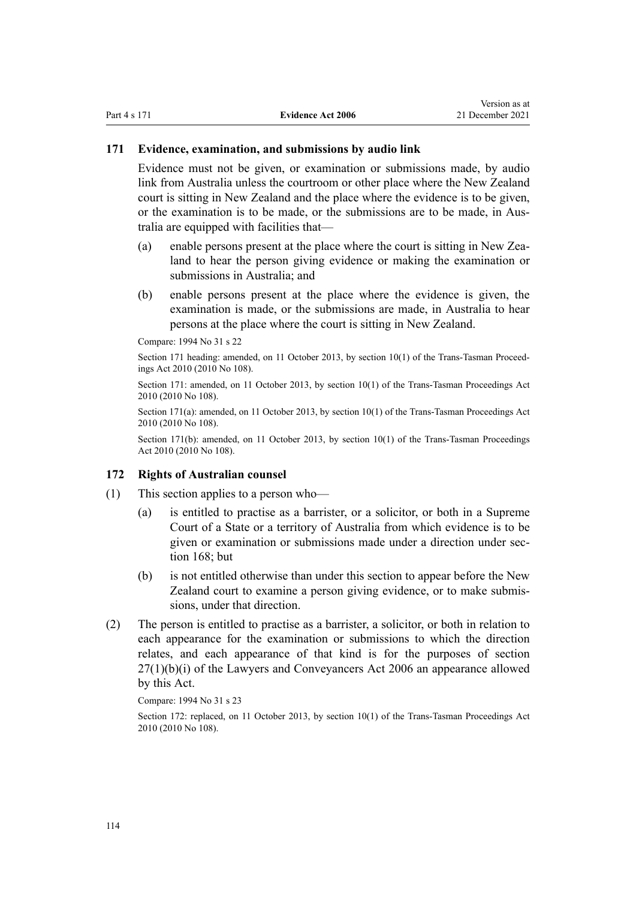### 171 Evidence, examination, and submissions by audio link

Evidence must not be given, or examination or submissions made, by audio link from Australia unless the courtroom or other place where the New Zealand court is sitting in New Zealand and the place where the evidence is to be given, or the examination is to be made, or the submissions are to be made, in Australia are equipped with facilities that—

(a) enable persons present at the place where the court is sitting in New Zealand to hear the person giving evidence or making the examination or submissions in Australia; and

(b) enable persons present at the place where the evidence is given, the examination is made, or the submissions are made, in Australia to hear persons at the place where the court is sitting in New Zealand.

Compare: 1994 No 31 s 22

Section 171 heading: amended, on 11 October 2013, by section 10(1) of the Trans-Tasman Proceedings Act 2010 (2010 No 108).

Section 171: amended, on 11 October 2013, by section 10(1) of the Trans-Tasman Proceedings Act 2010 (2010 No 108).

Section 171(a): amended, on 11 October 2013, by section 10(1) of the Trans-Tasman Proceedings Act 2010 (2010 No 108).

Section 171(b): amended, on 11 October 2013, by section 10(1) of the Trans-Tasman Proceedings Act 2010 (2010 No 108).

### 172 Rights of Australian counsel

(1) This section applies to a person who—

(a) is entitled to practise as a barrister, or a solicitor, or both in a Supreme Court of a State or a territory of Australia from which evidence is to be given or examination or submissions made under a direction under section 168; but

(b) is not entitled otherwise than under this section to appear before the New Zealand court to examine a person giving evidence, or to make submissions, under that direction.

(2) The person is entitled to practise as a barrister, a solicitor, or both in relation to each appearance for the examination or submissions to which the direction relates, and each appearance of that kind is for the purposes of section 27(1)(b)(i) of the Lawyers and Conveyancers Act 2006 an appearance allowed by this Act.

Compare: 1994 No 31 s 23

Section 172: replaced, on 11 October 2013, by section 10(1) of the Trans-Tasman Proceedings Act 2010 (2010 No 108).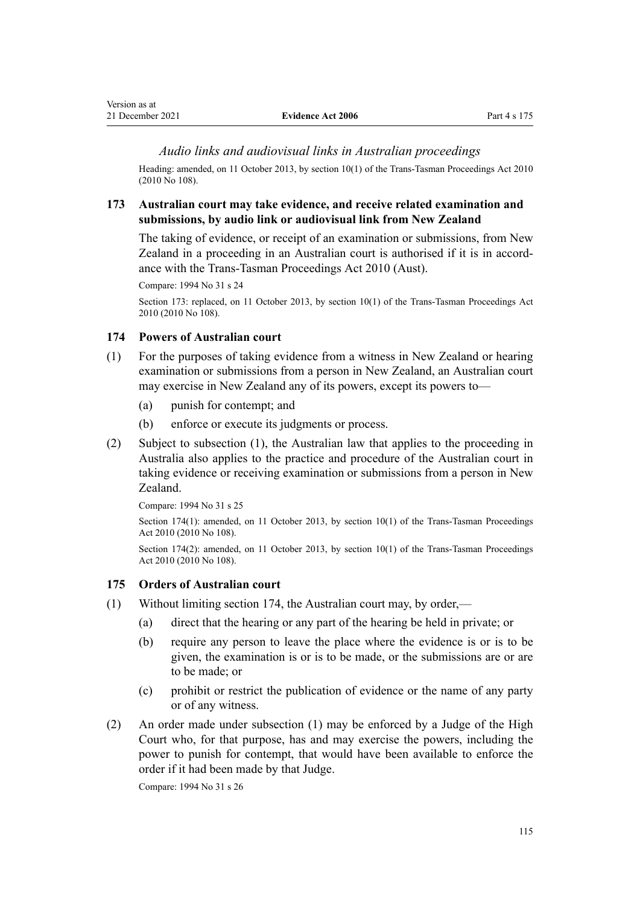### *Audio links and audiovisual links in Australian proceedings*

Heading: amended, on 11 October 2013, by section 10(1) of the Trans-Tasman Proceedings Act 2010 (2010 No 108).

## 173 Australian court may take evidence, and receive related examination and submissions, by audio link or audiovisual link from New Zealand

The taking of evidence, or receipt of an examination or submissions, from New Zealand in a proceeding in an Australian court is authorised if it is in accordance with the Trans-Tasman Proceedings Act 2010 (Aust).

Compare: 1994 No 31 s 24

Section 173: replaced, on 11 October 2013, by section 10(1) of the Trans-Tasman Proceedings Act 2010 (2010 No 108).

## 174 Powers of Australian court

(1) For the purposes of taking evidence from a witness in New Zealand or hearing examination or submissions from a person in New Zealand, an Australian court may exercise in New Zealand any of its powers, except its powers to—

- (a) punish for contempt; and
- (b) enforce or execute its judgments or process.

(2) Subject to subsection (1), the Australian law that applies to the proceeding in Australia also applies to the practice and procedure of the Australian court in taking evidence or receiving examination or submissions from a person in New Zealand.

Compare: 1994 No 31 s 25

Section 174(1): amended, on 11 October 2013, by section 10(1) of the Trans-Tasman Proceedings Act 2010 (2010 No 108).

Section 174(2): amended, on 11 October 2013, by section 10(1) of the Trans-Tasman Proceedings Act 2010 (2010 No 108).

## 175 Orders of Australian court

(1) Without limiting section 174, the Australian court may, by order,—

- (a) direct that the hearing or any part of the hearing be held in private; or
- (b) require any person to leave the place where the evidence is or is to be given, the examination is or is to be made, or the submissions are or are to be made; or
- (c) prohibit or restrict the publication of evidence or the name of any party or of any witness.

(2) An order made under subsection (1) may be enforced by a Judge of the High Court who, for that purpose, has and may exercise the powers, including the power to punish for contempt, that would have been available to enforce the order if it had been made by that Judge.

Compare: 1994 No 31 s 26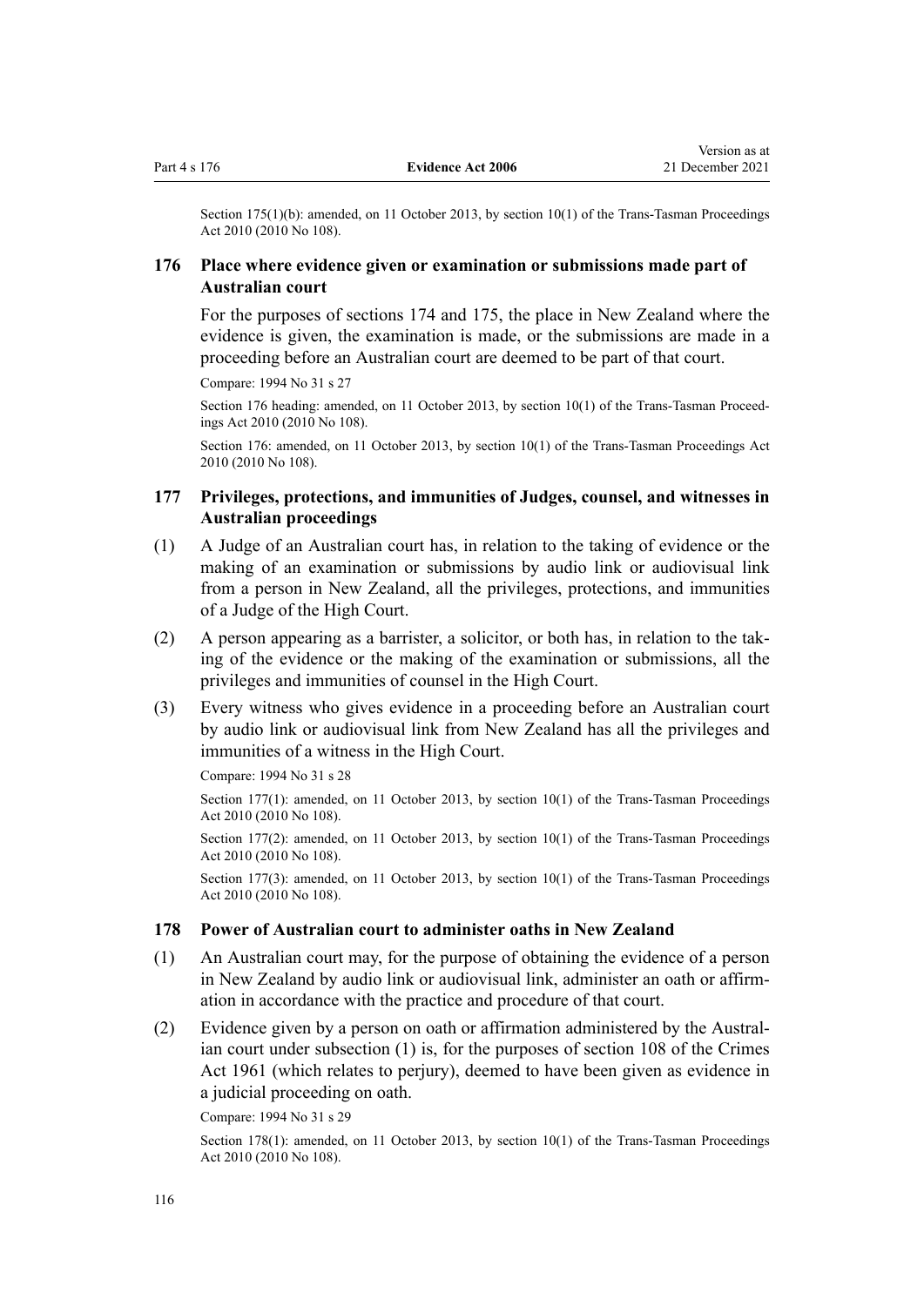Section 175(1)(b): amended, on 11 October 2013, by section 10(1) of the Trans-Tasman Proceedings Act 2010 (2010 No 108).

### 176 Place where evidence given or examination or submissions made part of Australian court

For the purposes of sections 174 and 175, the place in New Zealand where the evidence is given, the examination is made, or the submissions are made in a proceeding before an Australian court are deemed to be part of that court.

Compare: 1994 No 31 s 27

Section 176 heading: amended, on 11 October 2013, by section 10(1) of the Trans-Tasman Proceedings Act 2010 (2010 No 108).

Section 176: amended, on 11 October 2013, by section 10(1) of the Trans-Tasman Proceedings Act 2010 (2010 No 108).

### 177 Privileges, protections, and immunities of Judges, counsel, and witnesses in Australian proceedings

(1) A Judge of an Australian court has, in relation to the taking of evidence or the making of an examination or submissions by audio link or audiovisual link from a person in New Zealand, all the privileges, protections, and immunities of a Judge of the High Court.

(2) A person appearing as a barrister, a solicitor, or both has, in relation to the taking of the evidence or the making of the examination or submissions, all the privileges and immunities of counsel in the High Court.

(3) Every witness who gives evidence in a proceeding before an Australian court by audio link or audiovisual link from New Zealand has all the privileges and immunities of a witness in the High Court.

Compare: 1994 No 31 s 28

Section 177(1): amended, on 11 October 2013, by section 10(1) of the Trans-Tasman Proceedings Act 2010 (2010 No 108).

Section 177(2): amended, on 11 October 2013, by section 10(1) of the Trans-Tasman Proceedings Act 2010 (2010 No 108).

Section 177(3): amended, on 11 October 2013, by section 10(1) of the Trans-Tasman Proceedings Act 2010 (2010 No 108).

### 178 Power of Australian court to administer oaths in New Zealand

(1) An Australian court may, for the purpose of obtaining the evidence of a person in New Zealand by audio link or audiovisual link, administer an oath or affirmation in accordance with the practice and procedure of that court.

(2) Evidence given by a person on oath or affirmation administered by the Australian court under subsection (1) is, for the purposes of section 108 of the Crimes Act 1961 (which relates to perjury), deemed to have been given as evidence in a judicial proceeding on oath.

Compare: 1994 No 31 s 29

Section 178(1): amended, on 11 October 2013, by section 10(1) of the Trans-Tasman Proceedings Act 2010 (2010 No 108).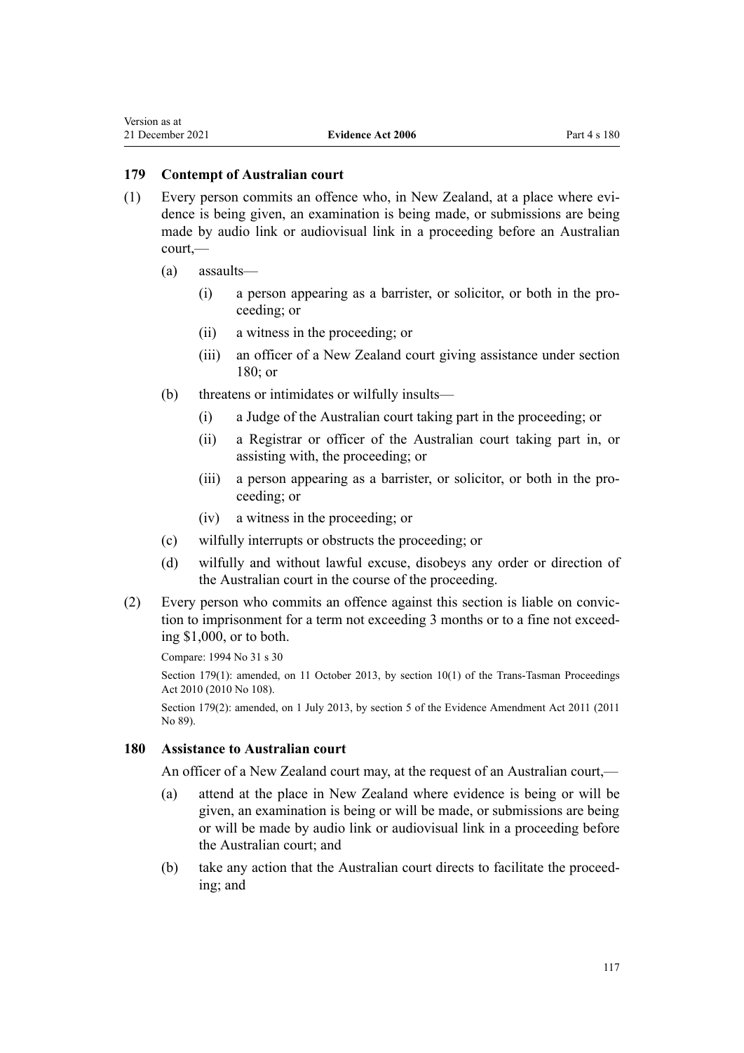## 179 Contempt of Australian court

(1) Every person commits an offence who, in New Zealand, at a place where evidence is being given, an examination is being made, or submissions are being made by audio link or audiovisual link in a proceeding before an Australian court,—

- (a) assaults—
  - (i) a person appearing as a barrister, or solicitor, or both in the proceeding; or
  - (ii) a witness in the proceeding; or
  - (iii) an officer of a New Zealand court giving assistance under section 180; or
- (b) threatens or intimidates or wilfully insults—
  - (i) a Judge of the Australian court taking part in the proceeding; or
  - (ii) a Registrar or officer of the Australian court taking part in, or assisting with, the proceeding; or
  - (iii) a person appearing as a barrister, or solicitor, or both in the proceeding; or
  - (iv) a witness in the proceeding; or
- (c) wilfully interrupts or obstructs the proceeding; or
- (d) wilfully and without lawful excuse, disobeys any order or direction of the Australian court in the course of the proceeding.

(2) Every person who commits an offence against this section is liable on conviction to imprisonment for a term not exceeding 3 months or to a fine not exceeding $1,000, or to both.

Compare: 1994 No 31 s 30

Section 179(1): amended, on 11 October 2013, by section 10(1) of the Trans-Tasman Proceedings Act 2010 (2010 No 108).

Section 179(2): amended, on 1 July 2013, by section 5 of the Evidence Amendment Act 2011 (2011 No 89).

## 180 Assistance to Australian court

An officer of a New Zealand court may, at the request of an Australian court,—

- (a) attend at the place in New Zealand where evidence is being or will be given, an examination is being or will be made, or submissions are being or will be made by audio link or audiovisual link in a proceeding before the Australian court; and
- (b) take any action that the Australian court directs to facilitate the proceeding; and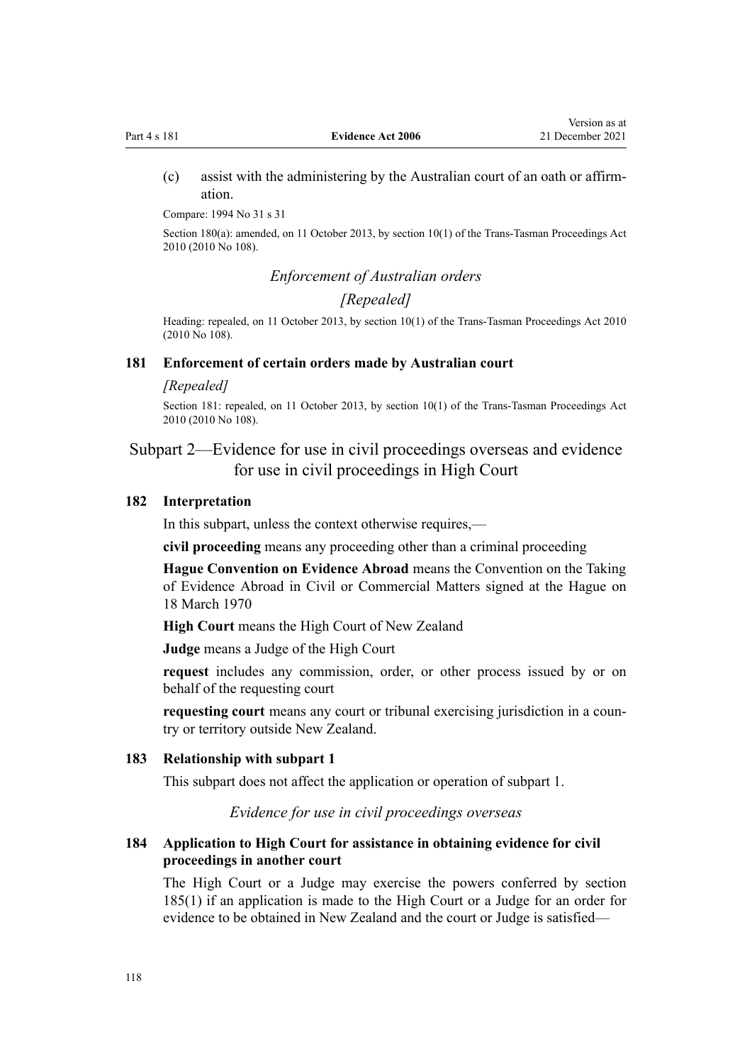(c) assist with the administering by the Australian court of an oath or affirmation.

Compare: 1994 No 31 s 31

Section 180(a): amended, on 11 October 2013, by section 10(1) of the Trans-Tasman Proceedings Act 2010 (2010 No 108).

*Enforcement of Australian orders*

*[Repealed]*

Heading: repealed, on 11 October 2013, by section 10(1) of the Trans-Tasman Proceedings Act 2010 (2010 No 108).

### 181 Enforcement of certain orders made by Australian court

*[Repealed]*

Section 181: repealed, on 11 October 2013, by section 10(1) of the Trans-Tasman Proceedings Act 2010 (2010 No 108).

## Subpart 2—Evidence for use in civil proceedings overseas and evidence for use in civil proceedings in High Court

### 182 Interpretation

In this subpart, unless the context otherwise requires,—

**civil proceeding** means any proceeding other than a criminal proceeding

**Hague Convention on Evidence Abroad** means the Convention on the Taking of Evidence Abroad in Civil or Commercial Matters signed at the Hague on 18 March 1970

**High Court** means the High Court of New Zealand

**Judge** means a Judge of the High Court

**request** includes any commission, order, or other process issued by or on behalf of the requesting court

**requesting court** means any court or tribunal exercising jurisdiction in a country or territory outside New Zealand.

### 183 Relationship with subpart 1

This subpart does not affect the application or operation of subpart 1.

*Evidence for use in civil proceedings overseas*

### 184 Application to High Court for assistance in obtaining evidence for civil proceedings in another court

The High Court or a Judge may exercise the powers conferred by section 185(1) if an application is made to the High Court or a Judge for an order for evidence to be obtained in New Zealand and the court or Judge is satisfied—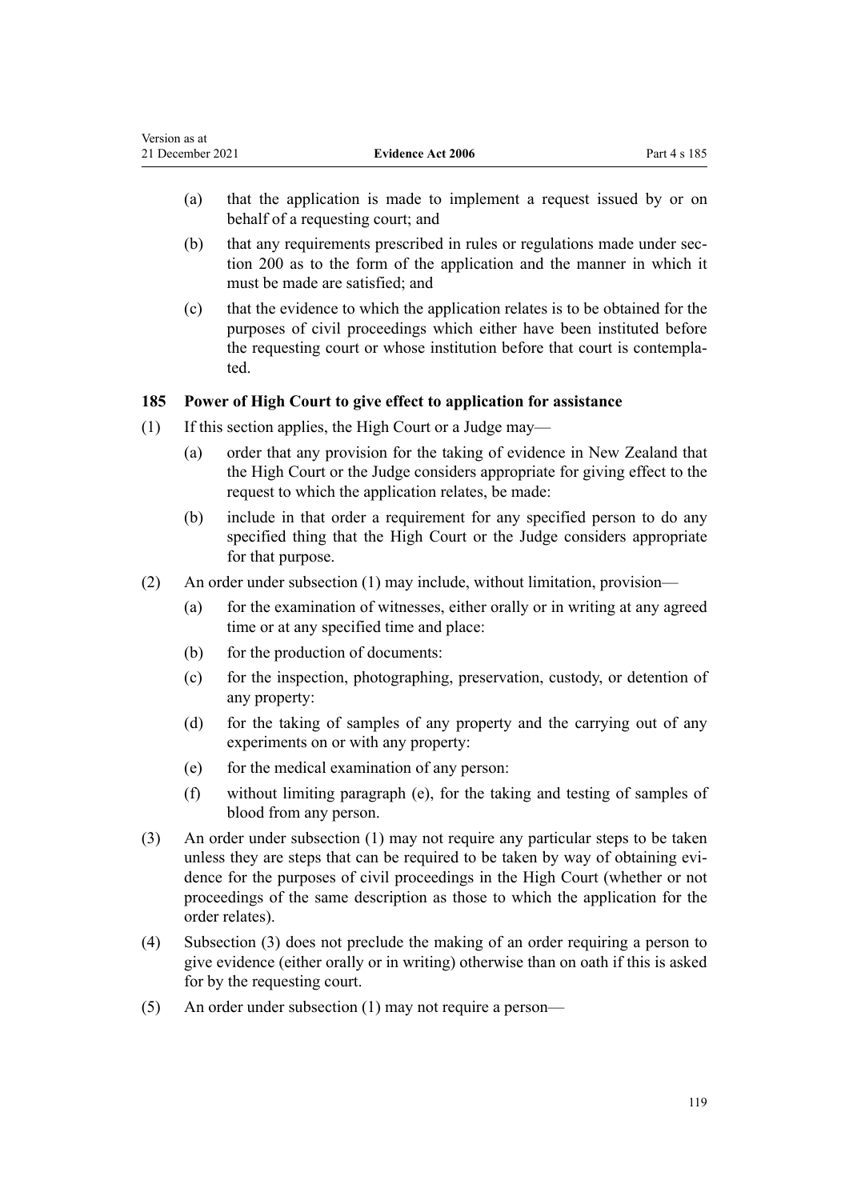(a) that the application is made to implement a request issued by or on behalf of a requesting court; and

(b) that any requirements prescribed in rules or regulations made under section 200 as to the form of the application and the manner in which it must be made are satisfied; and

(c) that the evidence to which the application relates is to be obtained for the purposes of civil proceedings which either have been instituted before the requesting court or whose institution before that court is contemplated.

### 185 Power of High Court to give effect to application for assistance

(1) If this section applies, the High Court or a Judge may—

(a) order that any provision for the taking of evidence in New Zealand that the High Court or the Judge considers appropriate for giving effect to the request to which the application relates, be made:

(b) include in that order a requirement for any specified person to do any specified thing that the High Court or the Judge considers appropriate for that purpose.

(2) An order under subsection (1) may include, without limitation, provision—

(a) for the examination of witnesses, either orally or in writing at any agreed time or at any specified time and place:

(b) for the production of documents:

(c) for the inspection, photographing, preservation, custody, or detention of any property:

(d) for the taking of samples of any property and the carrying out of any experiments on or with any property:

(e) for the medical examination of any person:

(f) without limiting paragraph (e), for the taking and testing of samples of blood from any person.

(3) An order under subsection (1) may not require any particular steps to be taken unless they are steps that can be required to be taken by way of obtaining evidence for the purposes of civil proceedings in the High Court (whether or not proceedings of the same description as those to which the application for the order relates).

(4) Subsection (3) does not preclude the making of an order requiring a person to give evidence (either orally or in writing) otherwise than on oath if this is asked for by the requesting court.

(5) An order under subsection (1) may not require a person—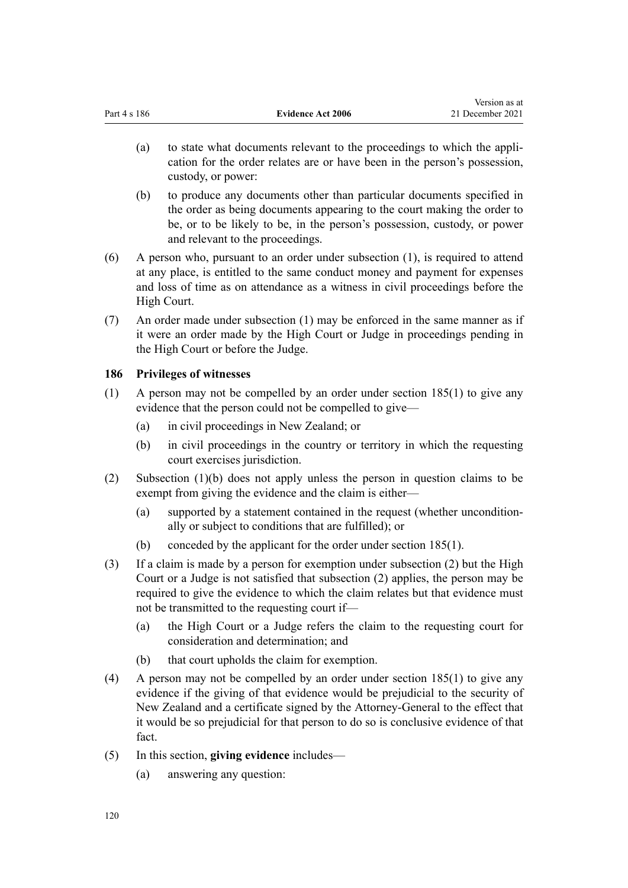(a) to state what documents relevant to the proceedings to which the application for the order relates are or have been in the person's possession, custody, or power:

(b) to produce any documents other than particular documents specified in the order as being documents appearing to the court making the order to be, or to be likely to be, in the person's possession, custody, or power and relevant to the proceedings.

(6) A person who, pursuant to an order under subsection (1), is required to attend at any place, is entitled to the same conduct money and payment for expenses and loss of time as on attendance as a witness in civil proceedings before the High Court.

(7) An order made under subsection (1) may be enforced in the same manner as if it were an order made by the High Court or Judge in proceedings pending in the High Court or before the Judge.

### 186 Privileges of witnesses

(1) A person may not be compelled by an order under section 185(1) to give any evidence that the person could not be compelled to give—

(a) in civil proceedings in New Zealand; or

(b) in civil proceedings in the country or territory in which the requesting court exercises jurisdiction.

(2) Subsection (1)(b) does not apply unless the person in question claims to be exempt from giving the evidence and the claim is either—

(a) supported by a statement contained in the request (whether unconditionally or subject to conditions that are fulfilled); or

(b) conceded by the applicant for the order under section 185(1).

(3) If a claim is made by a person for exemption under subsection (2) but the High Court or a Judge is not satisfied that subsection (2) applies, the person may be required to give the evidence to which the claim relates but that evidence must not be transmitted to the requesting court if—

(a) the High Court or a Judge refers the claim to the requesting court for consideration and determination; and

(b) that court upholds the claim for exemption.

(4) A person may not be compelled by an order under section 185(1) to give any evidence if the giving of that evidence would be prejudicial to the security of New Zealand and a certificate signed by the Attorney-General to the effect that it would be so prejudicial for that person to do so is conclusive evidence of that fact.

(5) In this section, **giving evidence** includes—

(a) answering any question: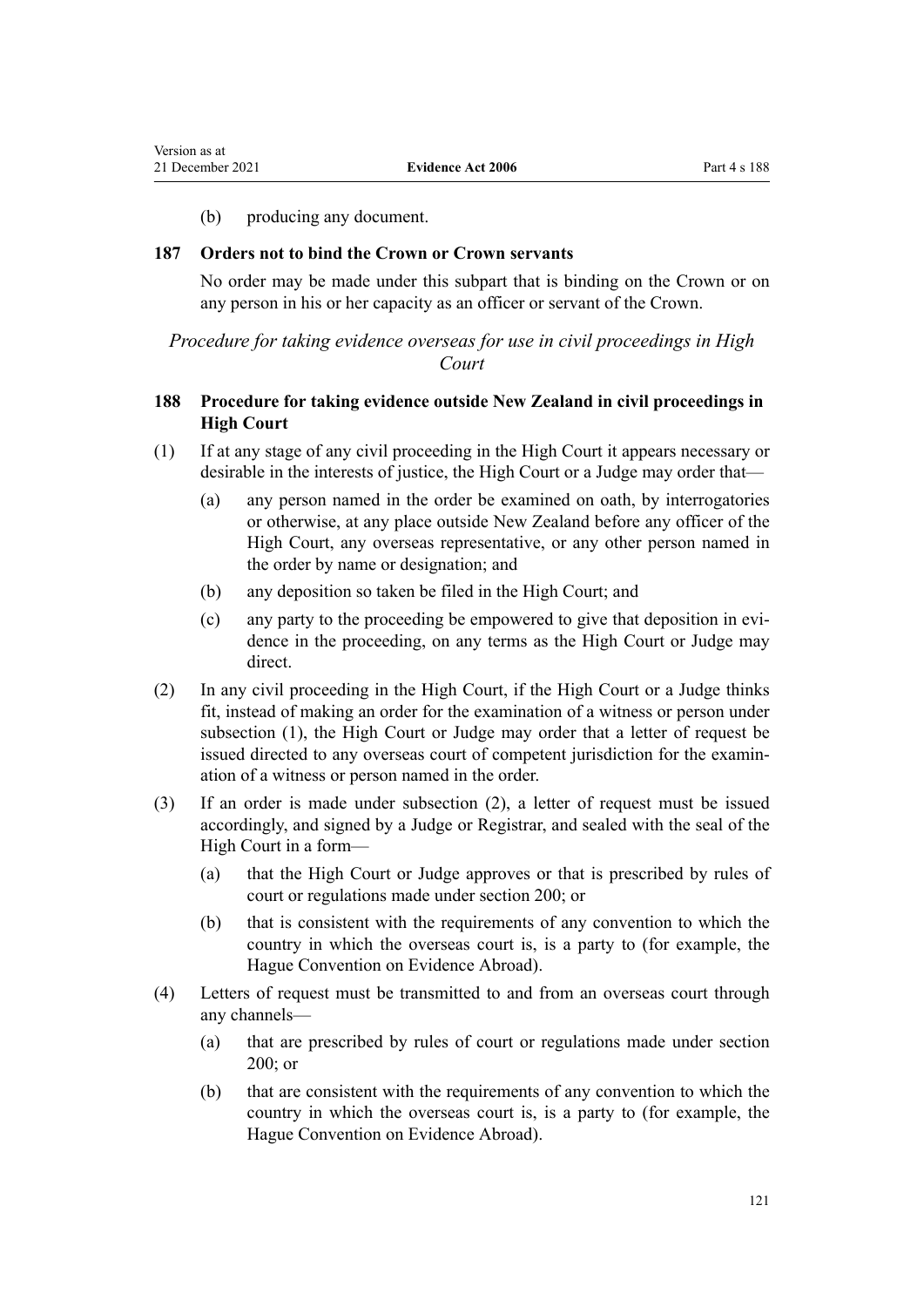(b) producing any document.

### 187 Orders not to bind the Crown or Crown servants

No order may be made under this subpart that is binding on the Crown or on any person in his or her capacity as an officer or servant of the Crown.

*Procedure for taking evidence overseas for use in civil proceedings in High Court*

### 188 Procedure for taking evidence outside New Zealand in civil proceedings in High Court

(1) If at any stage of any civil proceeding in the High Court it appears necessary or desirable in the interests of justice, the High Court or a Judge may order that—

(a) any person named in the order be examined on oath, by interrogatories or otherwise, at any place outside New Zealand before any officer of the High Court, any overseas representative, or any other person named in the order by name or designation; and

(b) any deposition so taken be filed in the High Court; and

(c) any party to the proceeding be empowered to give that deposition in evidence in the proceeding, on any terms as the High Court or Judge may direct.

(2) In any civil proceeding in the High Court, if the High Court or a Judge thinks fit, instead of making an order for the examination of a witness or person under subsection (1), the High Court or Judge may order that a letter of request be issued directed to any overseas court of competent jurisdiction for the examination of a witness or person named in the order.

(3) If an order is made under subsection (2), a letter of request must be issued accordingly, and signed by a Judge or Registrar, and sealed with the seal of the High Court in a form—

(a) that the High Court or Judge approves or that is prescribed by rules of court or regulations made under section 200; or

(b) that is consistent with the requirements of any convention to which the country in which the overseas court is, is a party to (for example, the Hague Convention on Evidence Abroad).

(4) Letters of request must be transmitted to and from an overseas court through any channels—

(a) that are prescribed by rules of court or regulations made under section 200; or

(b) that are consistent with the requirements of any convention to which the country in which the overseas court is, is a party to (for example, the Hague Convention on Evidence Abroad).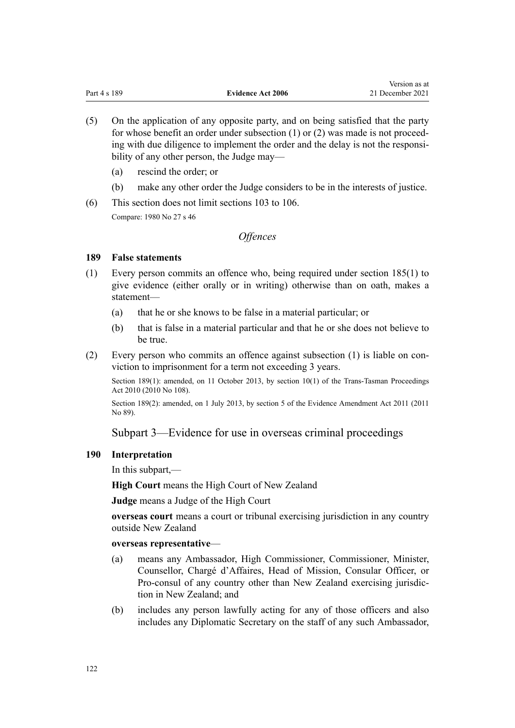(5) On the application of any opposite party, and on being satisfied that the party for whose benefit an order under subsection (1) or (2) was made is not proceeding with due diligence to implement the order and the delay is not the responsibility of any other person, the Judge may—

(a) rescind the order; or

(b) make any other order the Judge considers to be in the interests of justice.

(6) This section does not limit sections 103 to 106.

Compare: 1980 No 27 s 46

*Offences*

### 189 False statements

(1) Every person commits an offence who, being required under section 185(1) to give evidence (either orally or in writing) otherwise than on oath, makes a statement—

(a) that he or she knows to be false in a material particular; or

(b) that is false in a material particular and that he or she does not believe to be true.

(2) Every person who commits an offence against subsection (1) is liable on conviction to imprisonment for a term not exceeding 3 years.

Section 189(1): amended, on 11 October 2013, by section 10(1) of the Trans-Tasman Proceedings Act 2010 (2010 No 108).

Section 189(2): amended, on 1 July 2013, by section 5 of the Evidence Amendment Act 2011 (2011 No 89).

## Subpart 3—Evidence for use in overseas criminal proceedings

### 190 Interpretation

In this subpart,—

**High Court** means the High Court of New Zealand

**Judge** means a Judge of the High Court

**overseas court** means a court or tribunal exercising jurisdiction in any country outside New Zealand

**overseas representative**—

(a) means any Ambassador, High Commissioner, Commissioner, Minister, Counsellor, Chargé d'Affaires, Head of Mission, Consular Officer, or Pro-consul of any country other than New Zealand exercising jurisdiction in New Zealand; and

(b) includes any person lawfully acting for any of those officers and also includes any Diplomatic Secretary on the staff of any such Ambassador,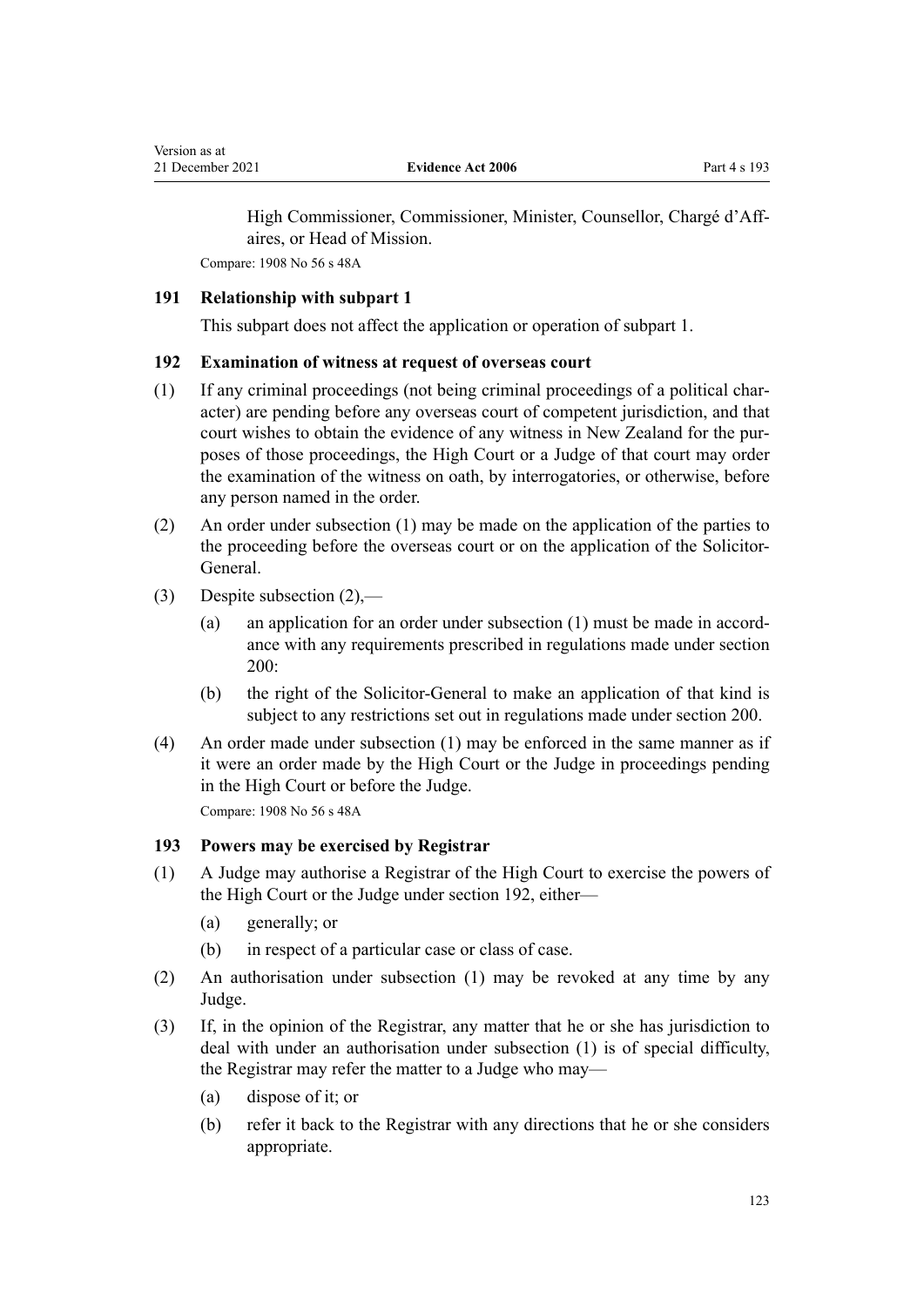High Commissioner, Commissioner, Minister, Counsellor, Chargé d'Affaires, or Head of Mission.

Compare: 1908 No 56 s 48A

### 191 Relationship with subpart 1

This subpart does not affect the application or operation of subpart 1.

### 192 Examination of witness at request of overseas court

(1) If any criminal proceedings (not being criminal proceedings of a political character) are pending before any overseas court of competent jurisdiction, and that court wishes to obtain the evidence of any witness in New Zealand for the purposes of those proceedings, the High Court or a Judge of that court may order the examination of the witness on oath, by interrogatories, or otherwise, before any person named in the order.

(2) An order under subsection (1) may be made on the application of the parties to the proceeding before the overseas court or on the application of the Solicitor-General.

(3) Despite subsection (2),—

- (a) an application for an order under subsection (1) must be made in accordance with any requirements prescribed in regulations made under section 200:
- (b) the right of the Solicitor-General to make an application of that kind is subject to any restrictions set out in regulations made under section 200.

(4) An order made under subsection (1) may be enforced in the same manner as if it were an order made by the High Court or the Judge in proceedings pending in the High Court or before the Judge.

Compare: 1908 No 56 s 48A

### 193 Powers may be exercised by Registrar

(1) A Judge may authorise a Registrar of the High Court to exercise the powers of the High Court or the Judge under section 192, either—

- (a) generally; or
- (b) in respect of a particular case or class of case.

(2) An authorisation under subsection (1) may be revoked at any time by any Judge.

(3) If, in the opinion of the Registrar, any matter that he or she has jurisdiction to deal with under an authorisation under subsection (1) is of special difficulty, the Registrar may refer the matter to a Judge who may—

- (a) dispose of it; or
- (b) refer it back to the Registrar with any directions that he or she considers appropriate.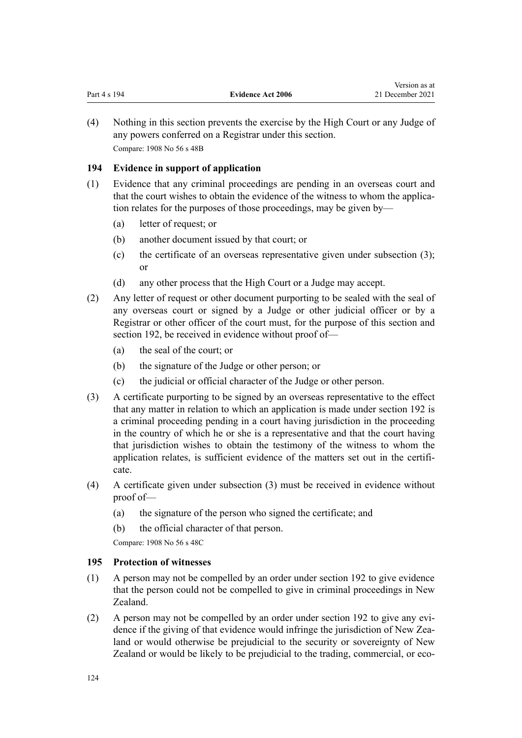(4) Nothing in this section prevents the exercise by the High Court or any Judge of any powers conferred on a Registrar under this section.

Compare: 1908 No 56 s 48B

### 194 Evidence in support of application

(1) Evidence that any criminal proceedings are pending in an overseas court and that the court wishes to obtain the evidence of the witness to whom the application relates for the purposes of those proceedings, may be given by—

- (a) letter of request; or
- (b) another document issued by that court; or
- (c) the certificate of an overseas representative given under subsection (3); or
- (d) any other process that the High Court or a Judge may accept.

(2) Any letter of request or other document purporting to be sealed with the seal of any overseas court or signed by a Judge or other judicial officer or by a Registrar or other officer of the court must, for the purpose of this section and section 192, be received in evidence without proof of—

- (a) the seal of the court; or
- (b) the signature of the Judge or other person; or
- (c) the judicial or official character of the Judge or other person.

(3) A certificate purporting to be signed by an overseas representative to the effect that any matter in relation to which an application is made under section 192 is a criminal proceeding pending in a court having jurisdiction in the proceeding in the country of which he or she is a representative and that the court having that jurisdiction wishes to obtain the testimony of the witness to whom the application relates, is sufficient evidence of the matters set out in the certificate.

(4) A certificate given under subsection (3) must be received in evidence without proof of—

- (a) the signature of the person who signed the certificate; and
- (b) the official character of that person.

Compare: 1908 No 56 s 48C

### 195 Protection of witnesses

(1) A person may not be compelled by an order under section 192 to give evidence that the person could not be compelled to give in criminal proceedings in New Zealand.

(2) A person may not be compelled by an order under section 192 to give any evidence if the giving of that evidence would infringe the jurisdiction of New Zealand or would otherwise be prejudicial to the security or sovereignty of New Zealand or would be likely to be prejudicial to the trading, commercial, or eco-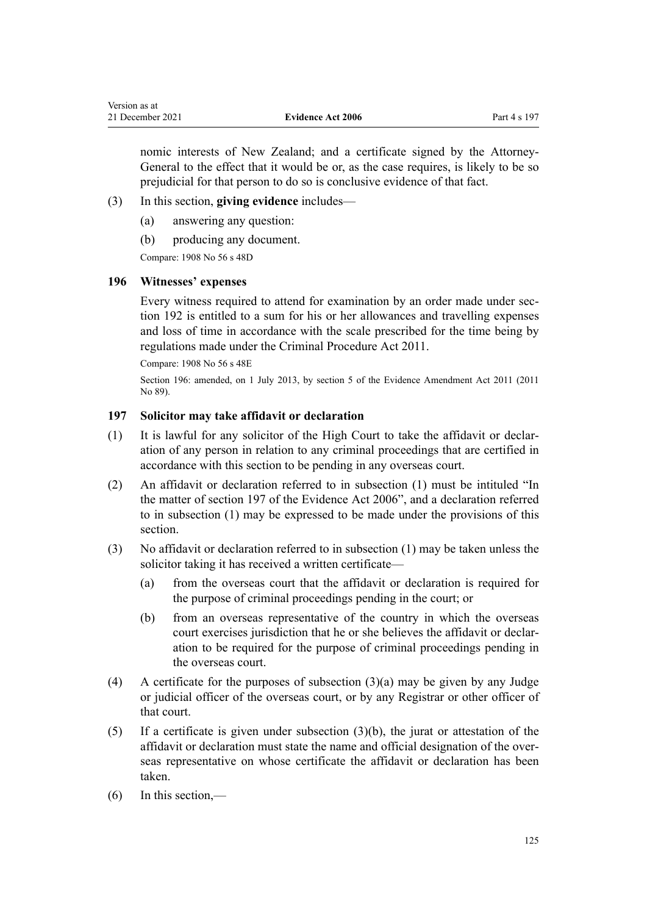nomic interests of New Zealand; and a certificate signed by the Attorney-General to the effect that it would be or, as the case requires, is likely to be so prejudicial for that person to do so is conclusive evidence of that fact.

(3) In this section, **giving evidence** includes—

(a) answering any question:

(b) producing any document.

Compare: 1908 No 56 s 48D

### 196 Witnesses' expenses

Every witness required to attend for examination by an order made under section 192 is entitled to a sum for his or her allowances and travelling expenses and loss of time in accordance with the scale prescribed for the time being by regulations made under the Criminal Procedure Act 2011.

Compare: 1908 No 56 s 48E

Section 196: amended, on 1 July 2013, by section 5 of the Evidence Amendment Act 2011 (2011 No 89).

### 197 Solicitor may take affidavit or declaration

(1) It is lawful for any solicitor of the High Court to take the affidavit or declaration of any person in relation to any criminal proceedings that are certified in accordance with this section to be pending in any overseas court.

(2) An affidavit or declaration referred to in subsection (1) must be intituled "In the matter of section 197 of the Evidence Act 2006", and a declaration referred to in subsection (1) may be expressed to be made under the provisions of this section.

(3) No affidavit or declaration referred to in subsection (1) may be taken unless the solicitor taking it has received a written certificate—

(a) from the overseas court that the affidavit or declaration is required for the purpose of criminal proceedings pending in the court; or

(b) from an overseas representative of the country in which the overseas court exercises jurisdiction that he or she believes the affidavit or declaration to be required for the purpose of criminal proceedings pending in the overseas court.

(4) A certificate for the purposes of subsection (3)(a) may be given by any Judge or judicial officer of the overseas court, or by any Registrar or other officer of that court.

(5) If a certificate is given under subsection (3)(b), the jurat or attestation of the affidavit or declaration must state the name and official designation of the overseas representative on whose certificate the affidavit or declaration has been taken.

(6) In this section,—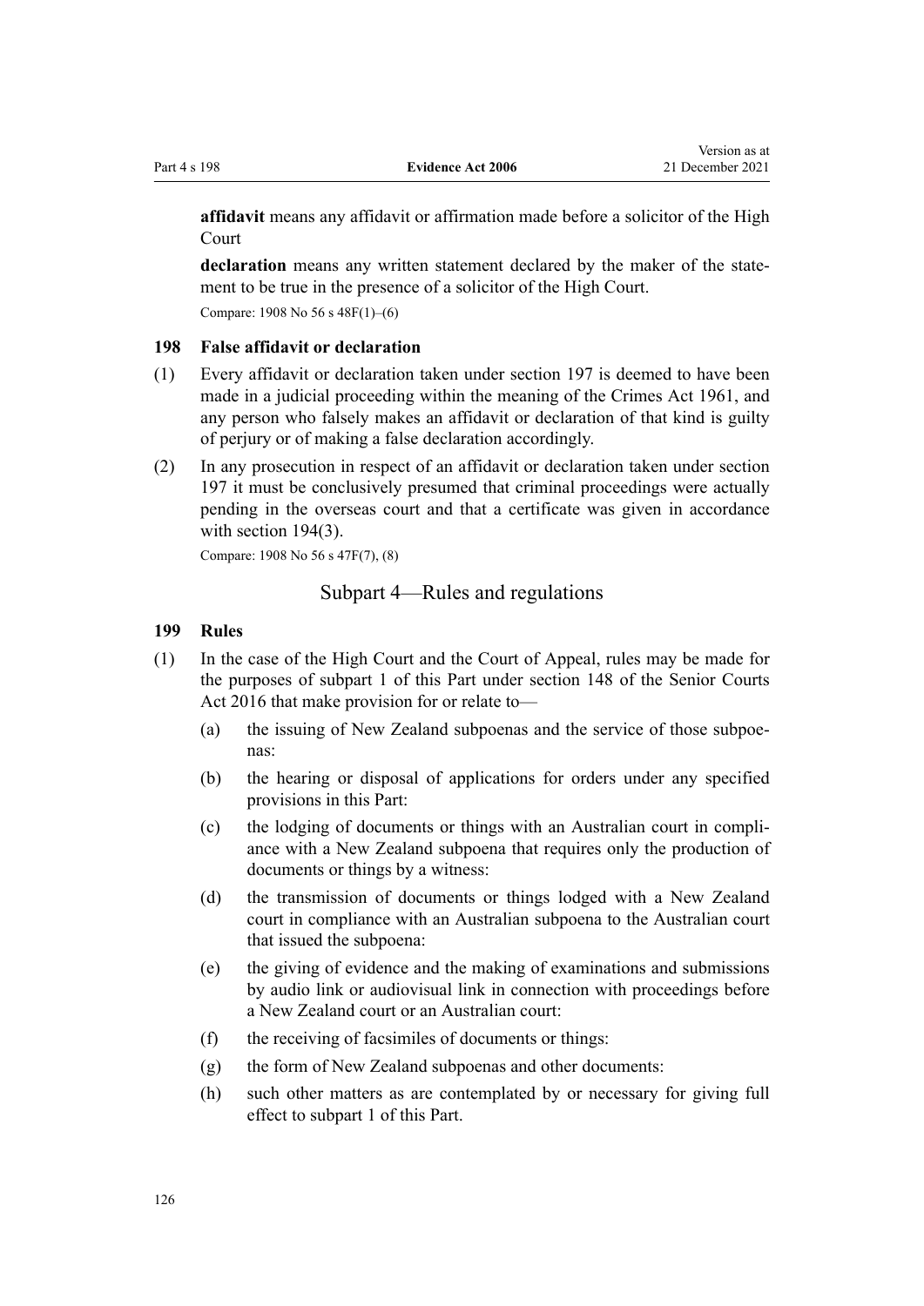**affidavit** means any affidavit or affirmation made before a solicitor of the High Court

**declaration** means any written statement declared by the maker of the statement to be true in the presence of a solicitor of the High Court.

Compare: 1908 No 56 s 48F(1)–(6)

### 198 False affidavit or declaration

(1) Every affidavit or declaration taken under section 197 is deemed to have been made in a judicial proceeding within the meaning of the Crimes Act 1961, and any person who falsely makes an affidavit or declaration of that kind is guilty of perjury or of making a false declaration accordingly.

(2) In any prosecution in respect of an affidavit or declaration taken under section 197 it must be conclusively presumed that criminal proceedings were actually pending in the overseas court and that a certificate was given in accordance with section 194(3).

Compare: 1908 No 56 s 47F(7), (8)

## Subpart 4—Rules and regulations

### 199 Rules

(1) In the case of the High Court and the Court of Appeal, rules may be made for the purposes of subpart 1 of this Part under section 148 of the Senior Courts Act 2016 that make provision for or relate to—

   (a) the issuing of New Zealand subpoenas and the service of those subpoenas:

   (b) the hearing or disposal of applications for orders under any specified provisions in this Part:

   (c) the lodging of documents or things with an Australian court in compliance with a New Zealand subpoena that requires only the production of documents or things by a witness:

   (d) the transmission of documents or things lodged with a New Zealand court in compliance with an Australian subpoena to the Australian court that issued the subpoena:

   (e) the giving of evidence and the making of examinations and submissions by audio link or audiovisual link in connection with proceedings before a New Zealand court or an Australian court:

   (f) the receiving of facsimiles of documents or things:

   (g) the form of New Zealand subpoenas and other documents:

   (h) such other matters as are contemplated by or necessary for giving full effect to subpart 1 of this Part.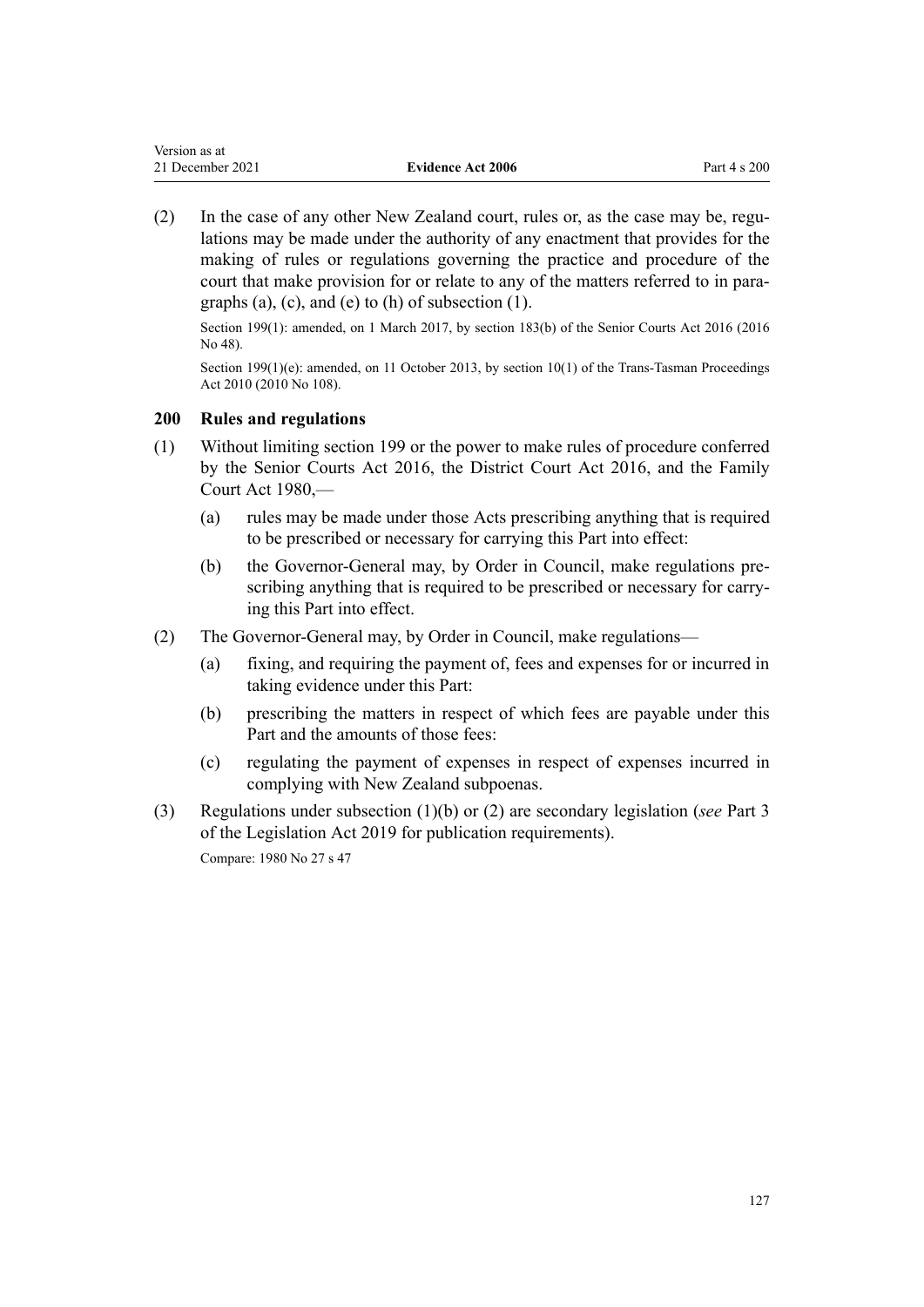(2) In the case of any other New Zealand court, rules or, as the case may be, regulations may be made under the authority of any enactment that provides for the making of rules or regulations governing the practice and procedure of the court that make provision for or relate to any of the matters referred to in paragraphs (a), (c), and (e) to (h) of subsection (1).

Section 199(1): amended, on 1 March 2017, by section 183(b) of the Senior Courts Act 2016 (2016 No 48).

Section 199(1)(e): amended, on 11 October 2013, by section 10(1) of the Trans-Tasman Proceedings Act 2010 (2010 No 108).

### 200 Rules and regulations

(1) Without limiting section 199 or the power to make rules of procedure conferred by the Senior Courts Act 2016, the District Court Act 2016, and the Family Court Act 1980,—

(a) rules may be made under those Acts prescribing anything that is required to be prescribed or necessary for carrying this Part into effect:

(b) the Governor-General may, by Order in Council, make regulations prescribing anything that is required to be prescribed or necessary for carrying this Part into effect.

(2) The Governor-General may, by Order in Council, make regulations—

(a) fixing, and requiring the payment of, fees and expenses for or incurred in taking evidence under this Part:

(b) prescribing the matters in respect of which fees are payable under this Part and the amounts of those fees:

(c) regulating the payment of expenses in respect of expenses incurred in complying with New Zealand subpoenas.

(3) Regulations under subsection (1)(b) or (2) are secondary legislation (*see* Part 3 of the Legislation Act 2019 for publication requirements).

Compare: 1980 No 27 s 47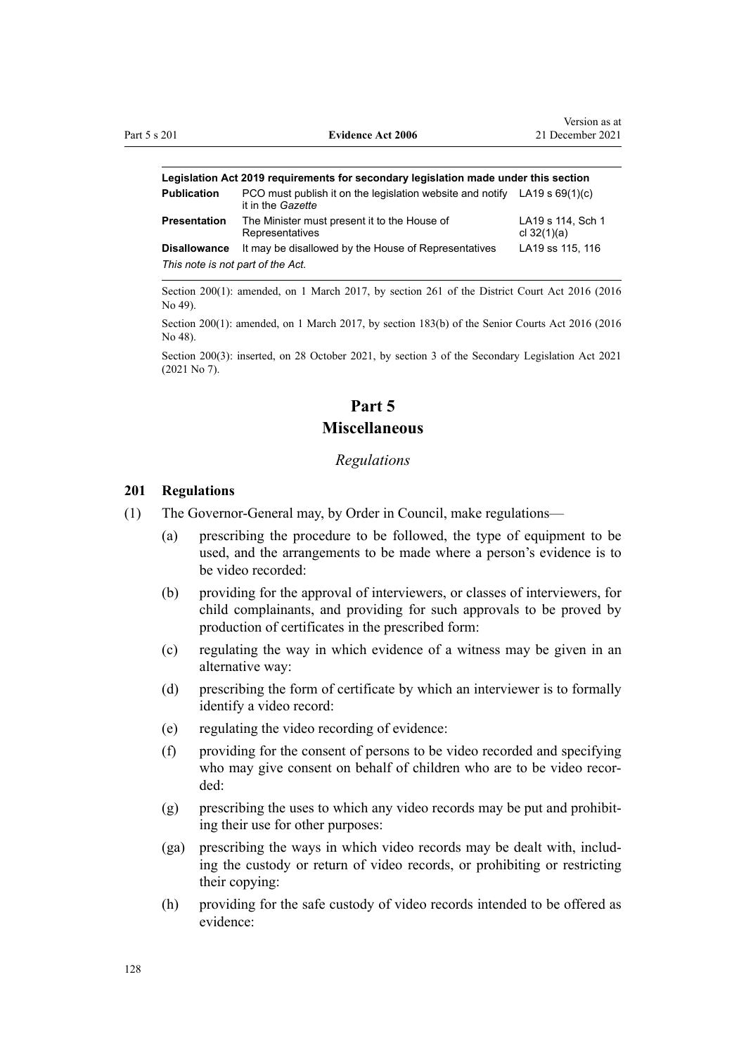| Legislation Act 2019 requirements for secondary legislation made under this section | | |
|---|---|---|
| **Publication** | PCO must publish it on the legislation website and notify it in the *Gazette* | LA19 s 69(1)(c) |
| **Presentation** | The Minister must present it to the House of Representatives | LA19 s 114, Sch 1 cl 32(1)(a) |
| **Disallowance** | It may be disallowed by the House of Representatives | LA19 ss 115, 116 |
| *This note is not part of the Act.* | | |

Section 200(1): amended, on 1 March 2017, by section 261 of the District Court Act 2016 (2016 No 49).

Section 200(1): amended, on 1 March 2017, by section 183(b) of the Senior Courts Act 2016 (2016 No 48).

Section 200(3): inserted, on 28 October 2021, by section 3 of the Secondary Legislation Act 2021 (2021 No 7).

# Part 5
# Miscellaneous

### *Regulations*

### 201 Regulations

(1) The Governor-General may, by Order in Council, make regulations—

(a) prescribing the procedure to be followed, the type of equipment to be used, and the arrangements to be made where a person's evidence is to be video recorded:

(b) providing for the approval of interviewers, or classes of interviewers, for child complainants, and providing for such approvals to be proved by production of certificates in the prescribed form:

(c) regulating the way in which evidence of a witness may be given in an alternative way:

(d) prescribing the form of certificate by which an interviewer is to formally identify a video record:

(e) regulating the video recording of evidence:

(f) providing for the consent of persons to be video recorded and specifying who may give consent on behalf of children who are to be video recorded:

(g) prescribing the uses to which any video records may be put and prohibiting their use for other purposes:

(ga) prescribing the ways in which video records may be dealt with, including the custody or return of video records, or prohibiting or restricting their copying:

(h) providing for the safe custody of video records intended to be offered as evidence: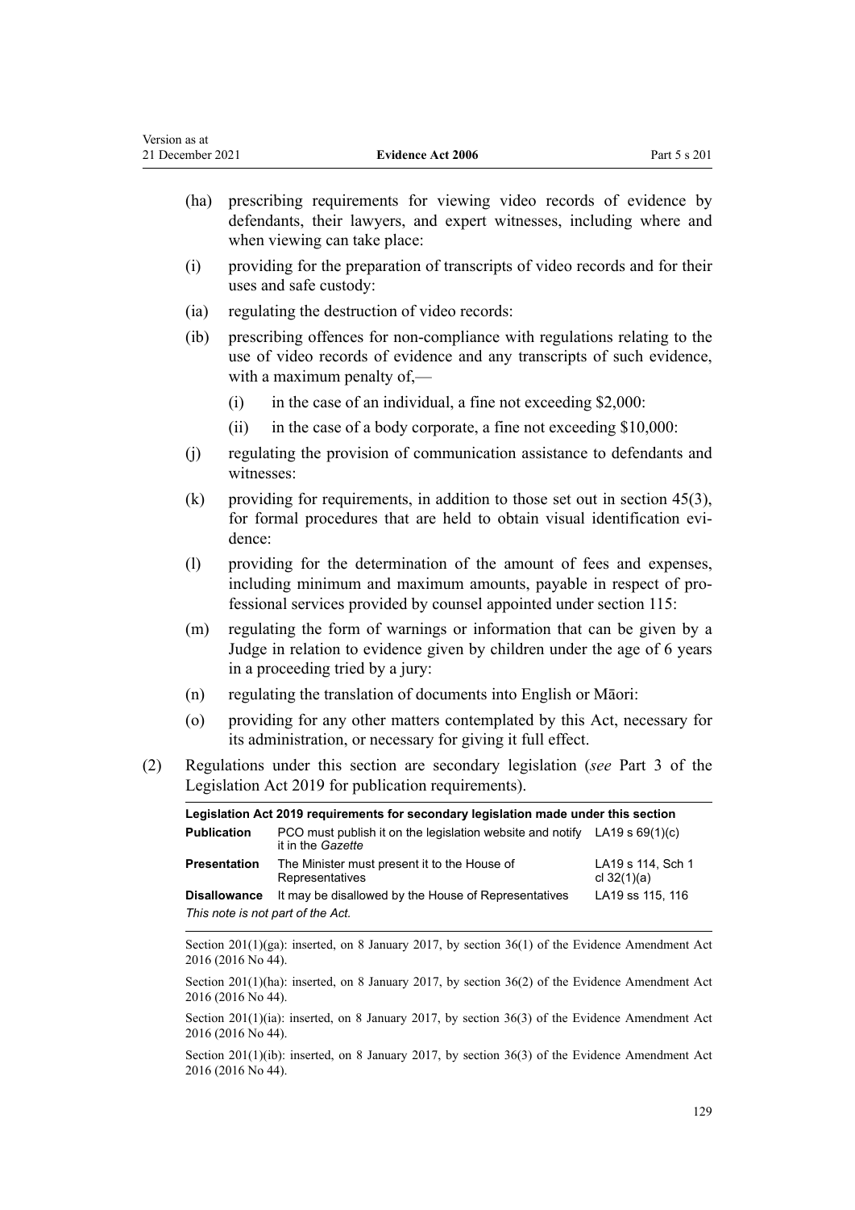(ha) prescribing requirements for viewing video records of evidence by defendants, their lawyers, and expert witnesses, including where and when viewing can take place:

(i) providing for the preparation of transcripts of video records and for their uses and safe custody:

(ia) regulating the destruction of video records:

(ib) prescribing offences for non-compliance with regulations relating to the use of video records of evidence and any transcripts of such evidence, with a maximum penalty of,—

 (i) in the case of an individual, a fine not exceeding $2,000:

 (ii) in the case of a body corporate, a fine not exceeding $10,000:

(j) regulating the provision of communication assistance to defendants and witnesses:

(k) providing for requirements, in addition to those set out in section 45(3), for formal procedures that are held to obtain visual identification evidence:

(l) providing for the determination of the amount of fees and expenses, including minimum and maximum amounts, payable in respect of professional services provided by counsel appointed under section 115:

(m) regulating the form of warnings or information that can be given by a Judge in relation to evidence given by children under the age of 6 years in a proceeding tried by a jury:

(n) regulating the translation of documents into English or Māori:

(o) providing for any other matters contemplated by this Act, necessary for its administration, or necessary for giving it full effect.

(2) Regulations under this section are secondary legislation (*see* Part 3 of the Legislation Act 2019 for publication requirements).

| **Legislation Act 2019 requirements for secondary legislation made under this section** | | |
|---|---|---|
| **Publication** | PCO must publish it on the legislation website and notify it in the *Gazette* | LA19 s 69(1)(c) |
| **Presentation** | The Minister must present it to the House of Representatives | LA19 s 114, Sch 1 cl 32(1)(a) |
| **Disallowance** | It may be disallowed by the House of Representatives | LA19 ss 115, 116 |
| *This note is not part of the Act.* | | |

Section 201(1)(ga): inserted, on 8 January 2017, by section 36(1) of the Evidence Amendment Act 2016 (2016 No 44).

Section 201(1)(ha): inserted, on 8 January 2017, by section 36(2) of the Evidence Amendment Act 2016 (2016 No 44).

Section 201(1)(ia): inserted, on 8 January 2017, by section 36(3) of the Evidence Amendment Act 2016 (2016 No 44).

Section 201(1)(ib): inserted, on 8 January 2017, by section 36(3) of the Evidence Amendment Act 2016 (2016 No 44).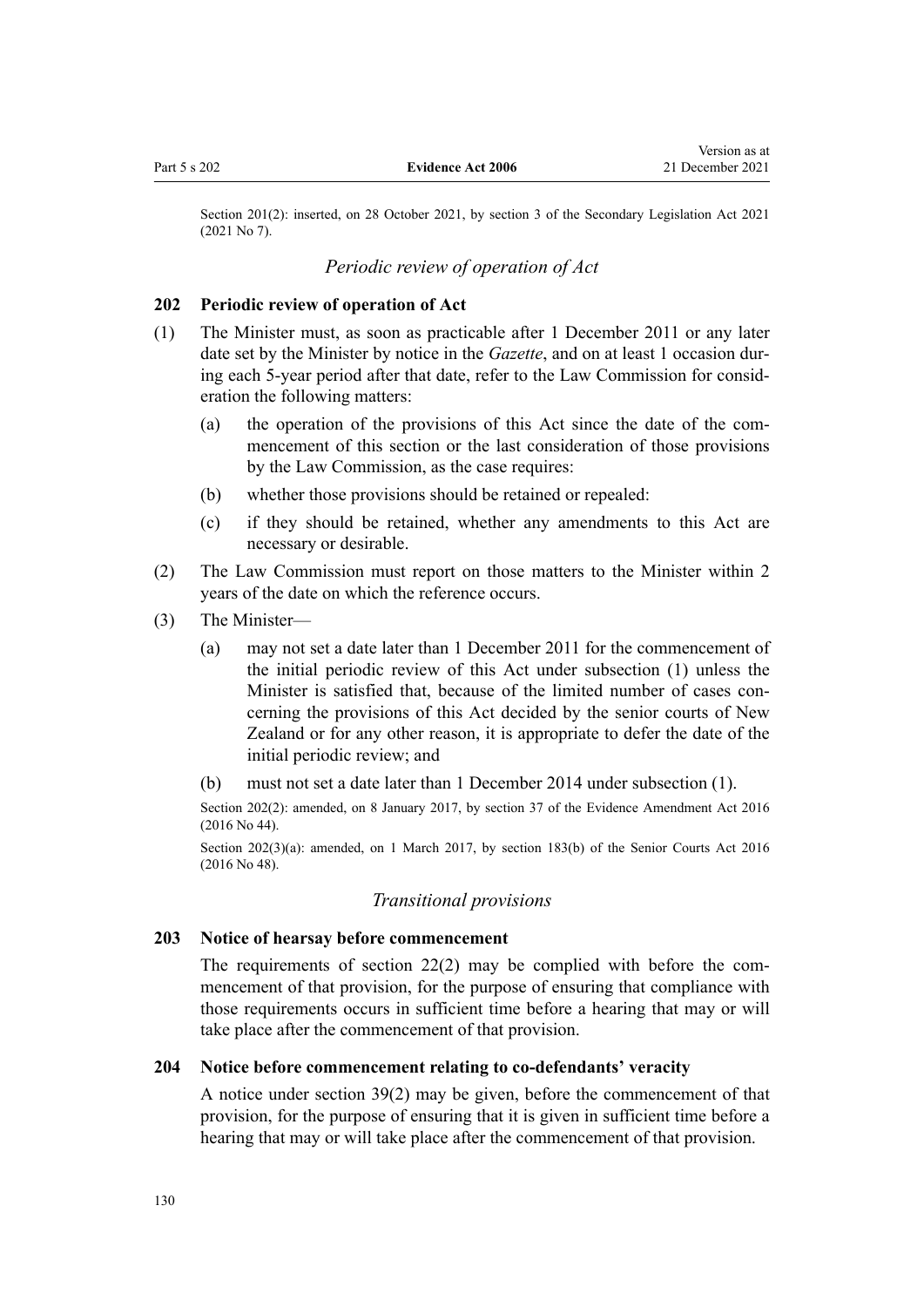Section 201(2): inserted, on 28 October 2021, by section 3 of the Secondary Legislation Act 2021 (2021 No 7).

### *Periodic review of operation of Act*

### 202 Periodic review of operation of Act

(1) The Minister must, as soon as practicable after 1 December 2011 or any later date set by the Minister by notice in the *Gazette*, and on at least 1 occasion during each 5-year period after that date, refer to the Law Commission for consideration the following matters:

  (a) the operation of the provisions of this Act since the date of the commencement of this section or the last consideration of those provisions by the Law Commission, as the case requires:

  (b) whether those provisions should be retained or repealed:

  (c) if they should be retained, whether any amendments to this Act are necessary or desirable.

(2) The Law Commission must report on those matters to the Minister within 2 years of the date on which the reference occurs.

(3) The Minister—

  (a) may not set a date later than 1 December 2011 for the commencement of the initial periodic review of this Act under subsection (1) unless the Minister is satisfied that, because of the limited number of cases concerning the provisions of this Act decided by the senior courts of New Zealand or for any other reason, it is appropriate to defer the date of the initial periodic review; and

  (b) must not set a date later than 1 December 2014 under subsection (1).

Section 202(2): amended, on 8 January 2017, by section 37 of the Evidence Amendment Act 2016 (2016 No 44).

Section 202(3)(a): amended, on 1 March 2017, by section 183(b) of the Senior Courts Act 2016 (2016 No 48).

### *Transitional provisions*

### 203 Notice of hearsay before commencement

The requirements of section 22(2) may be complied with before the commencement of that provision, for the purpose of ensuring that compliance with those requirements occurs in sufficient time before a hearing that may or will take place after the commencement of that provision.

### 204 Notice before commencement relating to co-defendants' veracity

A notice under section 39(2) may be given, before the commencement of that provision, for the purpose of ensuring that it is given in sufficient time before a hearing that may or will take place after the commencement of that provision.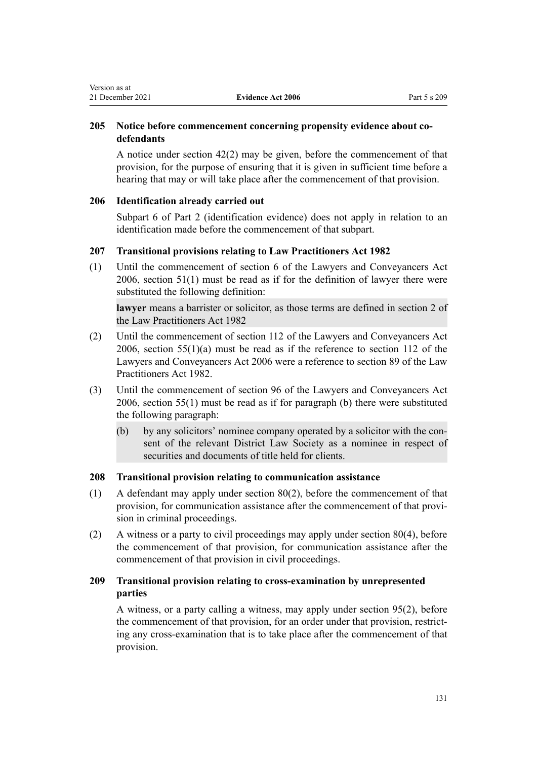### 205 Notice before commencement concerning propensity evidence about co-defendants

A notice under section 42(2) may be given, before the commencement of that provision, for the purpose of ensuring that it is given in sufficient time before a hearing that may or will take place after the commencement of that provision.

### 206 Identification already carried out

Subpart 6 of Part 2 (identification evidence) does not apply in relation to an identification made before the commencement of that subpart.

### 207 Transitional provisions relating to Law Practitioners Act 1982

(1) Until the commencement of section 6 of the Lawyers and Conveyancers Act 2006, section 51(1) must be read as if for the definition of lawyer there were substituted the following definition:

> **lawyer** means a barrister or solicitor, as those terms are defined in section 2 of the Law Practitioners Act 1982

(2) Until the commencement of section 112 of the Lawyers and Conveyancers Act 2006, section 55(1)(a) must be read as if the reference to section 112 of the Lawyers and Conveyancers Act 2006 were a reference to section 89 of the Law Practitioners Act 1982.

(3) Until the commencement of section 96 of the Lawyers and Conveyancers Act 2006, section 55(1) must be read as if for paragraph (b) there were substituted the following paragraph:

> (b) by any solicitors' nominee company operated by a solicitor with the consent of the relevant District Law Society as a nominee in respect of securities and documents of title held for clients.

### 208 Transitional provision relating to communication assistance

(1) A defendant may apply under section 80(2), before the commencement of that provision, for communication assistance after the commencement of that provision in criminal proceedings.

(2) A witness or a party to civil proceedings may apply under section 80(4), before the commencement of that provision, for communication assistance after the commencement of that provision in civil proceedings.

### 209 Transitional provision relating to cross-examination by unrepresented parties

A witness, or a party calling a witness, may apply under section 95(2), before the commencement of that provision, for an order under that provision, restricting any cross-examination that is to take place after the commencement of that provision.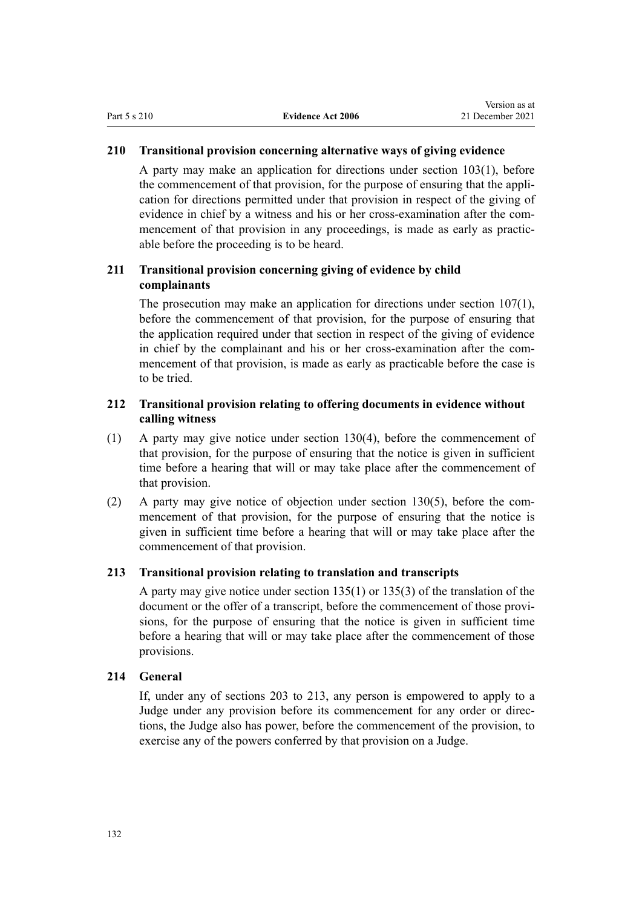### 210 Transitional provision concerning alternative ways of giving evidence

A party may make an application for directions under section 103(1), before the commencement of that provision, for the purpose of ensuring that the application for directions permitted under that provision in respect of the giving of evidence in chief by a witness and his or her cross-examination after the commencement of that provision in any proceedings, is made as early as practicable before the proceeding is to be heard.

### 211 Transitional provision concerning giving of evidence by child complainants

The prosecution may make an application for directions under section 107(1), before the commencement of that provision, for the purpose of ensuring that the application required under that section in respect of the giving of evidence in chief by the complainant and his or her cross-examination after the commencement of that provision, is made as early as practicable before the case is to be tried.

### 212 Transitional provision relating to offering documents in evidence without calling witness

(1) A party may give notice under section 130(4), before the commencement of that provision, for the purpose of ensuring that the notice is given in sufficient time before a hearing that will or may take place after the commencement of that provision.

(2) A party may give notice of objection under section 130(5), before the commencement of that provision, for the purpose of ensuring that the notice is given in sufficient time before a hearing that will or may take place after the commencement of that provision.

### 213 Transitional provision relating to translation and transcripts

A party may give notice under section 135(1) or 135(3) of the translation of the document or the offer of a transcript, before the commencement of those provisions, for the purpose of ensuring that the notice is given in sufficient time before a hearing that will or may take place after the commencement of those provisions.

### 214 General

If, under any of sections 203 to 213, any person is empowered to apply to a Judge under any provision before its commencement for any order or directions, the Judge also has power, before the commencement of the provision, to exercise any of the powers conferred by that provision on a Judge.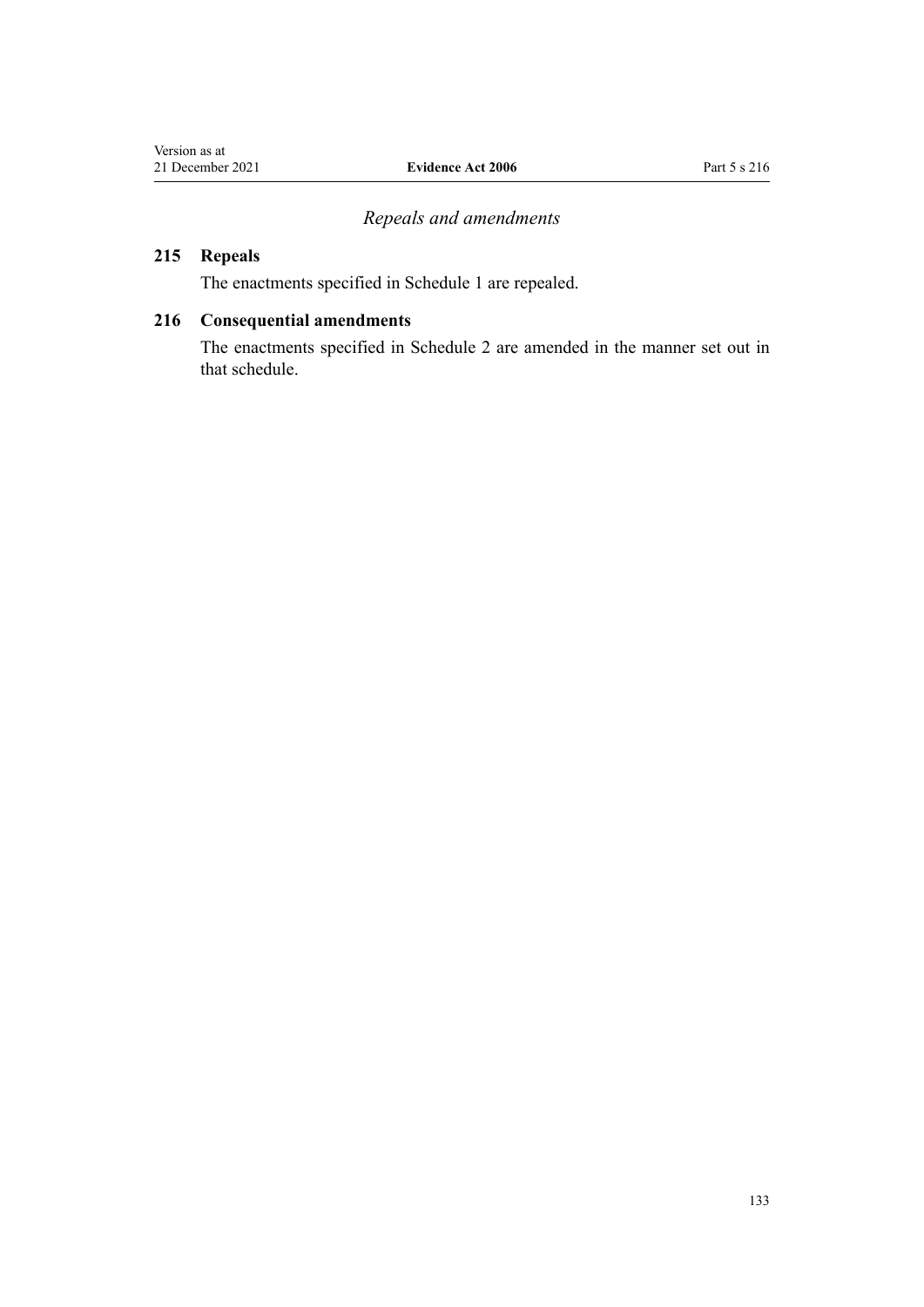*Repeals and amendments*

### 215 Repeals

The enactments specified in Schedule 1 are repealed.

### 216 Consequential amendments

The enactments specified in Schedule 2 are amended in the manner set out in that schedule.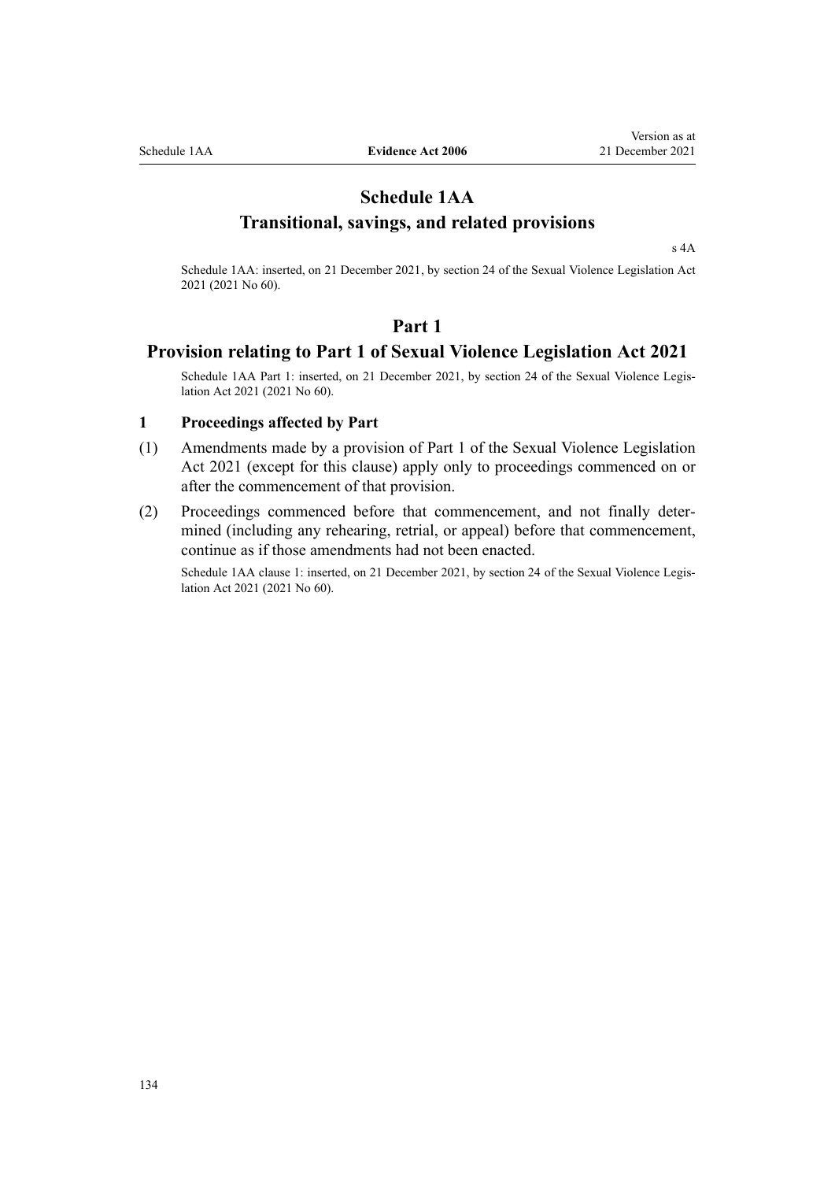# Schedule 1AA
## Transitional, savings, and related provisions

s 4A

Schedule 1AA: inserted, on 21 December 2021, by section 24 of the Sexual Violence Legislation Act 2021 (2021 No 60).

## Part 1
## Provision relating to Part 1 of Sexual Violence Legislation Act 2021

Schedule 1AA Part 1: inserted, on 21 December 2021, by section 24 of the Sexual Violence Legislation Act 2021 (2021 No 60).

### 1 Proceedings affected by Part

(1) Amendments made by a provision of Part 1 of the Sexual Violence Legislation Act 2021 (except for this clause) apply only to proceedings commenced on or after the commencement of that provision.

(2) Proceedings commenced before that commencement, and not finally determined (including any rehearing, retrial, or appeal) before that commencement, continue as if those amendments had not been enacted.

Schedule 1AA clause 1: inserted, on 21 December 2021, by section 24 of the Sexual Violence Legislation Act 2021 (2021 No 60).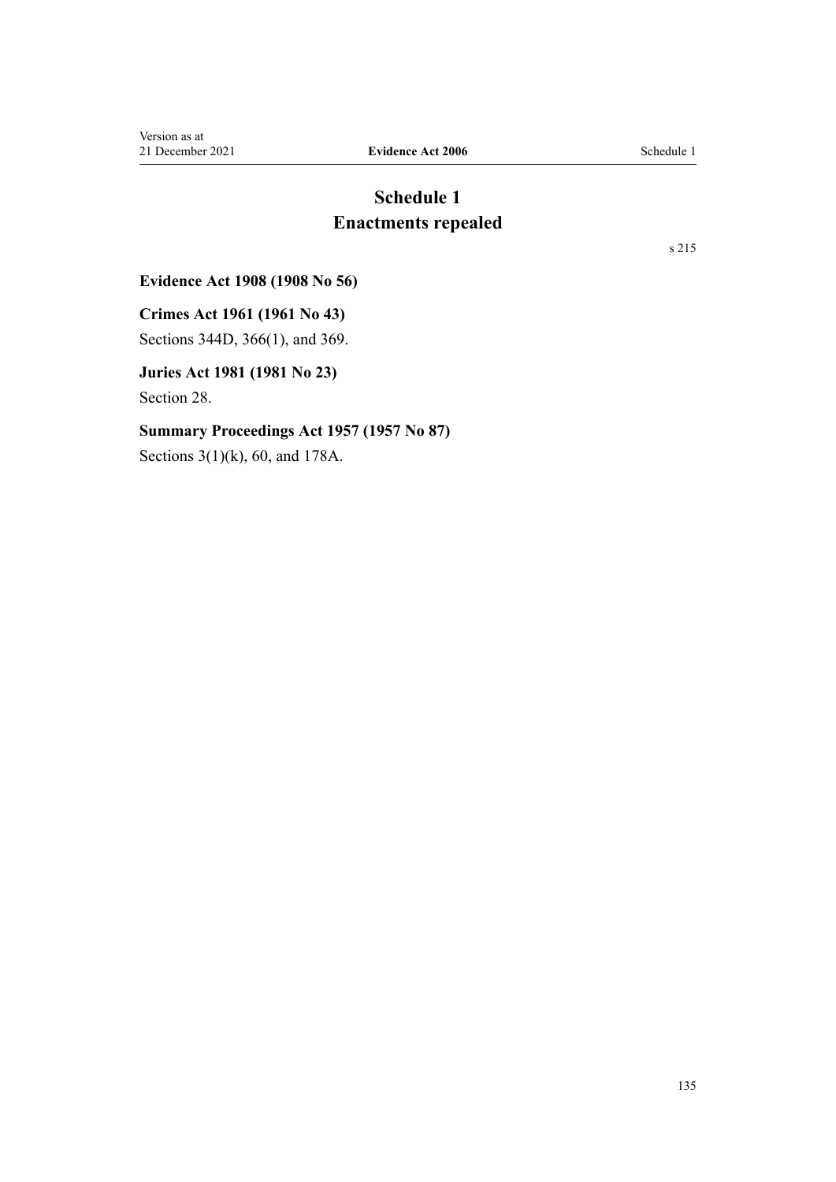# Schedule 1
# Enactments repealed

s 215

**Evidence Act 1908 (1908 No 56)**

**Crimes Act 1961 (1961 No 43)**

Sections 344D, 366(1), and 369.

**Juries Act 1981 (1981 No 23)**

Section 28.

**Summary Proceedings Act 1957 (1957 No 87)**

Sections 3(1)(k), 60, and 178A.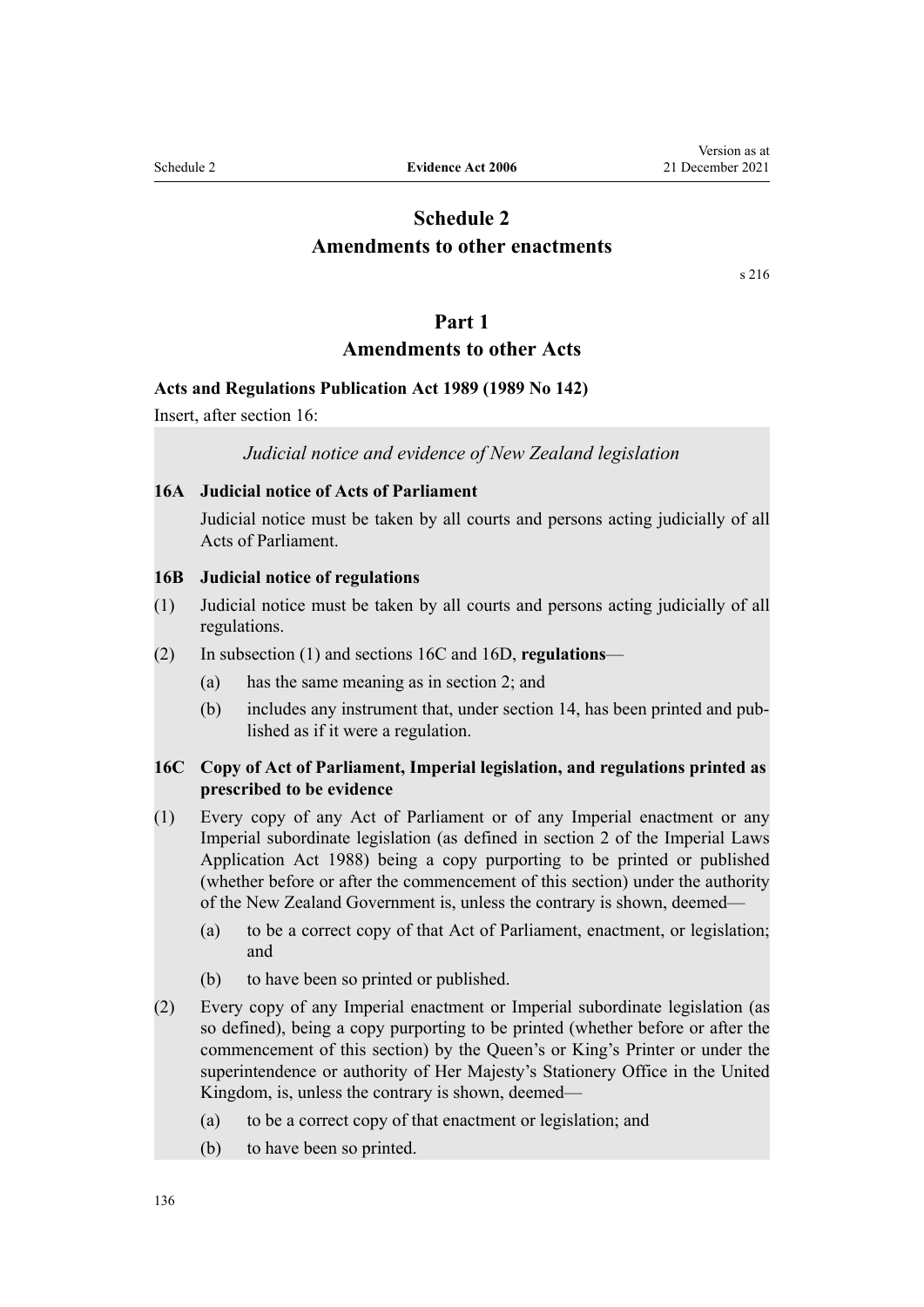# Schedule 2
# Amendments to other enactments

s 216

## Part 1
## Amendments to other Acts

### Acts and Regulations Publication Act 1989 (1989 No 142)

Insert, after section 16:

*Judicial notice and evidence of New Zealand legislation*

**16A Judicial notice of Acts of Parliament**

Judicial notice must be taken by all courts and persons acting judicially of all Acts of Parliament.

**16B Judicial notice of regulations**

(1) Judicial notice must be taken by all courts and persons acting judicially of all regulations.

(2) In subsection (1) and sections 16C and 16D, **regulations**—

(a) has the same meaning as in section 2; and

(b) includes any instrument that, under section 14, has been printed and published as if it were a regulation.

**16C Copy of Act of Parliament, Imperial legislation, and regulations printed as prescribed to be evidence**

(1) Every copy of any Act of Parliament or of any Imperial enactment or any Imperial subordinate legislation (as defined in section 2 of the Imperial Laws Application Act 1988) being a copy purporting to be printed or published (whether before or after the commencement of this section) under the authority of the New Zealand Government is, unless the contrary is shown, deemed—

(a) to be a correct copy of that Act of Parliament, enactment, or legislation; and

(b) to have been so printed or published.

(2) Every copy of any Imperial enactment or Imperial subordinate legislation (as so defined), being a copy purporting to be printed (whether before or after the commencement of this section) by the Queen's or King's Printer or under the superintendence or authority of Her Majesty's Stationery Office in the United Kingdom, is, unless the contrary is shown, deemed—

(a) to be a correct copy of that enactment or legislation; and

(b) to have been so printed.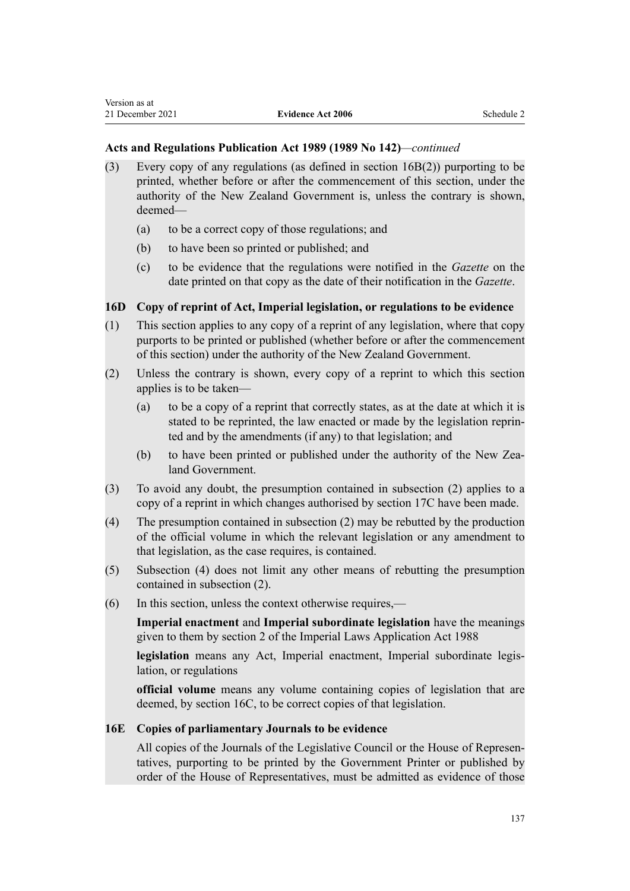**Acts and Regulations Publication Act 1989 (1989 No 142)**—*continued*

(3) Every copy of any regulations (as defined in section 16B(2)) purporting to be printed, whether before or after the commencement of this section, under the authority of the New Zealand Government is, unless the contrary is shown, deemed—

  (a) to be a correct copy of those regulations; and

  (b) to have been so printed or published; and

  (c) to be evidence that the regulations were notified in the *Gazette* on the date printed on that copy as the date of their notification in the *Gazette*.

**16D Copy of reprint of Act, Imperial legislation, or regulations to be evidence**

(1) This section applies to any copy of a reprint of any legislation, where that copy purports to be printed or published (whether before or after the commencement of this section) under the authority of the New Zealand Government.

(2) Unless the contrary is shown, every copy of a reprint to which this section applies is to be taken—

  (a) to be a copy of a reprint that correctly states, as at the date at which it is stated to be reprinted, the law enacted or made by the legislation reprinted and by the amendments (if any) to that legislation; and

  (b) to have been printed or published under the authority of the New Zealand Government.

(3) To avoid any doubt, the presumption contained in subsection (2) applies to a copy of a reprint in which changes authorised by section 17C have been made.

(4) The presumption contained in subsection (2) may be rebutted by the production of the official volume in which the relevant legislation or any amendment to that legislation, as the case requires, is contained.

(5) Subsection (4) does not limit any other means of rebutting the presumption contained in subsection (2).

(6) In this section, unless the context otherwise requires,—

  **Imperial enactment** and **Imperial subordinate legislation** have the meanings given to them by section 2 of the Imperial Laws Application Act 1988

  **legislation** means any Act, Imperial enactment, Imperial subordinate legislation, or regulations

  **official volume** means any volume containing copies of legislation that are deemed, by section 16C, to be correct copies of that legislation.

**16E Copies of parliamentary Journals to be evidence**

All copies of the Journals of the Legislative Council or the House of Representatives, purporting to be printed by the Government Printer or published by order of the House of Representatives, must be admitted as evidence of those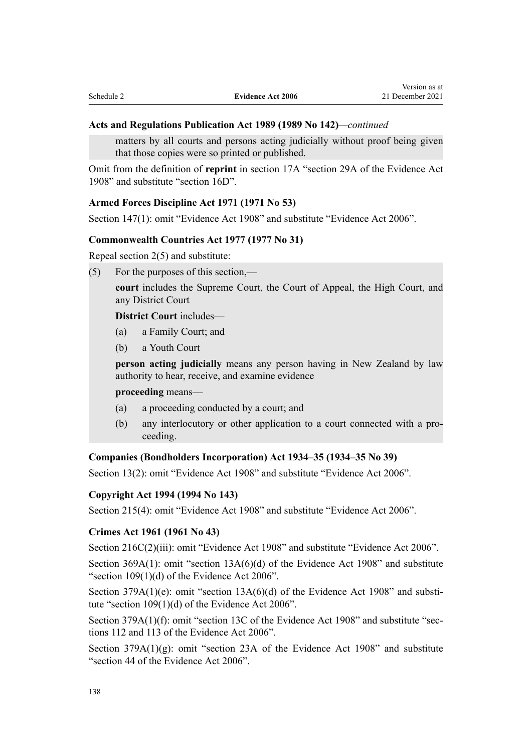**Acts and Regulations Publication Act 1989 (1989 No 142)**—*continued*

> matters by all courts and persons acting judicially without proof being given that those copies were so printed or published.

Omit from the definition of **reprint** in section 17A "section 29A of the Evidence Act 1908" and substitute "section 16D".

**Armed Forces Discipline Act 1971 (1971 No 53)**

Section 147(1): omit "Evidence Act 1908" and substitute "Evidence Act 2006".

**Commonwealth Countries Act 1977 (1977 No 31)**

Repeal section 2(5) and substitute:

> (5) For the purposes of this section,—
>
> **court** includes the Supreme Court, the Court of Appeal, the High Court, and any District Court
>
> **District Court** includes—
>
> (a) a Family Court; and
>
> (b) a Youth Court
>
> **person acting judicially** means any person having in New Zealand by law authority to hear, receive, and examine evidence
>
> **proceeding** means—
>
> (a) a proceeding conducted by a court; and
>
> (b) any interlocutory or other application to a court connected with a proceeding.

**Companies (Bondholders Incorporation) Act 1934–35 (1934–35 No 39)**

Section 13(2): omit "Evidence Act 1908" and substitute "Evidence Act 2006".

**Copyright Act 1994 (1994 No 143)**

Section 215(4): omit "Evidence Act 1908" and substitute "Evidence Act 2006".

**Crimes Act 1961 (1961 No 43)**

Section 216C(2)(iii): omit "Evidence Act 1908" and substitute "Evidence Act 2006".

Section 369A(1): omit "section 13A(6)(d) of the Evidence Act 1908" and substitute "section 109(1)(d) of the Evidence Act 2006".

Section 379A(1)(e): omit "section 13A(6)(d) of the Evidence Act 1908" and substitute "section 109(1)(d) of the Evidence Act 2006".

Section 379A(1)(f): omit "section 13C of the Evidence Act 1908" and substitute "sections 112 and 113 of the Evidence Act 2006".

Section 379A(1)(g): omit "section 23A of the Evidence Act 1908" and substitute "section 44 of the Evidence Act 2006".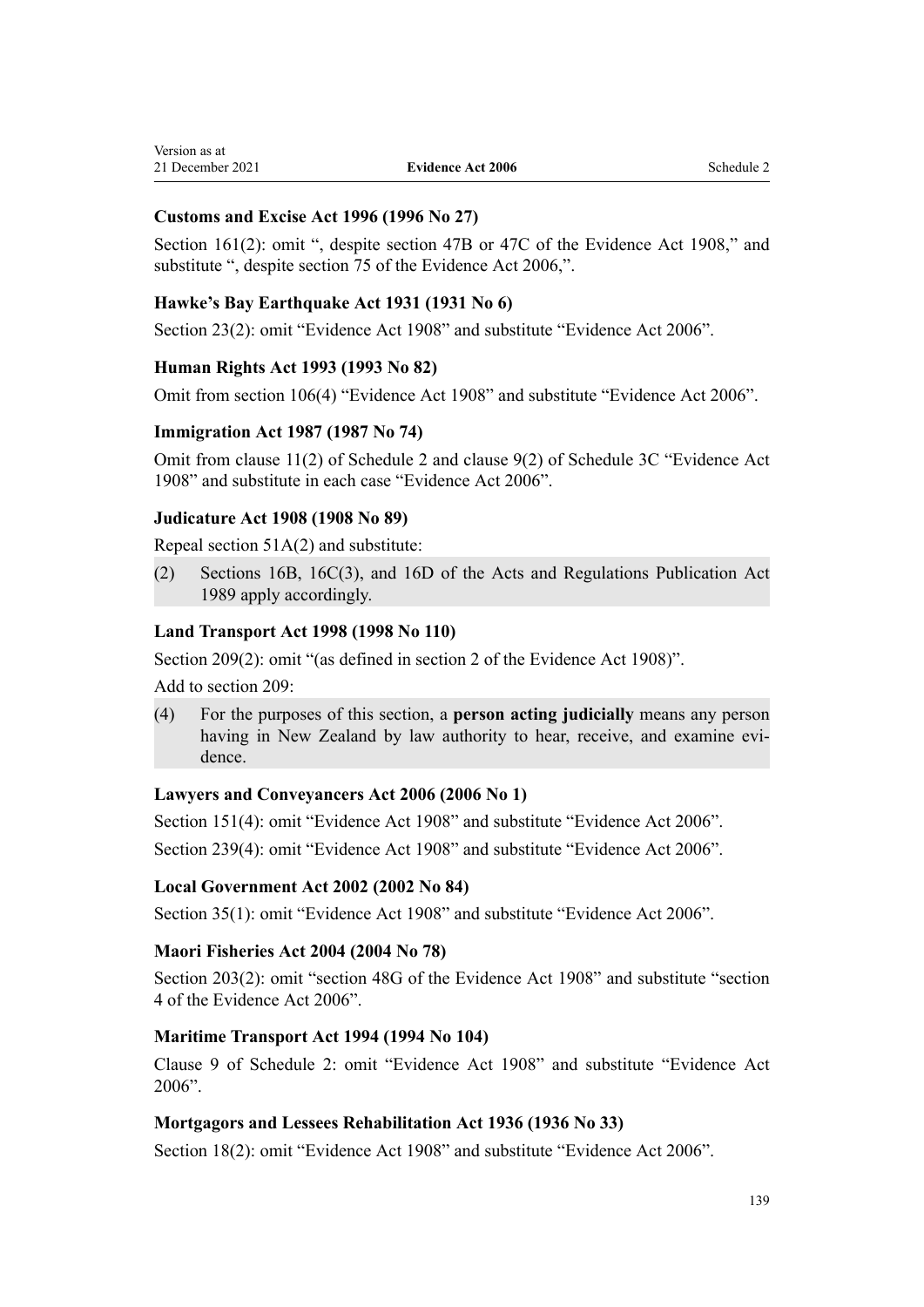### Customs and Excise Act 1996 (1996 No 27)

Section 161(2): omit ", despite section 47B or 47C of the Evidence Act 1908," and substitute ", despite section 75 of the Evidence Act 2006,".

### Hawke's Bay Earthquake Act 1931 (1931 No 6)

Section 23(2): omit "Evidence Act 1908" and substitute "Evidence Act 2006".

### Human Rights Act 1993 (1993 No 82)

Omit from section 106(4) "Evidence Act 1908" and substitute "Evidence Act 2006".

### Immigration Act 1987 (1987 No 74)

Omit from clause 11(2) of Schedule 2 and clause 9(2) of Schedule 3C "Evidence Act 1908" and substitute in each case "Evidence Act 2006".

### Judicature Act 1908 (1908 No 89)

Repeal section 51A(2) and substitute:

(2) Sections 16B, 16C(3), and 16D of the Acts and Regulations Publication Act 1989 apply accordingly.

### Land Transport Act 1998 (1998 No 110)

Section 209(2): omit "(as defined in section 2 of the Evidence Act 1908)".

Add to section 209:

(4) For the purposes of this section, a **person acting judicially** means any person having in New Zealand by law authority to hear, receive, and examine evidence.

### Lawyers and Conveyancers Act 2006 (2006 No 1)

Section 151(4): omit "Evidence Act 1908" and substitute "Evidence Act 2006".

Section 239(4): omit "Evidence Act 1908" and substitute "Evidence Act 2006".

### Local Government Act 2002 (2002 No 84)

Section 35(1): omit "Evidence Act 1908" and substitute "Evidence Act 2006".

### Maori Fisheries Act 2004 (2004 No 78)

Section 203(2): omit "section 48G of the Evidence Act 1908" and substitute "section 4 of the Evidence Act 2006".

### Maritime Transport Act 1994 (1994 No 104)

Clause 9 of Schedule 2: omit "Evidence Act 1908" and substitute "Evidence Act 2006".

### Mortgagors and Lessees Rehabilitation Act 1936 (1936 No 33)

Section 18(2): omit "Evidence Act 1908" and substitute "Evidence Act 2006".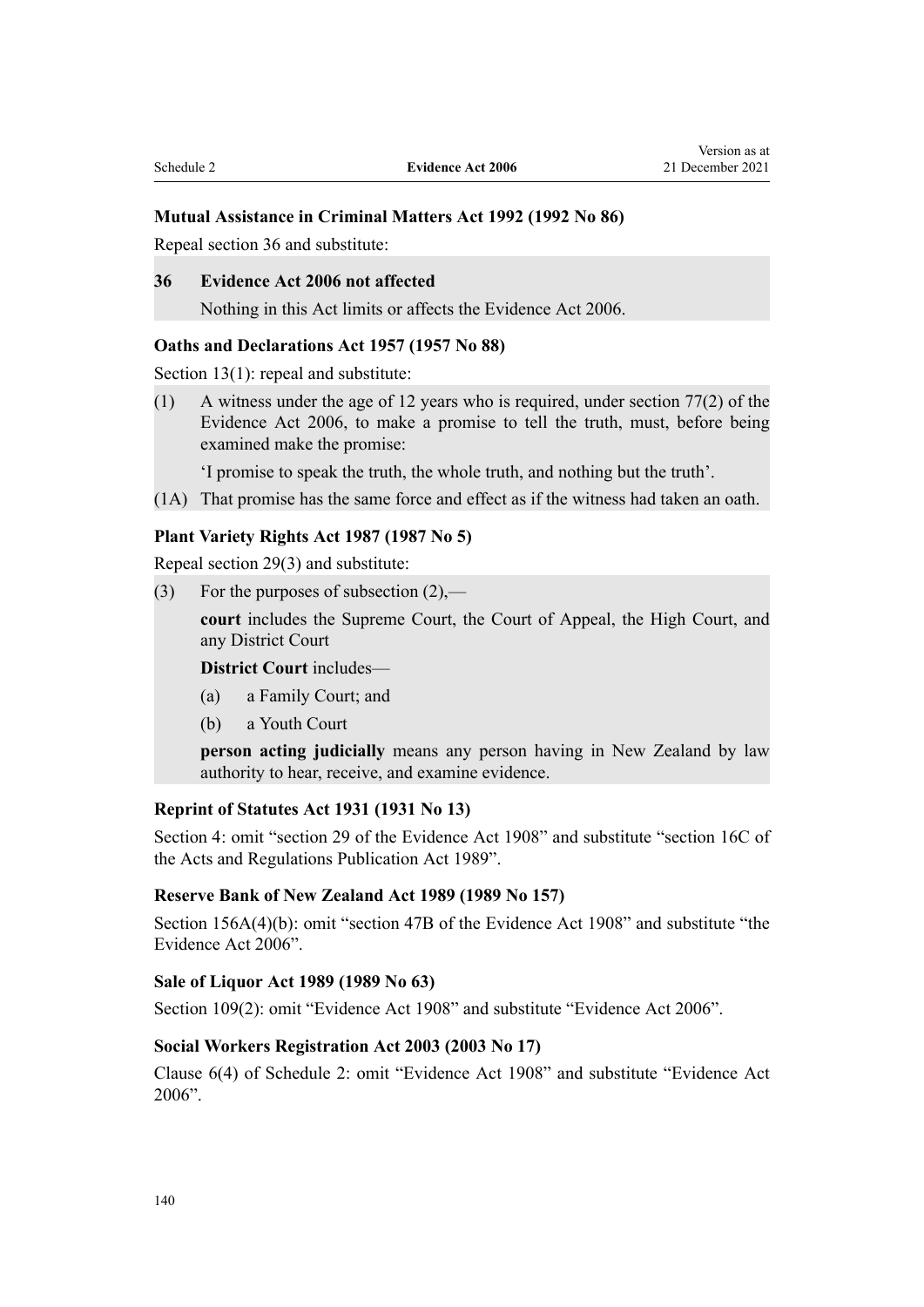**Mutual Assistance in Criminal Matters Act 1992 (1992 No 86)**

Repeal section 36 and substitute:

**36 Evidence Act 2006 not affected**

Nothing in this Act limits or affects the Evidence Act 2006.

**Oaths and Declarations Act 1957 (1957 No 88)**

Section 13(1): repeal and substitute:

(1) A witness under the age of 12 years who is required, under section 77(2) of the Evidence Act 2006, to make a promise to tell the truth, must, before being examined make the promise:

'I promise to speak the truth, the whole truth, and nothing but the truth'.

(1A) That promise has the same force and effect as if the witness had taken an oath.

**Plant Variety Rights Act 1987 (1987 No 5)**

Repeal section 29(3) and substitute:

(3) For the purposes of subsection (2),—

**court** includes the Supreme Court, the Court of Appeal, the High Court, and any District Court

**District Court** includes—

(a) a Family Court; and

(b) a Youth Court

**person acting judicially** means any person having in New Zealand by law authority to hear, receive, and examine evidence.

**Reprint of Statutes Act 1931 (1931 No 13)**

Section 4: omit "section 29 of the Evidence Act 1908" and substitute "section 16C of the Acts and Regulations Publication Act 1989".

**Reserve Bank of New Zealand Act 1989 (1989 No 157)**

Section 156A(4)(b): omit "section 47B of the Evidence Act 1908" and substitute "the Evidence Act 2006".

**Sale of Liquor Act 1989 (1989 No 63)**

Section 109(2): omit "Evidence Act 1908" and substitute "Evidence Act 2006".

**Social Workers Registration Act 2003 (2003 No 17)**

Clause 6(4) of Schedule 2: omit "Evidence Act 1908" and substitute "Evidence Act 2006".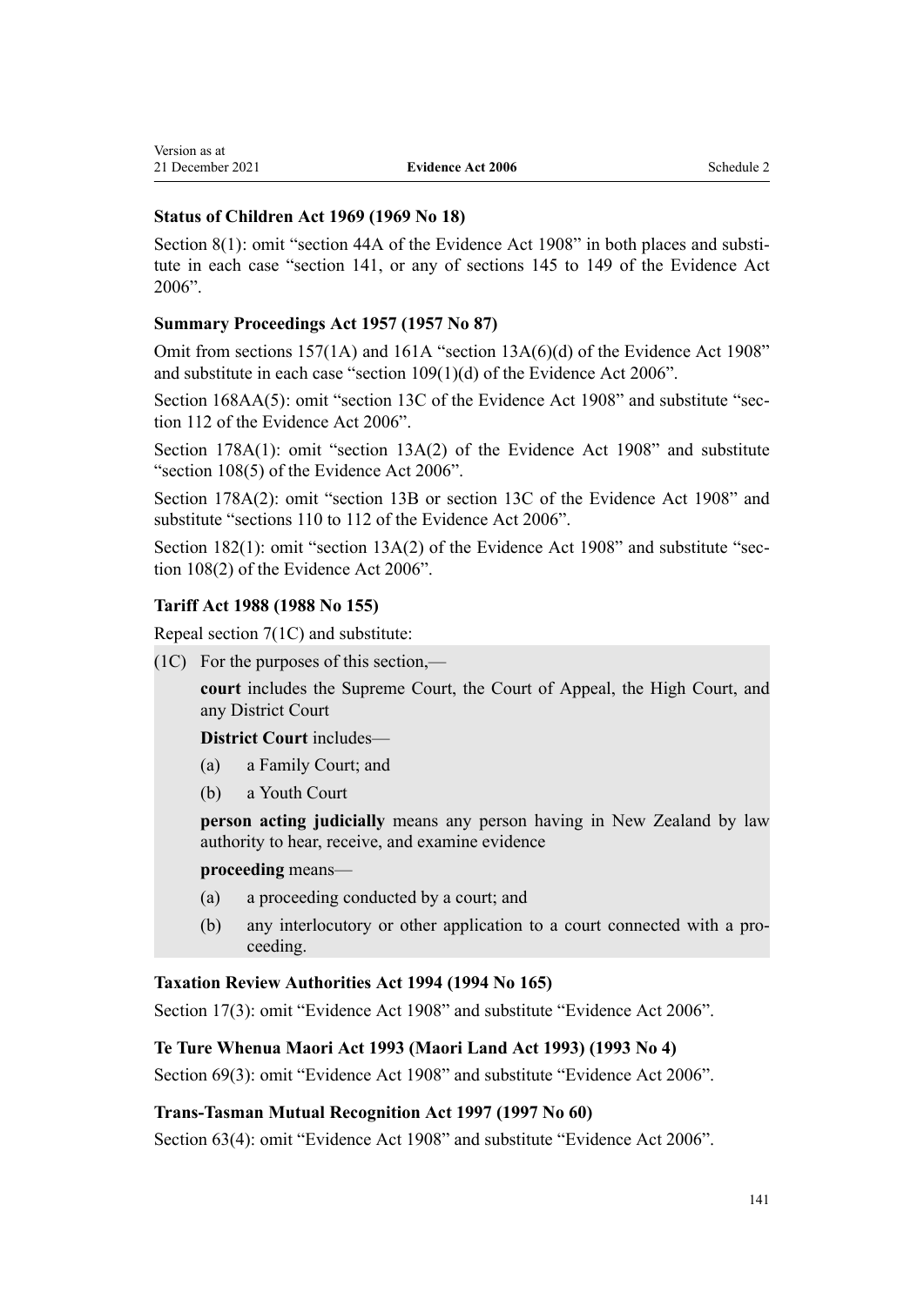**Status of Children Act 1969 (1969 No 18)**

Section 8(1): omit "section 44A of the Evidence Act 1908" in both places and substitute in each case "section 141, or any of sections 145 to 149 of the Evidence Act 2006".

**Summary Proceedings Act 1957 (1957 No 87)**

Omit from sections 157(1A) and 161A "section 13A(6)(d) of the Evidence Act 1908" and substitute in each case "section 109(1)(d) of the Evidence Act 2006".

Section 168AA(5): omit "section 13C of the Evidence Act 1908" and substitute "section 112 of the Evidence Act 2006".

Section 178A(1): omit "section 13A(2) of the Evidence Act 1908" and substitute "section 108(5) of the Evidence Act 2006".

Section 178A(2): omit "section 13B or section 13C of the Evidence Act 1908" and substitute "sections 110 to 112 of the Evidence Act 2006".

Section 182(1): omit "section 13A(2) of the Evidence Act 1908" and substitute "section 108(2) of the Evidence Act 2006".

**Tariff Act 1988 (1988 No 155)**

Repeal section 7(1C) and substitute:

(1C) For the purposes of this section,—

**court** includes the Supreme Court, the Court of Appeal, the High Court, and any District Court

**District Court** includes—

(a) a Family Court; and

(b) a Youth Court

**person acting judicially** means any person having in New Zealand by law authority to hear, receive, and examine evidence

**proceeding** means—

(a) a proceeding conducted by a court; and

(b) any interlocutory or other application to a court connected with a proceeding.

**Taxation Review Authorities Act 1994 (1994 No 165)**

Section 17(3): omit "Evidence Act 1908" and substitute "Evidence Act 2006".

**Te Ture Whenua Maori Act 1993 (Maori Land Act 1993) (1993 No 4)**

Section 69(3): omit "Evidence Act 1908" and substitute "Evidence Act 2006".

**Trans-Tasman Mutual Recognition Act 1997 (1997 No 60)**

Section 63(4): omit "Evidence Act 1908" and substitute "Evidence Act 2006".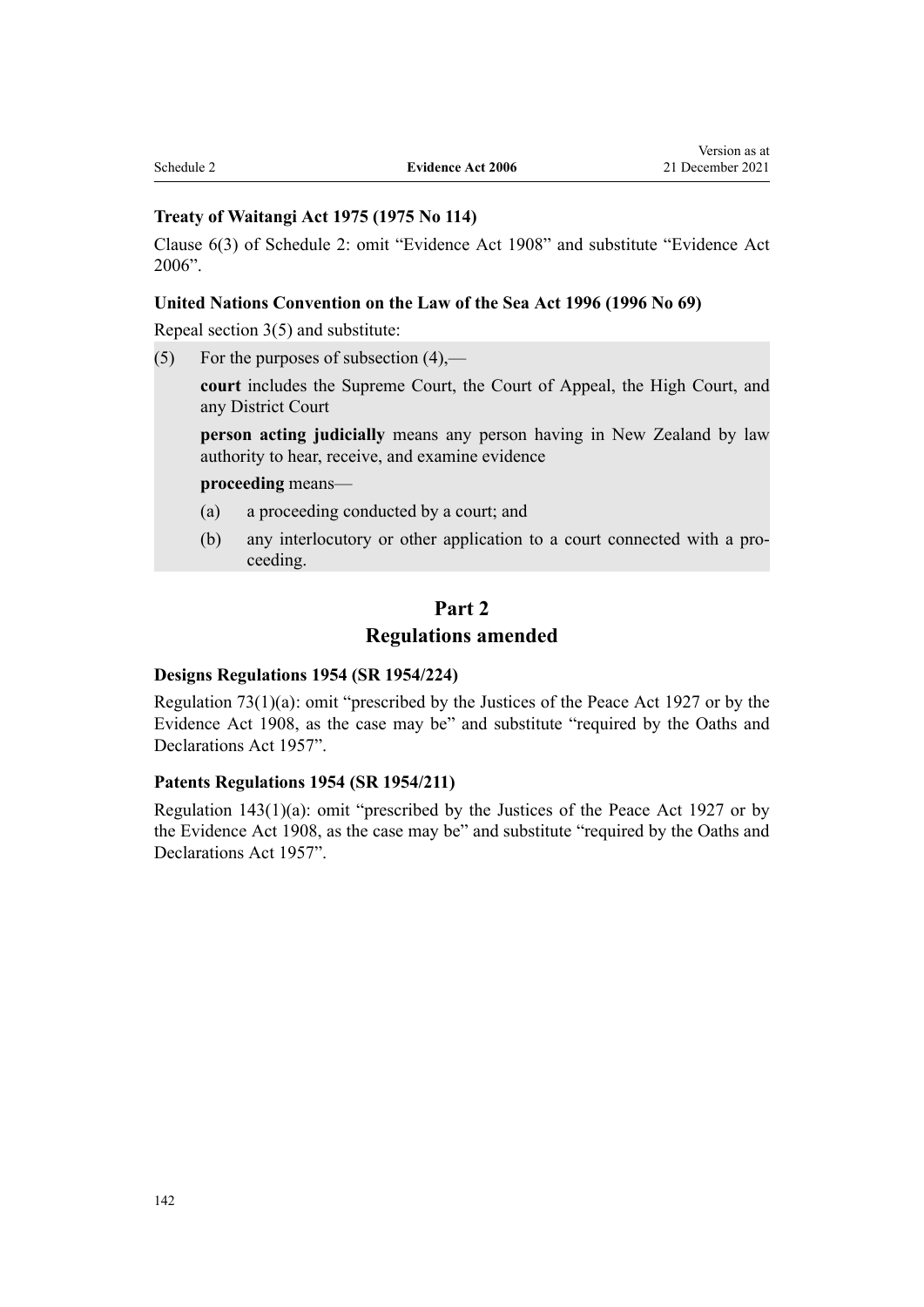### Treaty of Waitangi Act 1975 (1975 No 114)

Clause 6(3) of Schedule 2: omit "Evidence Act 1908" and substitute "Evidence Act 2006".

### United Nations Convention on the Law of the Sea Act 1996 (1996 No 69)

Repeal section 3(5) and substitute:

(5) For the purposes of subsection (4),—

**court** includes the Supreme Court, the Court of Appeal, the High Court, and any District Court

**person acting judicially** means any person having in New Zealand by law authority to hear, receive, and examine evidence

**proceeding** means—

(a) a proceeding conducted by a court; and

(b) any interlocutory or other application to a court connected with a proceeding.

## Part 2
## Regulations amended

### Designs Regulations 1954 (SR 1954/224)

Regulation 73(1)(a): omit "prescribed by the Justices of the Peace Act 1927 or by the Evidence Act 1908, as the case may be" and substitute "required by the Oaths and Declarations Act 1957".

### Patents Regulations 1954 (SR 1954/211)

Regulation 143(1)(a): omit "prescribed by the Justices of the Peace Act 1927 or by the Evidence Act 1908, as the case may be" and substitute "required by the Oaths and Declarations Act 1957".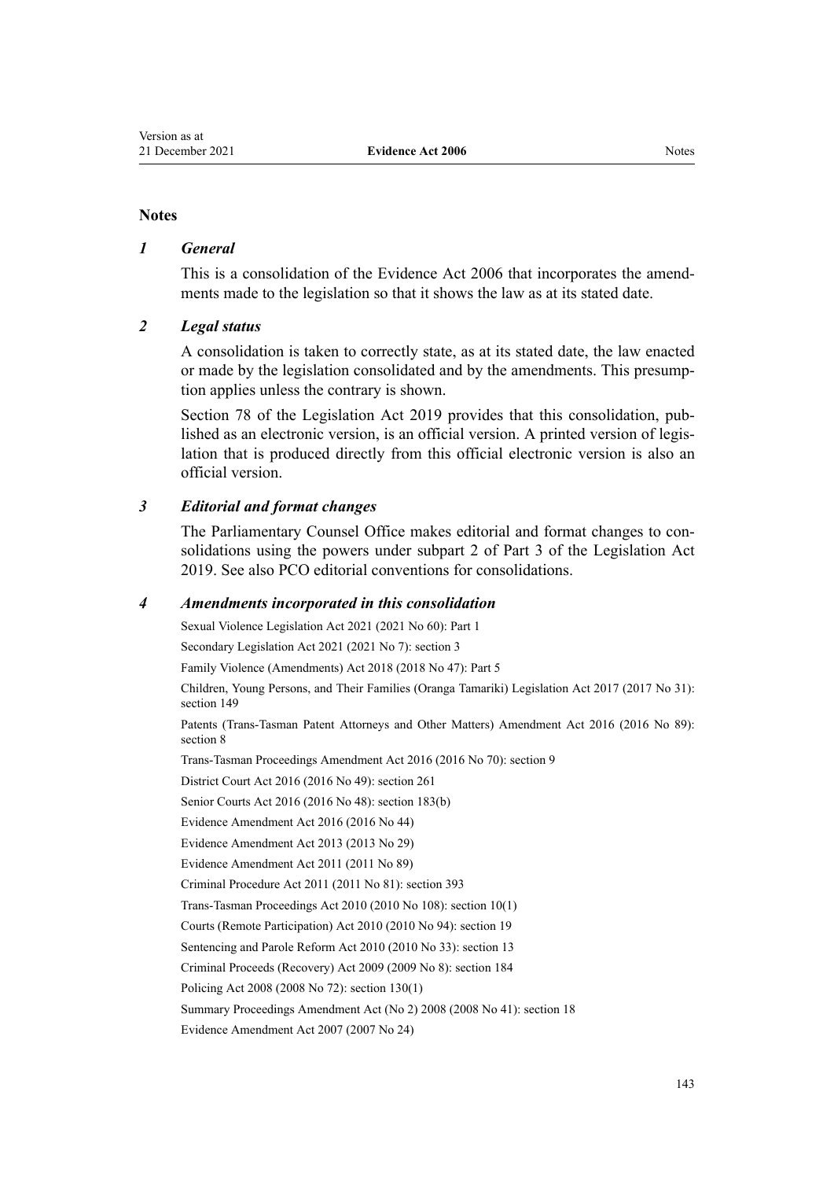## Notes

### *1 General*

This is a consolidation of the Evidence Act 2006 that incorporates the amendments made to the legislation so that it shows the law as at its stated date.

### *2 Legal status*

A consolidation is taken to correctly state, as at its stated date, the law enacted or made by the legislation consolidated and by the amendments. This presumption applies unless the contrary is shown.

Section 78 of the Legislation Act 2019 provides that this consolidation, published as an electronic version, is an official version. A printed version of legislation that is produced directly from this official electronic version is also an official version.

### *3 Editorial and format changes*

The Parliamentary Counsel Office makes editorial and format changes to consolidations using the powers under subpart 2 of Part 3 of the Legislation Act 2019. See also PCO editorial conventions for consolidations.

### *4 Amendments incorporated in this consolidation*

Sexual Violence Legislation Act 2021 (2021 No 60): Part 1

Secondary Legislation Act 2021 (2021 No 7): section 3

Family Violence (Amendments) Act 2018 (2018 No 47): Part 5

Children, Young Persons, and Their Families (Oranga Tamariki) Legislation Act 2017 (2017 No 31): section 149

Patents (Trans-Tasman Patent Attorneys and Other Matters) Amendment Act 2016 (2016 No 89): section 8

Trans-Tasman Proceedings Amendment Act 2016 (2016 No 70): section 9

District Court Act 2016 (2016 No 49): section 261

Senior Courts Act 2016 (2016 No 48): section 183(b)

Evidence Amendment Act 2016 (2016 No 44)

Evidence Amendment Act 2013 (2013 No 29)

Evidence Amendment Act 2011 (2011 No 89)

Criminal Procedure Act 2011 (2011 No 81): section 393

Trans-Tasman Proceedings Act 2010 (2010 No 108): section 10(1)

Courts (Remote Participation) Act 2010 (2010 No 94): section 19

Sentencing and Parole Reform Act 2010 (2010 No 33): section 13

Criminal Proceeds (Recovery) Act 2009 (2009 No 8): section 184

Policing Act 2008 (2008 No 72): section 130(1)

Summary Proceedings Amendment Act (No 2) 2008 (2008 No 41): section 18

Evidence Amendment Act 2007 (2007 No 24)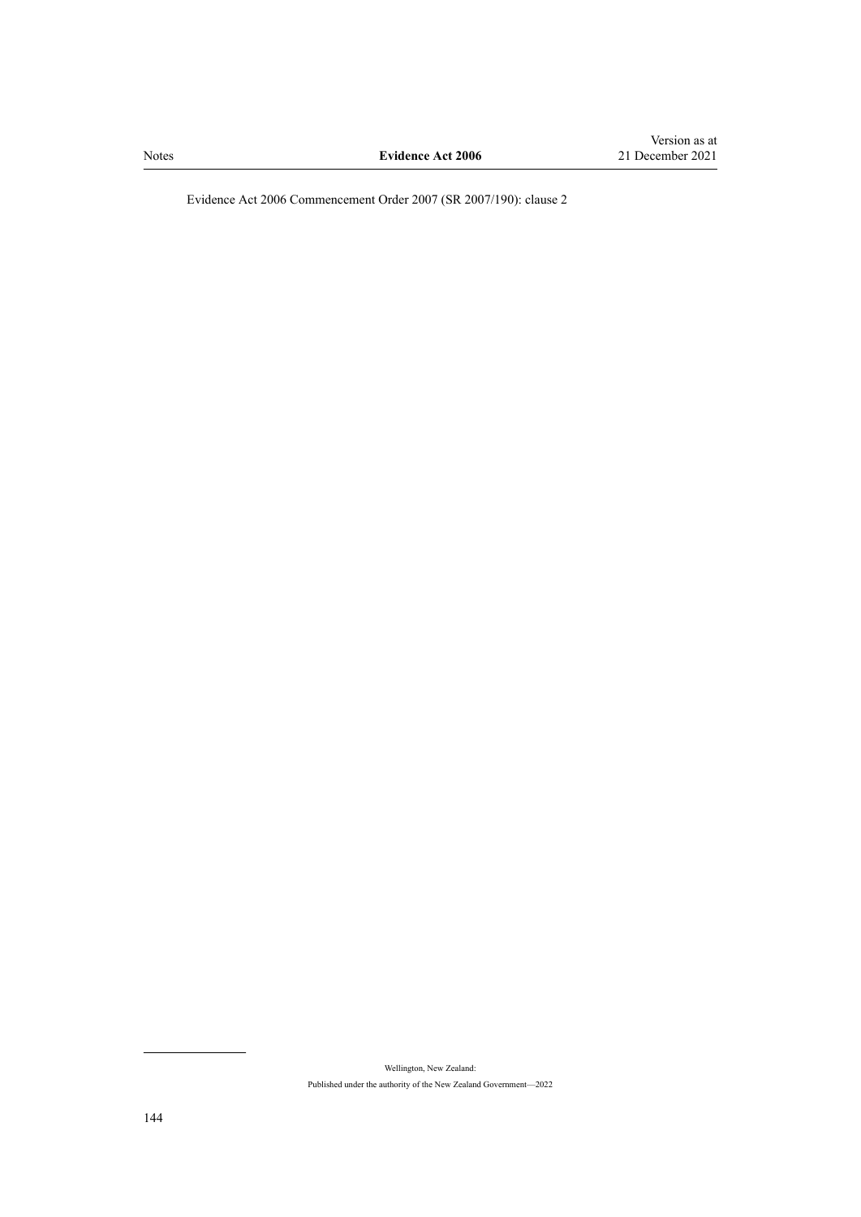Evidence Act 2006 Commencement Order 2007 (SR 2007/190): clause 2

Wellington, New Zealand:

Published under the authority of the New Zealand Government—2022